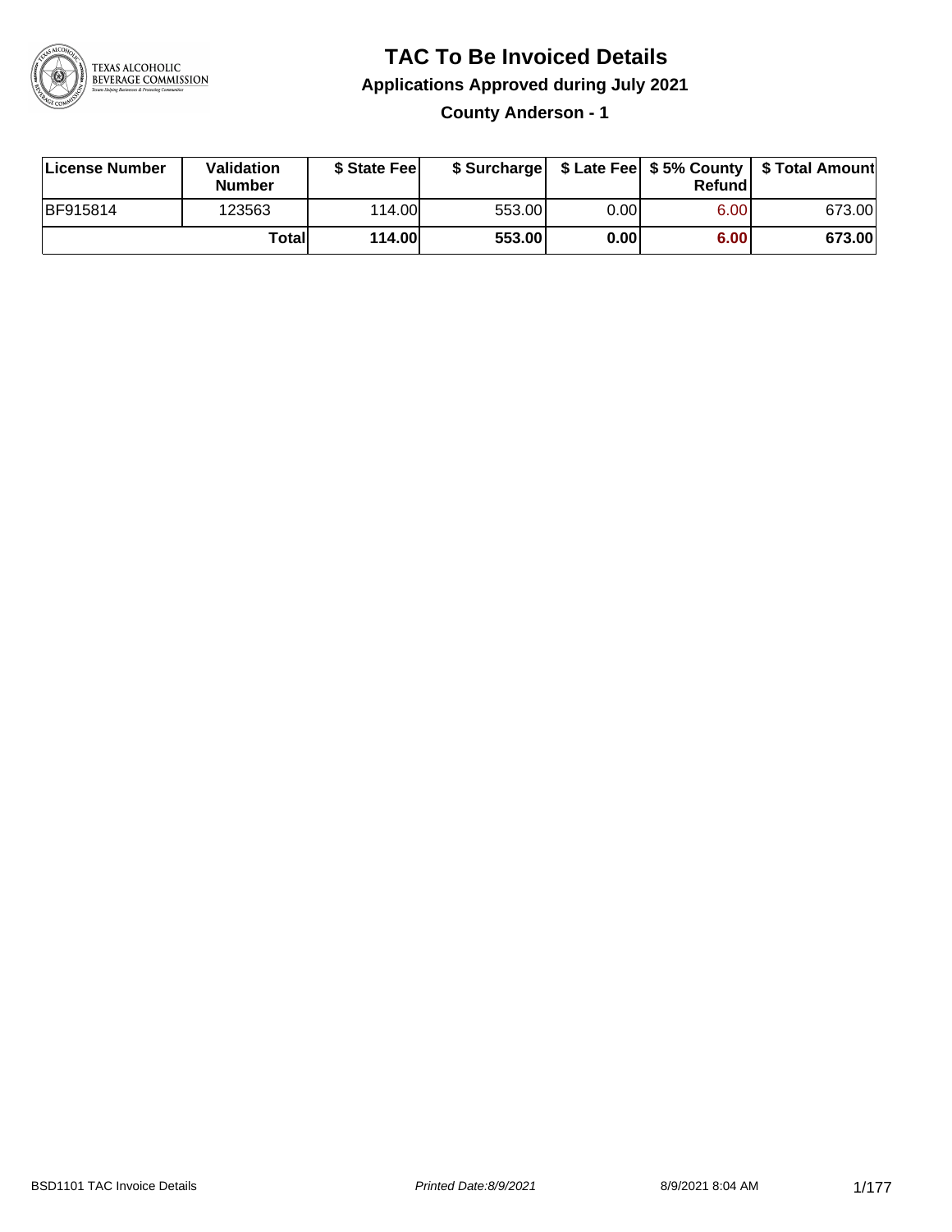# TAC To Be Invoiced Details

## Applications Approved during July 2021

### County Anderson - 1

| License Number | Validation Number | $ State Fee | $ Surcharge | $ Late Fee | $ 5% County Refund | $ Total Amount |
|---|---|---|---|---|---|---|
| BF915814 | 123563 | 114.00 | 553.00 | 0.00 | 6.00 | 673.00 |
| | **Total** | **114.00** | **553.00** | **0.00** | **6.00** | **673.00** |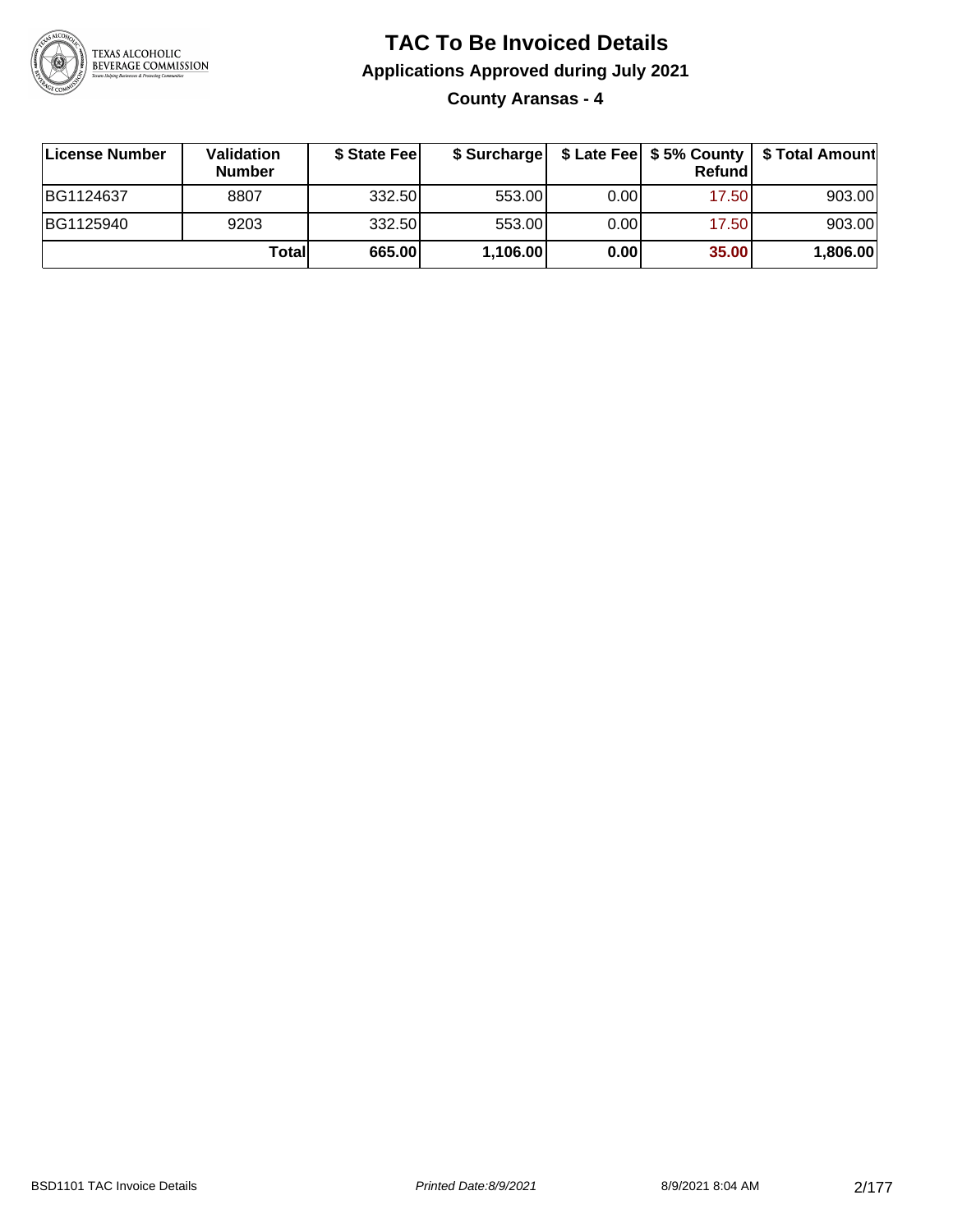# TAC To Be Invoiced Details

## Applications Approved during July 2021

### County Aransas - 4

| License Number | Validation Number | $ State Fee | $ Surcharge | $ Late Fee | $ 5% County Refund | $ Total Amount |
|---|---|---|---|---|---|---|
| BG1124637 | 8807 | 332.50 | 553.00 | 0.00 | 17.50 | 903.00 |
| BG1125940 | 9203 | 332.50 | 553.00 | 0.00 | 17.50 | 903.00 |
| | **Total** | **665.00** | **1,106.00** | **0.00** | **35.00** | **1,806.00** |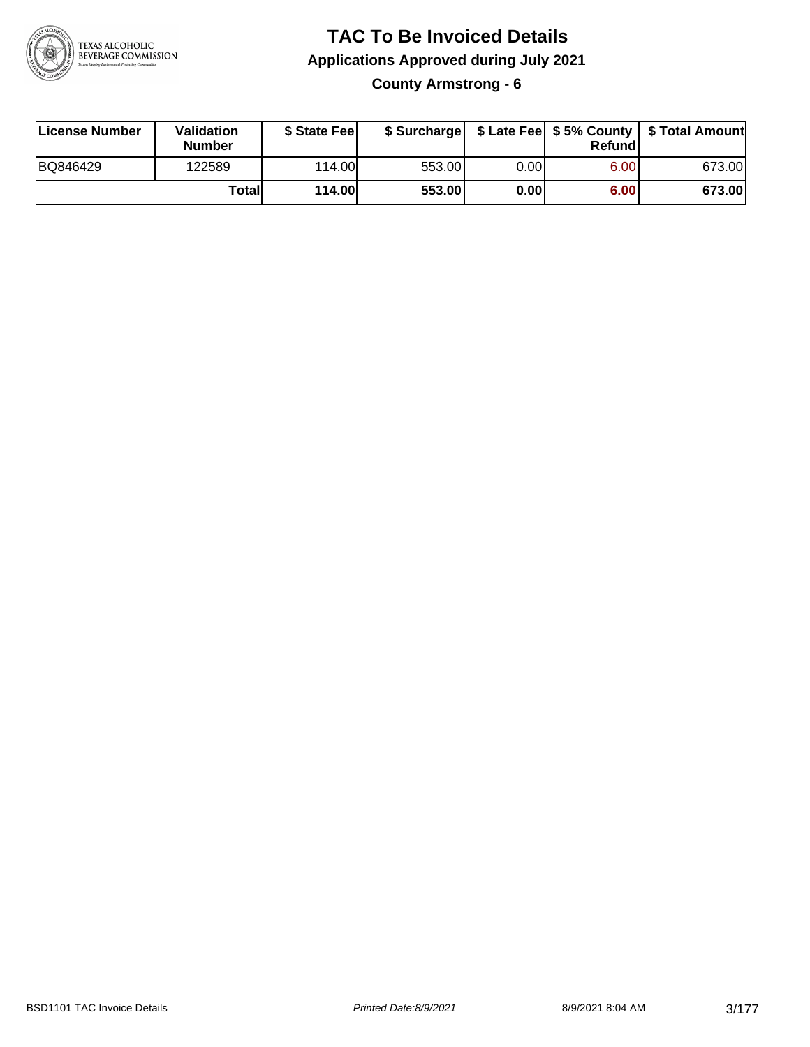# TAC To Be Invoiced Details

## Applications Approved during July 2021

### County Armstrong - 6

| License Number | Validation Number | $ State Fee | $ Surcharge | $ Late Fee | $ 5% County Refund | $ Total Amount |
|---|---|---|---|---|---|---|
| BQ846429 | 122589 | 114.00 | 553.00 | 0.00 | 6.00 | 673.00 |
| | **Total** | **114.00** | **553.00** | **0.00** | **6.00** | **673.00** |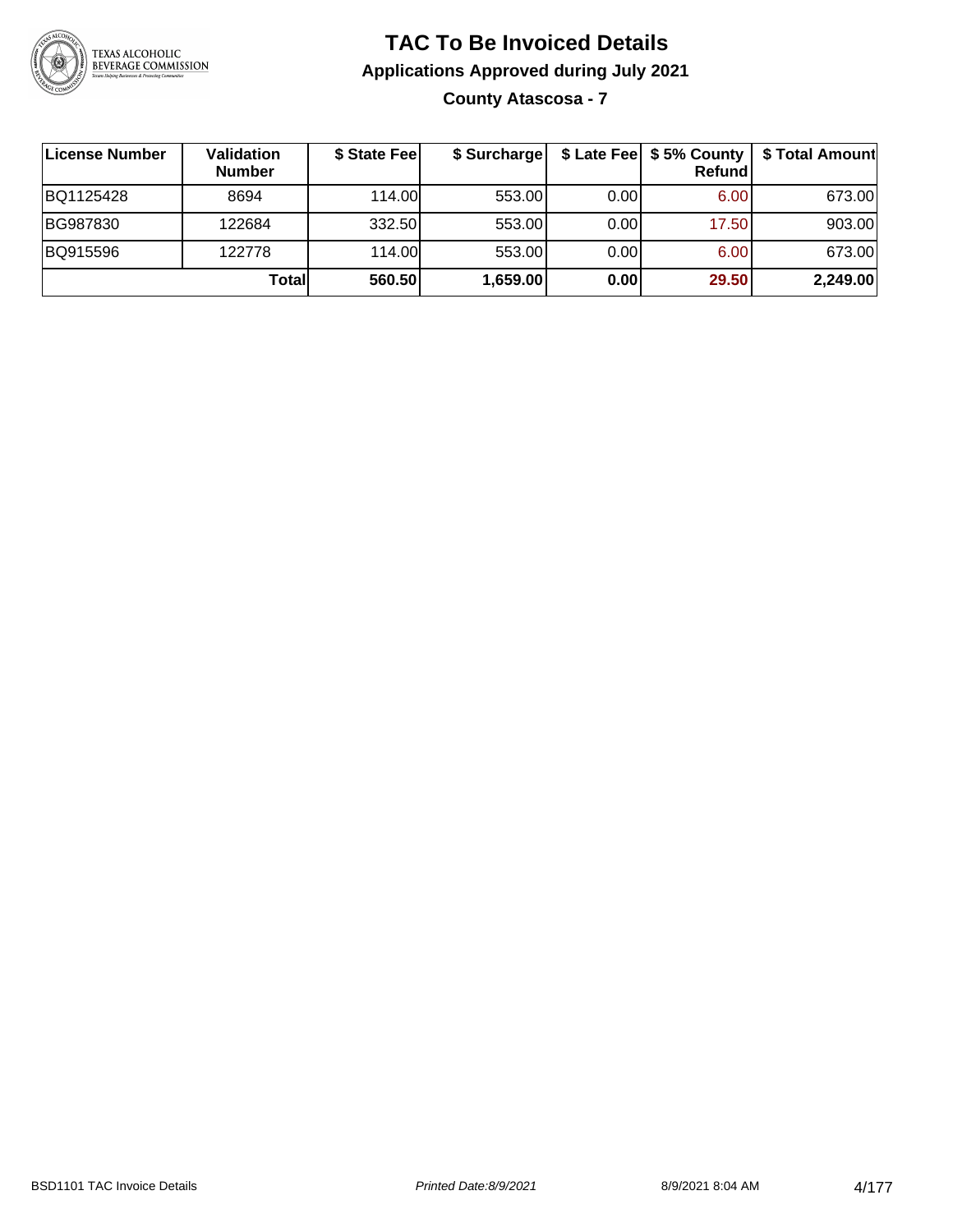# TAC To Be Invoiced Details

## Applications Approved during July 2021

### County Atascosa - 7

| License Number | Validation Number | $ State Fee | $ Surcharge | $ Late Fee | $ 5% County Refund | $ Total Amount |
|---|---|---|---|---|---|---|
| BQ1125428 | 8694 | 114.00 | 553.00 | 0.00 | 6.00 | 673.00 |
| BG987830 | 122684 | 332.50 | 553.00 | 0.00 | 17.50 | 903.00 |
| BQ915596 | 122778 | 114.00 | 553.00 | 0.00 | 6.00 | 673.00 |
| | **Total** | **560.50** | **1,659.00** | **0.00** | **29.50** | **2,249.00** |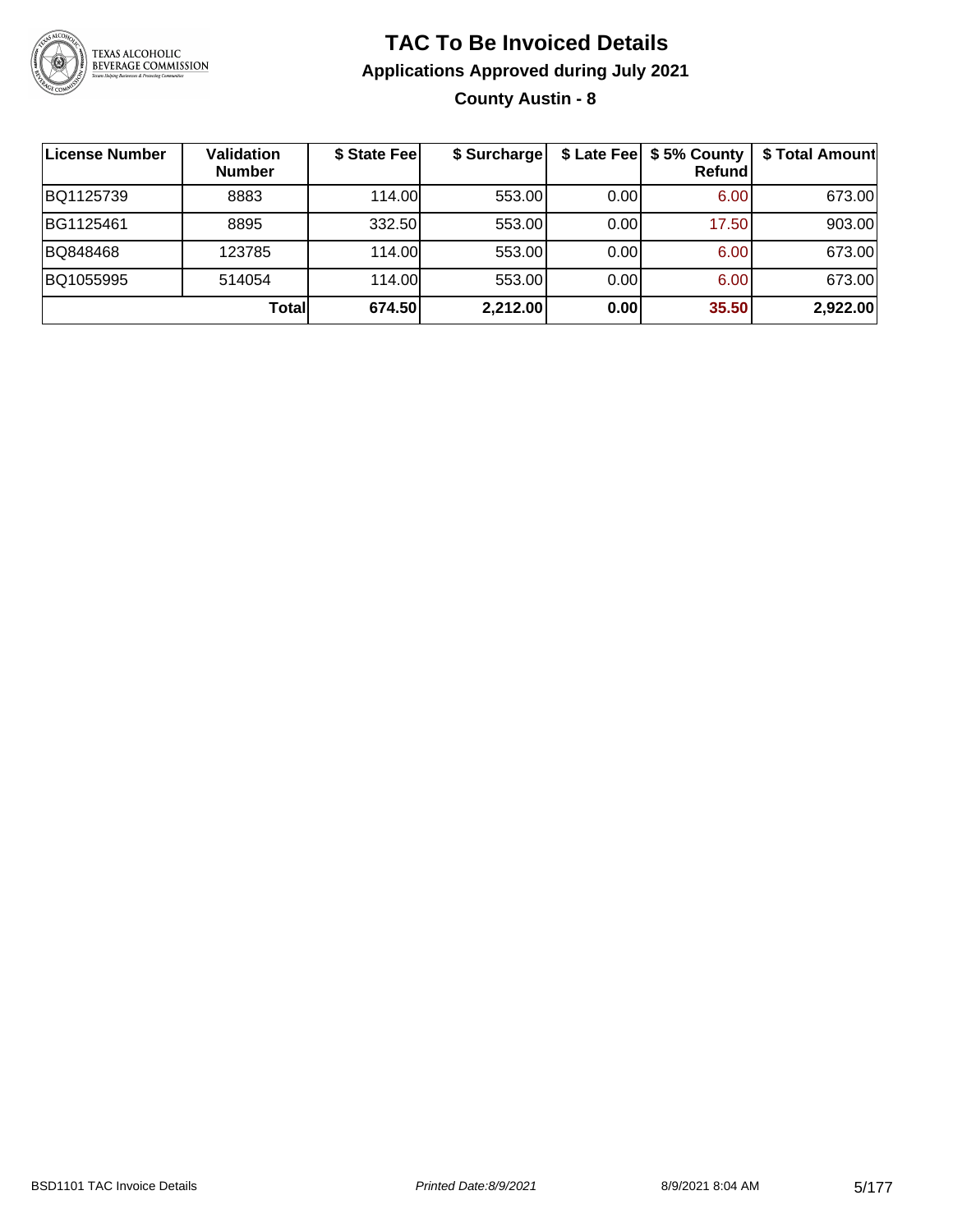# TAC To Be Invoiced Details

## Applications Approved during July 2021

### County Austin - 8

| License Number | Validation Number | $ State Fee | $ Surcharge | $ Late Fee | $ 5% County Refund | $ Total Amount |
|---|---|---|---|---|---|---|
| BQ1125739 | 8883 | 114.00 | 553.00 | 0.00 | 6.00 | 673.00 |
| BG1125461 | 8895 | 332.50 | 553.00 | 0.00 | 17.50 | 903.00 |
| BQ848468 | 123785 | 114.00 | 553.00 | 0.00 | 6.00 | 673.00 |
| BQ1055995 | 514054 | 114.00 | 553.00 | 0.00 | 6.00 | 673.00 |
| | **Total** | **674.50** | **2,212.00** | **0.00** | **35.50** | **2,922.00** |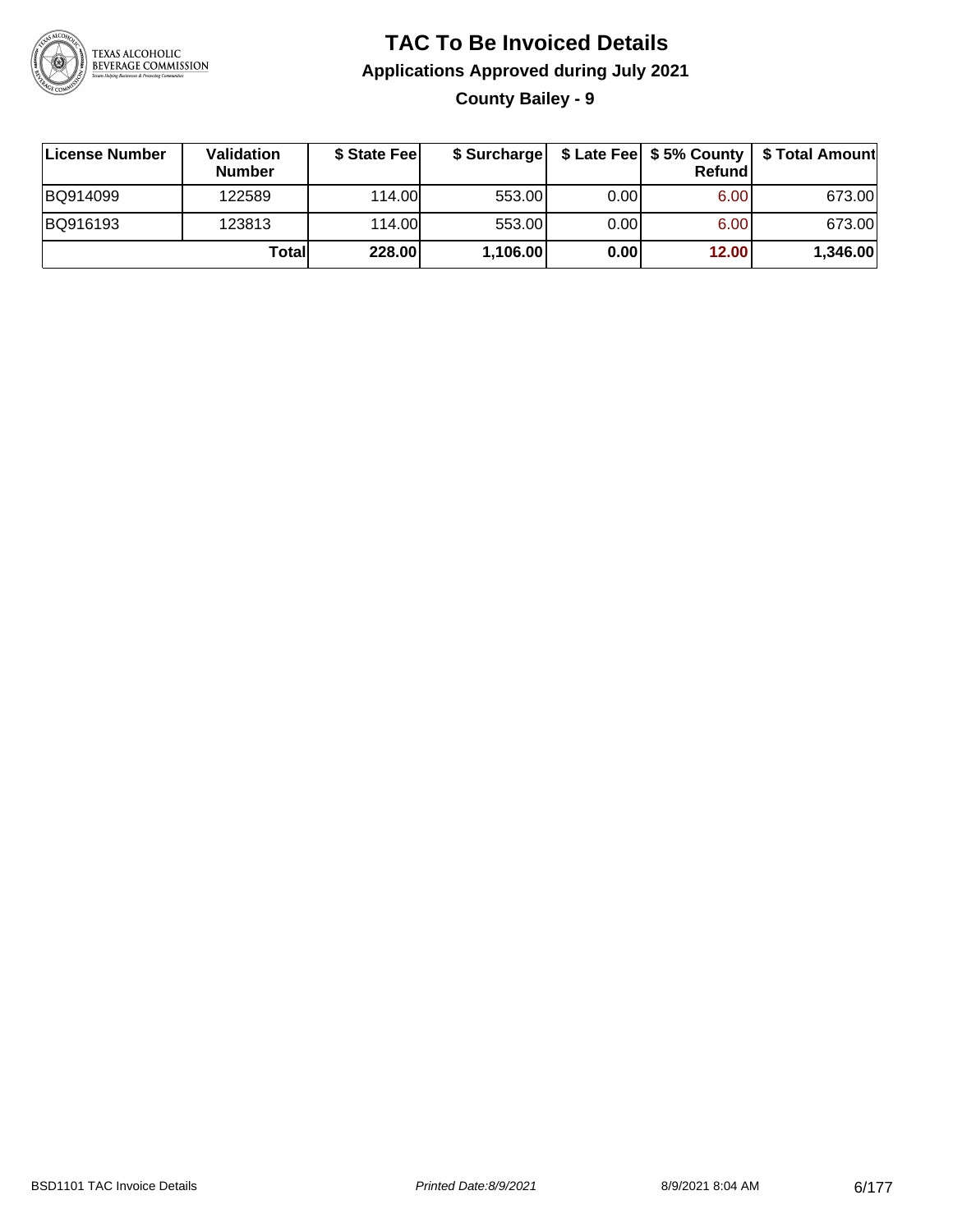# TAC To Be Invoiced Details

## Applications Approved during July 2021

### County Bailey - 9

| License Number | Validation Number | $ State Fee | $ Surcharge | $ Late Fee | $ 5% County Refund | $ Total Amount |
|---|---|---|---|---|---|---|
| BQ914099 | 122589 | 114.00 | 553.00 | 0.00 | 6.00 | 673.00 |
| BQ916193 | 123813 | 114.00 | 553.00 | 0.00 | 6.00 | 673.00 |
| | **Total** | **228.00** | **1,106.00** | **0.00** | **12.00** | **1,346.00** |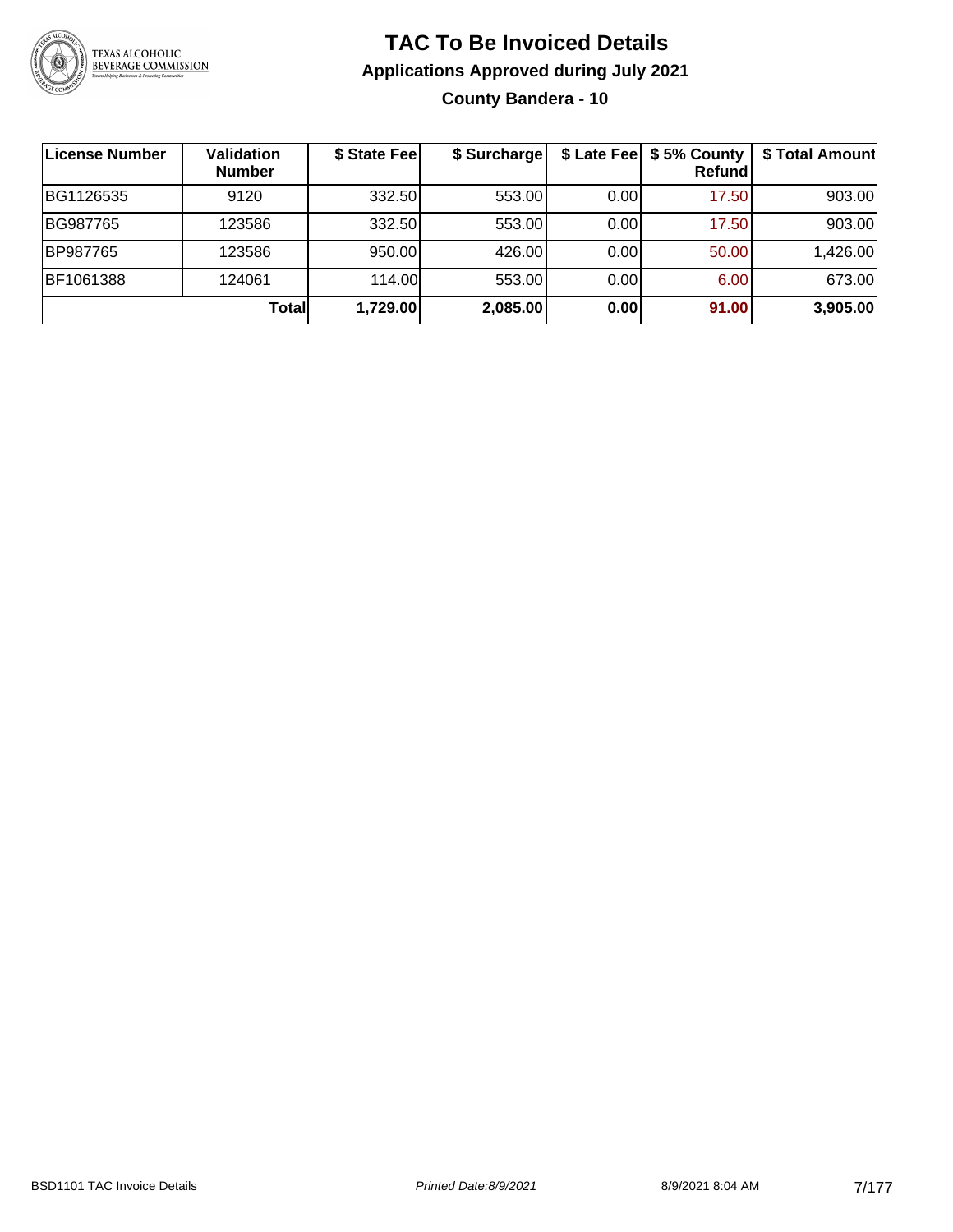# TAC To Be Invoiced Details

## Applications Approved during July 2021

### County Bandera - 10

| License Number | Validation Number | $ State Fee | $ Surcharge | $ Late Fee | $ 5% County Refund | $ Total Amount |
|---|---|---|---|---|---|---|
| BG1126535 | 9120 | 332.50 | 553.00 | 0.00 | 17.50 | 903.00 |
| BG987765 | 123586 | 332.50 | 553.00 | 0.00 | 17.50 | 903.00 |
| BP987765 | 123586 | 950.00 | 426.00 | 0.00 | 50.00 | 1,426.00 |
| BF1061388 | 124061 | 114.00 | 553.00 | 0.00 | 6.00 | 673.00 |
| | **Total** | **1,729.00** | **2,085.00** | **0.00** | **91.00** | **3,905.00** |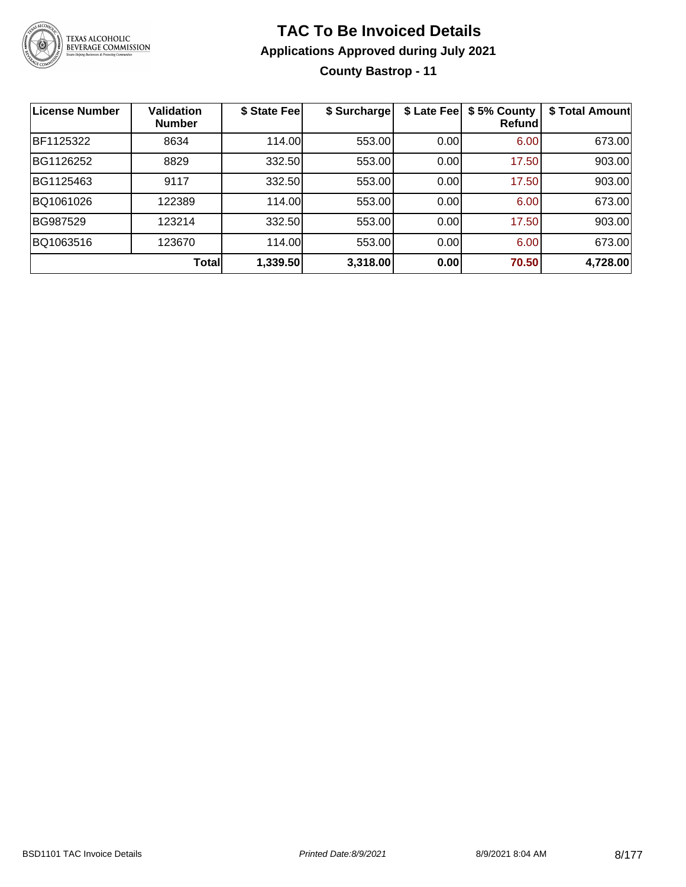# TAC To Be Invoiced Details

## Applications Approved during July 2021

### County Bastrop - 11

| License Number | Validation Number | $ State Fee | $ Surcharge | $ Late Fee | $ 5% County Refund | $ Total Amount |
|---|---|---|---|---|---|---|
| BF1125322 | 8634 | 114.00 | 553.00 | 0.00 | 6.00 | 673.00 |
| BG1126252 | 8829 | 332.50 | 553.00 | 0.00 | 17.50 | 903.00 |
| BG1125463 | 9117 | 332.50 | 553.00 | 0.00 | 17.50 | 903.00 |
| BQ1061026 | 122389 | 114.00 | 553.00 | 0.00 | 6.00 | 673.00 |
| BG987529 | 123214 | 332.50 | 553.00 | 0.00 | 17.50 | 903.00 |
| BQ1063516 | 123670 | 114.00 | 553.00 | 0.00 | 6.00 | 673.00 |
| | **Total** | **1,339.50** | **3,318.00** | **0.00** | **70.50** | **4,728.00** |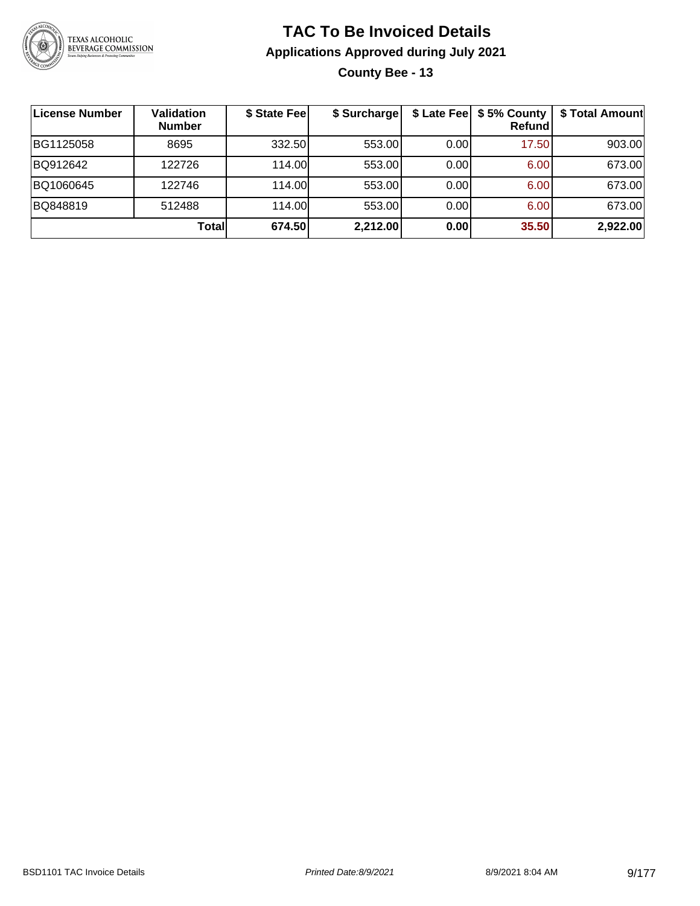# TAC To Be Invoiced Details

## Applications Approved during July 2021

### County Bee - 13

| License Number | Validation Number | $ State Fee | $ Surcharge | $ Late Fee | $ 5% County Refund | $ Total Amount |
|---|---|---|---|---|---|---|
| BG1125058 | 8695 | 332.50 | 553.00 | 0.00 | 17.50 | 903.00 |
| BQ912642 | 122726 | 114.00 | 553.00 | 0.00 | 6.00 | 673.00 |
| BQ1060645 | 122746 | 114.00 | 553.00 | 0.00 | 6.00 | 673.00 |
| BQ848819 | 512488 | 114.00 | 553.00 | 0.00 | 6.00 | 673.00 |
| | **Total** | **674.50** | **2,212.00** | **0.00** | **35.50** | **2,922.00** |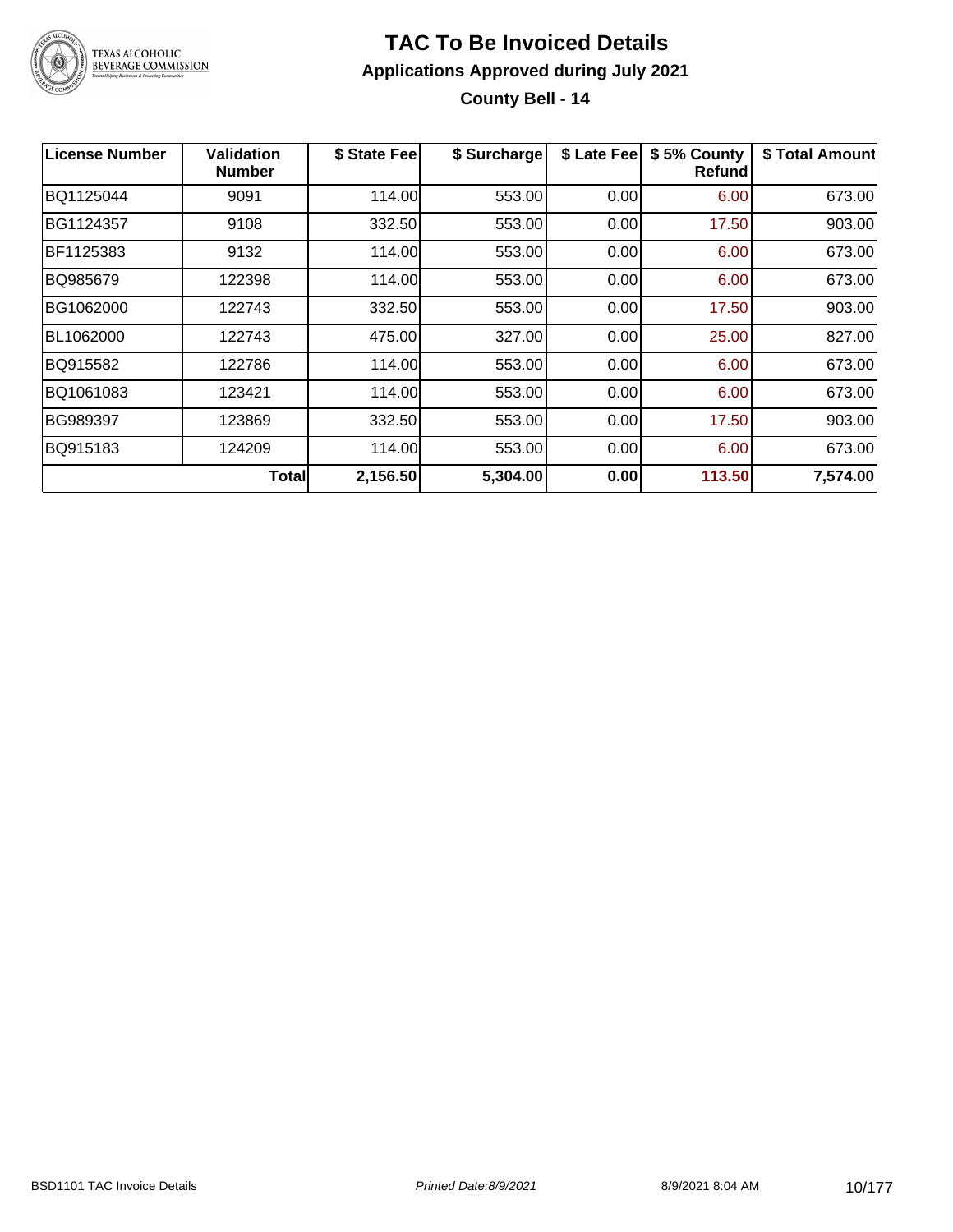# TAC To Be Invoiced Details

## Applications Approved during July 2021

### County Bell - 14

| License Number | Validation Number | $ State Fee | $ Surcharge | $ Late Fee | $ 5% County Refund | $ Total Amount |
|---|---|---|---|---|---|---|
| BQ1125044 | 9091 | 114.00 | 553.00 | 0.00 | 6.00 | 673.00 |
| BG1124357 | 9108 | 332.50 | 553.00 | 0.00 | 17.50 | 903.00 |
| BF1125383 | 9132 | 114.00 | 553.00 | 0.00 | 6.00 | 673.00 |
| BQ985679 | 122398 | 114.00 | 553.00 | 0.00 | 6.00 | 673.00 |
| BG1062000 | 122743 | 332.50 | 553.00 | 0.00 | 17.50 | 903.00 |
| BL1062000 | 122743 | 475.00 | 327.00 | 0.00 | 25.00 | 827.00 |
| BQ915582 | 122786 | 114.00 | 553.00 | 0.00 | 6.00 | 673.00 |
| BQ1061083 | 123421 | 114.00 | 553.00 | 0.00 | 6.00 | 673.00 |
| BG989397 | 123869 | 332.50 | 553.00 | 0.00 | 17.50 | 903.00 |
| BQ915183 | 124209 | 114.00 | 553.00 | 0.00 | 6.00 | 673.00 |
| | **Total** | **2,156.50** | **5,304.00** | **0.00** | **113.50** | **7,574.00** |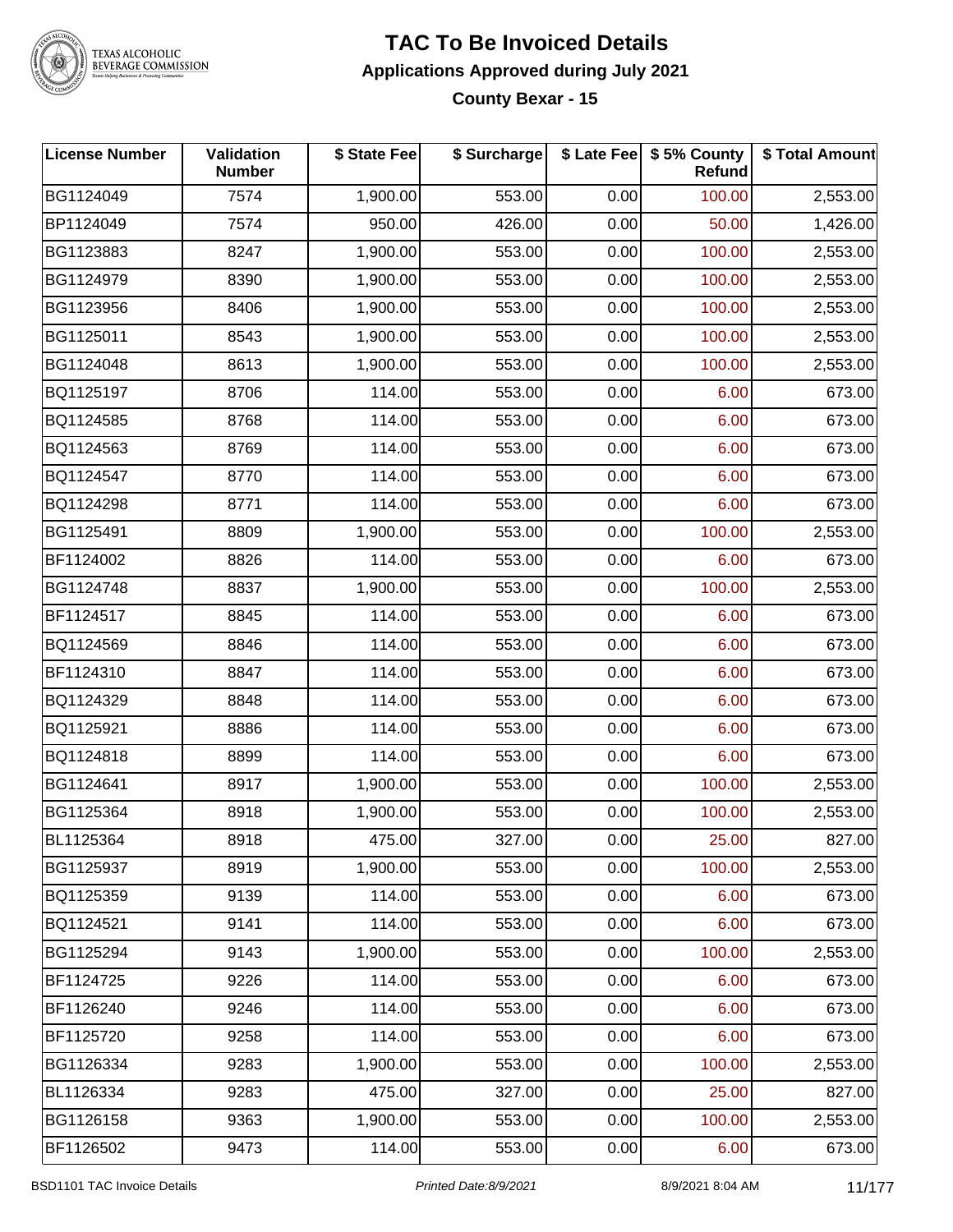# TAC To Be Invoiced Details

## Applications Approved during July 2021

### County Bexar - 15

| License Number | Validation Number | $ State Fee | $ Surcharge | $ Late Fee | $ 5% County Refund | $ Total Amount |
|---|---|---|---|---|---|---|
| BG1124049 | 7574 | 1,900.00 | 553.00 | 0.00 | 100.00 | 2,553.00 |
| BP1124049 | 7574 | 950.00 | 426.00 | 0.00 | 50.00 | 1,426.00 |
| BG1123883 | 8247 | 1,900.00 | 553.00 | 0.00 | 100.00 | 2,553.00 |
| BG1124979 | 8390 | 1,900.00 | 553.00 | 0.00 | 100.00 | 2,553.00 |
| BG1123956 | 8406 | 1,900.00 | 553.00 | 0.00 | 100.00 | 2,553.00 |
| BG1125011 | 8543 | 1,900.00 | 553.00 | 0.00 | 100.00 | 2,553.00 |
| BG1124048 | 8613 | 1,900.00 | 553.00 | 0.00 | 100.00 | 2,553.00 |
| BQ1125197 | 8706 | 114.00 | 553.00 | 0.00 | 6.00 | 673.00 |
| BQ1124585 | 8768 | 114.00 | 553.00 | 0.00 | 6.00 | 673.00 |
| BQ1124563 | 8769 | 114.00 | 553.00 | 0.00 | 6.00 | 673.00 |
| BQ1124547 | 8770 | 114.00 | 553.00 | 0.00 | 6.00 | 673.00 |
| BQ1124298 | 8771 | 114.00 | 553.00 | 0.00 | 6.00 | 673.00 |
| BG1125491 | 8809 | 1,900.00 | 553.00 | 0.00 | 100.00 | 2,553.00 |
| BF1124002 | 8826 | 114.00 | 553.00 | 0.00 | 6.00 | 673.00 |
| BG1124748 | 8837 | 1,900.00 | 553.00 | 0.00 | 100.00 | 2,553.00 |
| BF1124517 | 8845 | 114.00 | 553.00 | 0.00 | 6.00 | 673.00 |
| BQ1124569 | 8846 | 114.00 | 553.00 | 0.00 | 6.00 | 673.00 |
| BF1124310 | 8847 | 114.00 | 553.00 | 0.00 | 6.00 | 673.00 |
| BQ1124329 | 8848 | 114.00 | 553.00 | 0.00 | 6.00 | 673.00 |
| BQ1125921 | 8886 | 114.00 | 553.00 | 0.00 | 6.00 | 673.00 |
| BQ1124818 | 8899 | 114.00 | 553.00 | 0.00 | 6.00 | 673.00 |
| BG1124641 | 8917 | 1,900.00 | 553.00 | 0.00 | 100.00 | 2,553.00 |
| BG1125364 | 8918 | 1,900.00 | 553.00 | 0.00 | 100.00 | 2,553.00 |
| BL1125364 | 8918 | 475.00 | 327.00 | 0.00 | 25.00 | 827.00 |
| BG1125937 | 8919 | 1,900.00 | 553.00 | 0.00 | 100.00 | 2,553.00 |
| BQ1125359 | 9139 | 114.00 | 553.00 | 0.00 | 6.00 | 673.00 |
| BQ1124521 | 9141 | 114.00 | 553.00 | 0.00 | 6.00 | 673.00 |
| BG1125294 | 9143 | 1,900.00 | 553.00 | 0.00 | 100.00 | 2,553.00 |
| BF1124725 | 9226 | 114.00 | 553.00 | 0.00 | 6.00 | 673.00 |
| BF1126240 | 9246 | 114.00 | 553.00 | 0.00 | 6.00 | 673.00 |
| BF1125720 | 9258 | 114.00 | 553.00 | 0.00 | 6.00 | 673.00 |
| BG1126334 | 9283 | 1,900.00 | 553.00 | 0.00 | 100.00 | 2,553.00 |
| BL1126334 | 9283 | 475.00 | 327.00 | 0.00 | 25.00 | 827.00 |
| BG1126158 | 9363 | 1,900.00 | 553.00 | 0.00 | 100.00 | 2,553.00 |
| BF1126502 | 9473 | 114.00 | 553.00 | 0.00 | 6.00 | 673.00 |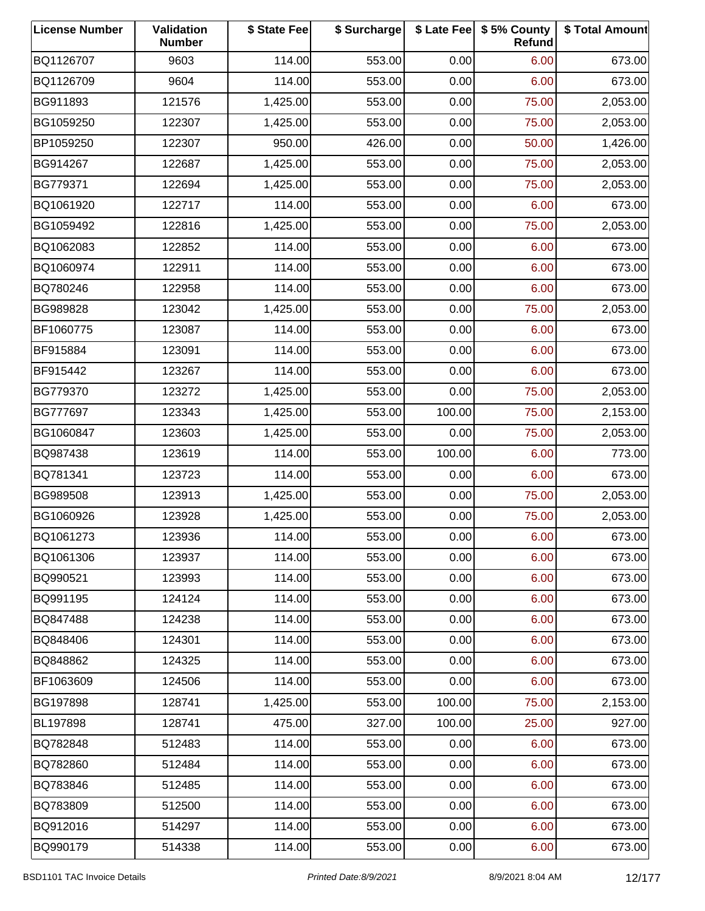| License Number | Validation Number | $ State Fee | $ Surcharge | $ Late Fee | $ 5% County Refund | $ Total Amount |
|---|---|---|---|---|---|---|
| BQ1126707 | 9603 | 114.00 | 553.00 | 0.00 | 6.00 | 673.00 |
| BQ1126709 | 9604 | 114.00 | 553.00 | 0.00 | 6.00 | 673.00 |
| BG911893 | 121576 | 1,425.00 | 553.00 | 0.00 | 75.00 | 2,053.00 |
| BG1059250 | 122307 | 1,425.00 | 553.00 | 0.00 | 75.00 | 2,053.00 |
| BP1059250 | 122307 | 950.00 | 426.00 | 0.00 | 50.00 | 1,426.00 |
| BG914267 | 122687 | 1,425.00 | 553.00 | 0.00 | 75.00 | 2,053.00 |
| BG779371 | 122694 | 1,425.00 | 553.00 | 0.00 | 75.00 | 2,053.00 |
| BQ1061920 | 122717 | 114.00 | 553.00 | 0.00 | 6.00 | 673.00 |
| BG1059492 | 122816 | 1,425.00 | 553.00 | 0.00 | 75.00 | 2,053.00 |
| BQ1062083 | 122852 | 114.00 | 553.00 | 0.00 | 6.00 | 673.00 |
| BQ1060974 | 122911 | 114.00 | 553.00 | 0.00 | 6.00 | 673.00 |
| BQ780246 | 122958 | 114.00 | 553.00 | 0.00 | 6.00 | 673.00 |
| BG989828 | 123042 | 1,425.00 | 553.00 | 0.00 | 75.00 | 2,053.00 |
| BF1060775 | 123087 | 114.00 | 553.00 | 0.00 | 6.00 | 673.00 |
| BF915884 | 123091 | 114.00 | 553.00 | 0.00 | 6.00 | 673.00 |
| BF915442 | 123267 | 114.00 | 553.00 | 0.00 | 6.00 | 673.00 |
| BG779370 | 123272 | 1,425.00 | 553.00 | 0.00 | 75.00 | 2,053.00 |
| BG777697 | 123343 | 1,425.00 | 553.00 | 100.00 | 75.00 | 2,153.00 |
| BG1060847 | 123603 | 1,425.00 | 553.00 | 0.00 | 75.00 | 2,053.00 |
| BQ987438 | 123619 | 114.00 | 553.00 | 100.00 | 6.00 | 773.00 |
| BQ781341 | 123723 | 114.00 | 553.00 | 0.00 | 6.00 | 673.00 |
| BG989508 | 123913 | 1,425.00 | 553.00 | 0.00 | 75.00 | 2,053.00 |
| BG1060926 | 123928 | 1,425.00 | 553.00 | 0.00 | 75.00 | 2,053.00 |
| BQ1061273 | 123936 | 114.00 | 553.00 | 0.00 | 6.00 | 673.00 |
| BQ1061306 | 123937 | 114.00 | 553.00 | 0.00 | 6.00 | 673.00 |
| BQ990521 | 123993 | 114.00 | 553.00 | 0.00 | 6.00 | 673.00 |
| BQ991195 | 124124 | 114.00 | 553.00 | 0.00 | 6.00 | 673.00 |
| BQ847488 | 124238 | 114.00 | 553.00 | 0.00 | 6.00 | 673.00 |
| BQ848406 | 124301 | 114.00 | 553.00 | 0.00 | 6.00 | 673.00 |
| BQ848862 | 124325 | 114.00 | 553.00 | 0.00 | 6.00 | 673.00 |
| BF1063609 | 124506 | 114.00 | 553.00 | 0.00 | 6.00 | 673.00 |
| BG197898 | 128741 | 1,425.00 | 553.00 | 100.00 | 75.00 | 2,153.00 |
| BL197898 | 128741 | 475.00 | 327.00 | 100.00 | 25.00 | 927.00 |
| BQ782848 | 512483 | 114.00 | 553.00 | 0.00 | 6.00 | 673.00 |
| BQ782860 | 512484 | 114.00 | 553.00 | 0.00 | 6.00 | 673.00 |
| BQ783846 | 512485 | 114.00 | 553.00 | 0.00 | 6.00 | 673.00 |
| BQ783809 | 512500 | 114.00 | 553.00 | 0.00 | 6.00 | 673.00 |
| BQ912016 | 514297 | 114.00 | 553.00 | 0.00 | 6.00 | 673.00 |
| BQ990179 | 514338 | 114.00 | 553.00 | 0.00 | 6.00 | 673.00 |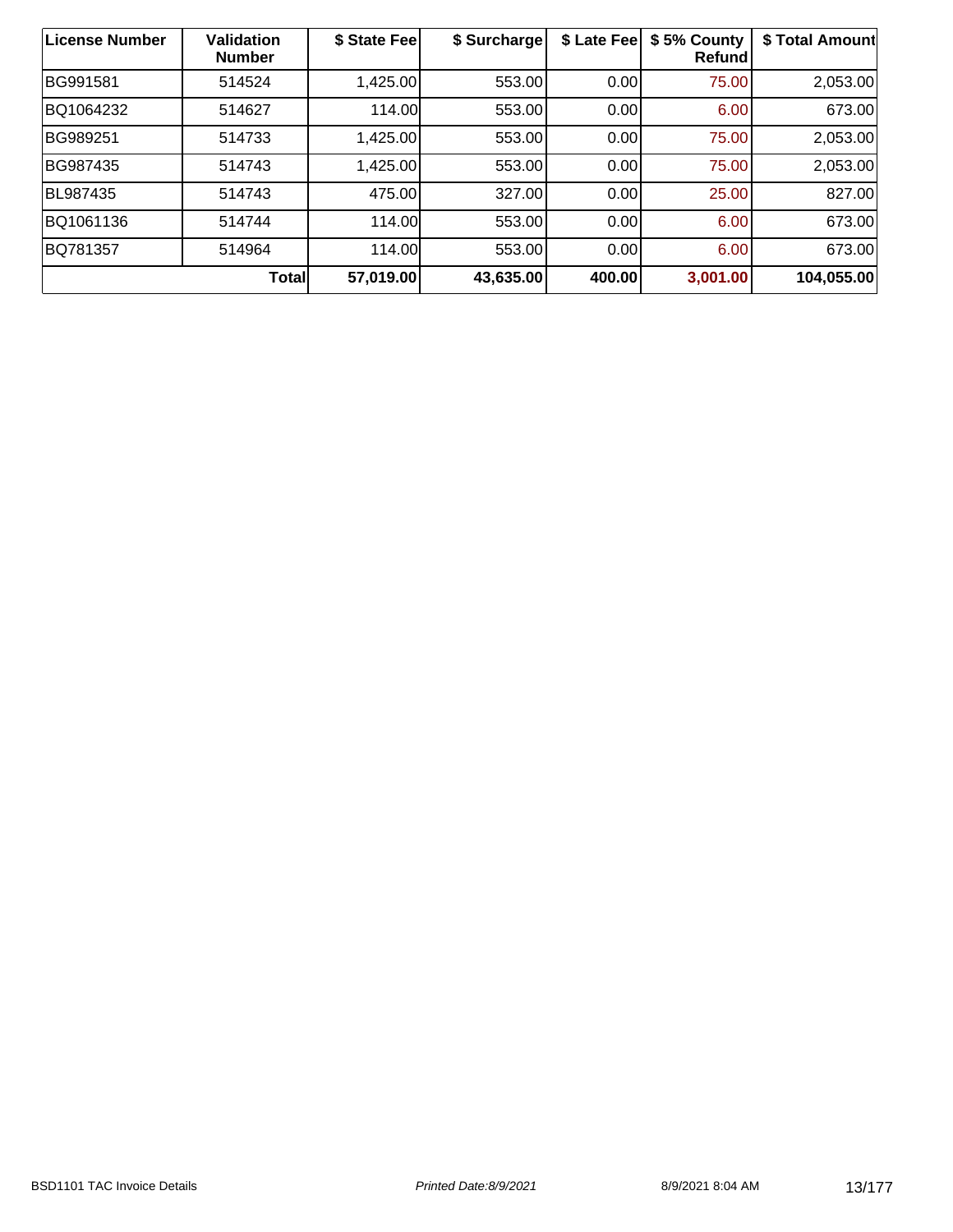| License Number | Validation Number | $ State Fee | $ Surcharge | $ Late Fee | $ 5% County Refund | $ Total Amount |
|---|---|---|---|---|---|---|
| BG991581 | 514524 | 1,425.00 | 553.00 | 0.00 | 75.00 | 2,053.00 |
| BQ1064232 | 514627 | 114.00 | 553.00 | 0.00 | 6.00 | 673.00 |
| BG989251 | 514733 | 1,425.00 | 553.00 | 0.00 | 75.00 | 2,053.00 |
| BG987435 | 514743 | 1,425.00 | 553.00 | 0.00 | 75.00 | 2,053.00 |
| BL987435 | 514743 | 475.00 | 327.00 | 0.00 | 25.00 | 827.00 |
| BQ1061136 | 514744 | 114.00 | 553.00 | 0.00 | 6.00 | 673.00 |
| BQ781357 | 514964 | 114.00 | 553.00 | 0.00 | 6.00 | 673.00 |
| | **Total** | **57,019.00** | **43,635.00** | **400.00** | **3,001.00** | **104,055.00** |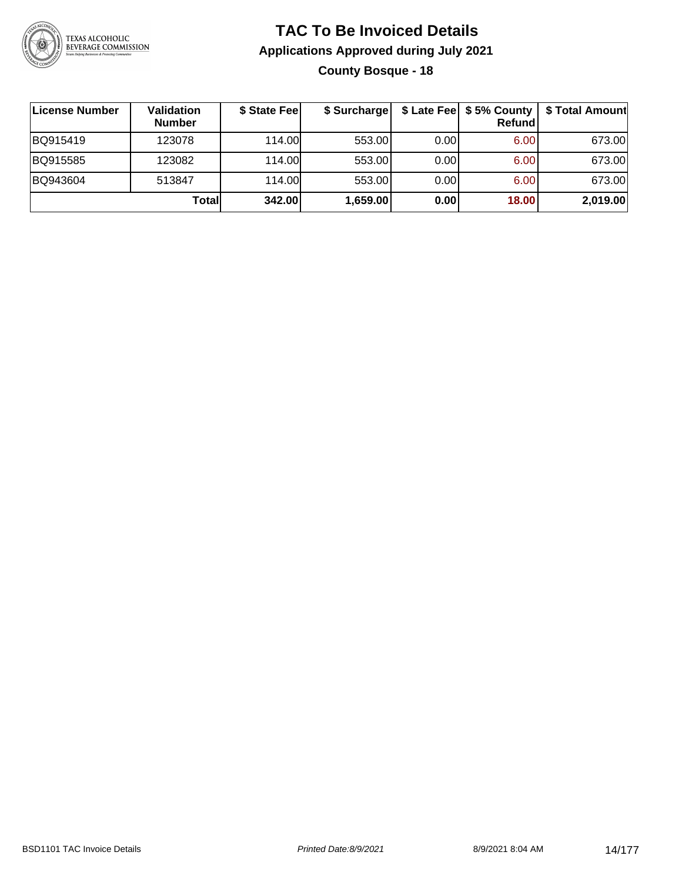# TAC To Be Invoiced Details

## Applications Approved during July 2021

### County Bosque - 18

| License Number | Validation Number | $ State Fee | $ Surcharge | $ Late Fee | $ 5% County Refund | $ Total Amount |
|---|---|---|---|---|---|---|
| BQ915419 | 123078 | 114.00 | 553.00 | 0.00 | 6.00 | 673.00 |
| BQ915585 | 123082 | 114.00 | 553.00 | 0.00 | 6.00 | 673.00 |
| BQ943604 | 513847 | 114.00 | 553.00 | 0.00 | 6.00 | 673.00 |
| | **Total** | **342.00** | **1,659.00** | **0.00** | **18.00** | **2,019.00** |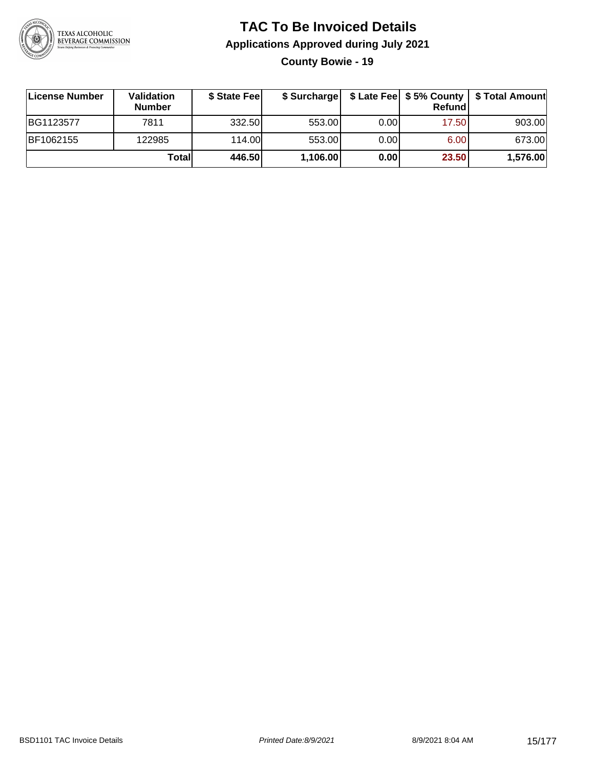# TAC To Be Invoiced Details

## Applications Approved during July 2021

### County Bowie - 19

| License Number | Validation Number | $ State Fee | $ Surcharge | $ Late Fee | $ 5% County Refund | $ Total Amount |
|---|---|---|---|---|---|---|
| BG1123577 | 7811 | 332.50 | 553.00 | 0.00 | 17.50 | 903.00 |
| BF1062155 | 122985 | 114.00 | 553.00 | 0.00 | 6.00 | 673.00 |
| | **Total** | **446.50** | **1,106.00** | **0.00** | **23.50** | **1,576.00** |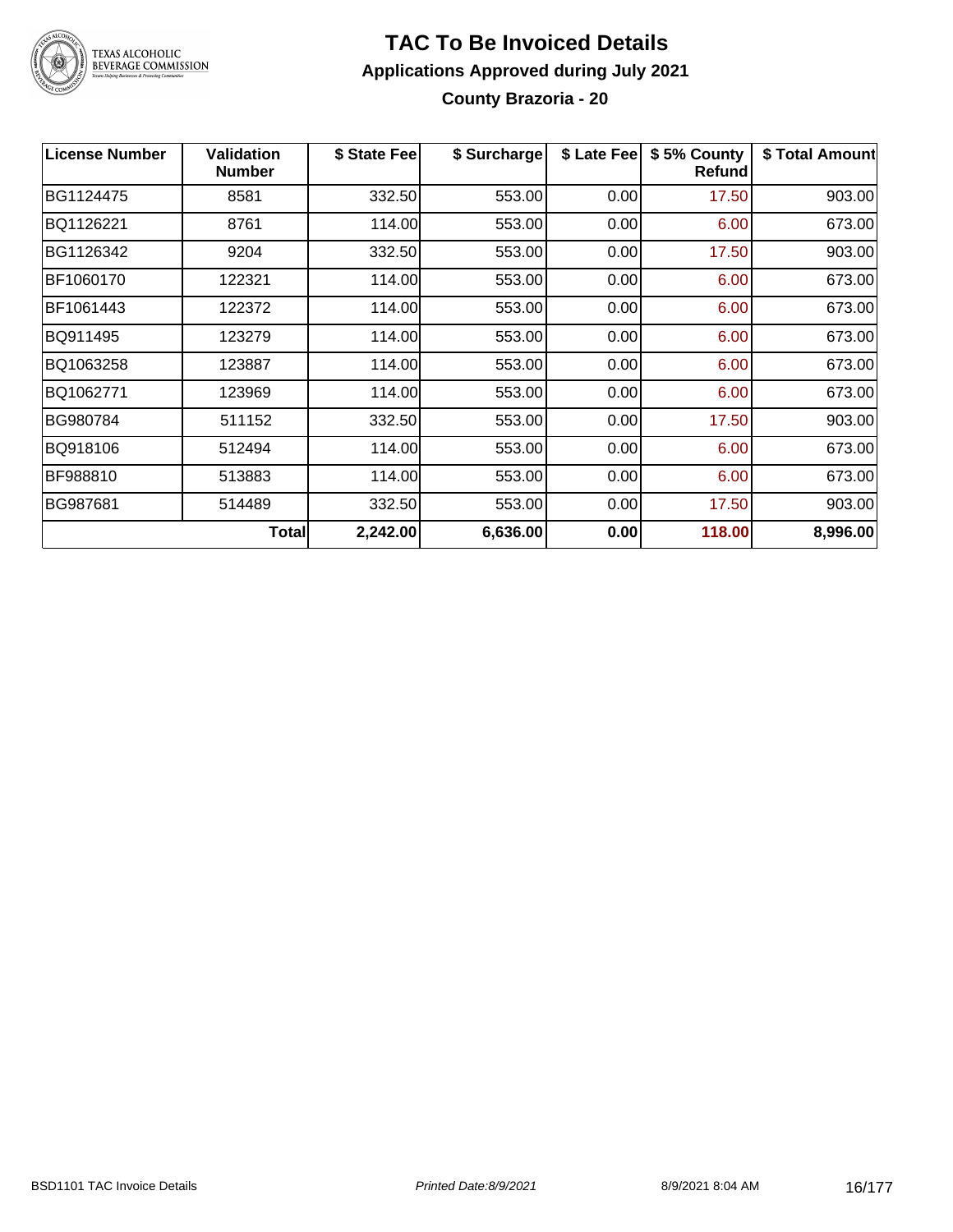# TAC To Be Invoiced Details

## Applications Approved during July 2021

### County Brazoria - 20

| License Number | Validation Number | $ State Fee | $ Surcharge | $ Late Fee | $ 5% County Refund | $ Total Amount |
|---|---|---|---|---|---|---|
| BG1124475 | 8581 | 332.50 | 553.00 | 0.00 | 17.50 | 903.00 |
| BQ1126221 | 8761 | 114.00 | 553.00 | 0.00 | 6.00 | 673.00 |
| BG1126342 | 9204 | 332.50 | 553.00 | 0.00 | 17.50 | 903.00 |
| BF1060170 | 122321 | 114.00 | 553.00 | 0.00 | 6.00 | 673.00 |
| BF1061443 | 122372 | 114.00 | 553.00 | 0.00 | 6.00 | 673.00 |
| BQ911495 | 123279 | 114.00 | 553.00 | 0.00 | 6.00 | 673.00 |
| BQ1063258 | 123887 | 114.00 | 553.00 | 0.00 | 6.00 | 673.00 |
| BQ1062771 | 123969 | 114.00 | 553.00 | 0.00 | 6.00 | 673.00 |
| BG980784 | 511152 | 332.50 | 553.00 | 0.00 | 17.50 | 903.00 |
| BQ918106 | 512494 | 114.00 | 553.00 | 0.00 | 6.00 | 673.00 |
| BF988810 | 513883 | 114.00 | 553.00 | 0.00 | 6.00 | 673.00 |
| BG987681 | 514489 | 332.50 | 553.00 | 0.00 | 17.50 | 903.00 |
| | **Total** | **2,242.00** | **6,636.00** | **0.00** | **118.00** | **8,996.00** |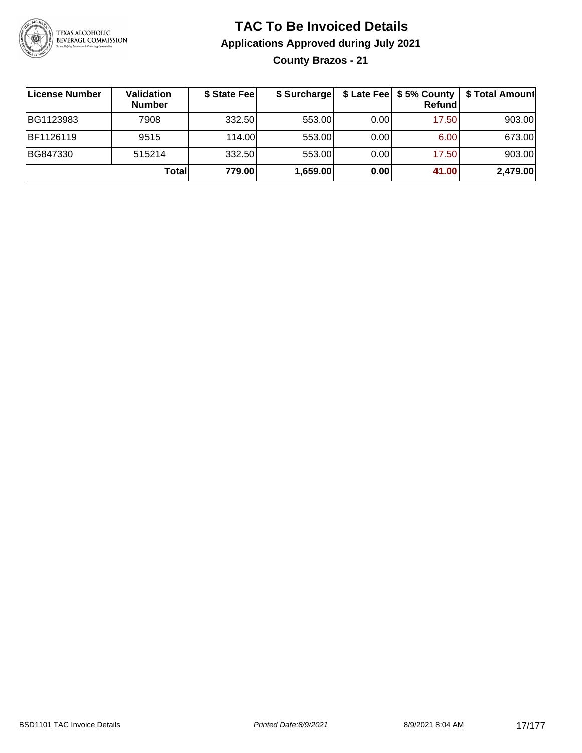# TAC To Be Invoiced Details

## Applications Approved during July 2021

### County Brazos - 21

| License Number | Validation Number | $ State Fee | $ Surcharge | $ Late Fee | $ 5% County Refund | $ Total Amount |
|---|---|---|---|---|---|---|
| BG1123983 | 7908 | 332.50 | 553.00 | 0.00 | 17.50 | 903.00 |
| BF1126119 | 9515 | 114.00 | 553.00 | 0.00 | 6.00 | 673.00 |
| BG847330 | 515214 | 332.50 | 553.00 | 0.00 | 17.50 | 903.00 |
| | **Total** | **779.00** | **1,659.00** | **0.00** | **41.00** | **2,479.00** |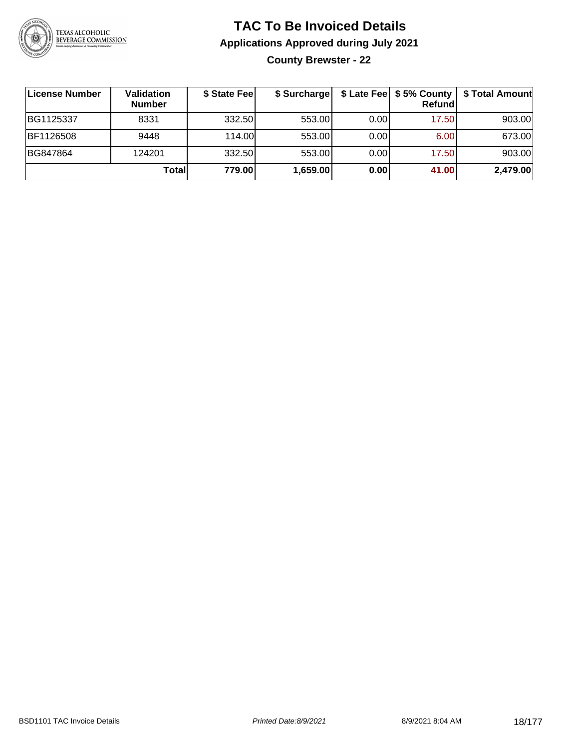# TAC To Be Invoiced Details

## Applications Approved during July 2021

### County Brewster - 22

| License Number | Validation Number | $ State Fee | $ Surcharge | $ Late Fee | $ 5% County Refund | $ Total Amount |
|---|---|---|---|---|---|---|
| BG1125337 | 8331 | 332.50 | 553.00 | 0.00 | 17.50 | 903.00 |
| BF1126508 | 9448 | 114.00 | 553.00 | 0.00 | 6.00 | 673.00 |
| BG847864 | 124201 | 332.50 | 553.00 | 0.00 | 17.50 | 903.00 |
| | **Total** | **779.00** | **1,659.00** | **0.00** | **41.00** | **2,479.00** |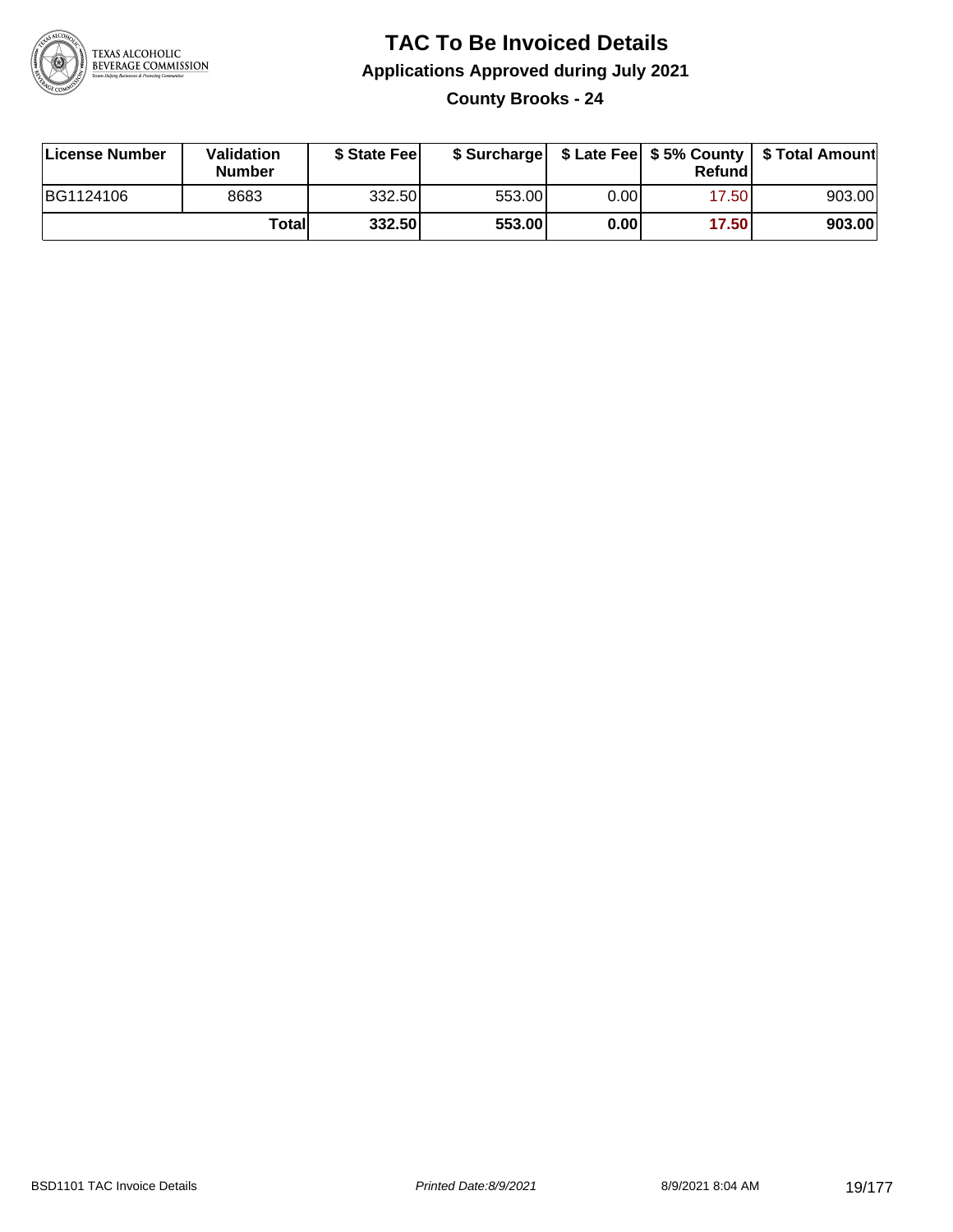# TAC To Be Invoiced Details

## Applications Approved during July 2021

### County Brooks - 24

| License Number | Validation Number | $ State Fee | $ Surcharge | $ Late Fee | $ 5% County Refund | $ Total Amount |
|---|---|---|---|---|---|---|
| BG1124106 | 8683 | 332.50 | 553.00 | 0.00 | 17.50 | 903.00 |
| | **Total** | **332.50** | **553.00** | **0.00** | **17.50** | **903.00** |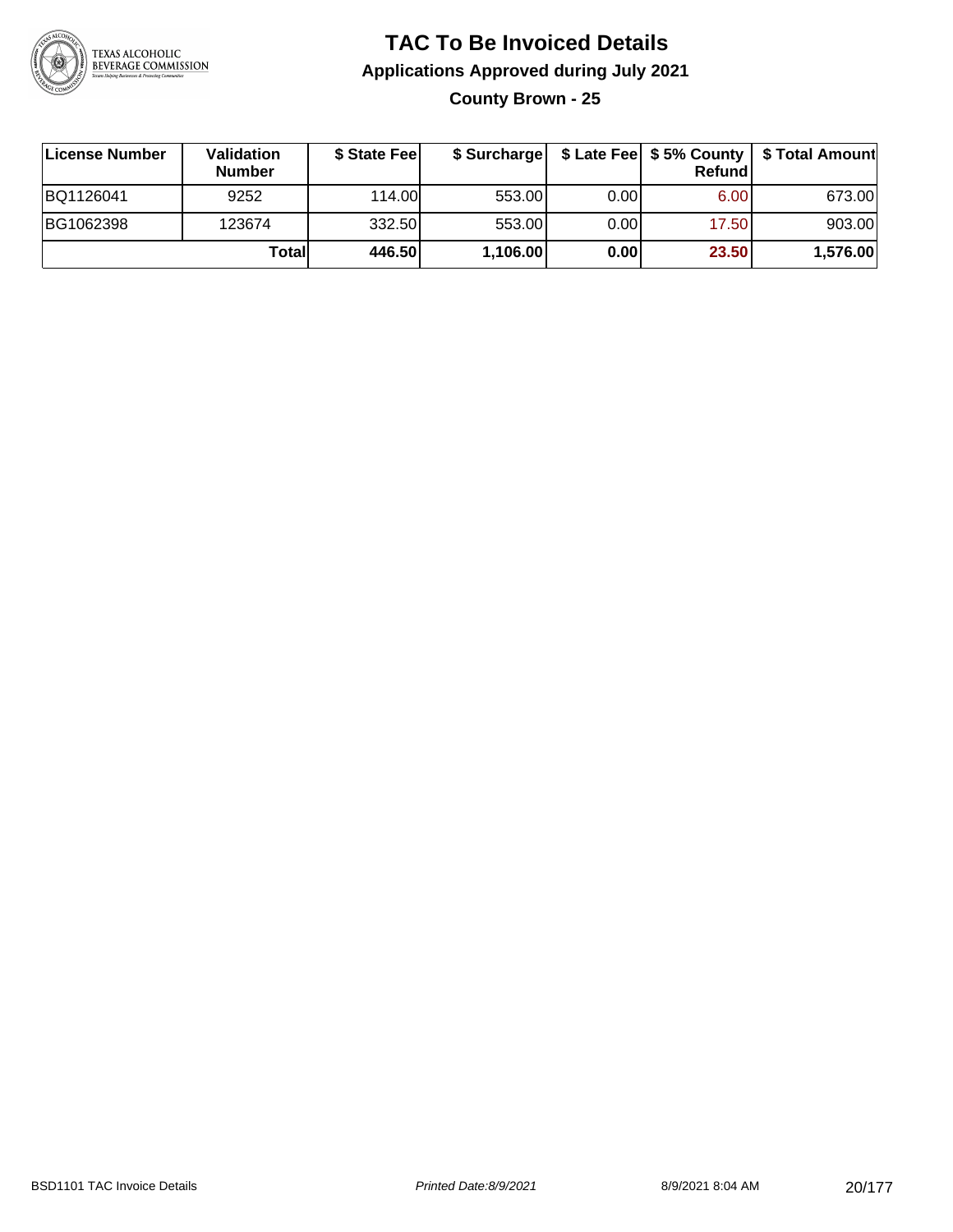# TAC To Be Invoiced Details

## Applications Approved during July 2021

### County Brown - 25

| License Number | Validation Number | $ State Fee | $ Surcharge | $ Late Fee | $ 5% County Refund | $ Total Amount |
|---|---|---|---|---|---|---|
| BQ1126041 | 9252 | 114.00 | 553.00 | 0.00 | 6.00 | 673.00 |
| BG1062398 | 123674 | 332.50 | 553.00 | 0.00 | 17.50 | 903.00 |
| | **Total** | **446.50** | **1,106.00** | **0.00** | **23.50** | **1,576.00** |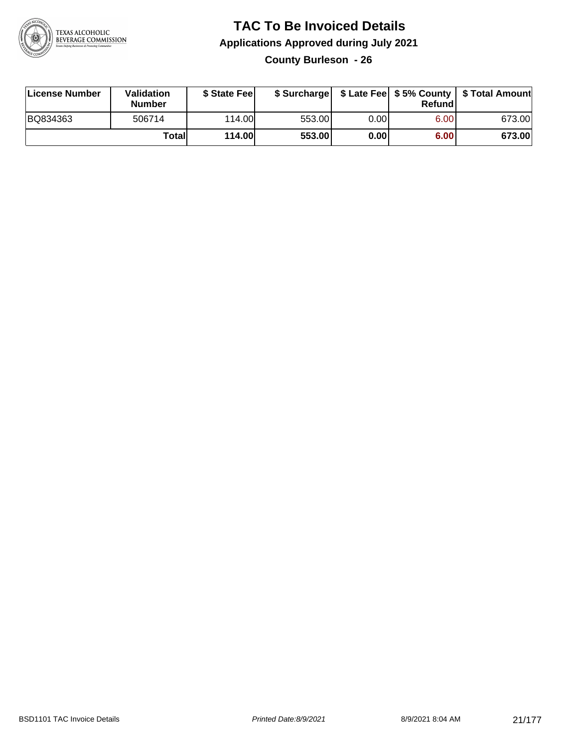# TAC To Be Invoiced Details

## Applications Approved during July 2021

### County Burleson - 26

| License Number | Validation Number | $ State Fee | $ Surcharge | $ Late Fee | $ 5% County Refund | $ Total Amount |
|---|---|---|---|---|---|---|
| BQ834363 | 506714 | 114.00 | 553.00 | 0.00 | 6.00 | 673.00 |
| | **Total** | **114.00** | **553.00** | **0.00** | **6.00** | **673.00** |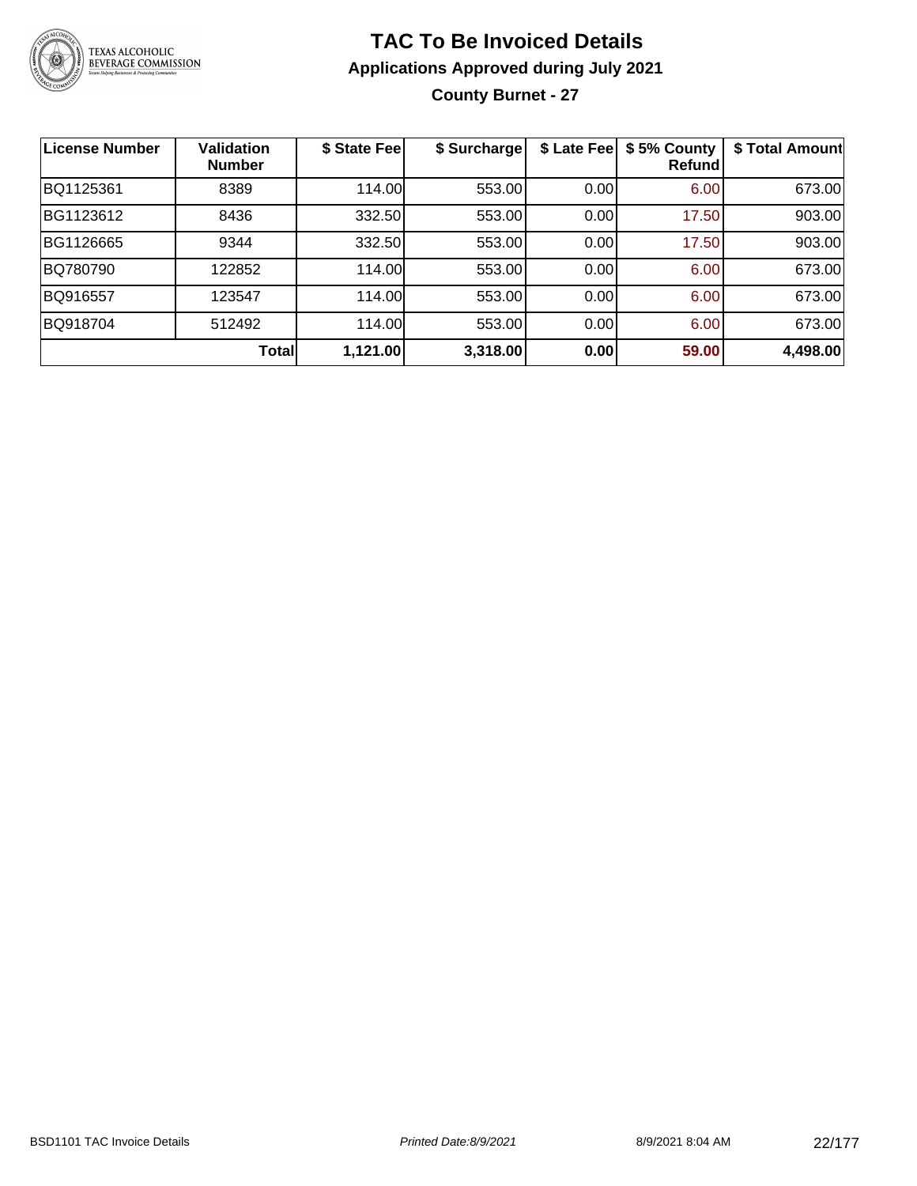# TAC To Be Invoiced Details

## Applications Approved during July 2021

### County Burnet - 27

| License Number | Validation Number | $ State Fee | $ Surcharge | $ Late Fee | $ 5% County Refund | $ Total Amount |
|---|---|---|---|---|---|---|
| BQ1125361 | 8389 | 114.00 | 553.00 | 0.00 | 6.00 | 673.00 |
| BG1123612 | 8436 | 332.50 | 553.00 | 0.00 | 17.50 | 903.00 |
| BG1126665 | 9344 | 332.50 | 553.00 | 0.00 | 17.50 | 903.00 |
| BQ780790 | 122852 | 114.00 | 553.00 | 0.00 | 6.00 | 673.00 |
| BQ916557 | 123547 | 114.00 | 553.00 | 0.00 | 6.00 | 673.00 |
| BQ918704 | 512492 | 114.00 | 553.00 | 0.00 | 6.00 | 673.00 |
| | **Total** | **1,121.00** | **3,318.00** | **0.00** | **59.00** | **4,498.00** |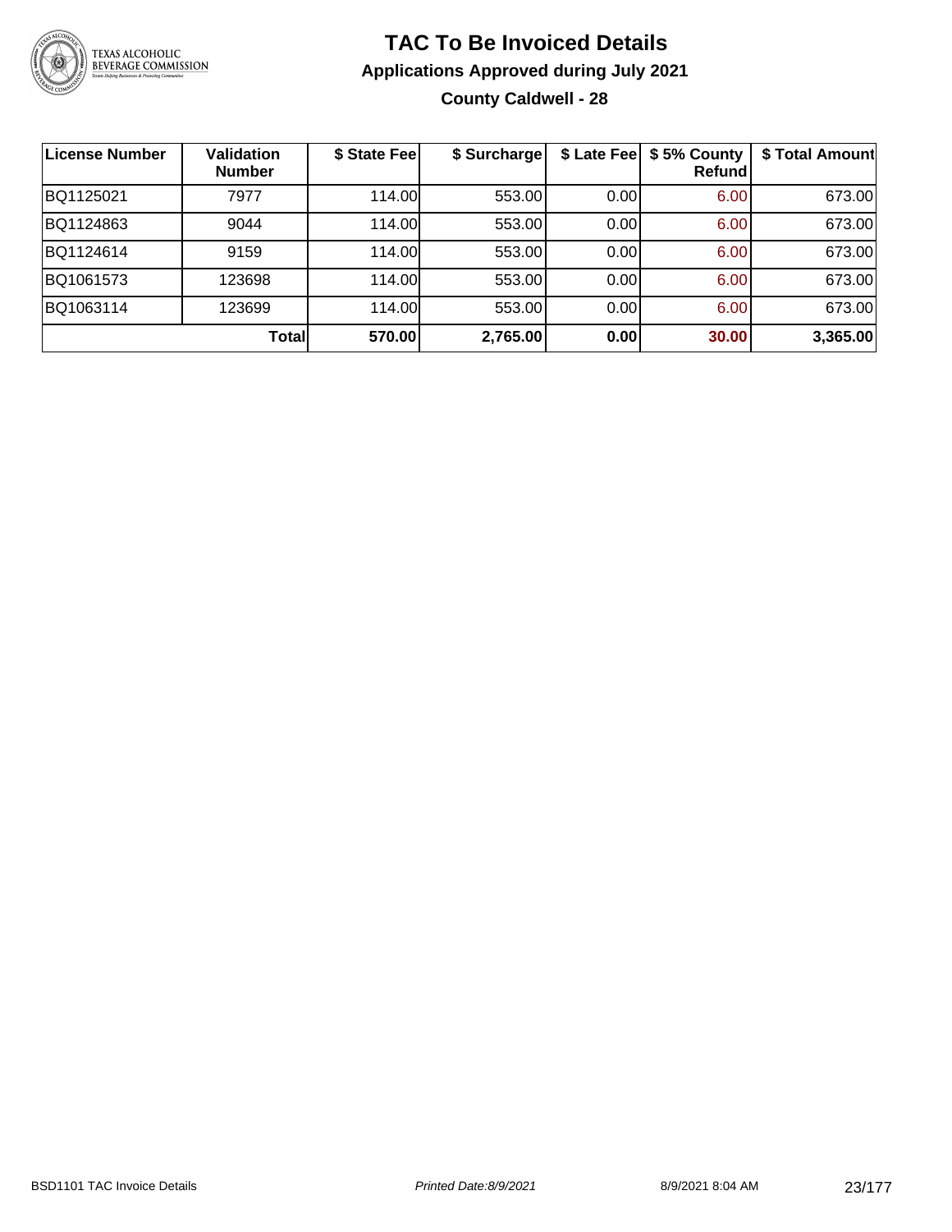# TAC To Be Invoiced Details

## Applications Approved during July 2021

### County Caldwell - 28

| License Number | Validation Number | \$ State Fee | \$ Surcharge | \$ Late Fee | \$ 5% County Refund | \$ Total Amount |
|---|---|---|---|---|---|---|
| BQ1125021 | 7977 | 114.00 | 553.00 | 0.00 | 6.00 | 673.00 |
| BQ1124863 | 9044 | 114.00 | 553.00 | 0.00 | 6.00 | 673.00 |
| BQ1124614 | 9159 | 114.00 | 553.00 | 0.00 | 6.00 | 673.00 |
| BQ1061573 | 123698 | 114.00 | 553.00 | 0.00 | 6.00 | 673.00 |
| BQ1063114 | 123699 | 114.00 | 553.00 | 0.00 | 6.00 | 673.00 |
| | **Total** | **570.00** | **2,765.00** | **0.00** | **30.00** | **3,365.00** |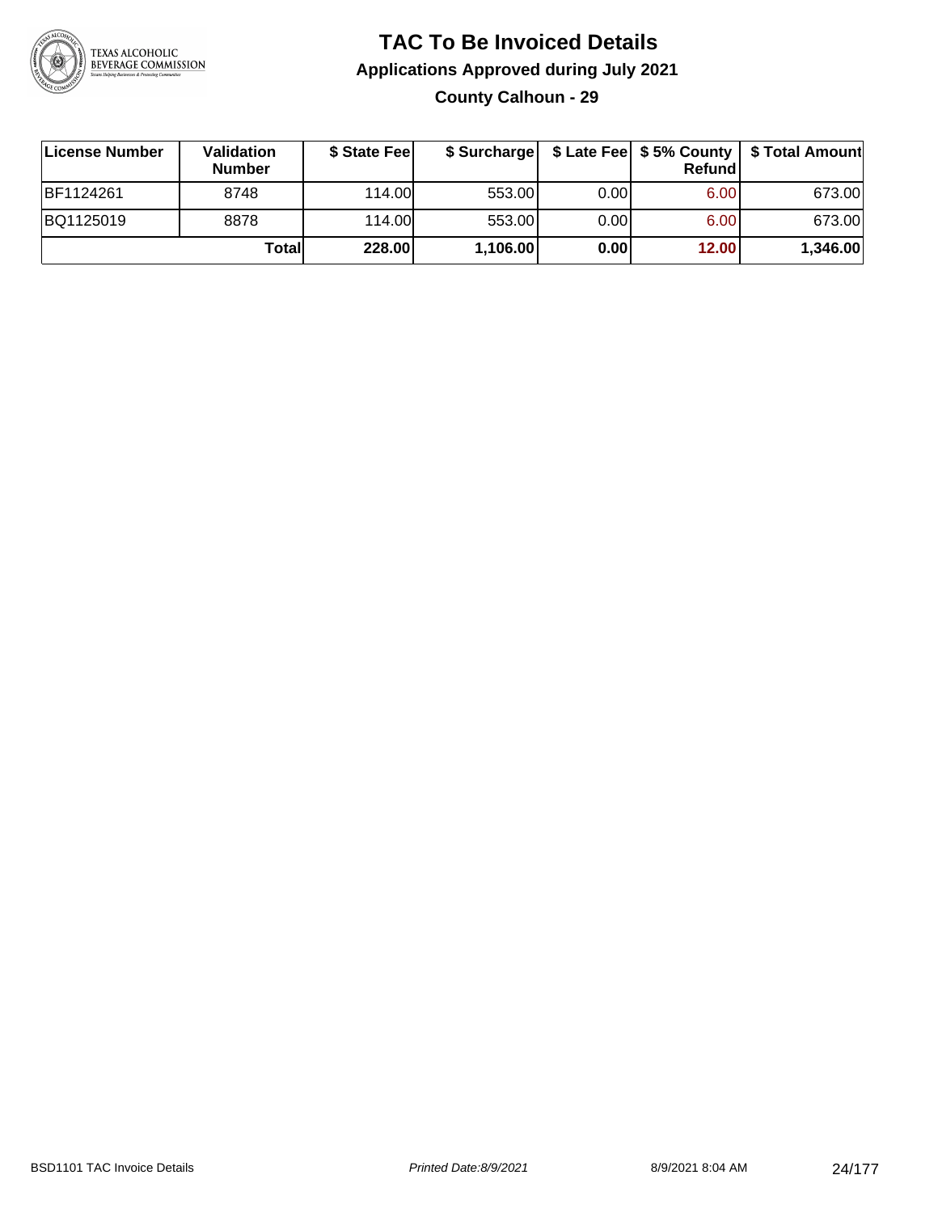# TAC To Be Invoiced Details

## Applications Approved during July 2021

### County Calhoun - 29

| License Number | Validation Number | $ State Fee | $ Surcharge | $ Late Fee | $ 5% County Refund | $ Total Amount |
|---|---|---|---|---|---|---|
| BF1124261 | 8748 | 114.00 | 553.00 | 0.00 | 6.00 | 673.00 |
| BQ1125019 | 8878 | 114.00 | 553.00 | 0.00 | 6.00 | 673.00 |
| | **Total** | **228.00** | **1,106.00** | **0.00** | **12.00** | **1,346.00** |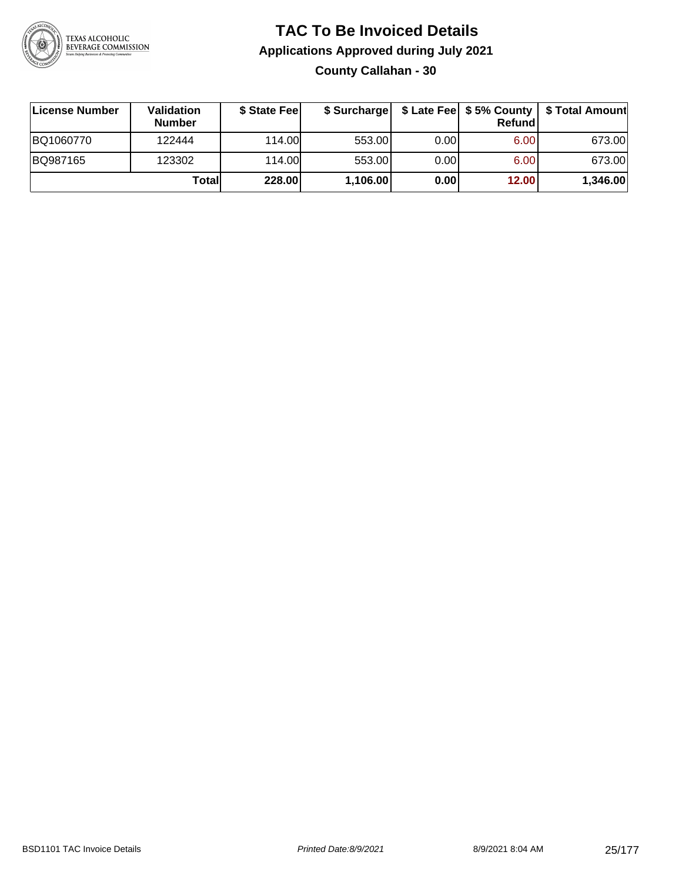# TAC To Be Invoiced Details

## Applications Approved during July 2021

### County Callahan - 30

| License Number | Validation Number | $ State Fee | $ Surcharge | $ Late Fee | $ 5% County Refund | $ Total Amount |
|---|---|---|---|---|---|---|
| BQ1060770 | 122444 | 114.00 | 553.00 | 0.00 | 6.00 | 673.00 |
| BQ987165 | 123302 | 114.00 | 553.00 | 0.00 | 6.00 | 673.00 |
| | **Total** | **228.00** | **1,106.00** | **0.00** | **12.00** | **1,346.00** |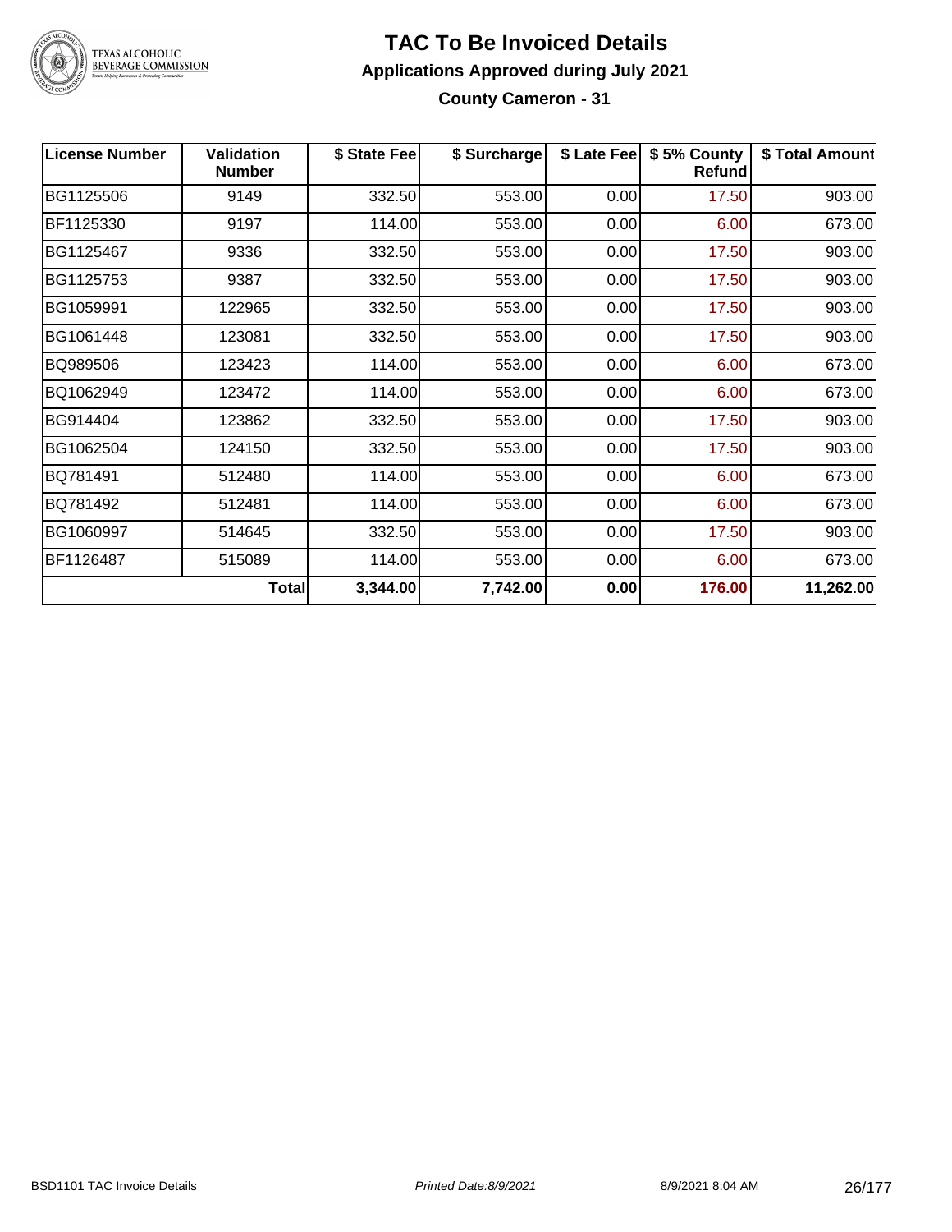# TAC To Be Invoiced Details

## Applications Approved during July 2021

### County Cameron - 31

| License Number | Validation Number | $ State Fee | $ Surcharge | $ Late Fee | $ 5% County Refund | $ Total Amount |
|---|---|---|---|---|---|---|
| BG1125506 | 9149 | 332.50 | 553.00 | 0.00 | 17.50 | 903.00 |
| BF1125330 | 9197 | 114.00 | 553.00 | 0.00 | 6.00 | 673.00 |
| BG1125467 | 9336 | 332.50 | 553.00 | 0.00 | 17.50 | 903.00 |
| BG1125753 | 9387 | 332.50 | 553.00 | 0.00 | 17.50 | 903.00 |
| BG1059991 | 122965 | 332.50 | 553.00 | 0.00 | 17.50 | 903.00 |
| BG1061448 | 123081 | 332.50 | 553.00 | 0.00 | 17.50 | 903.00 |
| BQ989506 | 123423 | 114.00 | 553.00 | 0.00 | 6.00 | 673.00 |
| BQ1062949 | 123472 | 114.00 | 553.00 | 0.00 | 6.00 | 673.00 |
| BG914404 | 123862 | 332.50 | 553.00 | 0.00 | 17.50 | 903.00 |
| BG1062504 | 124150 | 332.50 | 553.00 | 0.00 | 17.50 | 903.00 |
| BQ781491 | 512480 | 114.00 | 553.00 | 0.00 | 6.00 | 673.00 |
| BQ781492 | 512481 | 114.00 | 553.00 | 0.00 | 6.00 | 673.00 |
| BG1060997 | 514645 | 332.50 | 553.00 | 0.00 | 17.50 | 903.00 |
| BF1126487 | 515089 | 114.00 | 553.00 | 0.00 | 6.00 | 673.00 |
| | **Total** | **3,344.00** | **7,742.00** | **0.00** | **176.00** | **11,262.00** |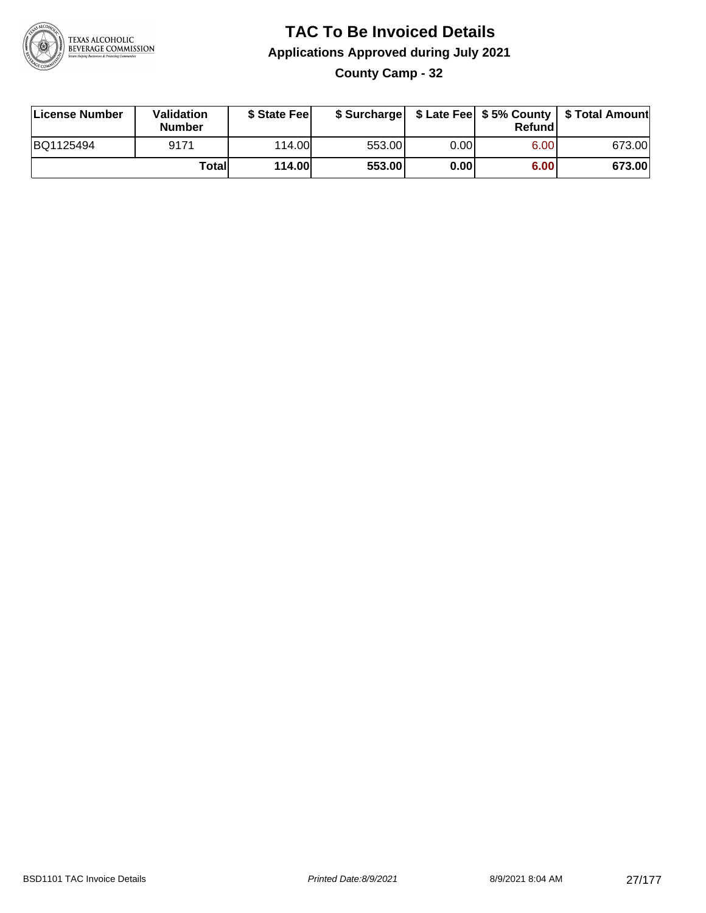# TAC To Be Invoiced Details

## Applications Approved during July 2021

### County Camp - 32

| License Number | Validation Number | $ State Fee | $ Surcharge | $ Late Fee | $ 5% County Refund | $ Total Amount |
|---|---|---|---|---|---|---|
| BQ1125494 | 9171 | 114.00 | 553.00 | 0.00 | 6.00 | 673.00 |
| | **Total** | **114.00** | **553.00** | **0.00** | **6.00** | **673.00** |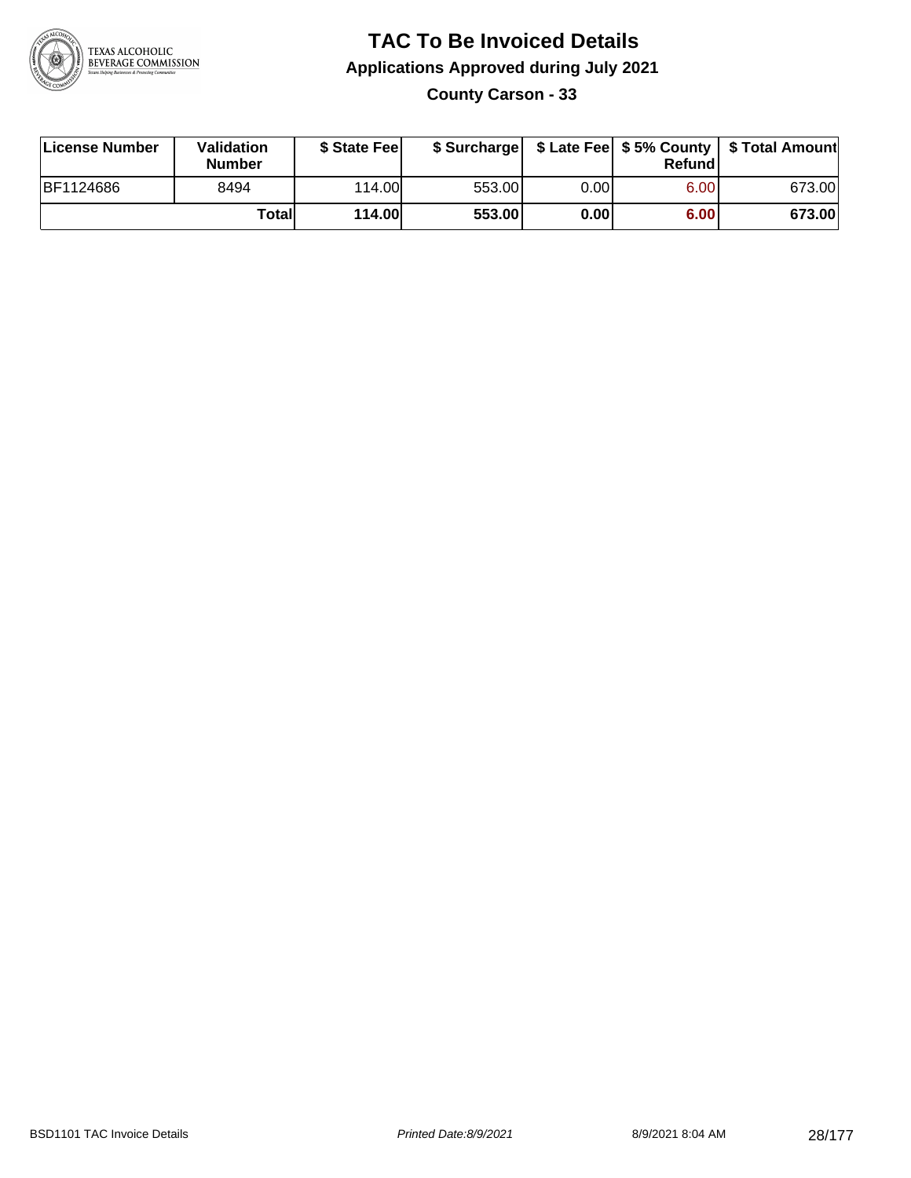# TAC To Be Invoiced Details

## Applications Approved during July 2021

### County Carson - 33

| License Number | Validation Number | \$ State Fee | \$ Surcharge | \$ Late Fee | \$ 5% County Refund | \$ Total Amount |
|---|---|---|---|---|---|---|
| BF1124686 | 8494 | 114.00 | 553.00 | 0.00 | 6.00 | 673.00 |
| | **Total** | **114.00** | **553.00** | **0.00** | **6.00** | **673.00** |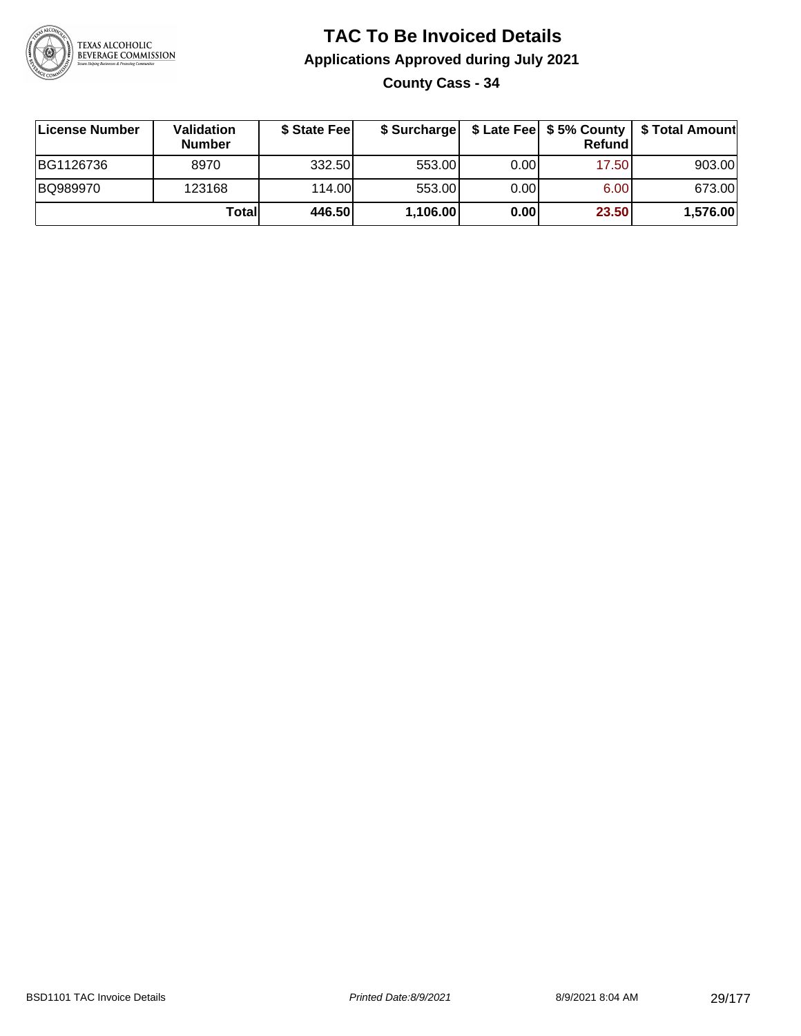# TAC To Be Invoiced Details

## Applications Approved during July 2021

### County Cass - 34

| License Number | Validation Number | $ State Fee | $ Surcharge | $ Late Fee | $ 5% County Refund | $ Total Amount |
|---|---|---|---|---|---|---|
| BG1126736 | 8970 | 332.50 | 553.00 | 0.00 | 17.50 | 903.00 |
| BQ989970 | 123168 | 114.00 | 553.00 | 0.00 | 6.00 | 673.00 |
| | **Total** | **446.50** | **1,106.00** | **0.00** | **23.50** | **1,576.00** |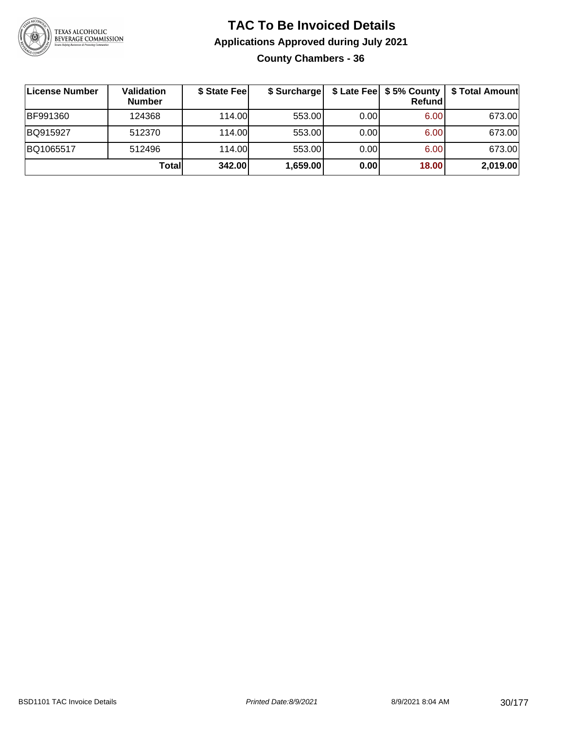# TAC To Be Invoiced Details

## Applications Approved during July 2021

### County Chambers - 36

| License Number | Validation Number | $ State Fee | $ Surcharge | $ Late Fee | $ 5% County Refund | $ Total Amount |
|---|---|---|---|---|---|---|
| BF991360 | 124368 | 114.00 | 553.00 | 0.00 | 6.00 | 673.00 |
| BQ915927 | 512370 | 114.00 | 553.00 | 0.00 | 6.00 | 673.00 |
| BQ1065517 | 512496 | 114.00 | 553.00 | 0.00 | 6.00 | 673.00 |
| | **Total** | **342.00** | **1,659.00** | **0.00** | **18.00** | **2,019.00** |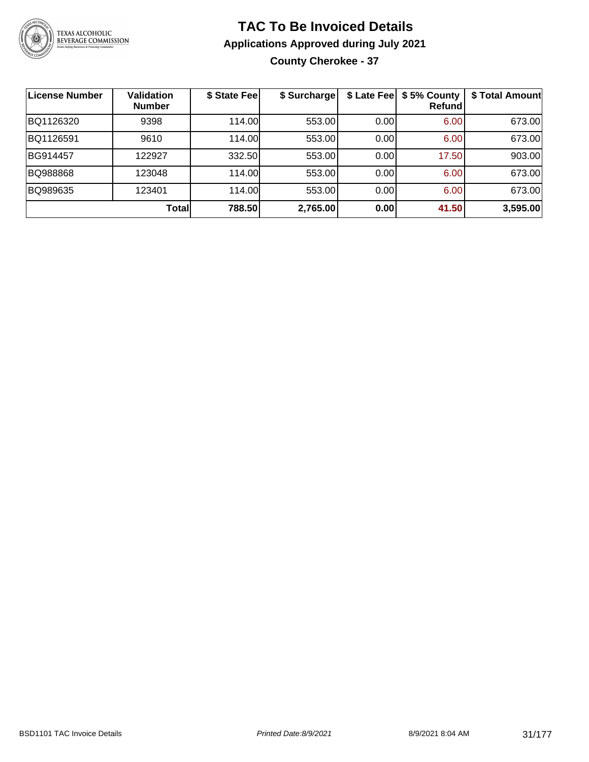# TAC To Be Invoiced Details

## Applications Approved during July 2021

### County Cherokee - 37

| License Number | Validation Number | $ State Fee | $ Surcharge | $ Late Fee | $ 5% County Refund | $ Total Amount |
|---|---|---|---|---|---|---|
| BQ1126320 | 9398 | 114.00 | 553.00 | 0.00 | 6.00 | 673.00 |
| BQ1126591 | 9610 | 114.00 | 553.00 | 0.00 | 6.00 | 673.00 |
| BG914457 | 122927 | 332.50 | 553.00 | 0.00 | 17.50 | 903.00 |
| BQ988868 | 123048 | 114.00 | 553.00 | 0.00 | 6.00 | 673.00 |
| BQ989635 | 123401 | 114.00 | 553.00 | 0.00 | 6.00 | 673.00 |
| | **Total** | **788.50** | **2,765.00** | **0.00** | **41.50** | **3,595.00** |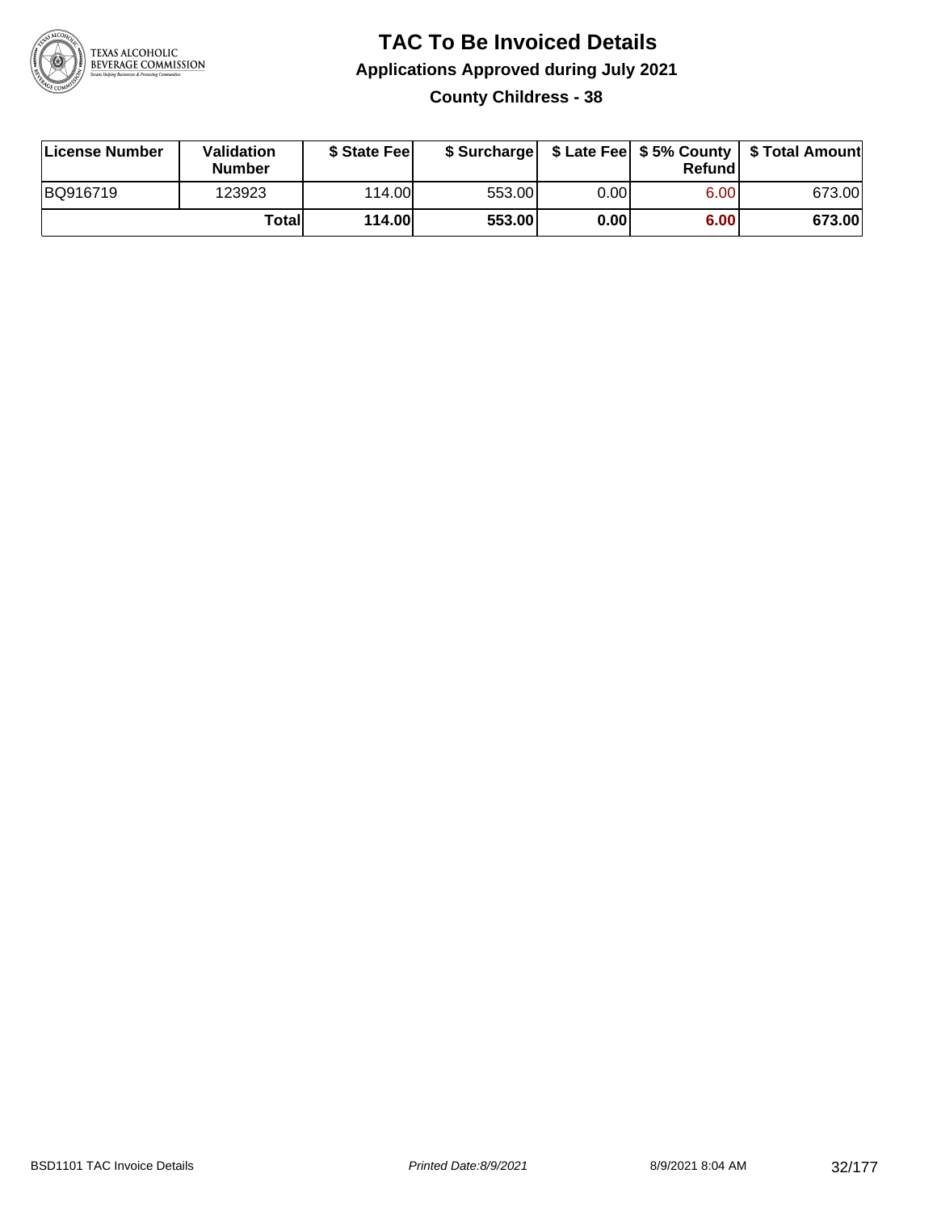# TAC To Be Invoiced Details

## Applications Approved during July 2021

### County Childress - 38

| License Number | Validation Number | $ State Fee | $ Surcharge | $ Late Fee | $ 5% County Refund | $ Total Amount |
|---|---|---|---|---|---|---|
| BQ916719 | 123923 | 114.00 | 553.00 | 0.00 | 6.00 | 673.00 |
| | **Total** | **114.00** | **553.00** | **0.00** | **6.00** | **673.00** |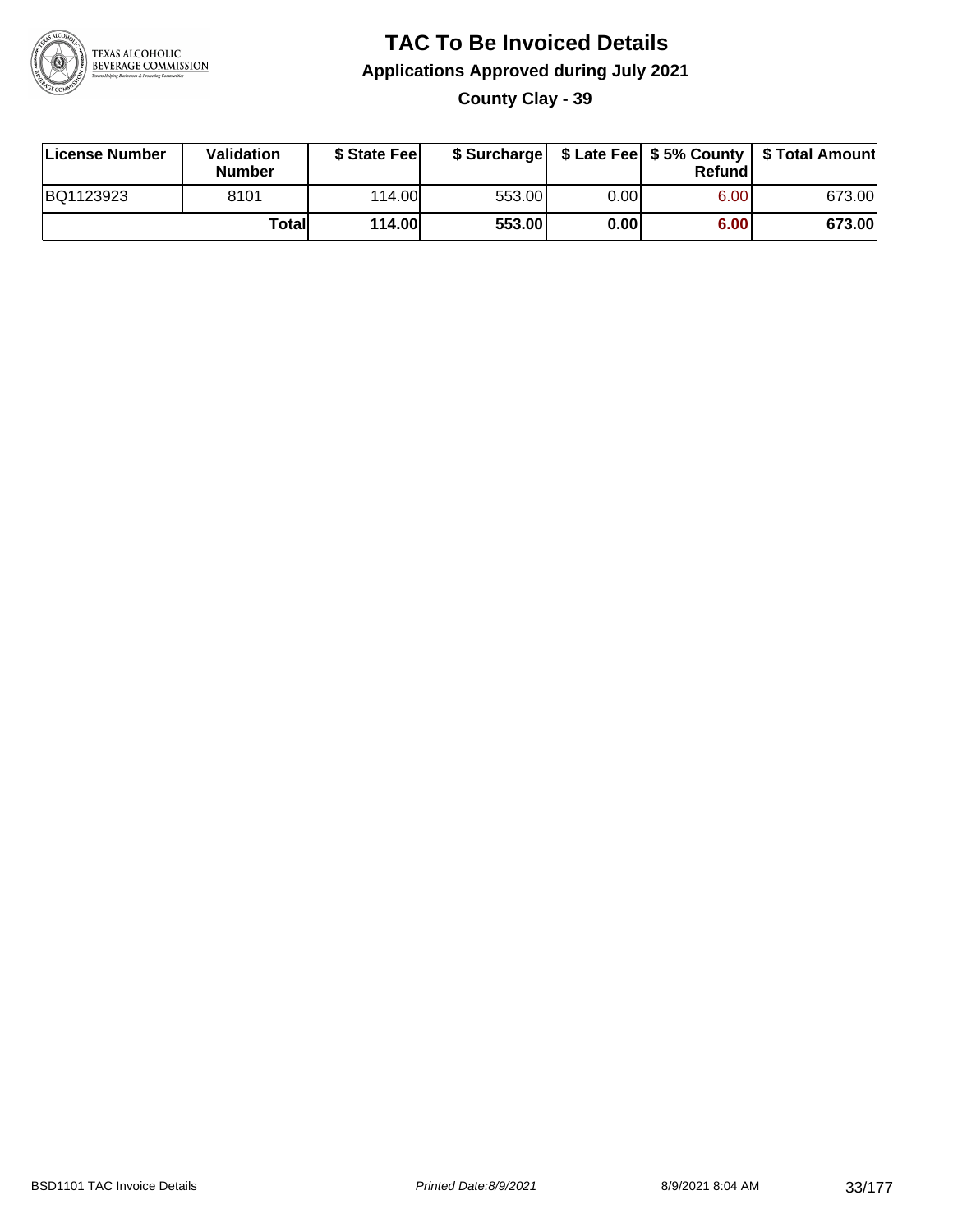# TAC To Be Invoiced Details

## Applications Approved during July 2021

### County Clay - 39

| License Number | Validation Number | \$ State Fee | \$ Surcharge | \$ Late Fee | \$ 5% County Refund | \$ Total Amount |
|---|---|---|---|---|---|---|
| BQ1123923 | 8101 | 114.00 | 553.00 | 0.00 | 6.00 | 673.00 |
| | **Total** | **114.00** | **553.00** | **0.00** | **6.00** | **673.00** |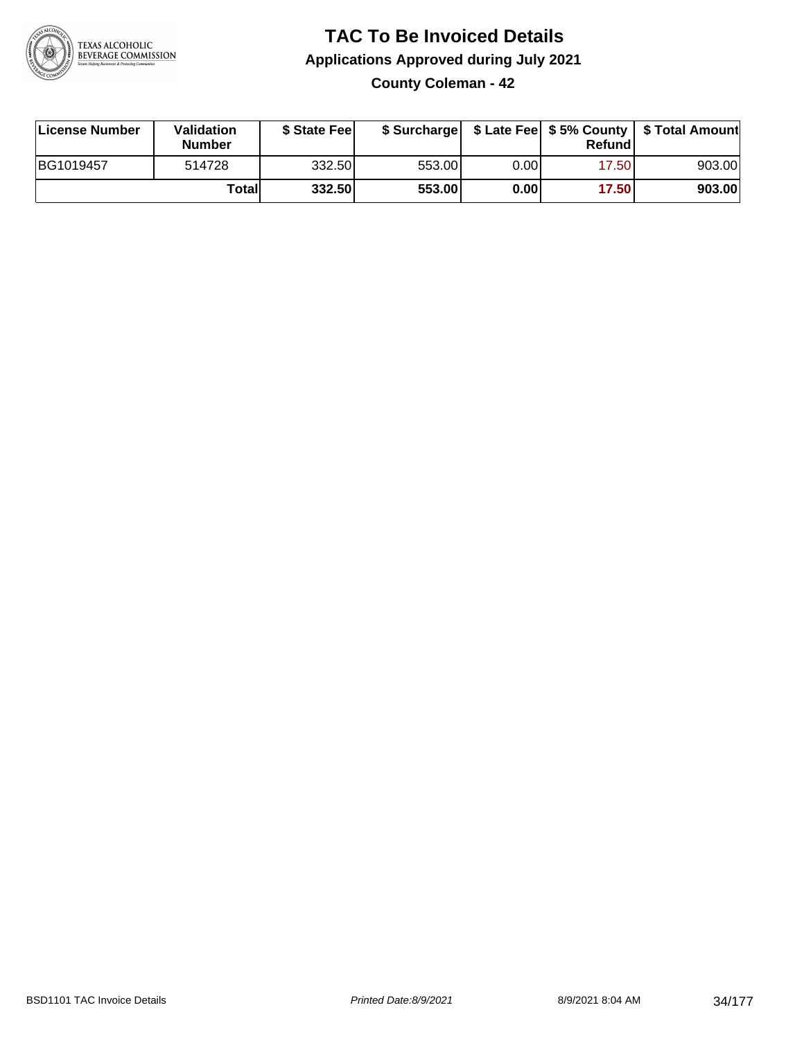# TAC To Be Invoiced Details

## Applications Approved during July 2021

### County Coleman - 42

| License Number | Validation Number | $ State Fee | $ Surcharge | $ Late Fee | $ 5% County Refund | $ Total Amount |
|---|---|---|---|---|---|---|
| BG1019457 | 514728 | 332.50 | 553.00 | 0.00 | 17.50 | 903.00 |
| | **Total** | **332.50** | **553.00** | **0.00** | **17.50** | **903.00** |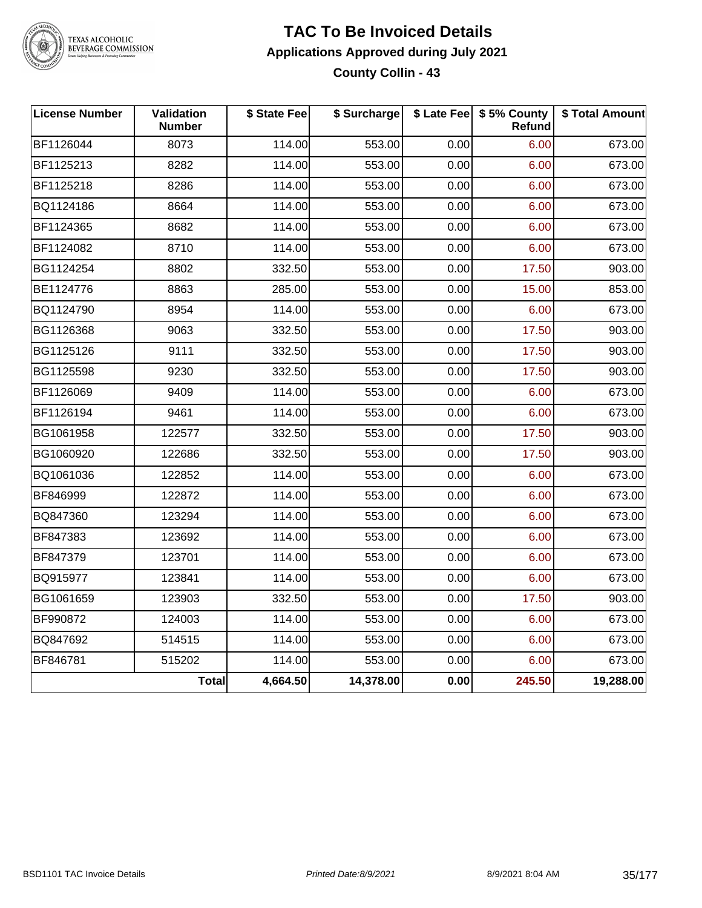# TAC To Be Invoiced Details

## Applications Approved during July 2021

### County Collin - 43

| License Number | Validation Number | $ State Fee | $ Surcharge | $ Late Fee | $ 5% County Refund | $ Total Amount |
|---|---|---|---|---|---|---|
| BF1126044 | 8073 | 114.00 | 553.00 | 0.00 | 6.00 | 673.00 |
| BF1125213 | 8282 | 114.00 | 553.00 | 0.00 | 6.00 | 673.00 |
| BF1125218 | 8286 | 114.00 | 553.00 | 0.00 | 6.00 | 673.00 |
| BQ1124186 | 8664 | 114.00 | 553.00 | 0.00 | 6.00 | 673.00 |
| BF1124365 | 8682 | 114.00 | 553.00 | 0.00 | 6.00 | 673.00 |
| BF1124082 | 8710 | 114.00 | 553.00 | 0.00 | 6.00 | 673.00 |
| BG1124254 | 8802 | 332.50 | 553.00 | 0.00 | 17.50 | 903.00 |
| BE1124776 | 8863 | 285.00 | 553.00 | 0.00 | 15.00 | 853.00 |
| BQ1124790 | 8954 | 114.00 | 553.00 | 0.00 | 6.00 | 673.00 |
| BG1126368 | 9063 | 332.50 | 553.00 | 0.00 | 17.50 | 903.00 |
| BG1125126 | 9111 | 332.50 | 553.00 | 0.00 | 17.50 | 903.00 |
| BG1125598 | 9230 | 332.50 | 553.00 | 0.00 | 17.50 | 903.00 |
| BF1126069 | 9409 | 114.00 | 553.00 | 0.00 | 6.00 | 673.00 |
| BF1126194 | 9461 | 114.00 | 553.00 | 0.00 | 6.00 | 673.00 |
| BG1061958 | 122577 | 332.50 | 553.00 | 0.00 | 17.50 | 903.00 |
| BG1060920 | 122686 | 332.50 | 553.00 | 0.00 | 17.50 | 903.00 |
| BQ1061036 | 122852 | 114.00 | 553.00 | 0.00 | 6.00 | 673.00 |
| BF846999 | 122872 | 114.00 | 553.00 | 0.00 | 6.00 | 673.00 |
| BQ847360 | 123294 | 114.00 | 553.00 | 0.00 | 6.00 | 673.00 |
| BF847383 | 123692 | 114.00 | 553.00 | 0.00 | 6.00 | 673.00 |
| BF847379 | 123701 | 114.00 | 553.00 | 0.00 | 6.00 | 673.00 |
| BQ915977 | 123841 | 114.00 | 553.00 | 0.00 | 6.00 | 673.00 |
| BG1061659 | 123903 | 332.50 | 553.00 | 0.00 | 17.50 | 903.00 |
| BF990872 | 124003 | 114.00 | 553.00 | 0.00 | 6.00 | 673.00 |
| BQ847692 | 514515 | 114.00 | 553.00 | 0.00 | 6.00 | 673.00 |
| BF846781 | 515202 | 114.00 | 553.00 | 0.00 | 6.00 | 673.00 |
| | **Total** | **4,664.50** | **14,378.00** | **0.00** | **245.50** | **19,288.00** |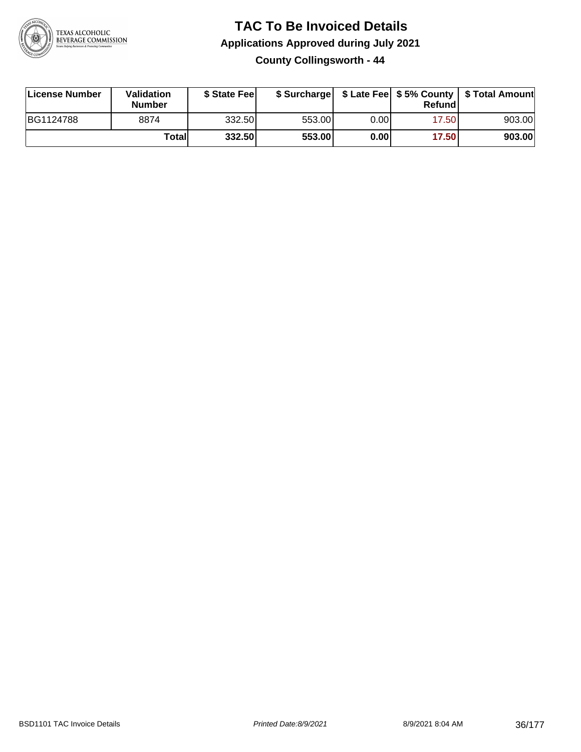# TAC To Be Invoiced Details

## Applications Approved during July 2021

### County Collingsworth - 44

| License Number | Validation Number | $ State Fee | $ Surcharge | $ Late Fee | $ 5% County Refund | $ Total Amount |
|---|---|---|---|---|---|---|
| BG1124788 | 8874 | 332.50 | 553.00 | 0.00 | 17.50 | 903.00 |
| | **Total** | **332.50** | **553.00** | **0.00** | **17.50** | **903.00** |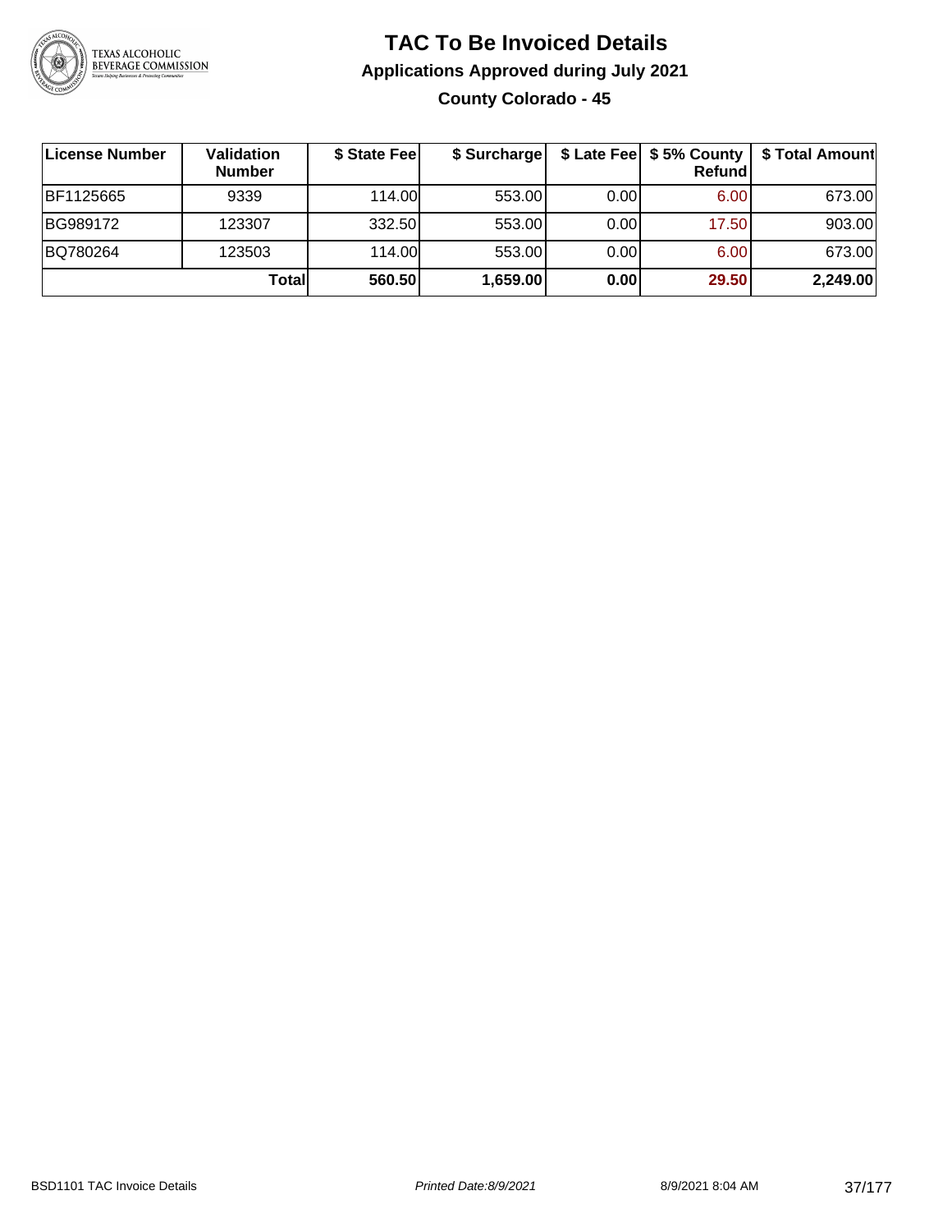# TAC To Be Invoiced Details

## Applications Approved during July 2021

### County Colorado - 45

| License Number | Validation Number | $ State Fee | $ Surcharge | $ Late Fee | $ 5% County Refund | $ Total Amount |
|---|---|---|---|---|---|---|
| BF1125665 | 9339 | 114.00 | 553.00 | 0.00 | 6.00 | 673.00 |
| BG989172 | 123307 | 332.50 | 553.00 | 0.00 | 17.50 | 903.00 |
| BQ780264 | 123503 | 114.00 | 553.00 | 0.00 | 6.00 | 673.00 |
| | **Total** | **560.50** | **1,659.00** | **0.00** | **29.50** | **2,249.00** |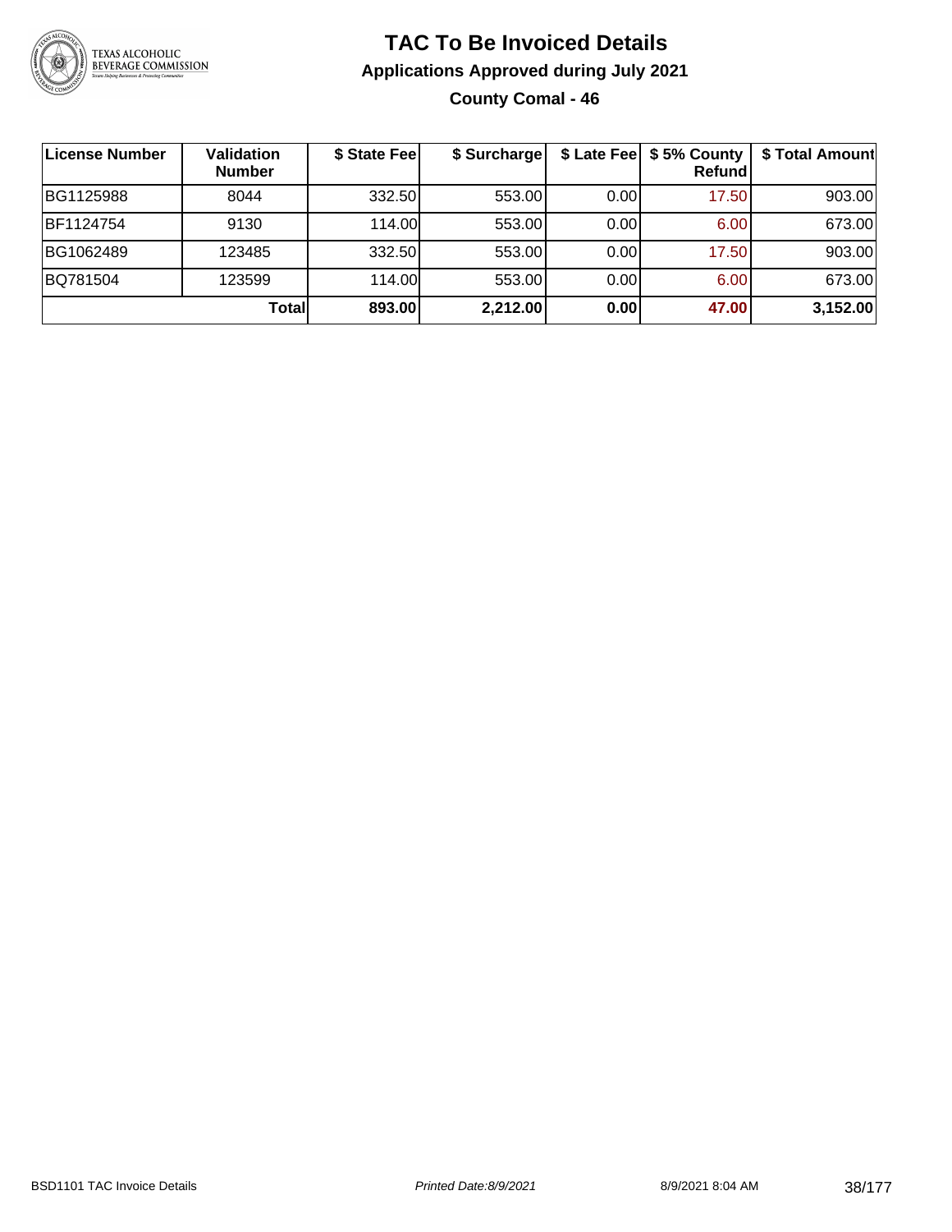# TAC To Be Invoiced Details

## Applications Approved during July 2021

### County Comal - 46

| License Number | Validation Number | $ State Fee | $ Surcharge | $ Late Fee | $ 5% County Refund | $ Total Amount |
|---|---|---|---|---|---|---|
| BG1125988 | 8044 | 332.50 | 553.00 | 0.00 | 17.50 | 903.00 |
| BF1124754 | 9130 | 114.00 | 553.00 | 0.00 | 6.00 | 673.00 |
| BG1062489 | 123485 | 332.50 | 553.00 | 0.00 | 17.50 | 903.00 |
| BQ781504 | 123599 | 114.00 | 553.00 | 0.00 | 6.00 | 673.00 |
| | **Total** | **893.00** | **2,212.00** | **0.00** | **47.00** | **3,152.00** |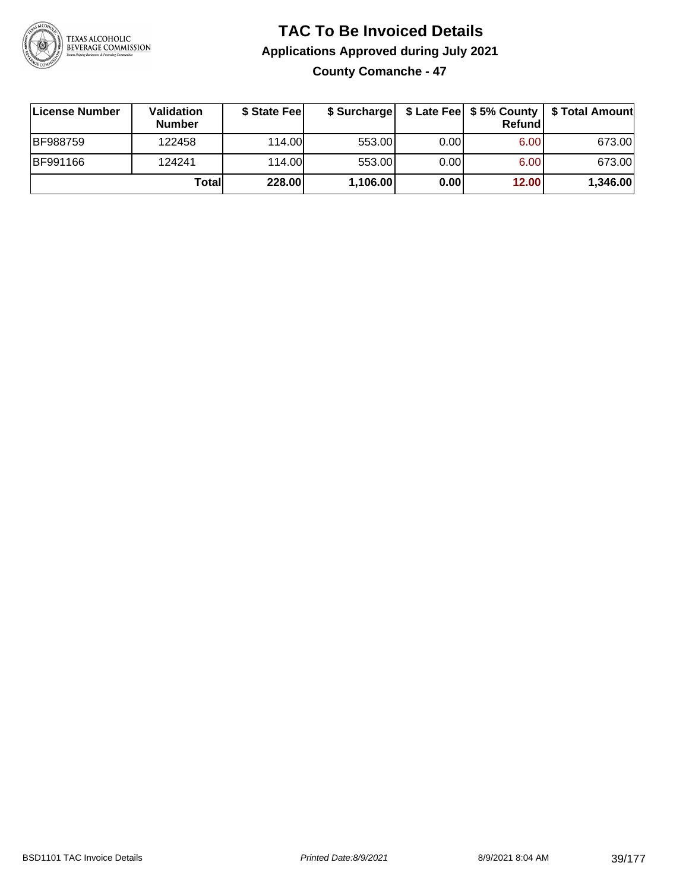# TAC To Be Invoiced Details

## Applications Approved during July 2021

### County Comanche - 47

| License Number | Validation Number | $ State Fee | $ Surcharge | $ Late Fee | $ 5% County Refund | $ Total Amount |
|---|---|---|---|---|---|---|
| BF988759 | 122458 | 114.00 | 553.00 | 0.00 | 6.00 | 673.00 |
| BF991166 | 124241 | 114.00 | 553.00 | 0.00 | 6.00 | 673.00 |
| | **Total** | **228.00** | **1,106.00** | **0.00** | **12.00** | **1,346.00** |

BSD1101 TAC Invoice Details | *Printed Date:8/9/2021* | 8/9/2021 8:04 AM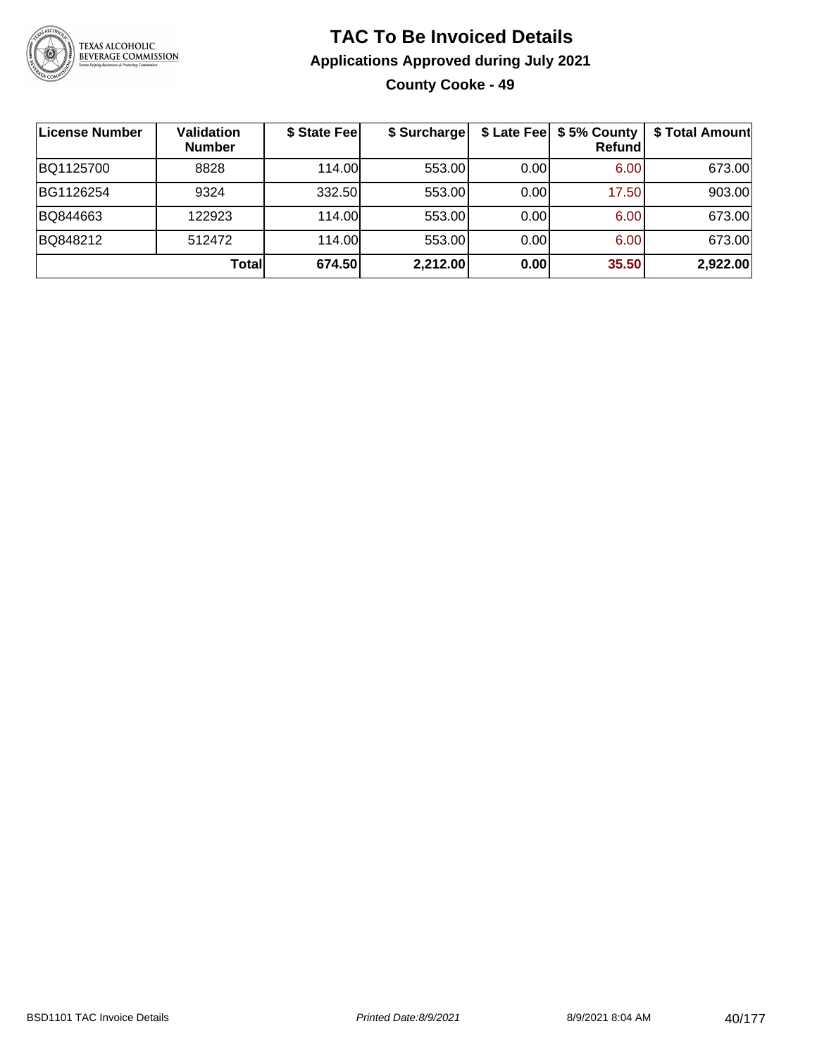# TAC To Be Invoiced Details

## Applications Approved during July 2021

### County Cooke - 49

| License Number | Validation Number | $ State Fee | $ Surcharge | $ Late Fee | $ 5% County Refund | $ Total Amount |
|---|---|---|---|---|---|---|
| BQ1125700 | 8828 | 114.00 | 553.00 | 0.00 | 6.00 | 673.00 |
| BG1126254 | 9324 | 332.50 | 553.00 | 0.00 | 17.50 | 903.00 |
| BQ844663 | 122923 | 114.00 | 553.00 | 0.00 | 6.00 | 673.00 |
| BQ848212 | 512472 | 114.00 | 553.00 | 0.00 | 6.00 | 673.00 |
| | **Total** | **674.50** | **2,212.00** | **0.00** | **35.50** | **2,922.00** |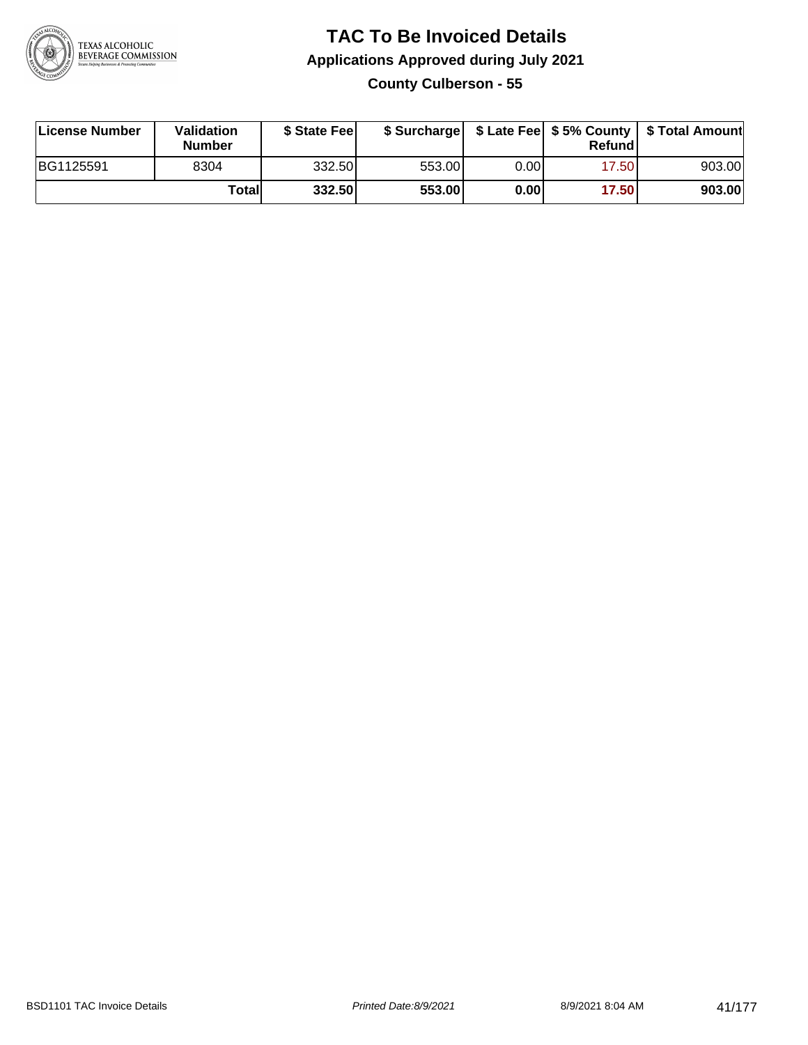# TAC To Be Invoiced Details

## Applications Approved during July 2021

### County Culberson - 55

| License Number | Validation Number | $ State Fee | $ Surcharge | $ Late Fee | $ 5% County Refund | $ Total Amount |
|---|---|---|---|---|---|---|
| BG1125591 | 8304 | 332.50 | 553.00 | 0.00 | 17.50 | 903.00 |
| | **Total** | **332.50** | **553.00** | **0.00** | **17.50** | **903.00** |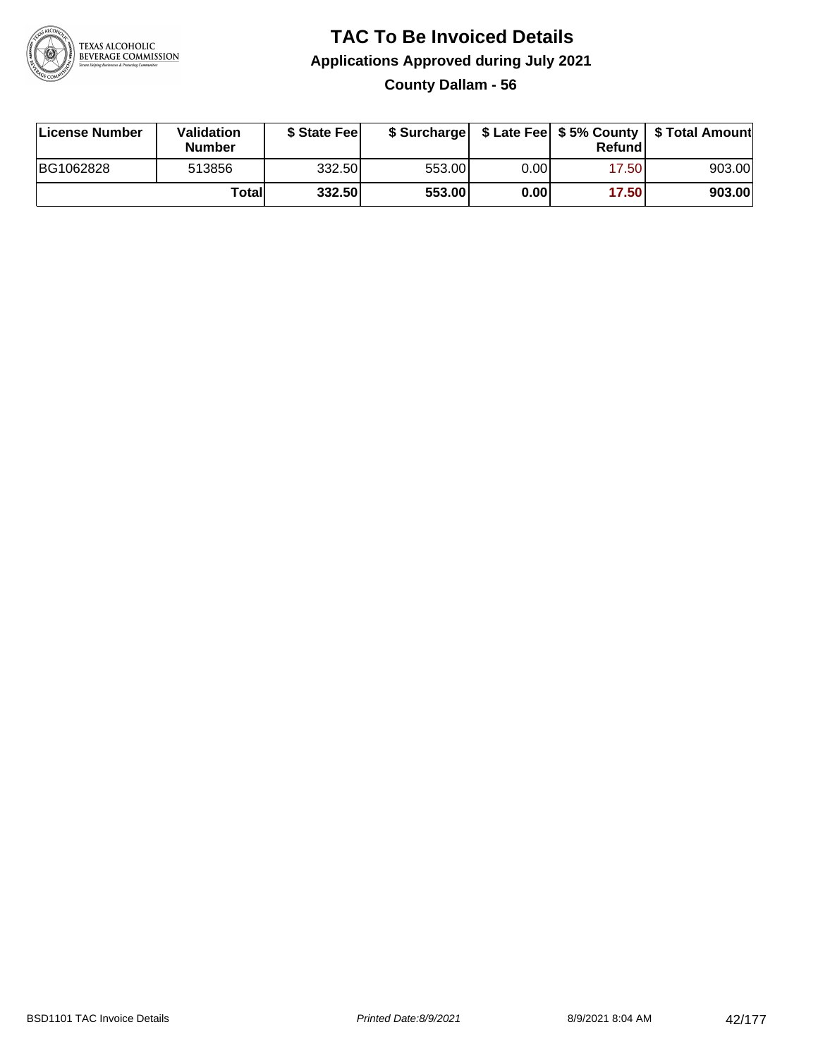# TAC To Be Invoiced Details

## Applications Approved during July 2021

### County Dallam - 56

| License Number | Validation Number | $ State Fee | $ Surcharge | $ Late Fee | $ 5% County Refund | $ Total Amount |
|---|---|---|---|---|---|---|
| BG1062828 | 513856 | 332.50 | 553.00 | 0.00 | 17.50 | 903.00 |
| | **Total** | **332.50** | **553.00** | **0.00** | **17.50** | **903.00** |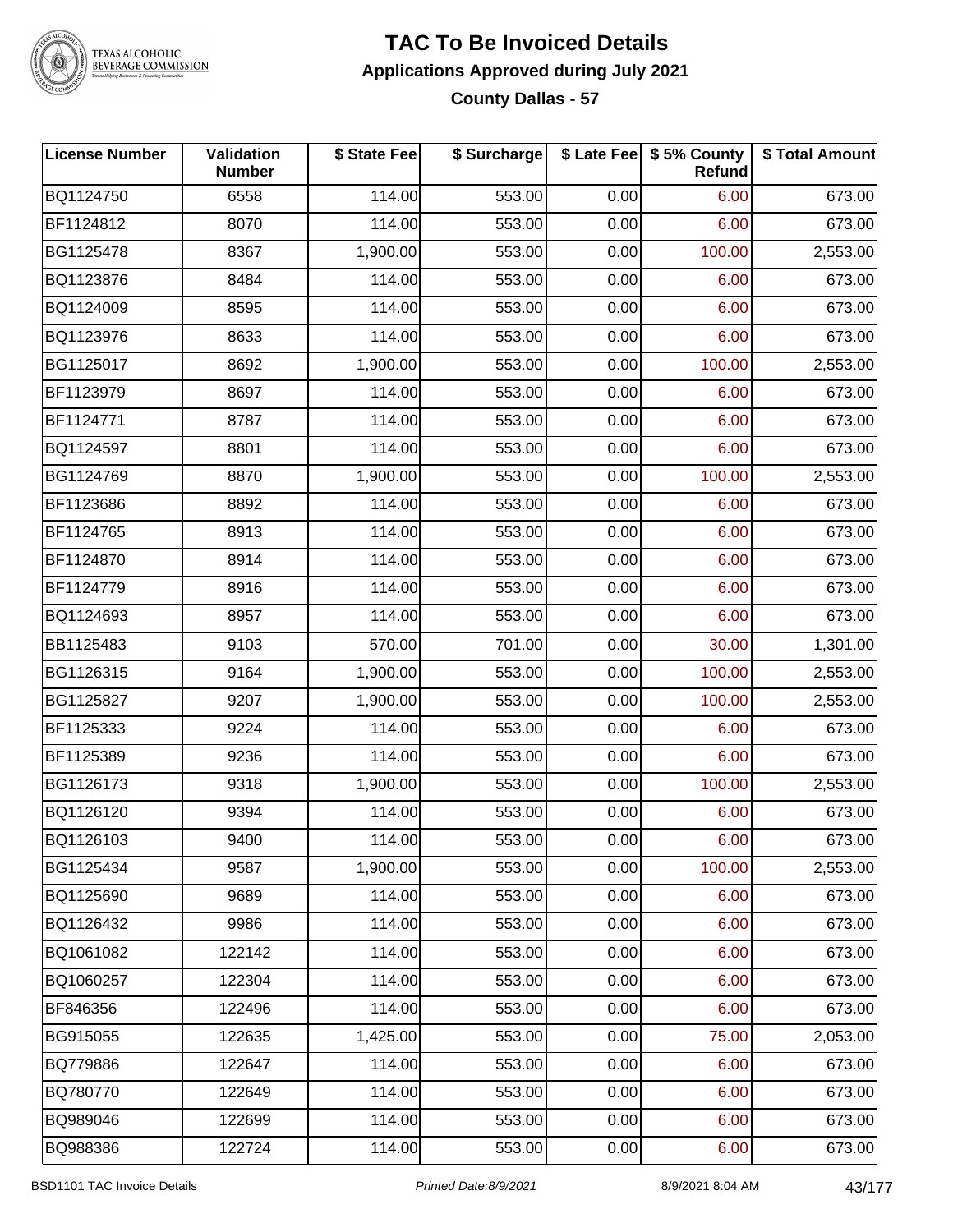# TAC To Be Invoiced Details

## Applications Approved during July 2021

### County Dallas - 57

| License Number | Validation Number | $ State Fee | $ Surcharge | $ Late Fee | $ 5% County Refund | $ Total Amount |
|---|---|---|---|---|---|---|
| BQ1124750 | 6558 | 114.00 | 553.00 | 0.00 | 6.00 | 673.00 |
| BF1124812 | 8070 | 114.00 | 553.00 | 0.00 | 6.00 | 673.00 |
| BG1125478 | 8367 | 1,900.00 | 553.00 | 0.00 | 100.00 | 2,553.00 |
| BQ1123876 | 8484 | 114.00 | 553.00 | 0.00 | 6.00 | 673.00 |
| BQ1124009 | 8595 | 114.00 | 553.00 | 0.00 | 6.00 | 673.00 |
| BQ1123976 | 8633 | 114.00 | 553.00 | 0.00 | 6.00 | 673.00 |
| BG1125017 | 8692 | 1,900.00 | 553.00 | 0.00 | 100.00 | 2,553.00 |
| BF1123979 | 8697 | 114.00 | 553.00 | 0.00 | 6.00 | 673.00 |
| BF1124771 | 8787 | 114.00 | 553.00 | 0.00 | 6.00 | 673.00 |
| BQ1124597 | 8801 | 114.00 | 553.00 | 0.00 | 6.00 | 673.00 |
| BG1124769 | 8870 | 1,900.00 | 553.00 | 0.00 | 100.00 | 2,553.00 |
| BF1123686 | 8892 | 114.00 | 553.00 | 0.00 | 6.00 | 673.00 |
| BF1124765 | 8913 | 114.00 | 553.00 | 0.00 | 6.00 | 673.00 |
| BF1124870 | 8914 | 114.00 | 553.00 | 0.00 | 6.00 | 673.00 |
| BF1124779 | 8916 | 114.00 | 553.00 | 0.00 | 6.00 | 673.00 |
| BQ1124693 | 8957 | 114.00 | 553.00 | 0.00 | 6.00 | 673.00 |
| BB1125483 | 9103 | 570.00 | 701.00 | 0.00 | 30.00 | 1,301.00 |
| BG1126315 | 9164 | 1,900.00 | 553.00 | 0.00 | 100.00 | 2,553.00 |
| BG1125827 | 9207 | 1,900.00 | 553.00 | 0.00 | 100.00 | 2,553.00 |
| BF1125333 | 9224 | 114.00 | 553.00 | 0.00 | 6.00 | 673.00 |
| BF1125389 | 9236 | 114.00 | 553.00 | 0.00 | 6.00 | 673.00 |
| BG1126173 | 9318 | 1,900.00 | 553.00 | 0.00 | 100.00 | 2,553.00 |
| BQ1126120 | 9394 | 114.00 | 553.00 | 0.00 | 6.00 | 673.00 |
| BQ1126103 | 9400 | 114.00 | 553.00 | 0.00 | 6.00 | 673.00 |
| BG1125434 | 9587 | 1,900.00 | 553.00 | 0.00 | 100.00 | 2,553.00 |
| BQ1125690 | 9689 | 114.00 | 553.00 | 0.00 | 6.00 | 673.00 |
| BQ1126432 | 9986 | 114.00 | 553.00 | 0.00 | 6.00 | 673.00 |
| BQ1061082 | 122142 | 114.00 | 553.00 | 0.00 | 6.00 | 673.00 |
| BQ1060257 | 122304 | 114.00 | 553.00 | 0.00 | 6.00 | 673.00 |
| BF846356 | 122496 | 114.00 | 553.00 | 0.00 | 6.00 | 673.00 |
| BG915055 | 122635 | 1,425.00 | 553.00 | 0.00 | 75.00 | 2,053.00 |
| BQ779886 | 122647 | 114.00 | 553.00 | 0.00 | 6.00 | 673.00 |
| BQ780770 | 122649 | 114.00 | 553.00 | 0.00 | 6.00 | 673.00 |
| BQ989046 | 122699 | 114.00 | 553.00 | 0.00 | 6.00 | 673.00 |
| BQ988386 | 122724 | 114.00 | 553.00 | 0.00 | 6.00 | 673.00 |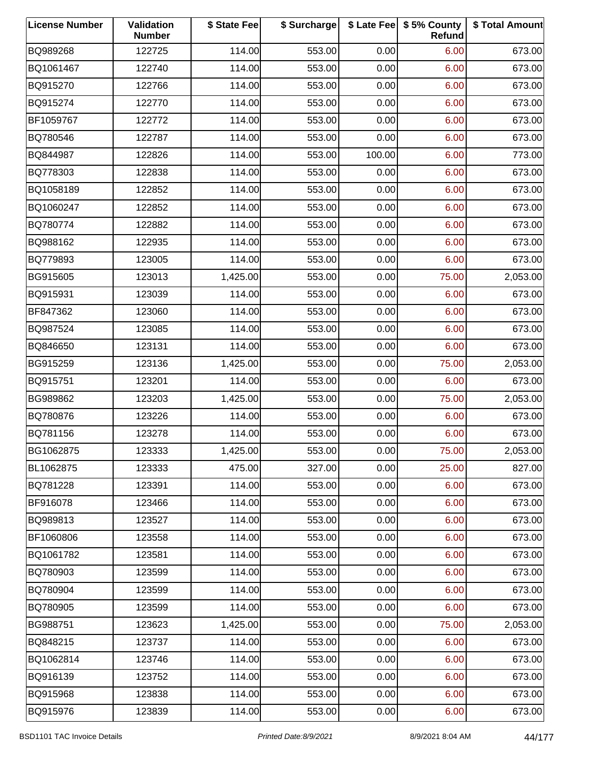| License Number | Validation Number | $ State Fee | $ Surcharge | $ Late Fee | $ 5% County Refund | $ Total Amount |
|---|---|---|---|---|---|---|
| BQ989268 | 122725 | 114.00 | 553.00 | 0.00 | 6.00 | 673.00 |
| BQ1061467 | 122740 | 114.00 | 553.00 | 0.00 | 6.00 | 673.00 |
| BQ915270 | 122766 | 114.00 | 553.00 | 0.00 | 6.00 | 673.00 |
| BQ915274 | 122770 | 114.00 | 553.00 | 0.00 | 6.00 | 673.00 |
| BF1059767 | 122772 | 114.00 | 553.00 | 0.00 | 6.00 | 673.00 |
| BQ780546 | 122787 | 114.00 | 553.00 | 0.00 | 6.00 | 673.00 |
| BQ844987 | 122826 | 114.00 | 553.00 | 100.00 | 6.00 | 773.00 |
| BQ778303 | 122838 | 114.00 | 553.00 | 0.00 | 6.00 | 673.00 |
| BQ1058189 | 122852 | 114.00 | 553.00 | 0.00 | 6.00 | 673.00 |
| BQ1060247 | 122852 | 114.00 | 553.00 | 0.00 | 6.00 | 673.00 |
| BQ780774 | 122882 | 114.00 | 553.00 | 0.00 | 6.00 | 673.00 |
| BQ988162 | 122935 | 114.00 | 553.00 | 0.00 | 6.00 | 673.00 |
| BQ779893 | 123005 | 114.00 | 553.00 | 0.00 | 6.00 | 673.00 |
| BG915605 | 123013 | 1,425.00 | 553.00 | 0.00 | 75.00 | 2,053.00 |
| BQ915931 | 123039 | 114.00 | 553.00 | 0.00 | 6.00 | 673.00 |
| BF847362 | 123060 | 114.00 | 553.00 | 0.00 | 6.00 | 673.00 |
| BQ987524 | 123085 | 114.00 | 553.00 | 0.00 | 6.00 | 673.00 |
| BQ846650 | 123131 | 114.00 | 553.00 | 0.00 | 6.00 | 673.00 |
| BG915259 | 123136 | 1,425.00 | 553.00 | 0.00 | 75.00 | 2,053.00 |
| BQ915751 | 123201 | 114.00 | 553.00 | 0.00 | 6.00 | 673.00 |
| BG989862 | 123203 | 1,425.00 | 553.00 | 0.00 | 75.00 | 2,053.00 |
| BQ780876 | 123226 | 114.00 | 553.00 | 0.00 | 6.00 | 673.00 |
| BQ781156 | 123278 | 114.00 | 553.00 | 0.00 | 6.00 | 673.00 |
| BG1062875 | 123333 | 1,425.00 | 553.00 | 0.00 | 75.00 | 2,053.00 |
| BL1062875 | 123333 | 475.00 | 327.00 | 0.00 | 25.00 | 827.00 |
| BQ781228 | 123391 | 114.00 | 553.00 | 0.00 | 6.00 | 673.00 |
| BF916078 | 123466 | 114.00 | 553.00 | 0.00 | 6.00 | 673.00 |
| BQ989813 | 123527 | 114.00 | 553.00 | 0.00 | 6.00 | 673.00 |
| BF1060806 | 123558 | 114.00 | 553.00 | 0.00 | 6.00 | 673.00 |
| BQ1061782 | 123581 | 114.00 | 553.00 | 0.00 | 6.00 | 673.00 |
| BQ780903 | 123599 | 114.00 | 553.00 | 0.00 | 6.00 | 673.00 |
| BQ780904 | 123599 | 114.00 | 553.00 | 0.00 | 6.00 | 673.00 |
| BQ780905 | 123599 | 114.00 | 553.00 | 0.00 | 6.00 | 673.00 |
| BG988751 | 123623 | 1,425.00 | 553.00 | 0.00 | 75.00 | 2,053.00 |
| BQ848215 | 123737 | 114.00 | 553.00 | 0.00 | 6.00 | 673.00 |
| BQ1062814 | 123746 | 114.00 | 553.00 | 0.00 | 6.00 | 673.00 |
| BQ916139 | 123752 | 114.00 | 553.00 | 0.00 | 6.00 | 673.00 |
| BQ915968 | 123838 | 114.00 | 553.00 | 0.00 | 6.00 | 673.00 |
| BQ915976 | 123839 | 114.00 | 553.00 | 0.00 | 6.00 | 673.00 |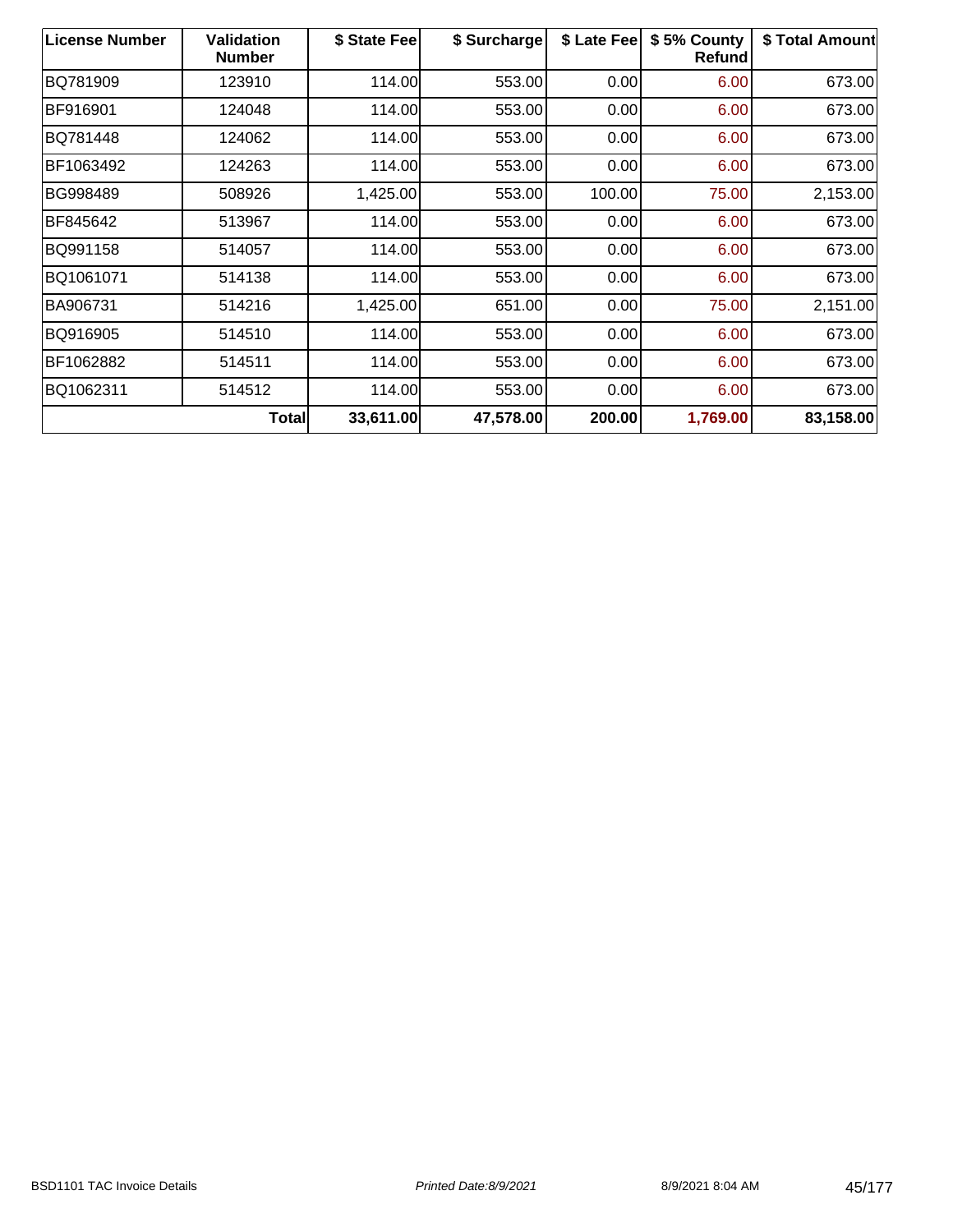| License Number | Validation Number | $ State Fee | $ Surcharge | $ Late Fee | $ 5% County Refund | $ Total Amount |
|---|---|---|---|---|---|---|
| BQ781909 | 123910 | 114.00 | 553.00 | 0.00 | 6.00 | 673.00 |
| BF916901 | 124048 | 114.00 | 553.00 | 0.00 | 6.00 | 673.00 |
| BQ781448 | 124062 | 114.00 | 553.00 | 0.00 | 6.00 | 673.00 |
| BF1063492 | 124263 | 114.00 | 553.00 | 0.00 | 6.00 | 673.00 |
| BG998489 | 508926 | 1,425.00 | 553.00 | 100.00 | 75.00 | 2,153.00 |
| BF845642 | 513967 | 114.00 | 553.00 | 0.00 | 6.00 | 673.00 |
| BQ991158 | 514057 | 114.00 | 553.00 | 0.00 | 6.00 | 673.00 |
| BQ1061071 | 514138 | 114.00 | 553.00 | 0.00 | 6.00 | 673.00 |
| BA906731 | 514216 | 1,425.00 | 651.00 | 0.00 | 75.00 | 2,151.00 |
| BQ916905 | 514510 | 114.00 | 553.00 | 0.00 | 6.00 | 673.00 |
| BF1062882 | 514511 | 114.00 | 553.00 | 0.00 | 6.00 | 673.00 |
| BQ1062311 | 514512 | 114.00 | 553.00 | 0.00 | 6.00 | 673.00 |
| **Total** | | **33,611.00** | **47,578.00** | **200.00** | **1,769.00** | **83,158.00** |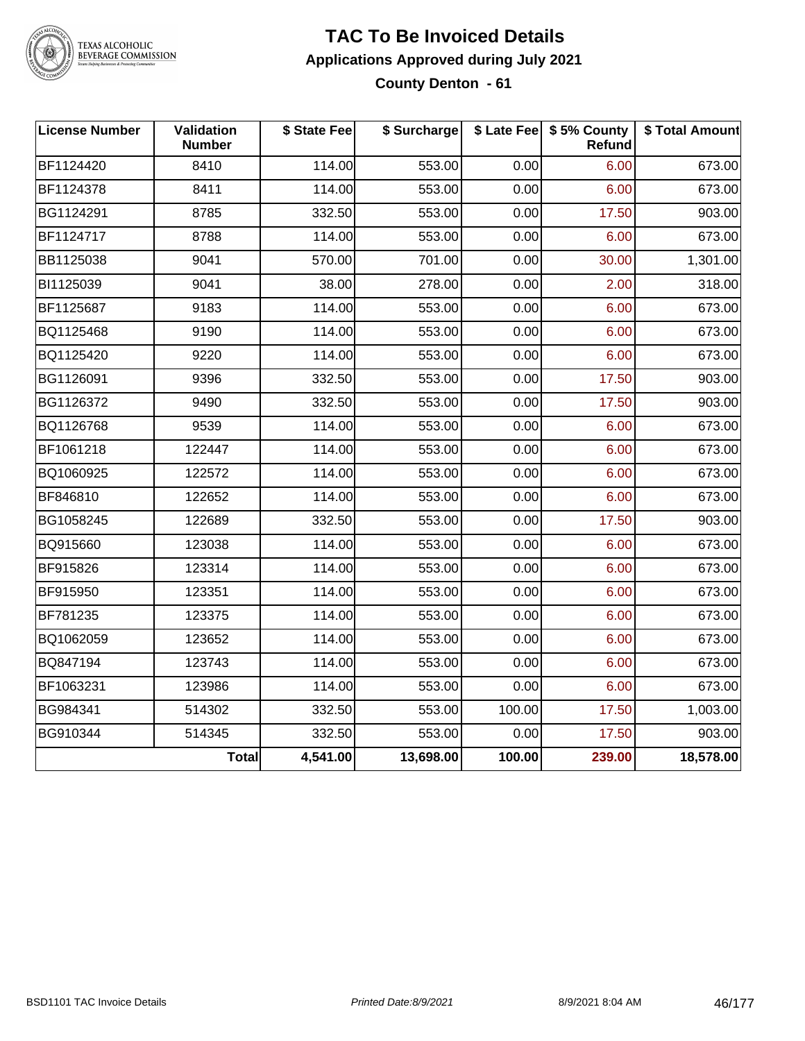# TAC To Be Invoiced Details

## Applications Approved during July 2021

### County Denton - 61

| License Number | Validation Number | $ State Fee | $ Surcharge | $ Late Fee | $ 5% County Refund | $ Total Amount |
|---|---|---|---|---|---|---|
| BF1124420 | 8410 | 114.00 | 553.00 | 0.00 | 6.00 | 673.00 |
| BF1124378 | 8411 | 114.00 | 553.00 | 0.00 | 6.00 | 673.00 |
| BG1124291 | 8785 | 332.50 | 553.00 | 0.00 | 17.50 | 903.00 |
| BF1124717 | 8788 | 114.00 | 553.00 | 0.00 | 6.00 | 673.00 |
| BB1125038 | 9041 | 570.00 | 701.00 | 0.00 | 30.00 | 1,301.00 |
| BI1125039 | 9041 | 38.00 | 278.00 | 0.00 | 2.00 | 318.00 |
| BF1125687 | 9183 | 114.00 | 553.00 | 0.00 | 6.00 | 673.00 |
| BQ1125468 | 9190 | 114.00 | 553.00 | 0.00 | 6.00 | 673.00 |
| BQ1125420 | 9220 | 114.00 | 553.00 | 0.00 | 6.00 | 673.00 |
| BG1126091 | 9396 | 332.50 | 553.00 | 0.00 | 17.50 | 903.00 |
| BG1126372 | 9490 | 332.50 | 553.00 | 0.00 | 17.50 | 903.00 |
| BQ1126768 | 9539 | 114.00 | 553.00 | 0.00 | 6.00 | 673.00 |
| BF1061218 | 122447 | 114.00 | 553.00 | 0.00 | 6.00 | 673.00 |
| BQ1060925 | 122572 | 114.00 | 553.00 | 0.00 | 6.00 | 673.00 |
| BF846810 | 122652 | 114.00 | 553.00 | 0.00 | 6.00 | 673.00 |
| BG1058245 | 122689 | 332.50 | 553.00 | 0.00 | 17.50 | 903.00 |
| BQ915660 | 123038 | 114.00 | 553.00 | 0.00 | 6.00 | 673.00 |
| BF915826 | 123314 | 114.00 | 553.00 | 0.00 | 6.00 | 673.00 |
| BF915950 | 123351 | 114.00 | 553.00 | 0.00 | 6.00 | 673.00 |
| BF781235 | 123375 | 114.00 | 553.00 | 0.00 | 6.00 | 673.00 |
| BQ1062059 | 123652 | 114.00 | 553.00 | 0.00 | 6.00 | 673.00 |
| BQ847194 | 123743 | 114.00 | 553.00 | 0.00 | 6.00 | 673.00 |
| BF1063231 | 123986 | 114.00 | 553.00 | 0.00 | 6.00 | 673.00 |
| BG984341 | 514302 | 332.50 | 553.00 | 100.00 | 17.50 | 1,003.00 |
| BG910344 | 514345 | 332.50 | 553.00 | 0.00 | 17.50 | 903.00 |
| | **Total** | **4,541.00** | **13,698.00** | **100.00** | **239.00** | **18,578.00** |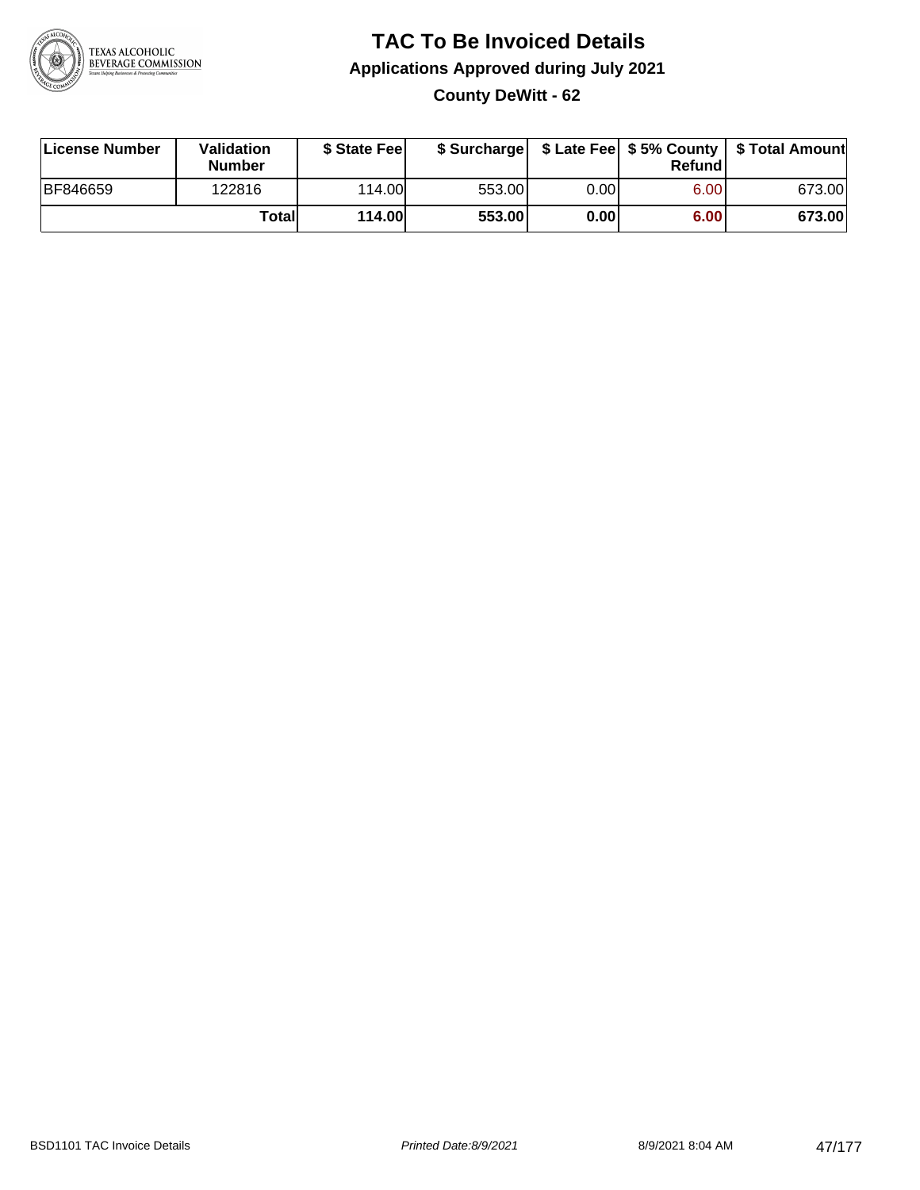# TAC To Be Invoiced Details

## Applications Approved during July 2021

### County DeWitt - 62

| License Number | Validation Number | $ State Fee | $ Surcharge | $ Late Fee | $ 5% County Refund | $ Total Amount |
|---|---|---|---|---|---|---|
| BF846659 | 122816 | 114.00 | 553.00 | 0.00 | 6.00 | 673.00 |
| | **Total** | **114.00** | **553.00** | **0.00** | **6.00** | **673.00** |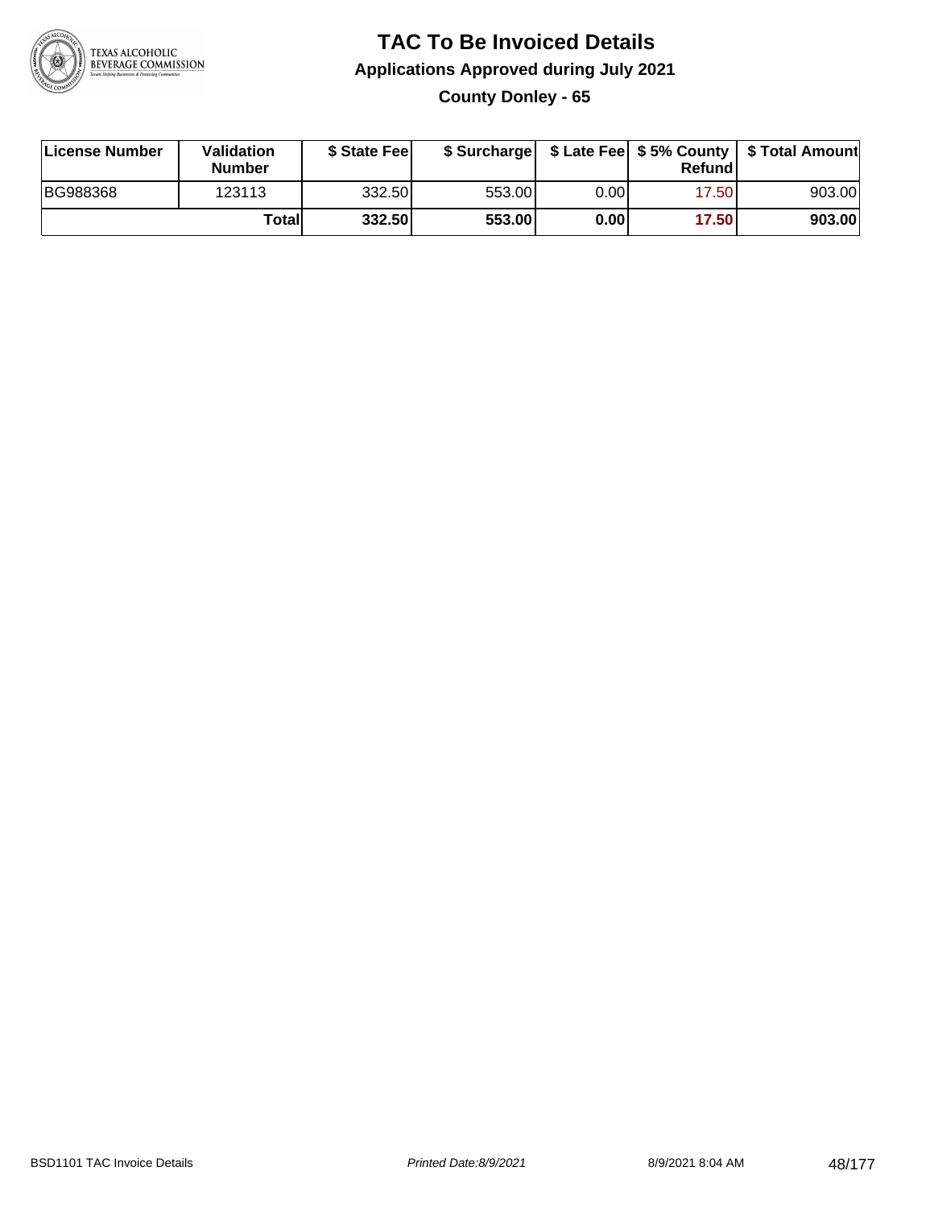# TAC To Be Invoiced Details

## Applications Approved during July 2021

### County Donley - 65

| License Number | Validation Number | $ State Fee | $ Surcharge | $ Late Fee | $ 5% County Refund | $ Total Amount |
|---|---|---|---|---|---|---|
| BG988368 | 123113 | 332.50 | 553.00 | 0.00 | 17.50 | 903.00 |
| | **Total** | **332.50** | **553.00** | **0.00** | **17.50** | **903.00** |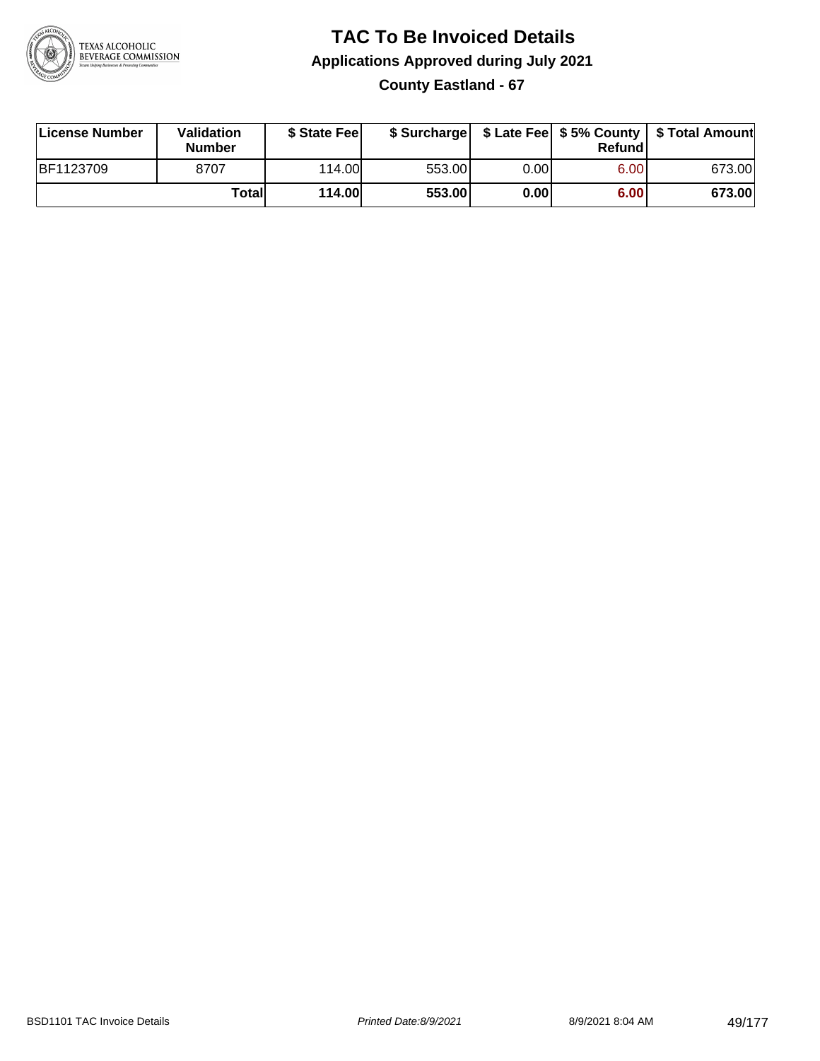# TAC To Be Invoiced Details

## Applications Approved during July 2021

### County Eastland - 67

| License Number | Validation Number | $ State Fee | $ Surcharge | $ Late Fee | $ 5% County Refund | $ Total Amount |
|---|---|---|---|---|---|---|
| BF1123709 | 8707 | 114.00 | 553.00 | 0.00 | 6.00 | 673.00 |
| | **Total** | **114.00** | **553.00** | **0.00** | **6.00** | **673.00** |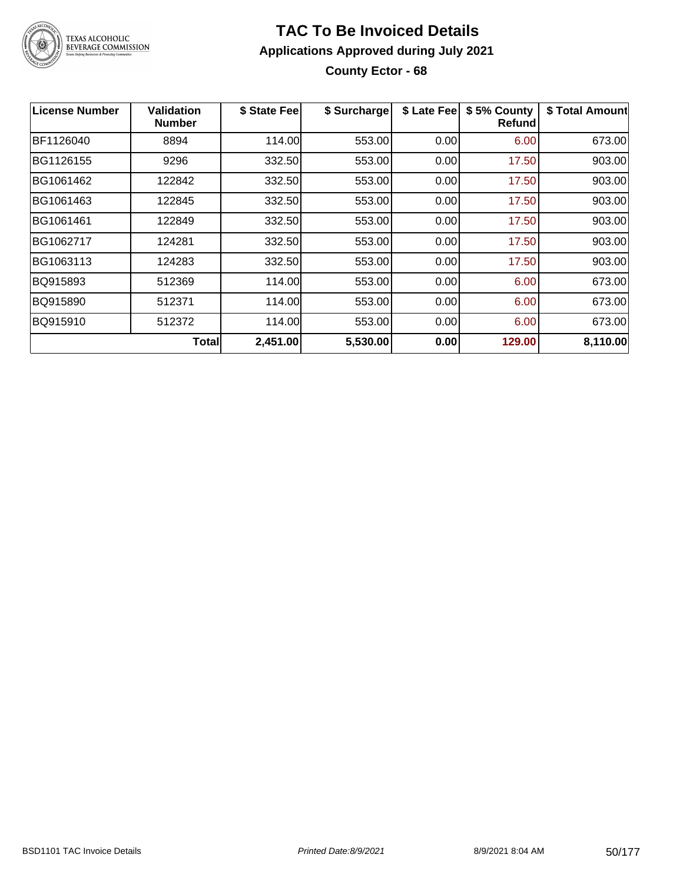# TAC To Be Invoiced Details

## Applications Approved during July 2021

### County Ector - 68

| License Number | Validation Number | $ State Fee | $ Surcharge | $ Late Fee | $ 5% County Refund | $ Total Amount |
|---|---|---|---|---|---|---|
| BF1126040 | 8894 | 114.00 | 553.00 | 0.00 | 6.00 | 673.00 |
| BG1126155 | 9296 | 332.50 | 553.00 | 0.00 | 17.50 | 903.00 |
| BG1061462 | 122842 | 332.50 | 553.00 | 0.00 | 17.50 | 903.00 |
| BG1061463 | 122845 | 332.50 | 553.00 | 0.00 | 17.50 | 903.00 |
| BG1061461 | 122849 | 332.50 | 553.00 | 0.00 | 17.50 | 903.00 |
| BG1062717 | 124281 | 332.50 | 553.00 | 0.00 | 17.50 | 903.00 |
| BG1063113 | 124283 | 332.50 | 553.00 | 0.00 | 17.50 | 903.00 |
| BQ915893 | 512369 | 114.00 | 553.00 | 0.00 | 6.00 | 673.00 |
| BQ915890 | 512371 | 114.00 | 553.00 | 0.00 | 6.00 | 673.00 |
| BQ915910 | 512372 | 114.00 | 553.00 | 0.00 | 6.00 | 673.00 |
| | **Total** | **2,451.00** | **5,530.00** | **0.00** | **129.00** | **8,110.00** |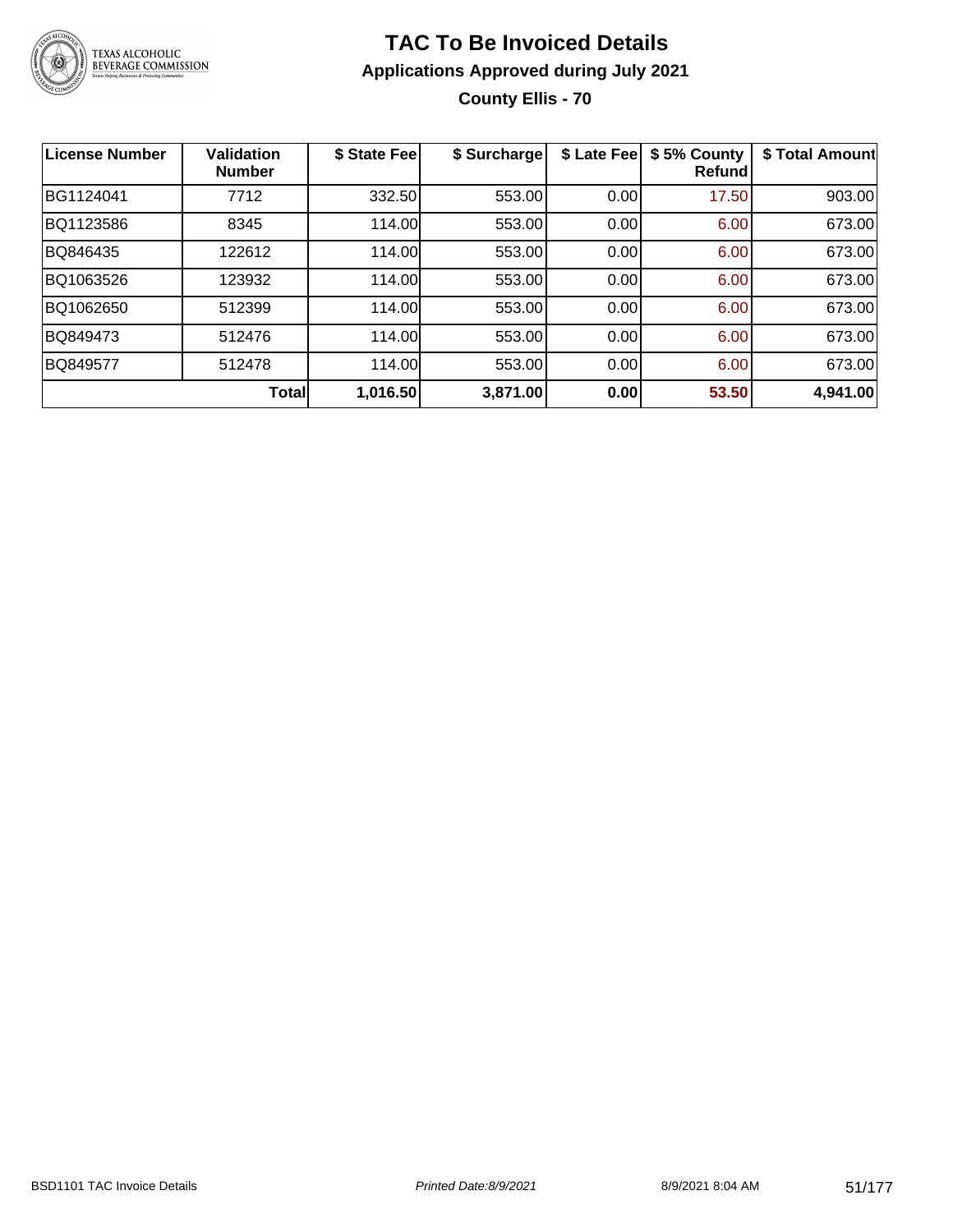# TAC To Be Invoiced Details

## Applications Approved during July 2021

### County Ellis - 70

| License Number | Validation Number | $ State Fee | $ Surcharge | $ Late Fee | $ 5% County Refund | $ Total Amount |
|---|---|---|---|---|---|---|
| BG1124041 | 7712 | 332.50 | 553.00 | 0.00 | 17.50 | 903.00 |
| BQ1123586 | 8345 | 114.00 | 553.00 | 0.00 | 6.00 | 673.00 |
| BQ846435 | 122612 | 114.00 | 553.00 | 0.00 | 6.00 | 673.00 |
| BQ1063526 | 123932 | 114.00 | 553.00 | 0.00 | 6.00 | 673.00 |
| BQ1062650 | 512399 | 114.00 | 553.00 | 0.00 | 6.00 | 673.00 |
| BQ849473 | 512476 | 114.00 | 553.00 | 0.00 | 6.00 | 673.00 |
| BQ849577 | 512478 | 114.00 | 553.00 | 0.00 | 6.00 | 673.00 |
| | **Total** | **1,016.50** | **3,871.00** | **0.00** | **53.50** | **4,941.00** |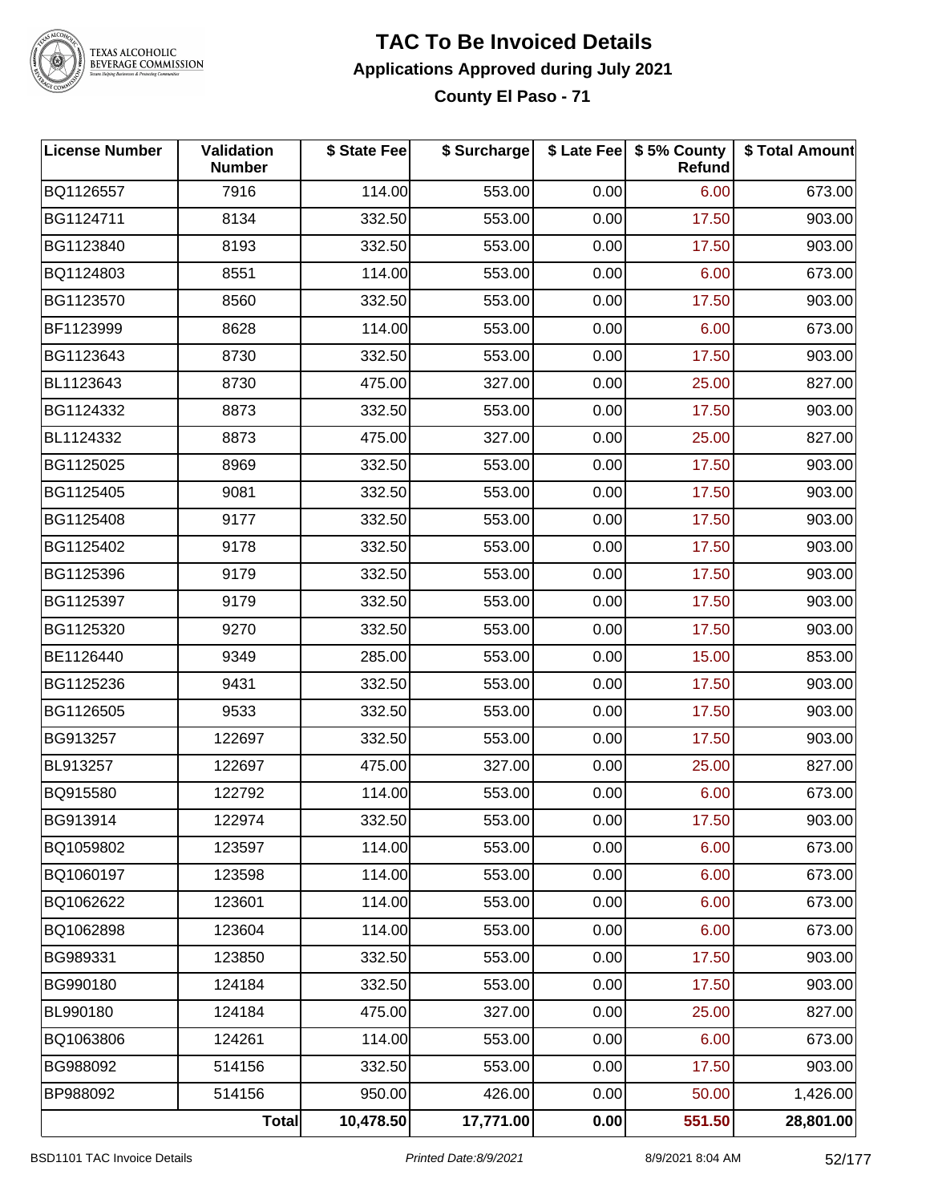# TAC To Be Invoiced Details

## Applications Approved during July 2021

### County El Paso - 71

| License Number | Validation Number | $ State Fee | $ Surcharge | $ Late Fee | $ 5% County Refund | $ Total Amount |
|---|---|---|---|---|---|---|
| BQ1126557 | 7916 | 114.00 | 553.00 | 0.00 | 6.00 | 673.00 |
| BG1124711 | 8134 | 332.50 | 553.00 | 0.00 | 17.50 | 903.00 |
| BG1123840 | 8193 | 332.50 | 553.00 | 0.00 | 17.50 | 903.00 |
| BQ1124803 | 8551 | 114.00 | 553.00 | 0.00 | 6.00 | 673.00 |
| BG1123570 | 8560 | 332.50 | 553.00 | 0.00 | 17.50 | 903.00 |
| BF1123999 | 8628 | 114.00 | 553.00 | 0.00 | 6.00 | 673.00 |
| BG1123643 | 8730 | 332.50 | 553.00 | 0.00 | 17.50 | 903.00 |
| BL1123643 | 8730 | 475.00 | 327.00 | 0.00 | 25.00 | 827.00 |
| BG1124332 | 8873 | 332.50 | 553.00 | 0.00 | 17.50 | 903.00 |
| BL1124332 | 8873 | 475.00 | 327.00 | 0.00 | 25.00 | 827.00 |
| BG1125025 | 8969 | 332.50 | 553.00 | 0.00 | 17.50 | 903.00 |
| BG1125405 | 9081 | 332.50 | 553.00 | 0.00 | 17.50 | 903.00 |
| BG1125408 | 9177 | 332.50 | 553.00 | 0.00 | 17.50 | 903.00 |
| BG1125402 | 9178 | 332.50 | 553.00 | 0.00 | 17.50 | 903.00 |
| BG1125396 | 9179 | 332.50 | 553.00 | 0.00 | 17.50 | 903.00 |
| BG1125397 | 9179 | 332.50 | 553.00 | 0.00 | 17.50 | 903.00 |
| BG1125320 | 9270 | 332.50 | 553.00 | 0.00 | 17.50 | 903.00 |
| BE1126440 | 9349 | 285.00 | 553.00 | 0.00 | 15.00 | 853.00 |
| BG1125236 | 9431 | 332.50 | 553.00 | 0.00 | 17.50 | 903.00 |
| BG1126505 | 9533 | 332.50 | 553.00 | 0.00 | 17.50 | 903.00 |
| BG913257 | 122697 | 332.50 | 553.00 | 0.00 | 17.50 | 903.00 |
| BL913257 | 122697 | 475.00 | 327.00 | 0.00 | 25.00 | 827.00 |
| BQ915580 | 122792 | 114.00 | 553.00 | 0.00 | 6.00 | 673.00 |
| BG913914 | 122974 | 332.50 | 553.00 | 0.00 | 17.50 | 903.00 |
| BQ1059802 | 123597 | 114.00 | 553.00 | 0.00 | 6.00 | 673.00 |
| BQ1060197 | 123598 | 114.00 | 553.00 | 0.00 | 6.00 | 673.00 |
| BQ1062622 | 123601 | 114.00 | 553.00 | 0.00 | 6.00 | 673.00 |
| BQ1062898 | 123604 | 114.00 | 553.00 | 0.00 | 6.00 | 673.00 |
| BG989331 | 123850 | 332.50 | 553.00 | 0.00 | 17.50 | 903.00 |
| BG990180 | 124184 | 332.50 | 553.00 | 0.00 | 17.50 | 903.00 |
| BL990180 | 124184 | 475.00 | 327.00 | 0.00 | 25.00 | 827.00 |
| BQ1063806 | 124261 | 114.00 | 553.00 | 0.00 | 6.00 | 673.00 |
| BG988092 | 514156 | 332.50 | 553.00 | 0.00 | 17.50 | 903.00 |
| BP988092 | 514156 | 950.00 | 426.00 | 0.00 | 50.00 | 1,426.00 |
| | **Total** | **10,478.50** | **17,771.00** | **0.00** | **551.50** | **28,801.00** |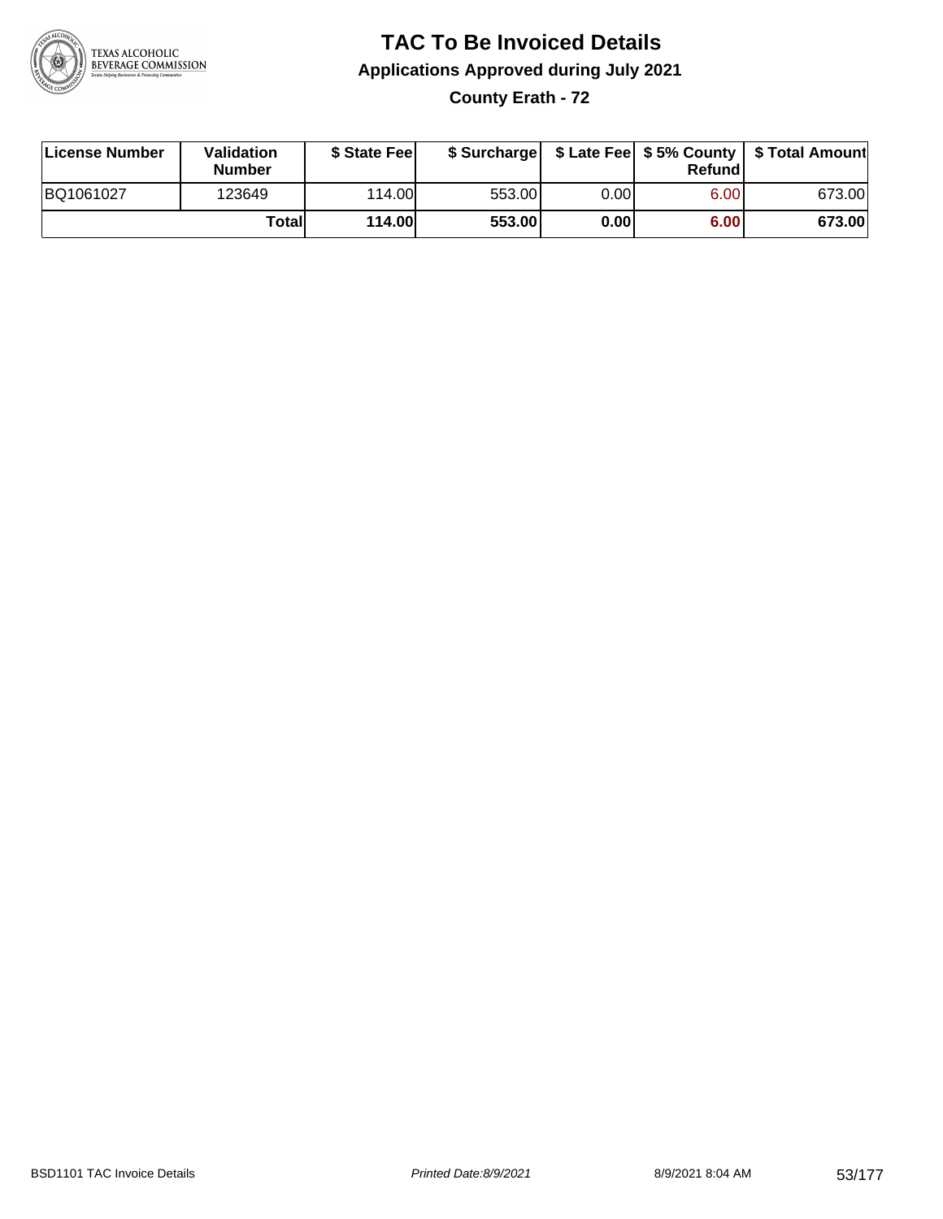# TAC To Be Invoiced Details

## Applications Approved during July 2021

### County Erath - 72

| License Number | Validation Number | $ State Fee | $ Surcharge | $ Late Fee | $ 5% County Refund | $ Total Amount |
|---|---|---|---|---|---|---|
| BQ1061027 | 123649 | 114.00 | 553.00 | 0.00 | 6.00 | 673.00 |
| | **Total** | **114.00** | **553.00** | **0.00** | **6.00** | **673.00** |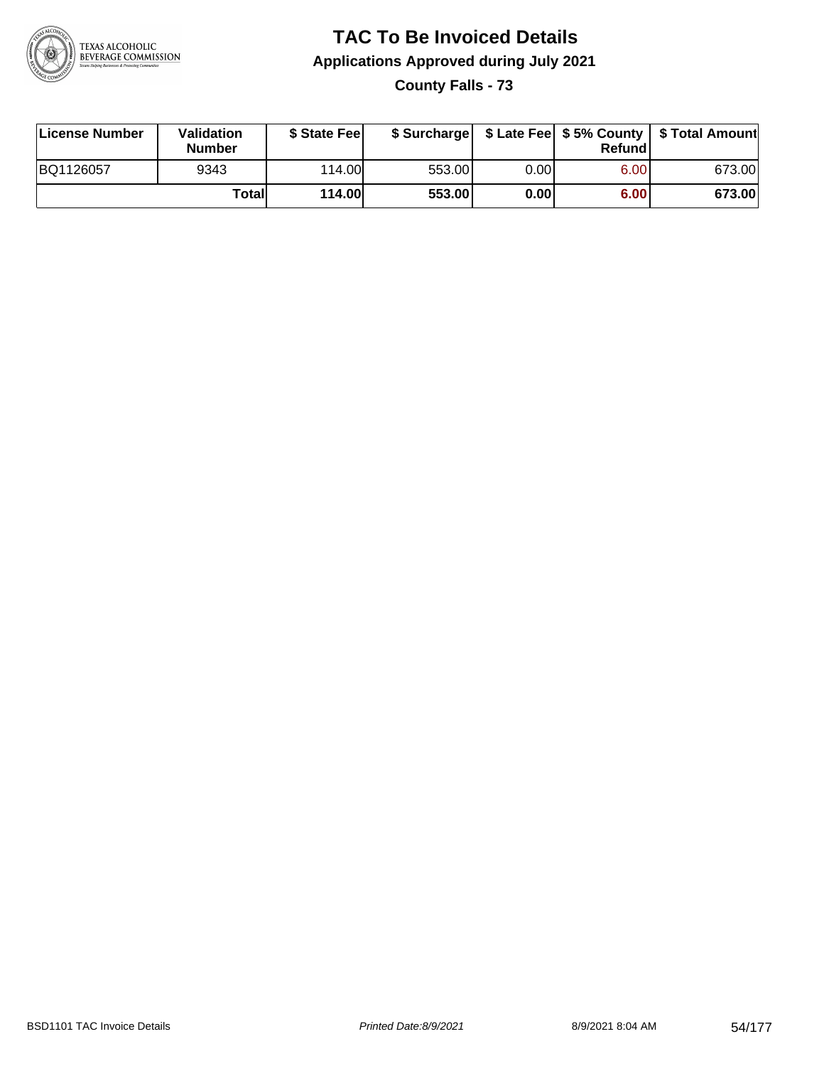# TAC To Be Invoiced Details

## Applications Approved during July 2021

### County Falls - 73

| License Number | Validation Number | $ State Fee | $ Surcharge | $ Late Fee | $ 5% County Refund | $ Total Amount |
|---|---|---|---|---|---|---|
| BQ1126057 | 9343 | 114.00 | 553.00 | 0.00 | 6.00 | 673.00 |
| | **Total** | **114.00** | **553.00** | **0.00** | **6.00** | **673.00** |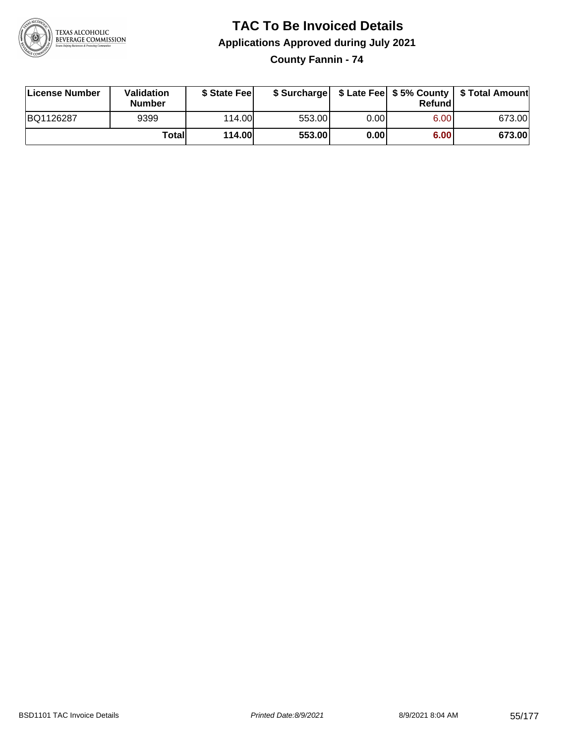# TAC To Be Invoiced Details

## Applications Approved during July 2021

### County Fannin - 74

| License Number | Validation Number | $ State Fee | $ Surcharge | $ Late Fee | $ 5% County Refund | $ Total Amount |
|---|---|---|---|---|---|---|
| BQ1126287 | 9399 | 114.00 | 553.00 | 0.00 | 6.00 | 673.00 |
| | **Total** | **114.00** | **553.00** | **0.00** | **6.00** | **673.00** |

BSD1101 TAC Invoice Details | *Printed Date:8/9/2021* | 8/9/2021 8:04 AM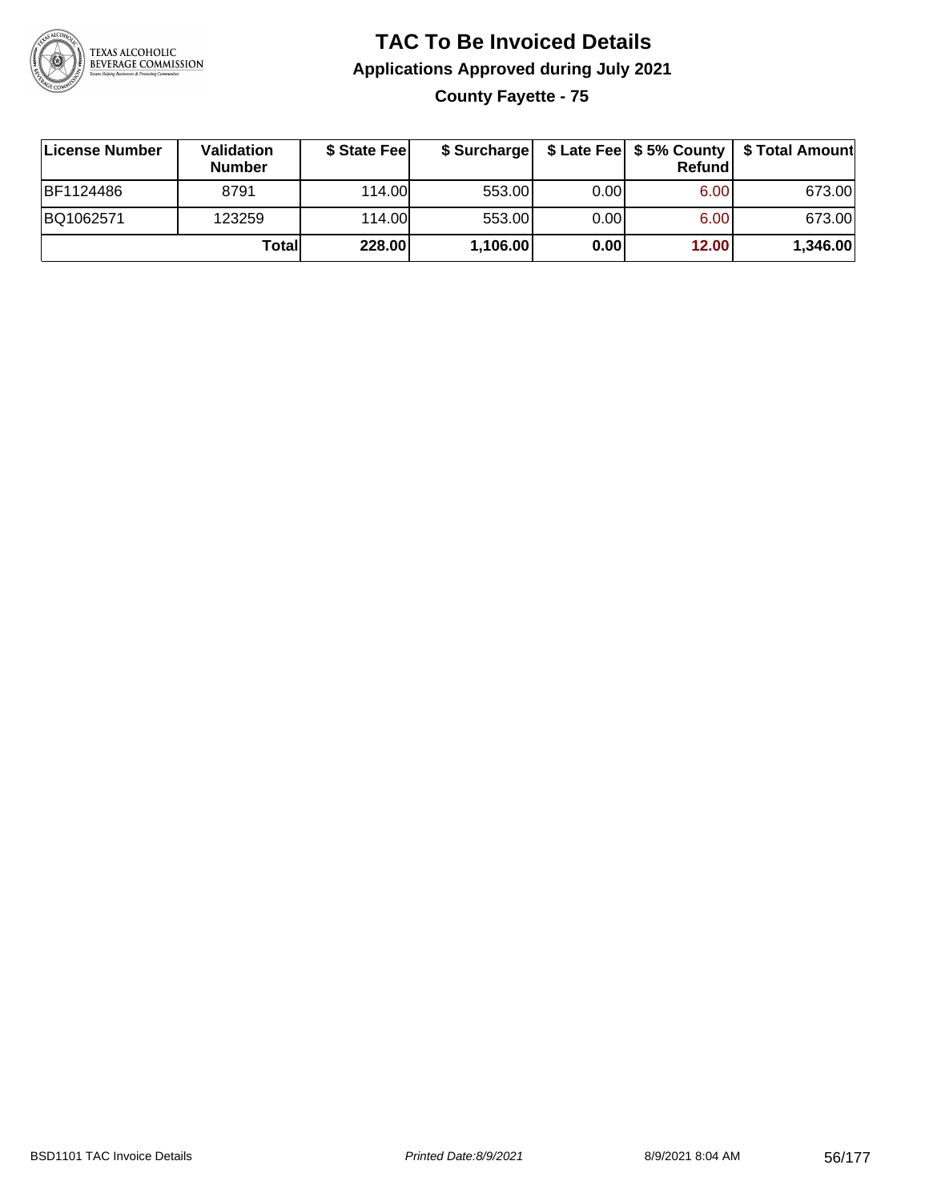# TAC To Be Invoiced Details

## Applications Approved during July 2021

### County Fayette - 75

| License Number | Validation Number | $ State Fee | $ Surcharge | $ Late Fee | $ 5% County Refund | $ Total Amount |
|---|---|---|---|---|---|---|
| BF1124486 | 8791 | 114.00 | 553.00 | 0.00 | 6.00 | 673.00 |
| BQ1062571 | 123259 | 114.00 | 553.00 | 0.00 | 6.00 | 673.00 |
| | **Total** | **228.00** | **1,106.00** | **0.00** | **12.00** | **1,346.00** |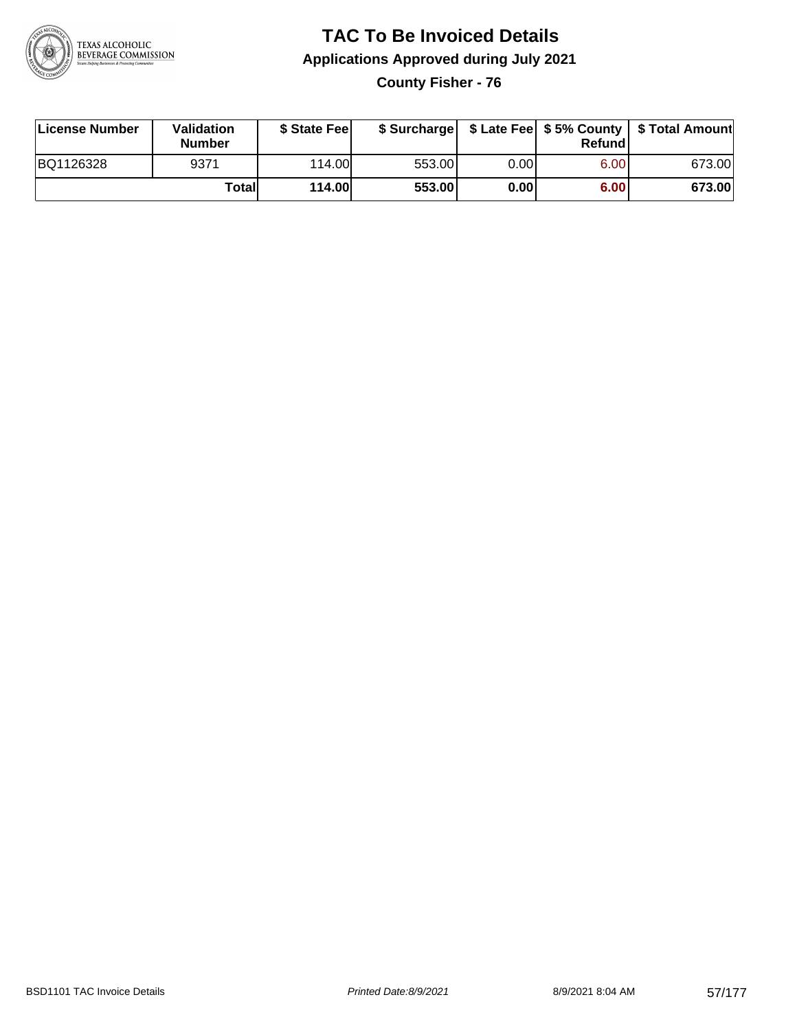# TAC To Be Invoiced Details

## Applications Approved during July 2021

### County Fisher - 76

| License Number | Validation Number | $ State Fee | $ Surcharge | $ Late Fee | $ 5% County Refund | $ Total Amount |
|---|---|---|---|---|---|---|
| BQ1126328 | 9371 | 114.00 | 553.00 | 0.00 | 6.00 | 673.00 |
| | **Total** | **114.00** | **553.00** | **0.00** | **6.00** | **673.00** |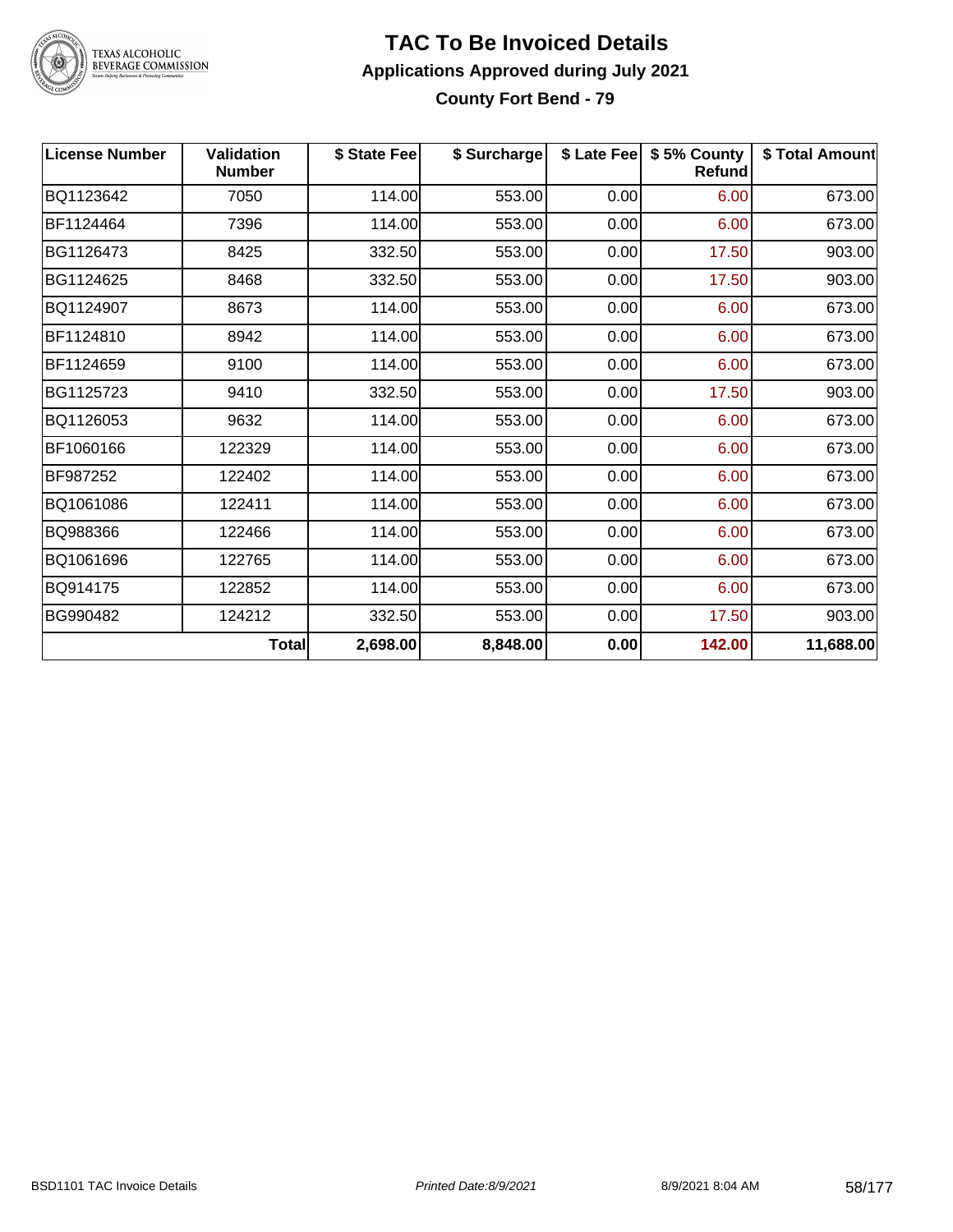# TAC To Be Invoiced Details

## Applications Approved during July 2021

### County Fort Bend - 79

| License Number | Validation Number | $ State Fee | $ Surcharge | $ Late Fee | $ 5% County Refund | $ Total Amount |
|---|---|---|---|---|---|---|
| BQ1123642 | 7050 | 114.00 | 553.00 | 0.00 | 6.00 | 673.00 |
| BF1124464 | 7396 | 114.00 | 553.00 | 0.00 | 6.00 | 673.00 |
| BG1126473 | 8425 | 332.50 | 553.00 | 0.00 | 17.50 | 903.00 |
| BG1124625 | 8468 | 332.50 | 553.00 | 0.00 | 17.50 | 903.00 |
| BQ1124907 | 8673 | 114.00 | 553.00 | 0.00 | 6.00 | 673.00 |
| BF1124810 | 8942 | 114.00 | 553.00 | 0.00 | 6.00 | 673.00 |
| BF1124659 | 9100 | 114.00 | 553.00 | 0.00 | 6.00 | 673.00 |
| BG1125723 | 9410 | 332.50 | 553.00 | 0.00 | 17.50 | 903.00 |
| BQ1126053 | 9632 | 114.00 | 553.00 | 0.00 | 6.00 | 673.00 |
| BF1060166 | 122329 | 114.00 | 553.00 | 0.00 | 6.00 | 673.00 |
| BF987252 | 122402 | 114.00 | 553.00 | 0.00 | 6.00 | 673.00 |
| BQ1061086 | 122411 | 114.00 | 553.00 | 0.00 | 6.00 | 673.00 |
| BQ988366 | 122466 | 114.00 | 553.00 | 0.00 | 6.00 | 673.00 |
| BQ1061696 | 122765 | 114.00 | 553.00 | 0.00 | 6.00 | 673.00 |
| BQ914175 | 122852 | 114.00 | 553.00 | 0.00 | 6.00 | 673.00 |
| BG990482 | 124212 | 332.50 | 553.00 | 0.00 | 17.50 | 903.00 |
| | **Total** | **2,698.00** | **8,848.00** | **0.00** | **142.00** | **11,688.00** |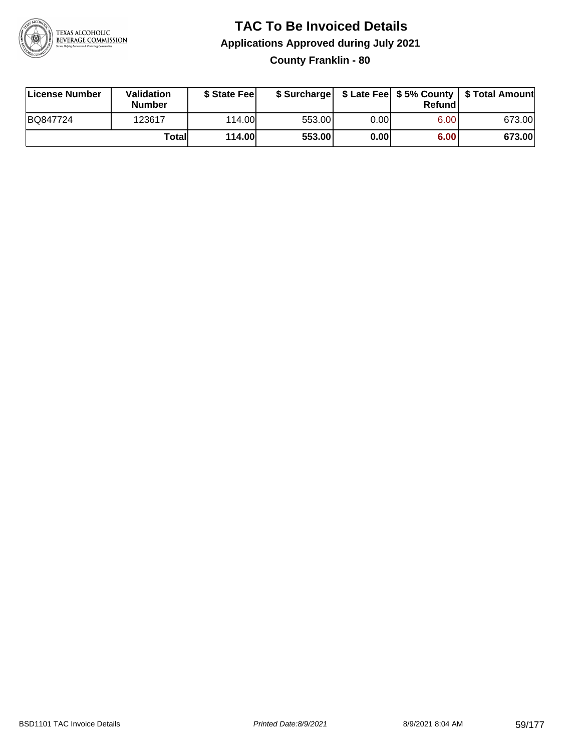# TAC To Be Invoiced Details

## Applications Approved during July 2021

### County Franklin - 80

| License Number | Validation Number | $ State Fee | $ Surcharge | $ Late Fee | $ 5% County Refund | $ Total Amount |
|---|---|---|---|---|---|---|
| BQ847724 | 123617 | 114.00 | 553.00 | 0.00 | 6.00 | 673.00 |
| | **Total** | **114.00** | **553.00** | **0.00** | **6.00** | **673.00** |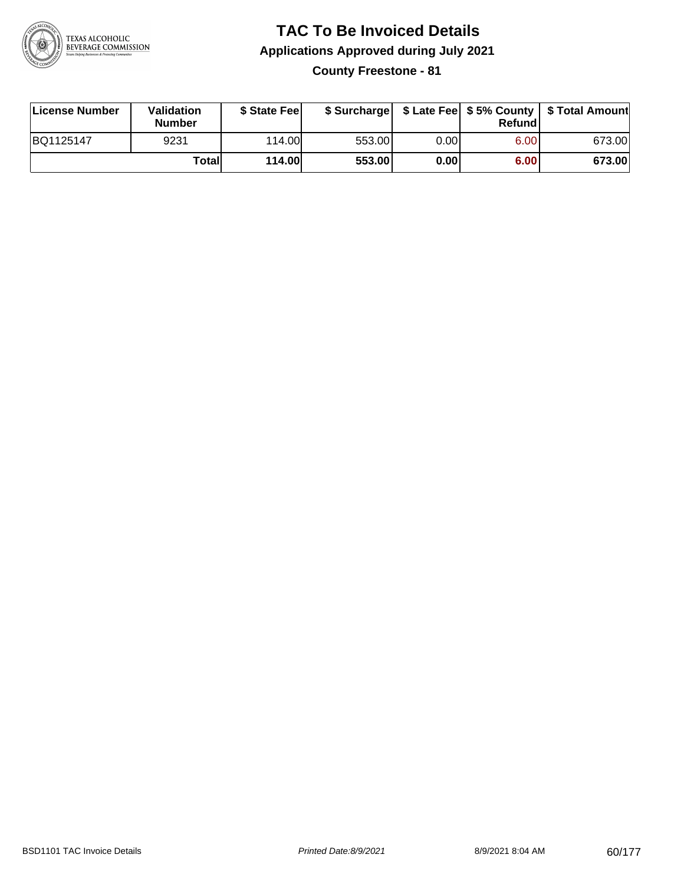# TAC To Be Invoiced Details

## Applications Approved during July 2021

### County Freestone - 81

| License Number | Validation Number | $ State Fee | $ Surcharge | $ Late Fee | $ 5% County Refund | $ Total Amount |
|---|---|---|---|---|---|---|
| BQ1125147 | 9231 | 114.00 | 553.00 | 0.00 | 6.00 | 673.00 |
| | **Total** | **114.00** | **553.00** | **0.00** | **6.00** | **673.00** |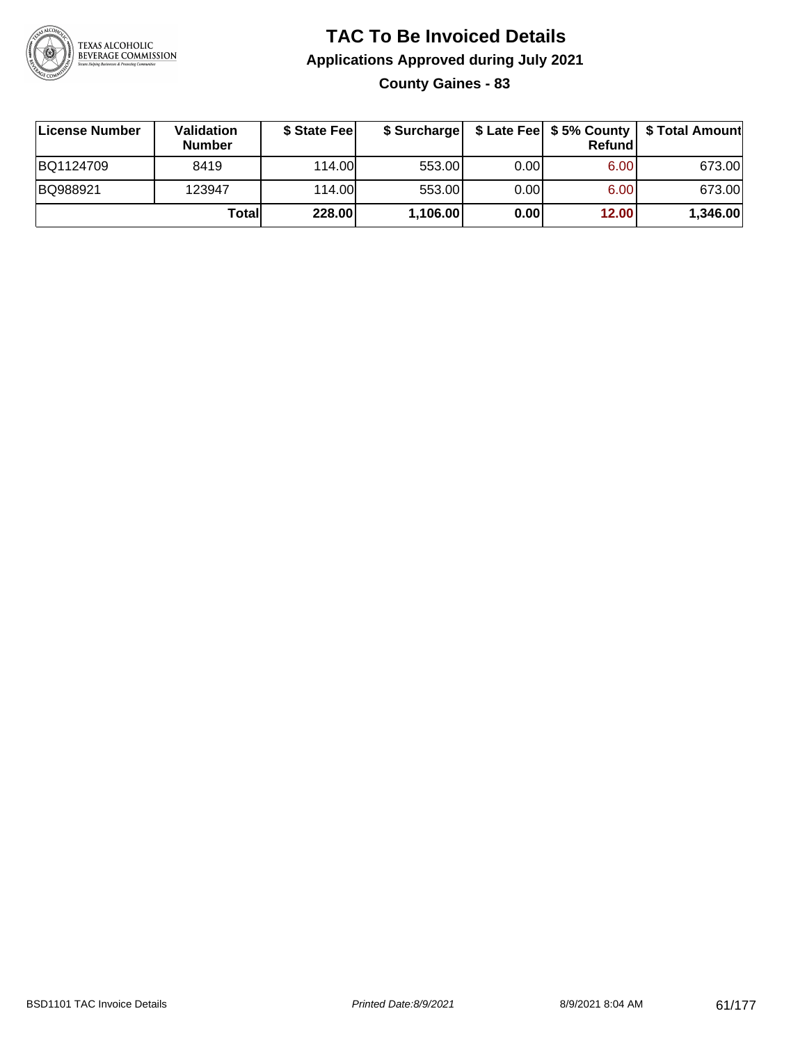# TAC To Be Invoiced Details

## Applications Approved during July 2021

### County Gaines - 83

| License Number | Validation Number | $ State Fee | $ Surcharge | $ Late Fee | $ 5% County Refund | $ Total Amount |
|---|---|---|---|---|---|---|
| BQ1124709 | 8419 | 114.00 | 553.00 | 0.00 | 6.00 | 673.00 |
| BQ988921 | 123947 | 114.00 | 553.00 | 0.00 | 6.00 | 673.00 |
| | **Total** | **228.00** | **1,106.00** | **0.00** | **12.00** | **1,346.00** |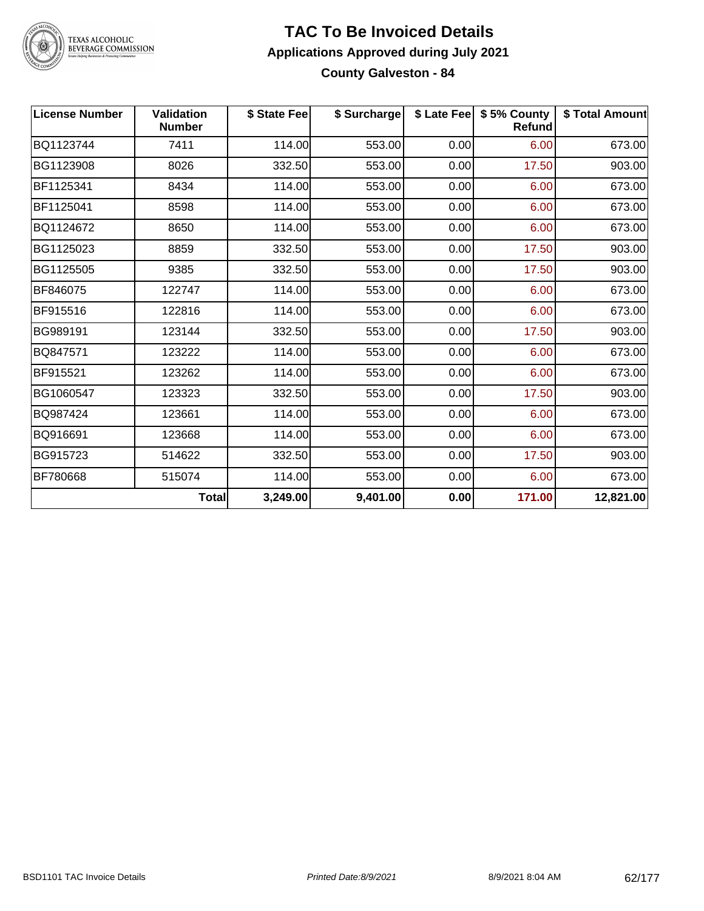# TAC To Be Invoiced Details

## Applications Approved during July 2021

### County Galveston - 84

| License Number | Validation Number | $ State Fee | $ Surcharge | $ Late Fee | $ 5% County Refund | $ Total Amount |
|---|---|---|---|---|---|---|
| BQ1123744 | 7411 | 114.00 | 553.00 | 0.00 | 6.00 | 673.00 |
| BG1123908 | 8026 | 332.50 | 553.00 | 0.00 | 17.50 | 903.00 |
| BF1125341 | 8434 | 114.00 | 553.00 | 0.00 | 6.00 | 673.00 |
| BF1125041 | 8598 | 114.00 | 553.00 | 0.00 | 6.00 | 673.00 |
| BQ1124672 | 8650 | 114.00 | 553.00 | 0.00 | 6.00 | 673.00 |
| BG1125023 | 8859 | 332.50 | 553.00 | 0.00 | 17.50 | 903.00 |
| BG1125505 | 9385 | 332.50 | 553.00 | 0.00 | 17.50 | 903.00 |
| BF846075 | 122747 | 114.00 | 553.00 | 0.00 | 6.00 | 673.00 |
| BF915516 | 122816 | 114.00 | 553.00 | 0.00 | 6.00 | 673.00 |
| BG989191 | 123144 | 332.50 | 553.00 | 0.00 | 17.50 | 903.00 |
| BQ847571 | 123222 | 114.00 | 553.00 | 0.00 | 6.00 | 673.00 |
| BF915521 | 123262 | 114.00 | 553.00 | 0.00 | 6.00 | 673.00 |
| BG1060547 | 123323 | 332.50 | 553.00 | 0.00 | 17.50 | 903.00 |
| BQ987424 | 123661 | 114.00 | 553.00 | 0.00 | 6.00 | 673.00 |
| BQ916691 | 123668 | 114.00 | 553.00 | 0.00 | 6.00 | 673.00 |
| BG915723 | 514622 | 332.50 | 553.00 | 0.00 | 17.50 | 903.00 |
| BF780668 | 515074 | 114.00 | 553.00 | 0.00 | 6.00 | 673.00 |
| | **Total** | **3,249.00** | **9,401.00** | **0.00** | **171.00** | **12,821.00** |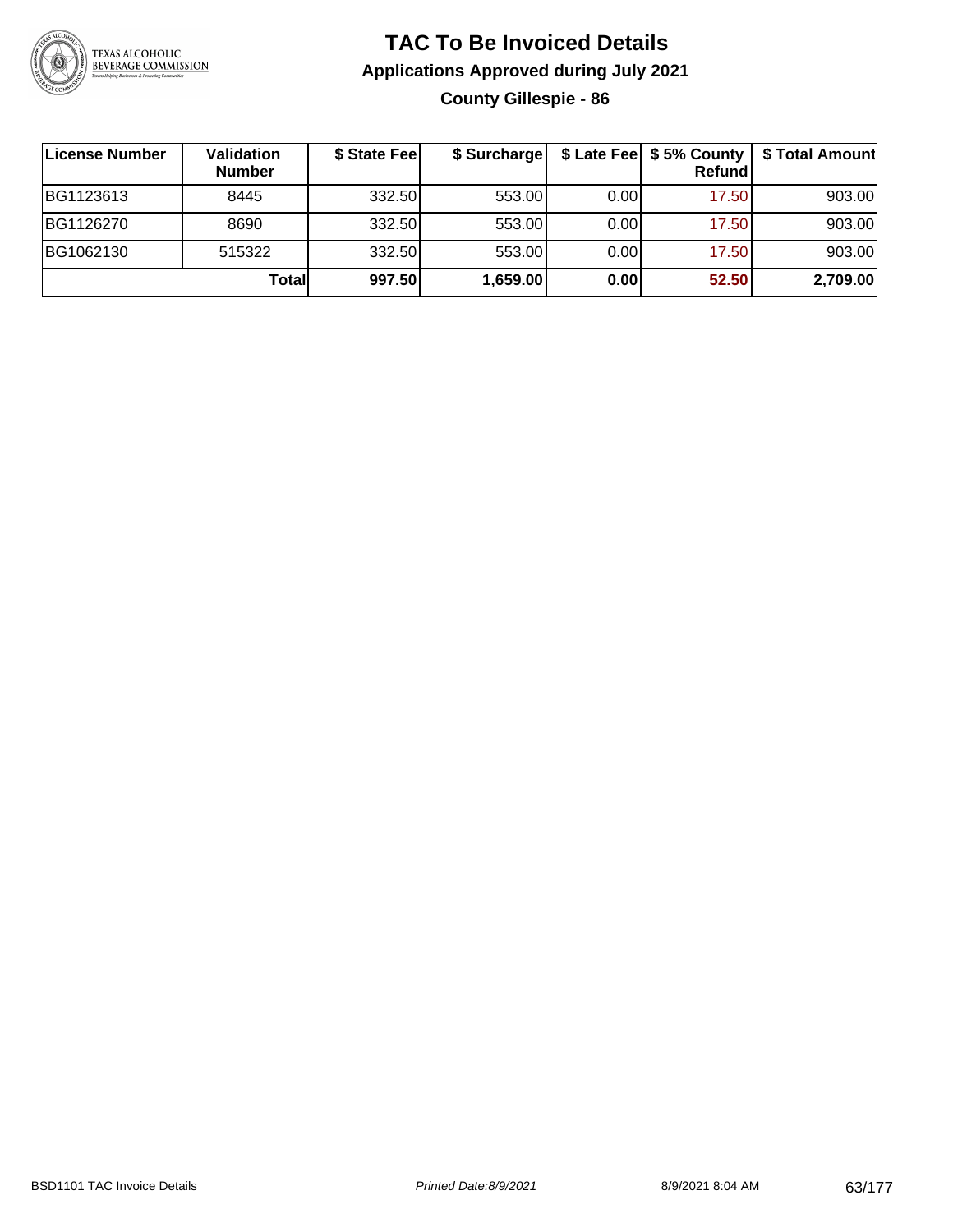# TAC To Be Invoiced Details

## Applications Approved during July 2021

### County Gillespie - 86

| License Number | Validation Number | $ State Fee | $ Surcharge | $ Late Fee | $ 5% County Refund | $ Total Amount |
|---|---|---|---|---|---|---|
| BG1123613 | 8445 | 332.50 | 553.00 | 0.00 | 17.50 | 903.00 |
| BG1126270 | 8690 | 332.50 | 553.00 | 0.00 | 17.50 | 903.00 |
| BG1062130 | 515322 | 332.50 | 553.00 | 0.00 | 17.50 | 903.00 |
| | **Total** | **997.50** | **1,659.00** | **0.00** | **52.50** | **2,709.00** |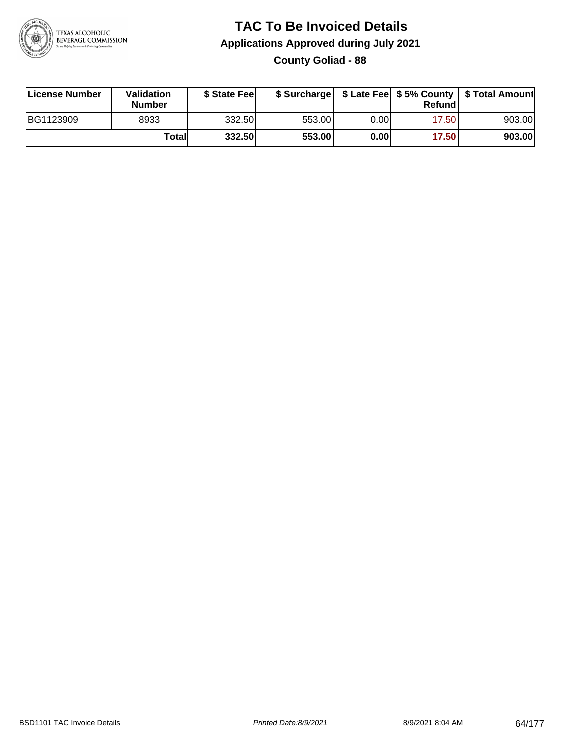# TAC To Be Invoiced Details

## Applications Approved during July 2021

### County Goliad - 88

| License Number | Validation Number | $ State Fee | $ Surcharge | $ Late Fee | $ 5% County Refund | $ Total Amount |
|---|---|---|---|---|---|---|
| BG1123909 | 8933 | 332.50 | 553.00 | 0.00 | 17.50 | 903.00 |
| | **Total** | **332.50** | **553.00** | **0.00** | **17.50** | **903.00** |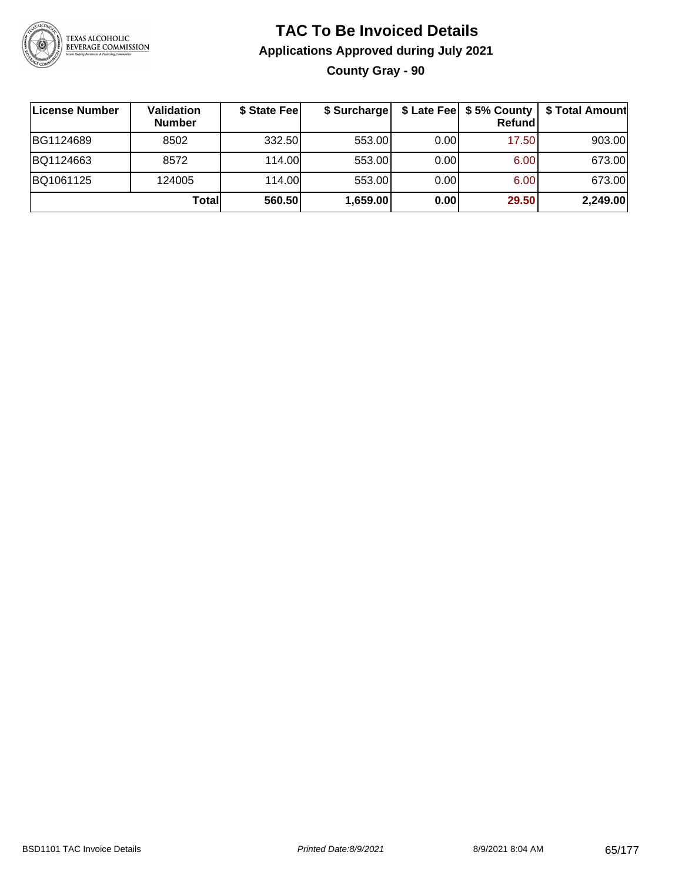# TAC To Be Invoiced Details

## Applications Approved during July 2021

### County Gray - 90

| License Number | Validation Number | $ State Fee | $ Surcharge | $ Late Fee | $ 5% County Refund | $ Total Amount |
|---|---|---|---|---|---|---|
| BG1124689 | 8502 | 332.50 | 553.00 | 0.00 | 17.50 | 903.00 |
| BQ1124663 | 8572 | 114.00 | 553.00 | 0.00 | 6.00 | 673.00 |
| BQ1061125 | 124005 | 114.00 | 553.00 | 0.00 | 6.00 | 673.00 |
| | **Total** | **560.50** | **1,659.00** | **0.00** | **29.50** | **2,249.00** |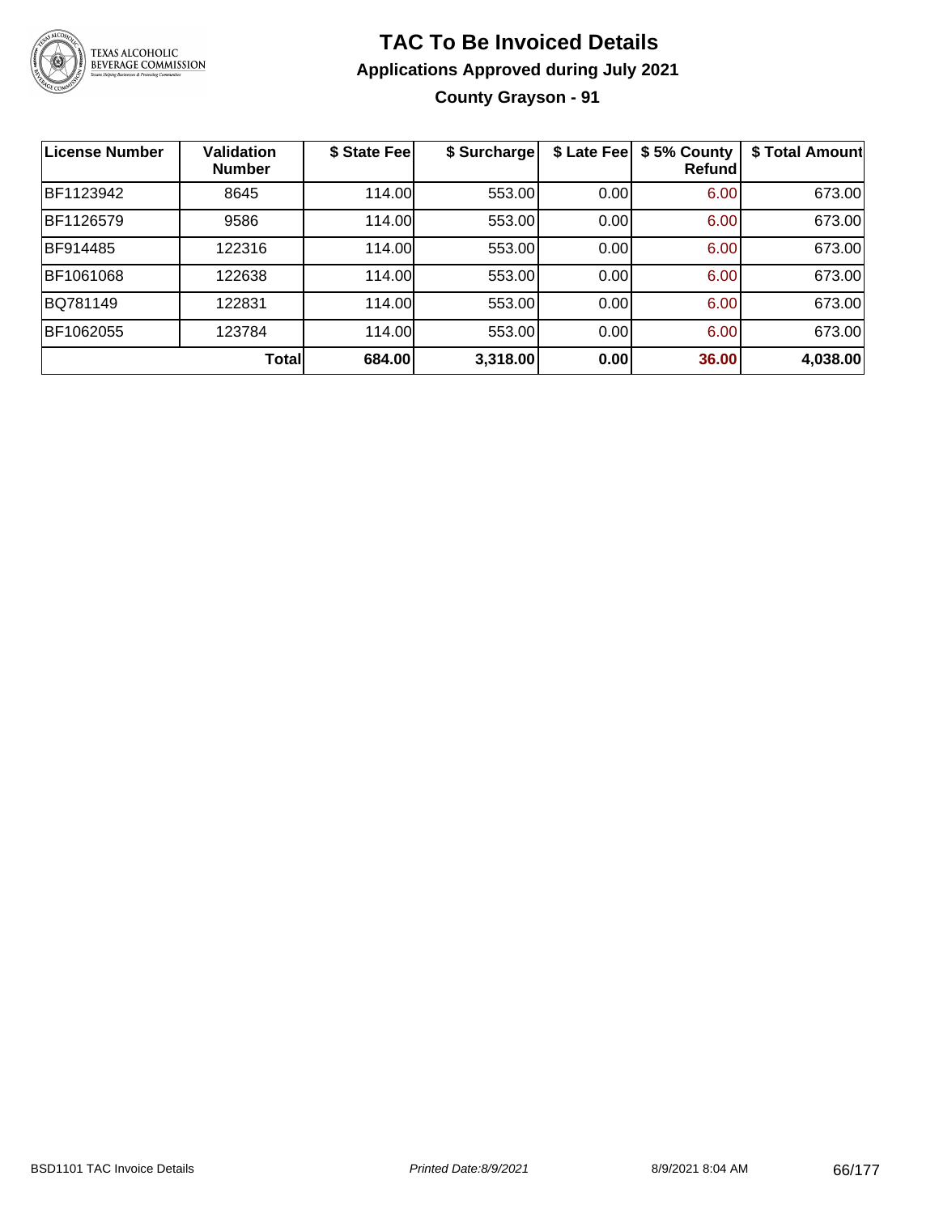# TAC To Be Invoiced Details

## Applications Approved during July 2021

### County Grayson - 91

| License Number | Validation Number | $ State Fee | $ Surcharge | $ Late Fee | $ 5% County Refund | $ Total Amount |
|---|---|---|---|---|---|---|
| BF1123942 | 8645 | 114.00 | 553.00 | 0.00 | 6.00 | 673.00 |
| BF1126579 | 9586 | 114.00 | 553.00 | 0.00 | 6.00 | 673.00 |
| BF914485 | 122316 | 114.00 | 553.00 | 0.00 | 6.00 | 673.00 |
| BF1061068 | 122638 | 114.00 | 553.00 | 0.00 | 6.00 | 673.00 |
| BQ781149 | 122831 | 114.00 | 553.00 | 0.00 | 6.00 | 673.00 |
| BF1062055 | 123784 | 114.00 | 553.00 | 0.00 | 6.00 | 673.00 |
| | **Total** | **684.00** | **3,318.00** | **0.00** | **36.00** | **4,038.00** |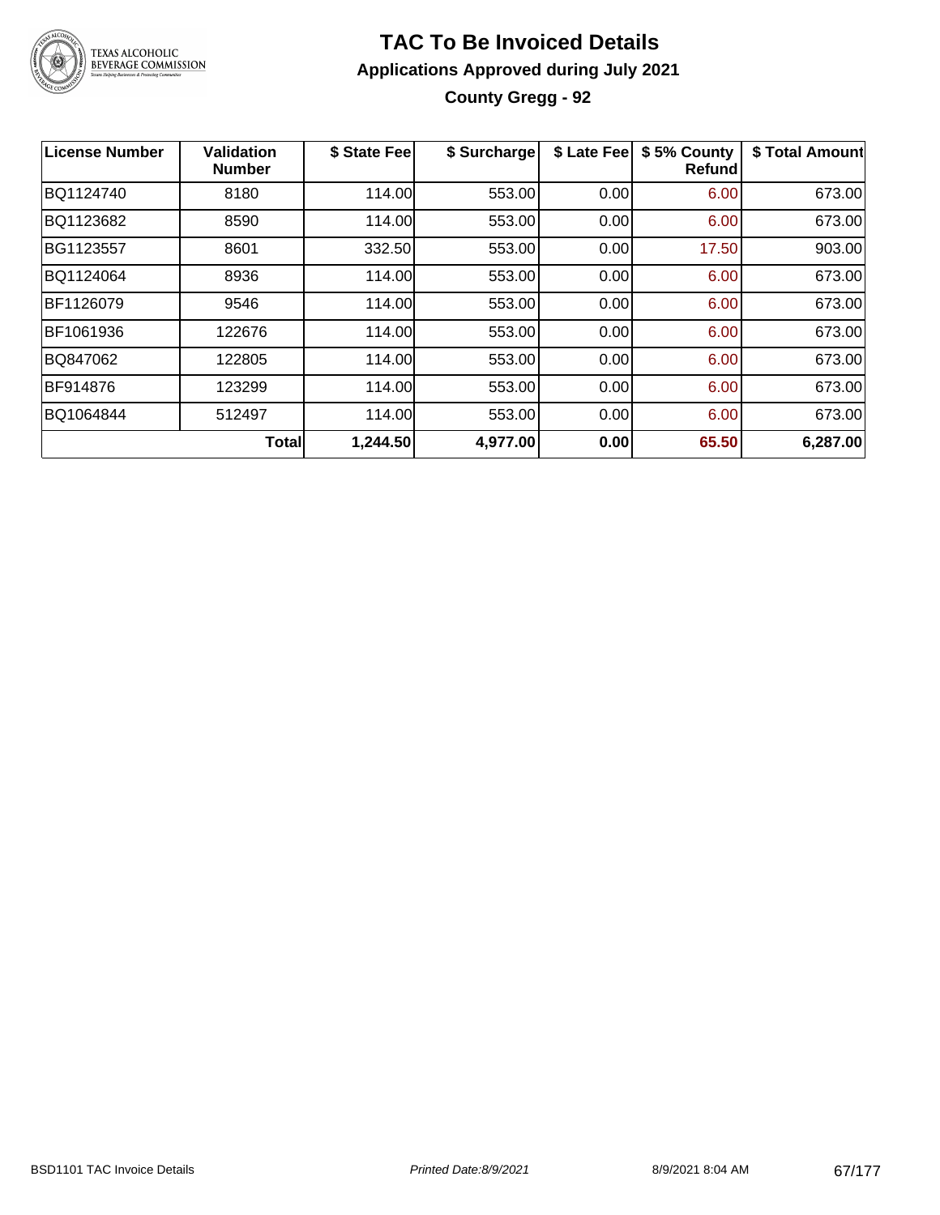# TAC To Be Invoiced Details

## Applications Approved during July 2021

### County Gregg - 92

| License Number | Validation Number | $ State Fee | $ Surcharge | $ Late Fee | $ 5% County Refund | $ Total Amount |
|---|---|---|---|---|---|---|
| BQ1124740 | 8180 | 114.00 | 553.00 | 0.00 | 6.00 | 673.00 |
| BQ1123682 | 8590 | 114.00 | 553.00 | 0.00 | 6.00 | 673.00 |
| BG1123557 | 8601 | 332.50 | 553.00 | 0.00 | 17.50 | 903.00 |
| BQ1124064 | 8936 | 114.00 | 553.00 | 0.00 | 6.00 | 673.00 |
| BF1126079 | 9546 | 114.00 | 553.00 | 0.00 | 6.00 | 673.00 |
| BF1061936 | 122676 | 114.00 | 553.00 | 0.00 | 6.00 | 673.00 |
| BQ847062 | 122805 | 114.00 | 553.00 | 0.00 | 6.00 | 673.00 |
| BF914876 | 123299 | 114.00 | 553.00 | 0.00 | 6.00 | 673.00 |
| BQ1064844 | 512497 | 114.00 | 553.00 | 0.00 | 6.00 | 673.00 |
| | **Total** | **1,244.50** | **4,977.00** | **0.00** | **65.50** | **6,287.00** |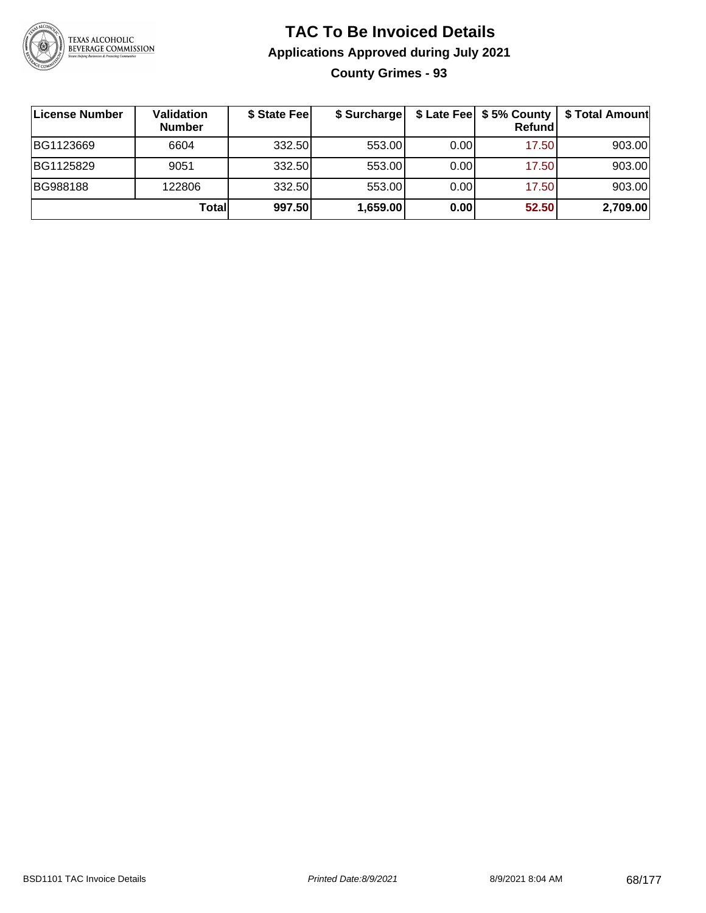# TAC To Be Invoiced Details

## Applications Approved during July 2021

### County Grimes - 93

| License Number | Validation Number | $ State Fee | $ Surcharge | $ Late Fee | $ 5% County Refund | $ Total Amount |
|---|---|---|---|---|---|---|
| BG1123669 | 6604 | 332.50 | 553.00 | 0.00 | 17.50 | 903.00 |
| BG1125829 | 9051 | 332.50 | 553.00 | 0.00 | 17.50 | 903.00 |
| BG988188 | 122806 | 332.50 | 553.00 | 0.00 | 17.50 | 903.00 |
| | **Total** | **997.50** | **1,659.00** | **0.00** | **52.50** | **2,709.00** |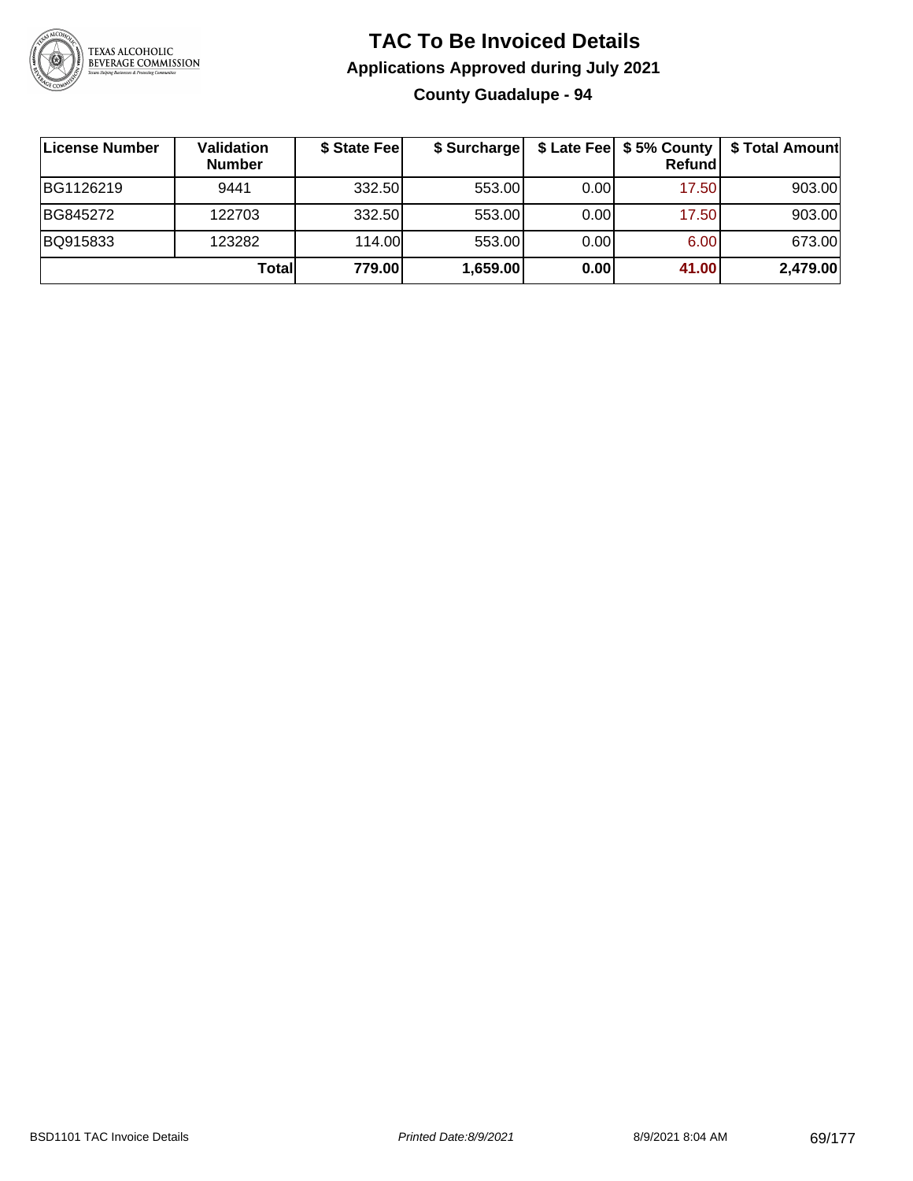# TAC To Be Invoiced Details

## Applications Approved during July 2021

### County Guadalupe - 94

| License Number | Validation Number | $ State Fee | $ Surcharge | $ Late Fee | $ 5% County Refund | $ Total Amount |
|---|---|---|---|---|---|---|
| BG1126219 | 9441 | 332.50 | 553.00 | 0.00 | 17.50 | 903.00 |
| BG845272 | 122703 | 332.50 | 553.00 | 0.00 | 17.50 | 903.00 |
| BQ915833 | 123282 | 114.00 | 553.00 | 0.00 | 6.00 | 673.00 |
| | **Total** | **779.00** | **1,659.00** | **0.00** | **41.00** | **2,479.00** |

BSD1101 TAC Invoice Details — *Printed Date:8/9/2021* — 8/9/2021 8:04 AM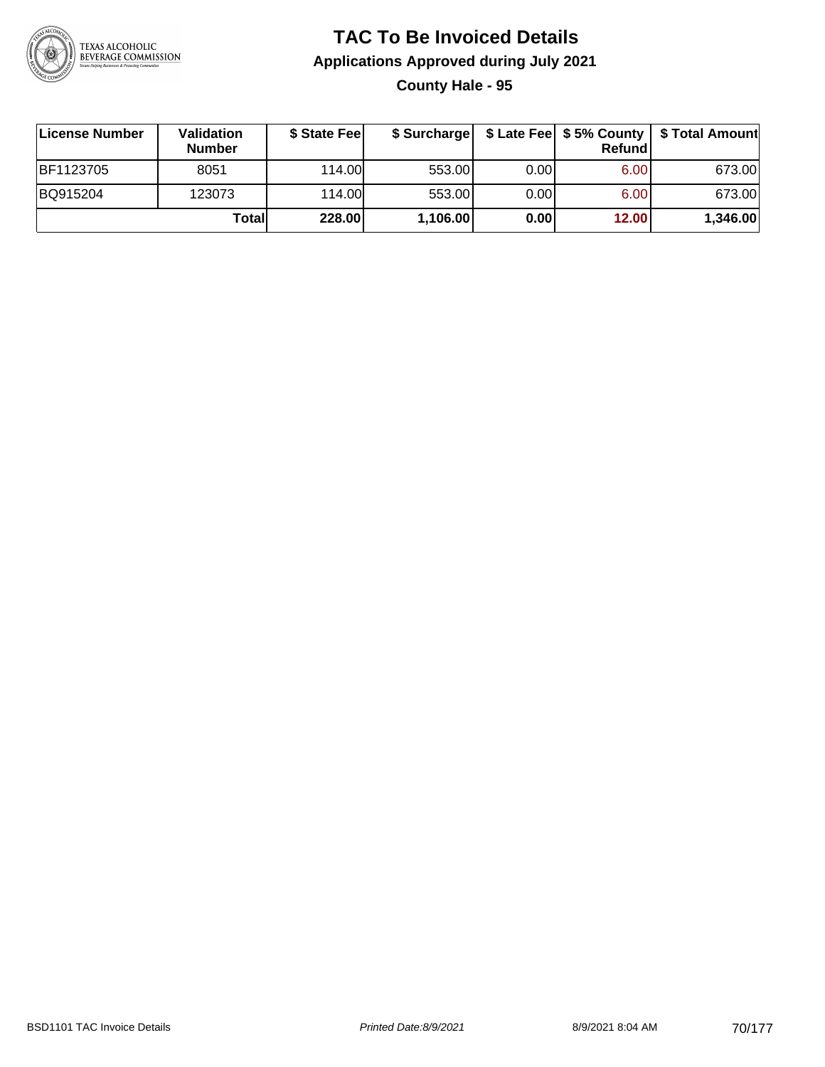# TAC To Be Invoiced Details

## Applications Approved during July 2021

### County Hale - 95

| License Number | Validation Number | $ State Fee | $ Surcharge | $ Late Fee | $ 5% County Refund | $ Total Amount |
|---|---|---|---|---|---|---|
| BF1123705 | 8051 | 114.00 | 553.00 | 0.00 | 6.00 | 673.00 |
| BQ915204 | 123073 | 114.00 | 553.00 | 0.00 | 6.00 | 673.00 |
| | **Total** | **228.00** | **1,106.00** | **0.00** | **12.00** | **1,346.00** |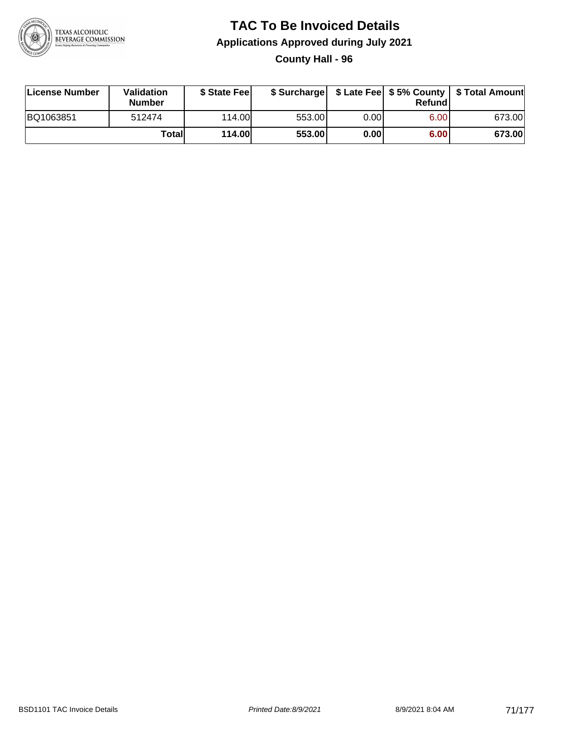# TAC To Be Invoiced Details

## Applications Approved during July 2021

### County Hall - 96

| License Number | Validation Number | $ State Fee | $ Surcharge | $ Late Fee | $ 5% County Refund | $ Total Amount |
|---|---|---|---|---|---|---|
| BQ1063851 | 512474 | 114.00 | 553.00 | 0.00 | 6.00 | 673.00 |
| | **Total** | **114.00** | **553.00** | **0.00** | **6.00** | **673.00** |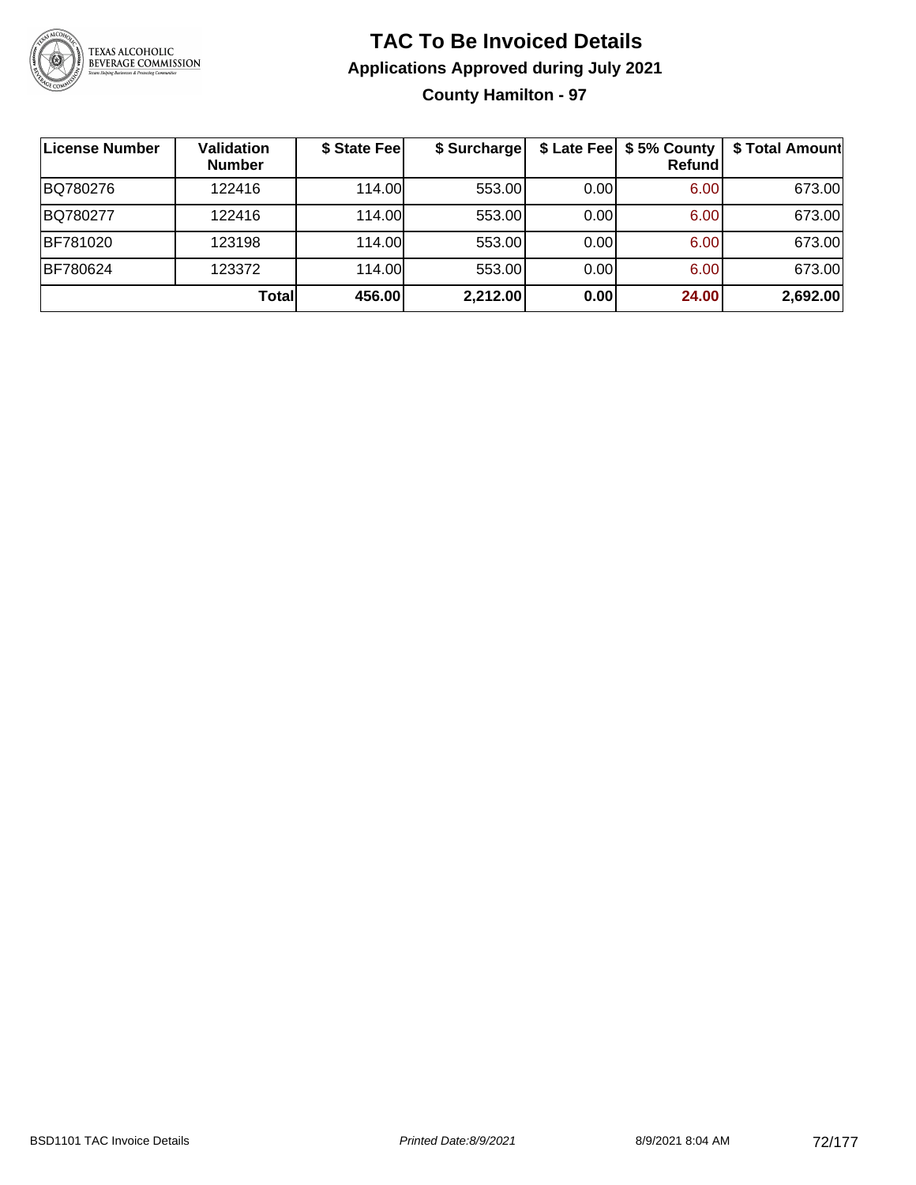# TAC To Be Invoiced Details

## Applications Approved during July 2021

### County Hamilton - 97

| License Number | Validation Number | $ State Fee | $ Surcharge | $ Late Fee | $ 5% County Refund | $ Total Amount |
|---|---|---|---|---|---|---|
| BQ780276 | 122416 | 114.00 | 553.00 | 0.00 | 6.00 | 673.00 |
| BQ780277 | 122416 | 114.00 | 553.00 | 0.00 | 6.00 | 673.00 |
| BF781020 | 123198 | 114.00 | 553.00 | 0.00 | 6.00 | 673.00 |
| BF780624 | 123372 | 114.00 | 553.00 | 0.00 | 6.00 | 673.00 |
| | **Total** | **456.00** | **2,212.00** | **0.00** | **24.00** | **2,692.00** |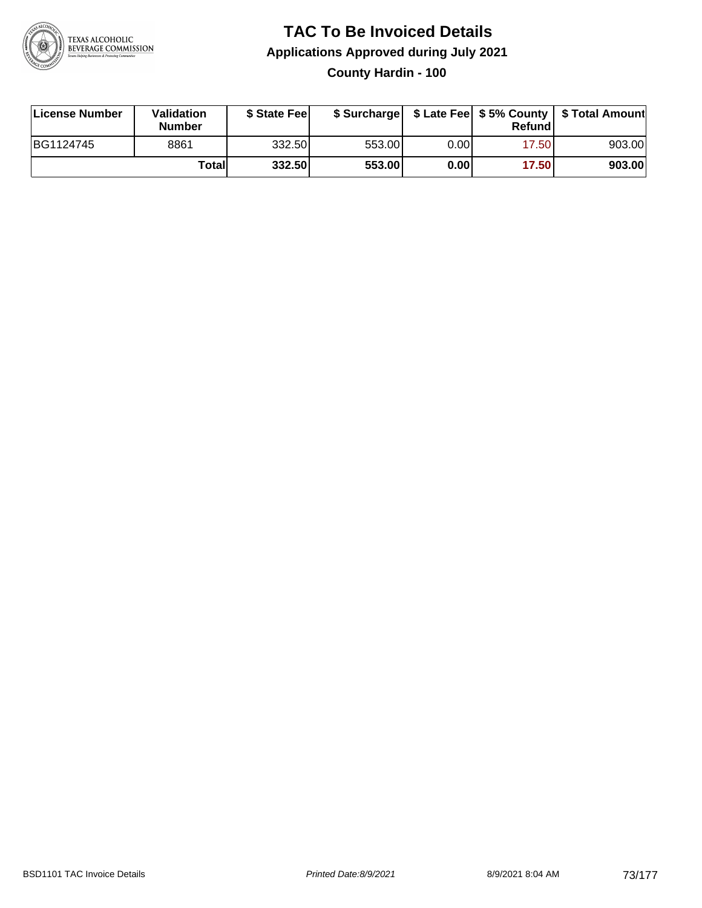# TAC To Be Invoiced Details

## Applications Approved during July 2021

### County Hardin - 100

| License Number | Validation Number | $ State Fee | $ Surcharge | $ Late Fee | $ 5% County Refund | $ Total Amount |
|---|---|---|---|---|---|---|
| BG1124745 | 8861 | 332.50 | 553.00 | 0.00 | 17.50 | 903.00 |
| | **Total** | **332.50** | **553.00** | **0.00** | **17.50** | **903.00** |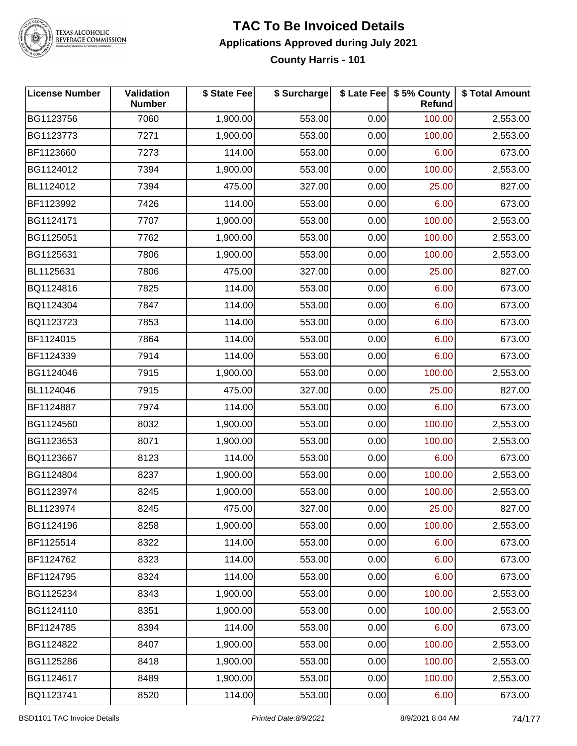# TAC To Be Invoiced Details

## Applications Approved during July 2021

### County Harris - 101

| License Number | Validation Number | $ State Fee | $ Surcharge | $ Late Fee | $ 5% County Refund | $ Total Amount |
|---|---|---|---|---|---|---|
| BG1123756 | 7060 | 1,900.00 | 553.00 | 0.00 | 100.00 | 2,553.00 |
| BG1123773 | 7271 | 1,900.00 | 553.00 | 0.00 | 100.00 | 2,553.00 |
| BF1123660 | 7273 | 114.00 | 553.00 | 0.00 | 6.00 | 673.00 |
| BG1124012 | 7394 | 1,900.00 | 553.00 | 0.00 | 100.00 | 2,553.00 |
| BL1124012 | 7394 | 475.00 | 327.00 | 0.00 | 25.00 | 827.00 |
| BF1123992 | 7426 | 114.00 | 553.00 | 0.00 | 6.00 | 673.00 |
| BG1124171 | 7707 | 1,900.00 | 553.00 | 0.00 | 100.00 | 2,553.00 |
| BG1125051 | 7762 | 1,900.00 | 553.00 | 0.00 | 100.00 | 2,553.00 |
| BG1125631 | 7806 | 1,900.00 | 553.00 | 0.00 | 100.00 | 2,553.00 |
| BL1125631 | 7806 | 475.00 | 327.00 | 0.00 | 25.00 | 827.00 |
| BQ1124816 | 7825 | 114.00 | 553.00 | 0.00 | 6.00 | 673.00 |
| BQ1124304 | 7847 | 114.00 | 553.00 | 0.00 | 6.00 | 673.00 |
| BQ1123723 | 7853 | 114.00 | 553.00 | 0.00 | 6.00 | 673.00 |
| BF1124015 | 7864 | 114.00 | 553.00 | 0.00 | 6.00 | 673.00 |
| BF1124339 | 7914 | 114.00 | 553.00 | 0.00 | 6.00 | 673.00 |
| BG1124046 | 7915 | 1,900.00 | 553.00 | 0.00 | 100.00 | 2,553.00 |
| BL1124046 | 7915 | 475.00 | 327.00 | 0.00 | 25.00 | 827.00 |
| BF1124887 | 7974 | 114.00 | 553.00 | 0.00 | 6.00 | 673.00 |
| BG1124560 | 8032 | 1,900.00 | 553.00 | 0.00 | 100.00 | 2,553.00 |
| BG1123653 | 8071 | 1,900.00 | 553.00 | 0.00 | 100.00 | 2,553.00 |
| BQ1123667 | 8123 | 114.00 | 553.00 | 0.00 | 6.00 | 673.00 |
| BG1124804 | 8237 | 1,900.00 | 553.00 | 0.00 | 100.00 | 2,553.00 |
| BG1123974 | 8245 | 1,900.00 | 553.00 | 0.00 | 100.00 | 2,553.00 |
| BL1123974 | 8245 | 475.00 | 327.00 | 0.00 | 25.00 | 827.00 |
| BG1124196 | 8258 | 1,900.00 | 553.00 | 0.00 | 100.00 | 2,553.00 |
| BF1125514 | 8322 | 114.00 | 553.00 | 0.00 | 6.00 | 673.00 |
| BF1124762 | 8323 | 114.00 | 553.00 | 0.00 | 6.00 | 673.00 |
| BF1124795 | 8324 | 114.00 | 553.00 | 0.00 | 6.00 | 673.00 |
| BG1125234 | 8343 | 1,900.00 | 553.00 | 0.00 | 100.00 | 2,553.00 |
| BG1124110 | 8351 | 1,900.00 | 553.00 | 0.00 | 100.00 | 2,553.00 |
| BF1124785 | 8394 | 114.00 | 553.00 | 0.00 | 6.00 | 673.00 |
| BG1124822 | 8407 | 1,900.00 | 553.00 | 0.00 | 100.00 | 2,553.00 |
| BG1125286 | 8418 | 1,900.00 | 553.00 | 0.00 | 100.00 | 2,553.00 |
| BG1124617 | 8489 | 1,900.00 | 553.00 | 0.00 | 100.00 | 2,553.00 |
| BQ1123741 | 8520 | 114.00 | 553.00 | 0.00 | 6.00 | 673.00 |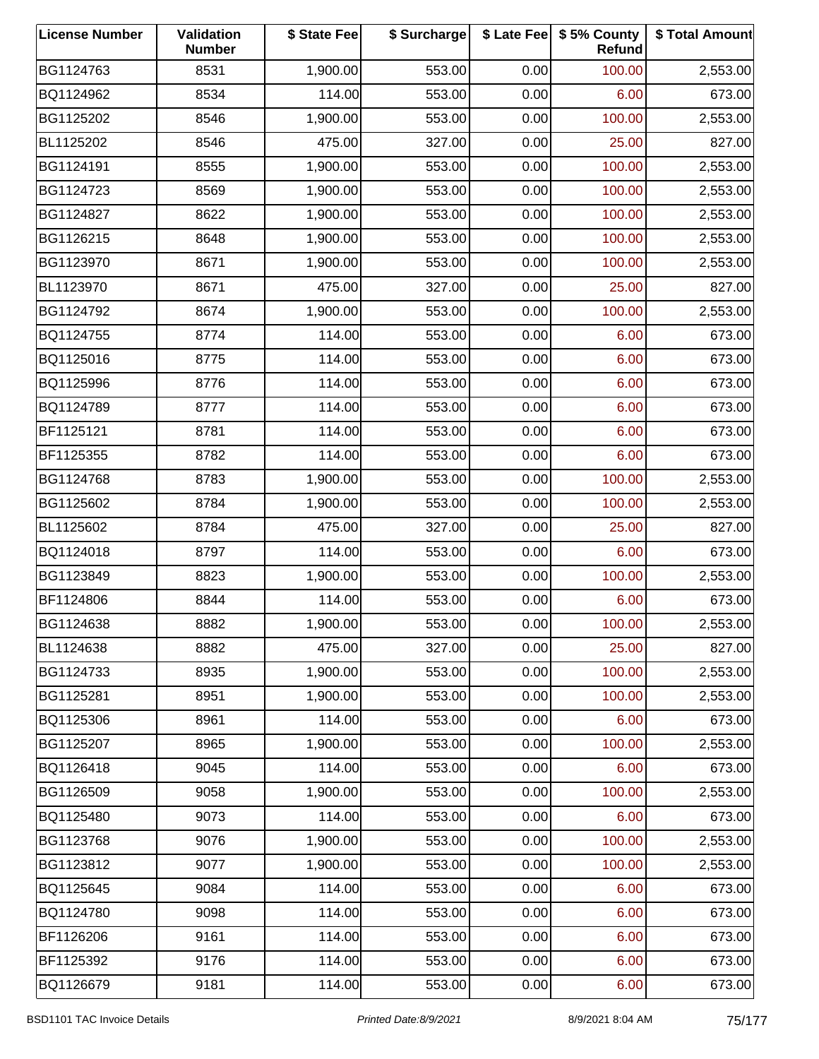| License Number | Validation Number | $ State Fee | $ Surcharge | $ Late Fee | $ 5% County Refund | $ Total Amount |
|---|---|---|---|---|---|---|
| BG1124763 | 8531 | 1,900.00 | 553.00 | 0.00 | 100.00 | 2,553.00 |
| BQ1124962 | 8534 | 114.00 | 553.00 | 0.00 | 6.00 | 673.00 |
| BG1125202 | 8546 | 1,900.00 | 553.00 | 0.00 | 100.00 | 2,553.00 |
| BL1125202 | 8546 | 475.00 | 327.00 | 0.00 | 25.00 | 827.00 |
| BG1124191 | 8555 | 1,900.00 | 553.00 | 0.00 | 100.00 | 2,553.00 |
| BG1124723 | 8569 | 1,900.00 | 553.00 | 0.00 | 100.00 | 2,553.00 |
| BG1124827 | 8622 | 1,900.00 | 553.00 | 0.00 | 100.00 | 2,553.00 |
| BG1126215 | 8648 | 1,900.00 | 553.00 | 0.00 | 100.00 | 2,553.00 |
| BG1123970 | 8671 | 1,900.00 | 553.00 | 0.00 | 100.00 | 2,553.00 |
| BL1123970 | 8671 | 475.00 | 327.00 | 0.00 | 25.00 | 827.00 |
| BG1124792 | 8674 | 1,900.00 | 553.00 | 0.00 | 100.00 | 2,553.00 |
| BQ1124755 | 8774 | 114.00 | 553.00 | 0.00 | 6.00 | 673.00 |
| BQ1125016 | 8775 | 114.00 | 553.00 | 0.00 | 6.00 | 673.00 |
| BQ1125996 | 8776 | 114.00 | 553.00 | 0.00 | 6.00 | 673.00 |
| BQ1124789 | 8777 | 114.00 | 553.00 | 0.00 | 6.00 | 673.00 |
| BF1125121 | 8781 | 114.00 | 553.00 | 0.00 | 6.00 | 673.00 |
| BF1125355 | 8782 | 114.00 | 553.00 | 0.00 | 6.00 | 673.00 |
| BG1124768 | 8783 | 1,900.00 | 553.00 | 0.00 | 100.00 | 2,553.00 |
| BG1125602 | 8784 | 1,900.00 | 553.00 | 0.00 | 100.00 | 2,553.00 |
| BL1125602 | 8784 | 475.00 | 327.00 | 0.00 | 25.00 | 827.00 |
| BQ1124018 | 8797 | 114.00 | 553.00 | 0.00 | 6.00 | 673.00 |
| BG1123849 | 8823 | 1,900.00 | 553.00 | 0.00 | 100.00 | 2,553.00 |
| BF1124806 | 8844 | 114.00 | 553.00 | 0.00 | 6.00 | 673.00 |
| BG1124638 | 8882 | 1,900.00 | 553.00 | 0.00 | 100.00 | 2,553.00 |
| BL1124638 | 8882 | 475.00 | 327.00 | 0.00 | 25.00 | 827.00 |
| BG1124733 | 8935 | 1,900.00 | 553.00 | 0.00 | 100.00 | 2,553.00 |
| BG1125281 | 8951 | 1,900.00 | 553.00 | 0.00 | 100.00 | 2,553.00 |
| BQ1125306 | 8961 | 114.00 | 553.00 | 0.00 | 6.00 | 673.00 |
| BG1125207 | 8965 | 1,900.00 | 553.00 | 0.00 | 100.00 | 2,553.00 |
| BQ1126418 | 9045 | 114.00 | 553.00 | 0.00 | 6.00 | 673.00 |
| BG1126509 | 9058 | 1,900.00 | 553.00 | 0.00 | 100.00 | 2,553.00 |
| BQ1125480 | 9073 | 114.00 | 553.00 | 0.00 | 6.00 | 673.00 |
| BG1123768 | 9076 | 1,900.00 | 553.00 | 0.00 | 100.00 | 2,553.00 |
| BG1123812 | 9077 | 1,900.00 | 553.00 | 0.00 | 100.00 | 2,553.00 |
| BQ1125645 | 9084 | 114.00 | 553.00 | 0.00 | 6.00 | 673.00 |
| BQ1124780 | 9098 | 114.00 | 553.00 | 0.00 | 6.00 | 673.00 |
| BF1126206 | 9161 | 114.00 | 553.00 | 0.00 | 6.00 | 673.00 |
| BF1125392 | 9176 | 114.00 | 553.00 | 0.00 | 6.00 | 673.00 |
| BQ1126679 | 9181 | 114.00 | 553.00 | 0.00 | 6.00 | 673.00 |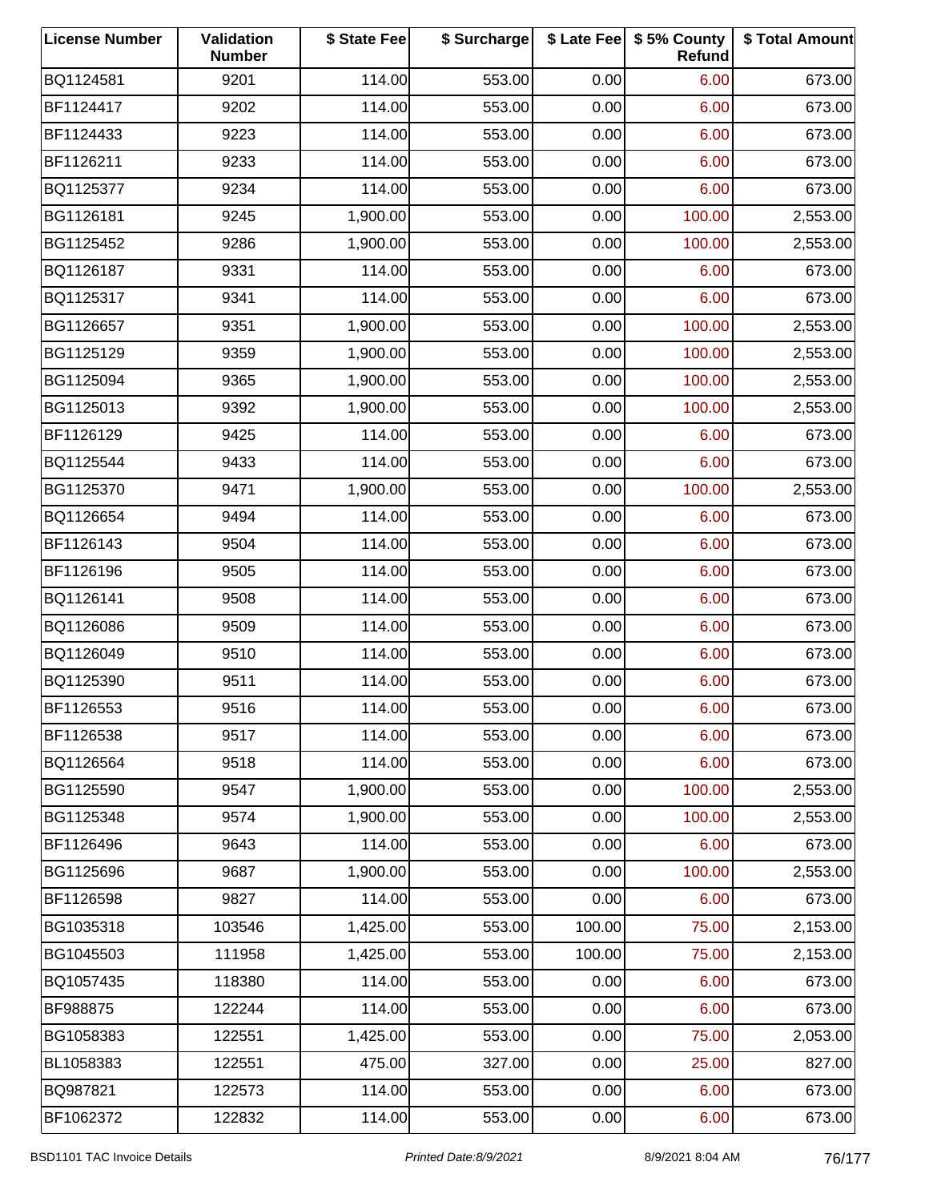| License Number | Validation Number | $ State Fee | $ Surcharge | $ Late Fee | $ 5% County Refund | $ Total Amount |
|---|---|---|---|---|---|---|
| BQ1124581 | 9201 | 114.00 | 553.00 | 0.00 | 6.00 | 673.00 |
| BF1124417 | 9202 | 114.00 | 553.00 | 0.00 | 6.00 | 673.00 |
| BF1124433 | 9223 | 114.00 | 553.00 | 0.00 | 6.00 | 673.00 |
| BF1126211 | 9233 | 114.00 | 553.00 | 0.00 | 6.00 | 673.00 |
| BQ1125377 | 9234 | 114.00 | 553.00 | 0.00 | 6.00 | 673.00 |
| BG1126181 | 9245 | 1,900.00 | 553.00 | 0.00 | 100.00 | 2,553.00 |
| BG1125452 | 9286 | 1,900.00 | 553.00 | 0.00 | 100.00 | 2,553.00 |
| BQ1126187 | 9331 | 114.00 | 553.00 | 0.00 | 6.00 | 673.00 |
| BQ1125317 | 9341 | 114.00 | 553.00 | 0.00 | 6.00 | 673.00 |
| BG1126657 | 9351 | 1,900.00 | 553.00 | 0.00 | 100.00 | 2,553.00 |
| BG1125129 | 9359 | 1,900.00 | 553.00 | 0.00 | 100.00 | 2,553.00 |
| BG1125094 | 9365 | 1,900.00 | 553.00 | 0.00 | 100.00 | 2,553.00 |
| BG1125013 | 9392 | 1,900.00 | 553.00 | 0.00 | 100.00 | 2,553.00 |
| BF1126129 | 9425 | 114.00 | 553.00 | 0.00 | 6.00 | 673.00 |
| BQ1125544 | 9433 | 114.00 | 553.00 | 0.00 | 6.00 | 673.00 |
| BG1125370 | 9471 | 1,900.00 | 553.00 | 0.00 | 100.00 | 2,553.00 |
| BQ1126654 | 9494 | 114.00 | 553.00 | 0.00 | 6.00 | 673.00 |
| BF1126143 | 9504 | 114.00 | 553.00 | 0.00 | 6.00 | 673.00 |
| BF1126196 | 9505 | 114.00 | 553.00 | 0.00 | 6.00 | 673.00 |
| BQ1126141 | 9508 | 114.00 | 553.00 | 0.00 | 6.00 | 673.00 |
| BQ1126086 | 9509 | 114.00 | 553.00 | 0.00 | 6.00 | 673.00 |
| BQ1126049 | 9510 | 114.00 | 553.00 | 0.00 | 6.00 | 673.00 |
| BQ1125390 | 9511 | 114.00 | 553.00 | 0.00 | 6.00 | 673.00 |
| BF1126553 | 9516 | 114.00 | 553.00 | 0.00 | 6.00 | 673.00 |
| BF1126538 | 9517 | 114.00 | 553.00 | 0.00 | 6.00 | 673.00 |
| BQ1126564 | 9518 | 114.00 | 553.00 | 0.00 | 6.00 | 673.00 |
| BG1125590 | 9547 | 1,900.00 | 553.00 | 0.00 | 100.00 | 2,553.00 |
| BG1125348 | 9574 | 1,900.00 | 553.00 | 0.00 | 100.00 | 2,553.00 |
| BF1126496 | 9643 | 114.00 | 553.00 | 0.00 | 6.00 | 673.00 |
| BG1125696 | 9687 | 1,900.00 | 553.00 | 0.00 | 100.00 | 2,553.00 |
| BF1126598 | 9827 | 114.00 | 553.00 | 0.00 | 6.00 | 673.00 |
| BG1035318 | 103546 | 1,425.00 | 553.00 | 100.00 | 75.00 | 2,153.00 |
| BG1045503 | 111958 | 1,425.00 | 553.00 | 100.00 | 75.00 | 2,153.00 |
| BQ1057435 | 118380 | 114.00 | 553.00 | 0.00 | 6.00 | 673.00 |
| BF988875 | 122244 | 114.00 | 553.00 | 0.00 | 6.00 | 673.00 |
| BG1058383 | 122551 | 1,425.00 | 553.00 | 0.00 | 75.00 | 2,053.00 |
| BL1058383 | 122551 | 475.00 | 327.00 | 0.00 | 25.00 | 827.00 |
| BQ987821 | 122573 | 114.00 | 553.00 | 0.00 | 6.00 | 673.00 |
| BF1062372 | 122832 | 114.00 | 553.00 | 0.00 | 6.00 | 673.00 |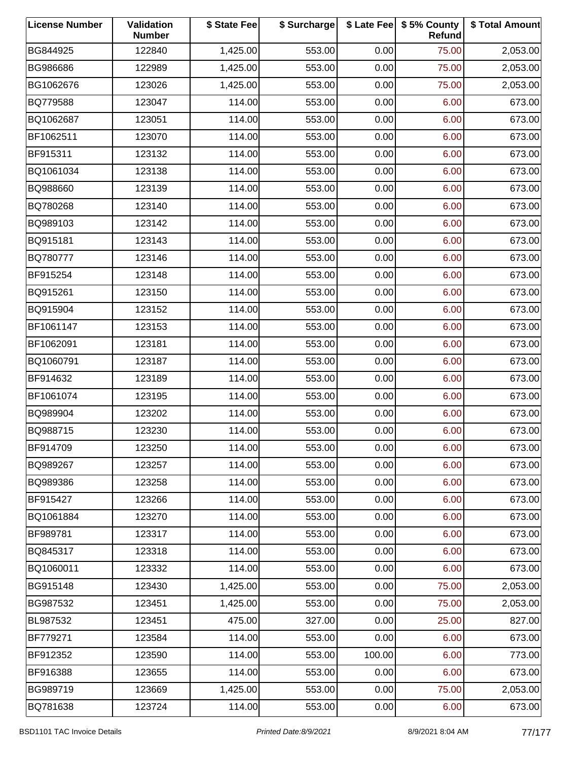| License Number | Validation Number | $ State Fee | $ Surcharge | $ Late Fee | $ 5% County Refund | $ Total Amount |
|---|---|---|---|---|---|---|
| BG844925 | 122840 | 1,425.00 | 553.00 | 0.00 | 75.00 | 2,053.00 |
| BG986686 | 122989 | 1,425.00 | 553.00 | 0.00 | 75.00 | 2,053.00 |
| BG1062676 | 123026 | 1,425.00 | 553.00 | 0.00 | 75.00 | 2,053.00 |
| BQ779588 | 123047 | 114.00 | 553.00 | 0.00 | 6.00 | 673.00 |
| BQ1062687 | 123051 | 114.00 | 553.00 | 0.00 | 6.00 | 673.00 |
| BF1062511 | 123070 | 114.00 | 553.00 | 0.00 | 6.00 | 673.00 |
| BF915311 | 123132 | 114.00 | 553.00 | 0.00 | 6.00 | 673.00 |
| BQ1061034 | 123138 | 114.00 | 553.00 | 0.00 | 6.00 | 673.00 |
| BQ988660 | 123139 | 114.00 | 553.00 | 0.00 | 6.00 | 673.00 |
| BQ780268 | 123140 | 114.00 | 553.00 | 0.00 | 6.00 | 673.00 |
| BQ989103 | 123142 | 114.00 | 553.00 | 0.00 | 6.00 | 673.00 |
| BQ915181 | 123143 | 114.00 | 553.00 | 0.00 | 6.00 | 673.00 |
| BQ780777 | 123146 | 114.00 | 553.00 | 0.00 | 6.00 | 673.00 |
| BF915254 | 123148 | 114.00 | 553.00 | 0.00 | 6.00 | 673.00 |
| BQ915261 | 123150 | 114.00 | 553.00 | 0.00 | 6.00 | 673.00 |
| BQ915904 | 123152 | 114.00 | 553.00 | 0.00 | 6.00 | 673.00 |
| BF1061147 | 123153 | 114.00 | 553.00 | 0.00 | 6.00 | 673.00 |
| BF1062091 | 123181 | 114.00 | 553.00 | 0.00 | 6.00 | 673.00 |
| BQ1060791 | 123187 | 114.00 | 553.00 | 0.00 | 6.00 | 673.00 |
| BF914632 | 123189 | 114.00 | 553.00 | 0.00 | 6.00 | 673.00 |
| BF1061074 | 123195 | 114.00 | 553.00 | 0.00 | 6.00 | 673.00 |
| BQ989904 | 123202 | 114.00 | 553.00 | 0.00 | 6.00 | 673.00 |
| BQ988715 | 123230 | 114.00 | 553.00 | 0.00 | 6.00 | 673.00 |
| BF914709 | 123250 | 114.00 | 553.00 | 0.00 | 6.00 | 673.00 |
| BQ989267 | 123257 | 114.00 | 553.00 | 0.00 | 6.00 | 673.00 |
| BQ989386 | 123258 | 114.00 | 553.00 | 0.00 | 6.00 | 673.00 |
| BF915427 | 123266 | 114.00 | 553.00 | 0.00 | 6.00 | 673.00 |
| BQ1061884 | 123270 | 114.00 | 553.00 | 0.00 | 6.00 | 673.00 |
| BF989781 | 123317 | 114.00 | 553.00 | 0.00 | 6.00 | 673.00 |
| BQ845317 | 123318 | 114.00 | 553.00 | 0.00 | 6.00 | 673.00 |
| BQ1060011 | 123332 | 114.00 | 553.00 | 0.00 | 6.00 | 673.00 |
| BG915148 | 123430 | 1,425.00 | 553.00 | 0.00 | 75.00 | 2,053.00 |
| BG987532 | 123451 | 1,425.00 | 553.00 | 0.00 | 75.00 | 2,053.00 |
| BL987532 | 123451 | 475.00 | 327.00 | 0.00 | 25.00 | 827.00 |
| BF779271 | 123584 | 114.00 | 553.00 | 0.00 | 6.00 | 673.00 |
| BF912352 | 123590 | 114.00 | 553.00 | 100.00 | 6.00 | 773.00 |
| BF916388 | 123655 | 114.00 | 553.00 | 0.00 | 6.00 | 673.00 |
| BG989719 | 123669 | 1,425.00 | 553.00 | 0.00 | 75.00 | 2,053.00 |
| BQ781638 | 123724 | 114.00 | 553.00 | 0.00 | 6.00 | 673.00 |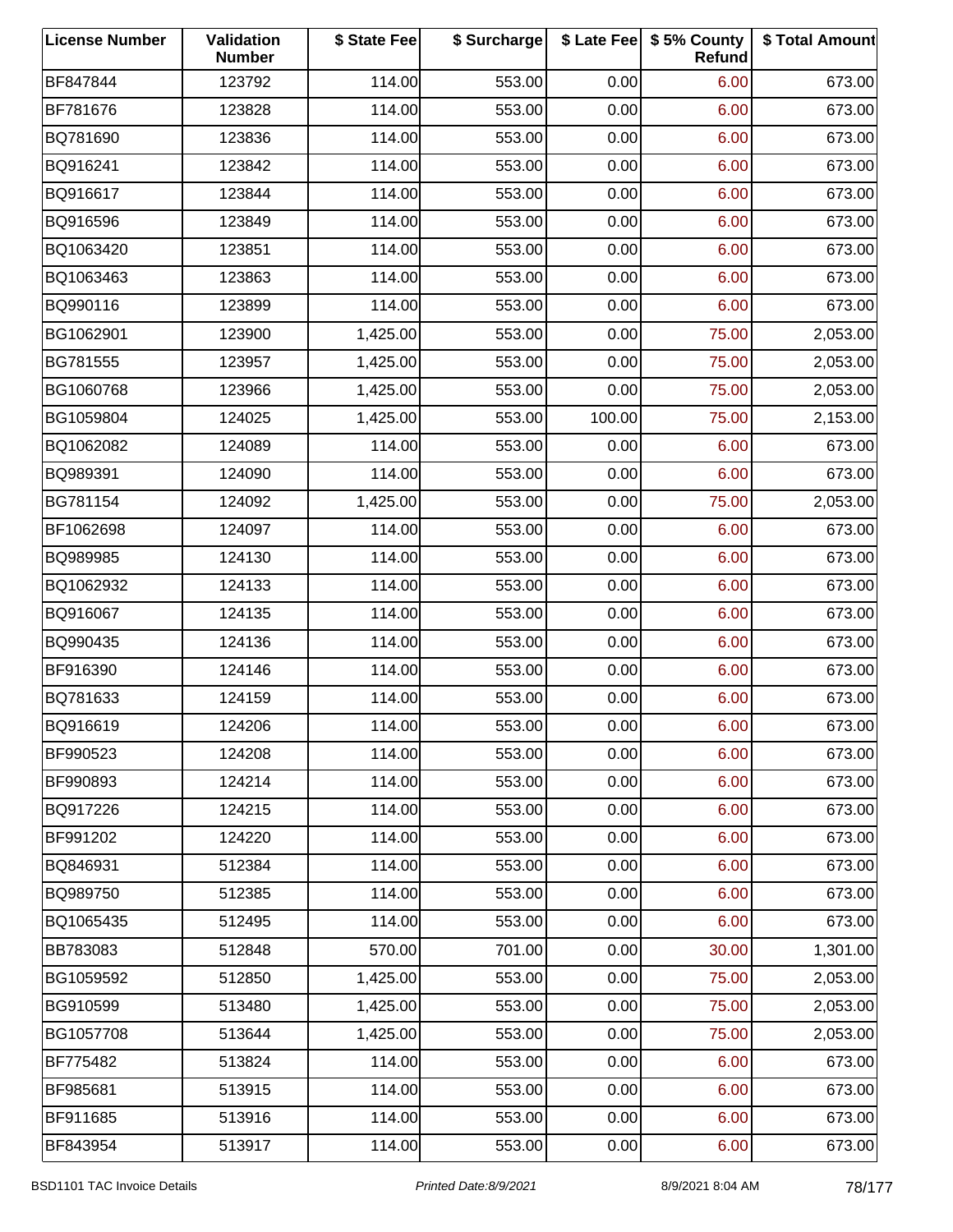| License Number | Validation Number | $ State Fee | $ Surcharge | $ Late Fee | $ 5% County Refund | $ Total Amount |
| --- | --- | --- | --- | --- | --- | --- |
| BF847844 | 123792 | 114.00 | 553.00 | 0.00 | 6.00 | 673.00 |
| BF781676 | 123828 | 114.00 | 553.00 | 0.00 | 6.00 | 673.00 |
| BQ781690 | 123836 | 114.00 | 553.00 | 0.00 | 6.00 | 673.00 |
| BQ916241 | 123842 | 114.00 | 553.00 | 0.00 | 6.00 | 673.00 |
| BQ916617 | 123844 | 114.00 | 553.00 | 0.00 | 6.00 | 673.00 |
| BQ916596 | 123849 | 114.00 | 553.00 | 0.00 | 6.00 | 673.00 |
| BQ1063420 | 123851 | 114.00 | 553.00 | 0.00 | 6.00 | 673.00 |
| BQ1063463 | 123863 | 114.00 | 553.00 | 0.00 | 6.00 | 673.00 |
| BQ990116 | 123899 | 114.00 | 553.00 | 0.00 | 6.00 | 673.00 |
| BG1062901 | 123900 | 1,425.00 | 553.00 | 0.00 | 75.00 | 2,053.00 |
| BG781555 | 123957 | 1,425.00 | 553.00 | 0.00 | 75.00 | 2,053.00 |
| BG1060768 | 123966 | 1,425.00 | 553.00 | 0.00 | 75.00 | 2,053.00 |
| BG1059804 | 124025 | 1,425.00 | 553.00 | 100.00 | 75.00 | 2,153.00 |
| BQ1062082 | 124089 | 114.00 | 553.00 | 0.00 | 6.00 | 673.00 |
| BQ989391 | 124090 | 114.00 | 553.00 | 0.00 | 6.00 | 673.00 |
| BG781154 | 124092 | 1,425.00 | 553.00 | 0.00 | 75.00 | 2,053.00 |
| BF1062698 | 124097 | 114.00 | 553.00 | 0.00 | 6.00 | 673.00 |
| BQ989985 | 124130 | 114.00 | 553.00 | 0.00 | 6.00 | 673.00 |
| BQ1062932 | 124133 | 114.00 | 553.00 | 0.00 | 6.00 | 673.00 |
| BQ916067 | 124135 | 114.00 | 553.00 | 0.00 | 6.00 | 673.00 |
| BQ990435 | 124136 | 114.00 | 553.00 | 0.00 | 6.00 | 673.00 |
| BF916390 | 124146 | 114.00 | 553.00 | 0.00 | 6.00 | 673.00 |
| BQ781633 | 124159 | 114.00 | 553.00 | 0.00 | 6.00 | 673.00 |
| BQ916619 | 124206 | 114.00 | 553.00 | 0.00 | 6.00 | 673.00 |
| BF990523 | 124208 | 114.00 | 553.00 | 0.00 | 6.00 | 673.00 |
| BF990893 | 124214 | 114.00 | 553.00 | 0.00 | 6.00 | 673.00 |
| BQ917226 | 124215 | 114.00 | 553.00 | 0.00 | 6.00 | 673.00 |
| BF991202 | 124220 | 114.00 | 553.00 | 0.00 | 6.00 | 673.00 |
| BQ846931 | 512384 | 114.00 | 553.00 | 0.00 | 6.00 | 673.00 |
| BQ989750 | 512385 | 114.00 | 553.00 | 0.00 | 6.00 | 673.00 |
| BQ1065435 | 512495 | 114.00 | 553.00 | 0.00 | 6.00 | 673.00 |
| BB783083 | 512848 | 570.00 | 701.00 | 0.00 | 30.00 | 1,301.00 |
| BG1059592 | 512850 | 1,425.00 | 553.00 | 0.00 | 75.00 | 2,053.00 |
| BG910599 | 513480 | 1,425.00 | 553.00 | 0.00 | 75.00 | 2,053.00 |
| BG1057708 | 513644 | 1,425.00 | 553.00 | 0.00 | 75.00 | 2,053.00 |
| BF775482 | 513824 | 114.00 | 553.00 | 0.00 | 6.00 | 673.00 |
| BF985681 | 513915 | 114.00 | 553.00 | 0.00 | 6.00 | 673.00 |
| BF911685 | 513916 | 114.00 | 553.00 | 0.00 | 6.00 | 673.00 |
| BF843954 | 513917 | 114.00 | 553.00 | 0.00 | 6.00 | 673.00 |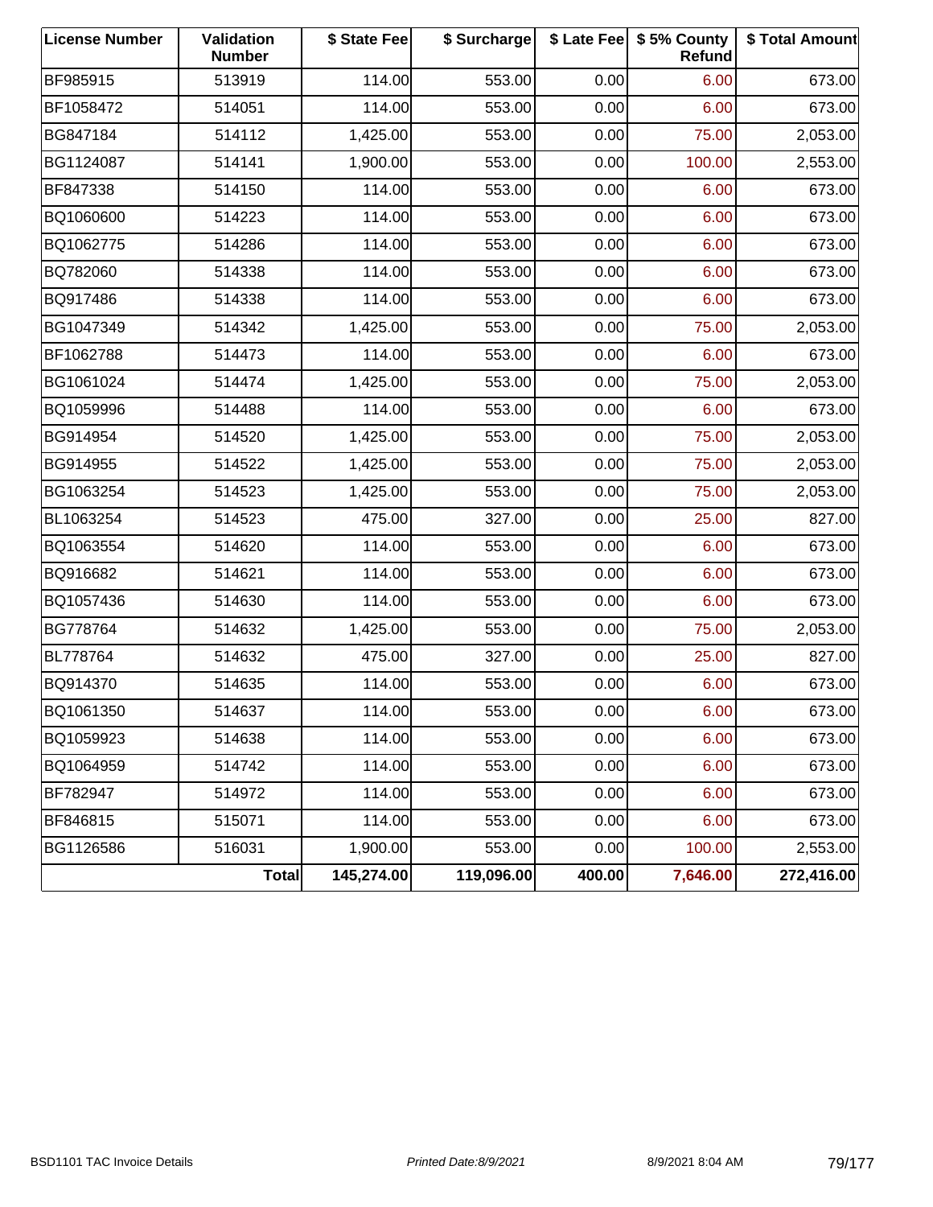| License Number | Validation Number | $ State Fee | $ Surcharge | $ Late Fee | $ 5% County Refund | $ Total Amount |
|---|---|---|---|---|---|---|
| BF985915 | 513919 | 114.00 | 553.00 | 0.00 | 6.00 | 673.00 |
| BF1058472 | 514051 | 114.00 | 553.00 | 0.00 | 6.00 | 673.00 |
| BG847184 | 514112 | 1,425.00 | 553.00 | 0.00 | 75.00 | 2,053.00 |
| BG1124087 | 514141 | 1,900.00 | 553.00 | 0.00 | 100.00 | 2,553.00 |
| BF847338 | 514150 | 114.00 | 553.00 | 0.00 | 6.00 | 673.00 |
| BQ1060600 | 514223 | 114.00 | 553.00 | 0.00 | 6.00 | 673.00 |
| BQ1062775 | 514286 | 114.00 | 553.00 | 0.00 | 6.00 | 673.00 |
| BQ782060 | 514338 | 114.00 | 553.00 | 0.00 | 6.00 | 673.00 |
| BQ917486 | 514338 | 114.00 | 553.00 | 0.00 | 6.00 | 673.00 |
| BG1047349 | 514342 | 1,425.00 | 553.00 | 0.00 | 75.00 | 2,053.00 |
| BF1062788 | 514473 | 114.00 | 553.00 | 0.00 | 6.00 | 673.00 |
| BG1061024 | 514474 | 1,425.00 | 553.00 | 0.00 | 75.00 | 2,053.00 |
| BQ1059996 | 514488 | 114.00 | 553.00 | 0.00 | 6.00 | 673.00 |
| BG914954 | 514520 | 1,425.00 | 553.00 | 0.00 | 75.00 | 2,053.00 |
| BG914955 | 514522 | 1,425.00 | 553.00 | 0.00 | 75.00 | 2,053.00 |
| BG1063254 | 514523 | 1,425.00 | 553.00 | 0.00 | 75.00 | 2,053.00 |
| BL1063254 | 514523 | 475.00 | 327.00 | 0.00 | 25.00 | 827.00 |
| BQ1063554 | 514620 | 114.00 | 553.00 | 0.00 | 6.00 | 673.00 |
| BQ916682 | 514621 | 114.00 | 553.00 | 0.00 | 6.00 | 673.00 |
| BQ1057436 | 514630 | 114.00 | 553.00 | 0.00 | 6.00 | 673.00 |
| BG778764 | 514632 | 1,425.00 | 553.00 | 0.00 | 75.00 | 2,053.00 |
| BL778764 | 514632 | 475.00 | 327.00 | 0.00 | 25.00 | 827.00 |
| BQ914370 | 514635 | 114.00 | 553.00 | 0.00 | 6.00 | 673.00 |
| BQ1061350 | 514637 | 114.00 | 553.00 | 0.00 | 6.00 | 673.00 |
| BQ1059923 | 514638 | 114.00 | 553.00 | 0.00 | 6.00 | 673.00 |
| BQ1064959 | 514742 | 114.00 | 553.00 | 0.00 | 6.00 | 673.00 |
| BF782947 | 514972 | 114.00 | 553.00 | 0.00 | 6.00 | 673.00 |
| BF846815 | 515071 | 114.00 | 553.00 | 0.00 | 6.00 | 673.00 |
| BG1126586 | 516031 | 1,900.00 | 553.00 | 0.00 | 100.00 | 2,553.00 |
| | **Total** | **145,274.00** | **119,096.00** | **400.00** | **7,646.00** | **272,416.00** |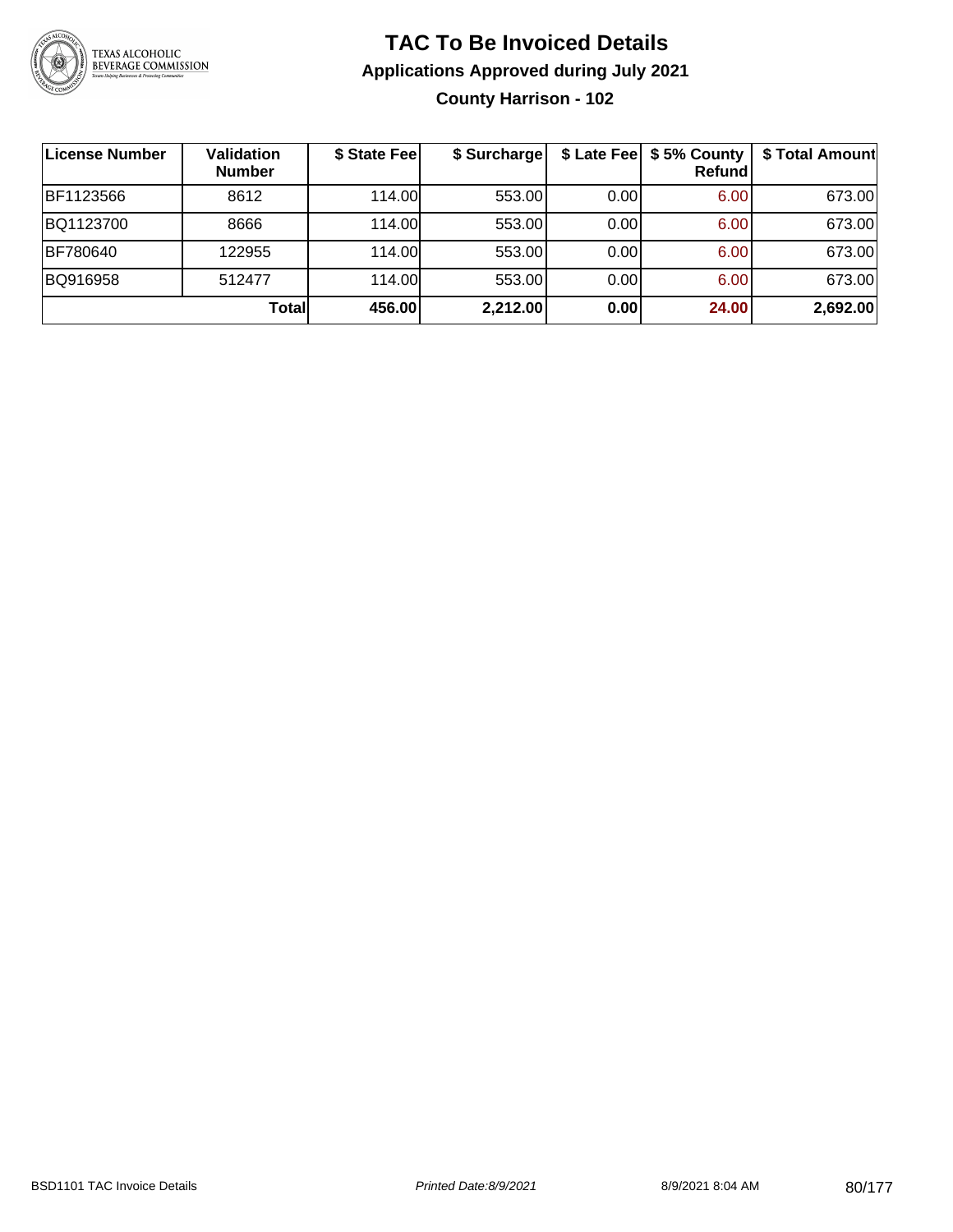# TAC To Be Invoiced Details

## Applications Approved during July 2021

### County Harrison - 102

| License Number | Validation Number | $ State Fee | $ Surcharge | $ Late Fee | $ 5% County Refund | $ Total Amount |
|---|---|---|---|---|---|---|
| BF1123566 | 8612 | 114.00 | 553.00 | 0.00 | 6.00 | 673.00 |
| BQ1123700 | 8666 | 114.00 | 553.00 | 0.00 | 6.00 | 673.00 |
| BF780640 | 122955 | 114.00 | 553.00 | 0.00 | 6.00 | 673.00 |
| BQ916958 | 512477 | 114.00 | 553.00 | 0.00 | 6.00 | 673.00 |
| | **Total** | **456.00** | **2,212.00** | **0.00** | **24.00** | **2,692.00** |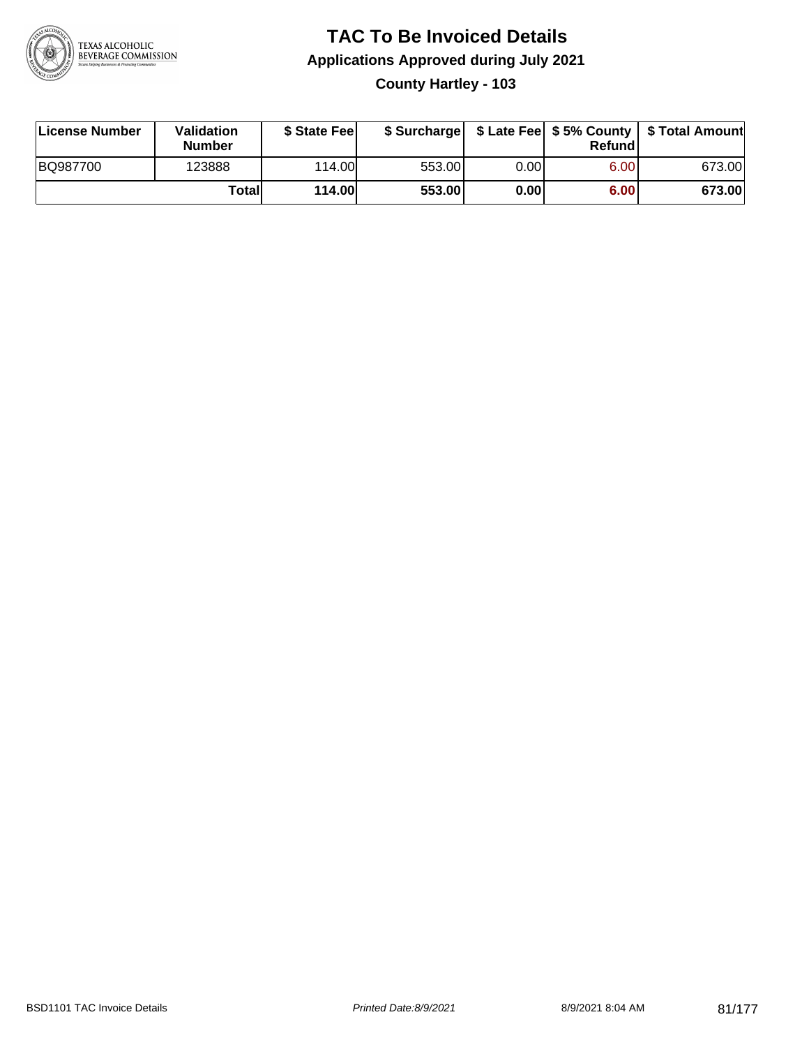# TAC To Be Invoiced Details

## Applications Approved during July 2021

### County Hartley - 103

| License Number | Validation Number | $ State Fee | $ Surcharge | $ Late Fee | $ 5% County Refund | $ Total Amount |
|---|---|---|---|---|---|---|
| BQ987700 | 123888 | 114.00 | 553.00 | 0.00 | 6.00 | 673.00 |
| | **Total** | **114.00** | **553.00** | **0.00** | **6.00** | **673.00** |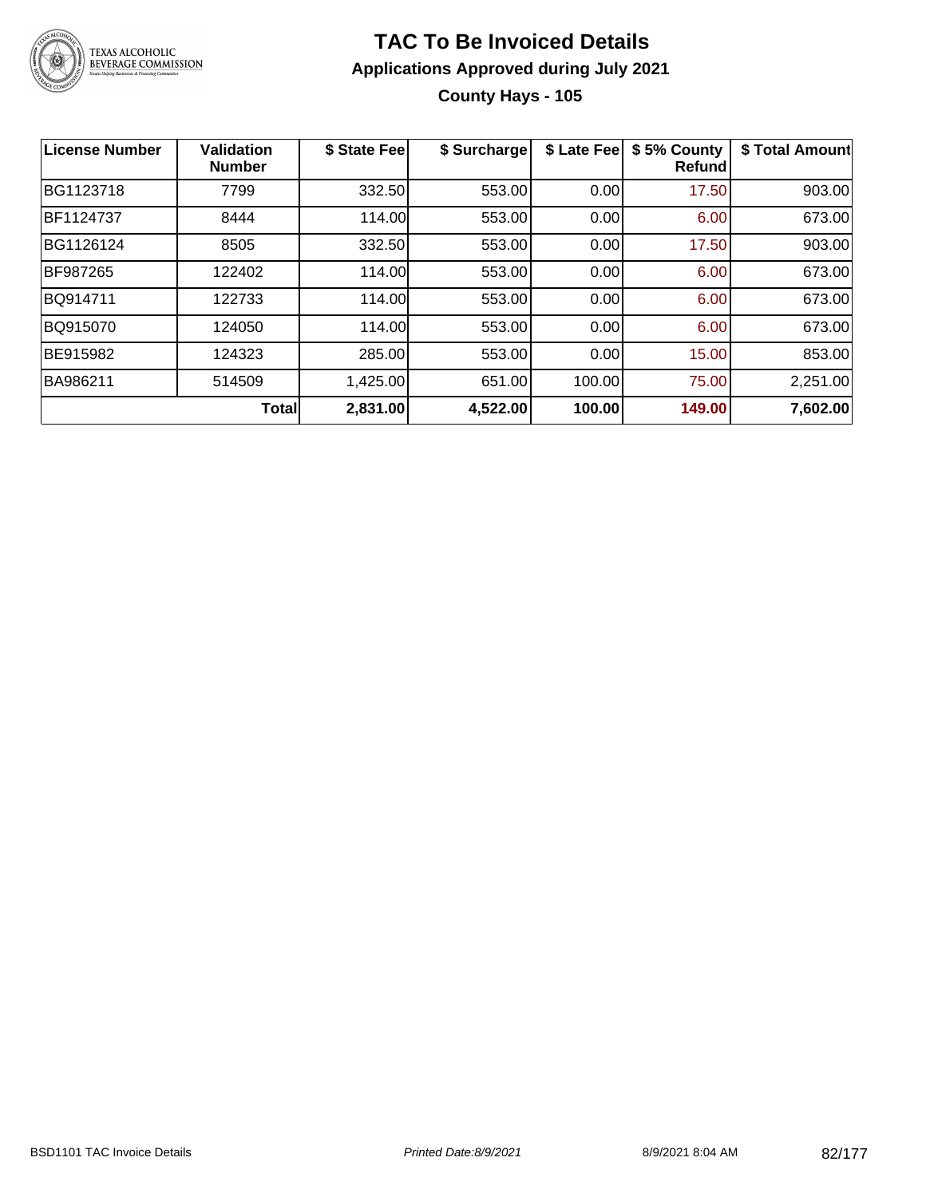# TAC To Be Invoiced Details

## Applications Approved during July 2021

### County Hays - 105

| License Number | Validation Number | $ State Fee | $ Surcharge | $ Late Fee | $ 5% County Refund | $ Total Amount |
|---|---|---|---|---|---|---|
| BG1123718 | 7799 | 332.50 | 553.00 | 0.00 | 17.50 | 903.00 |
| BF1124737 | 8444 | 114.00 | 553.00 | 0.00 | 6.00 | 673.00 |
| BG1126124 | 8505 | 332.50 | 553.00 | 0.00 | 17.50 | 903.00 |
| BF987265 | 122402 | 114.00 | 553.00 | 0.00 | 6.00 | 673.00 |
| BQ914711 | 122733 | 114.00 | 553.00 | 0.00 | 6.00 | 673.00 |
| BQ915070 | 124050 | 114.00 | 553.00 | 0.00 | 6.00 | 673.00 |
| BE915982 | 124323 | 285.00 | 553.00 | 0.00 | 15.00 | 853.00 |
| BA986211 | 514509 | 1,425.00 | 651.00 | 100.00 | 75.00 | 2,251.00 |
| | **Total** | **2,831.00** | **4,522.00** | **100.00** | **149.00** | **7,602.00** |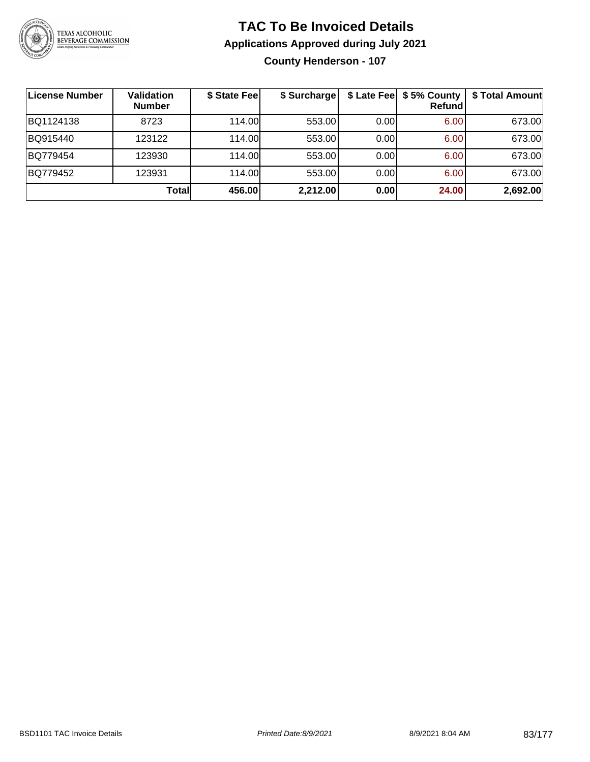# TAC To Be Invoiced Details

## Applications Approved during July 2021

### County Henderson - 107

| License Number | Validation Number | $ State Fee | $ Surcharge | $ Late Fee | $ 5% County Refund | $ Total Amount |
|---|---|---|---|---|---|---|
| BQ1124138 | 8723 | 114.00 | 553.00 | 0.00 | 6.00 | 673.00 |
| BQ915440 | 123122 | 114.00 | 553.00 | 0.00 | 6.00 | 673.00 |
| BQ779454 | 123930 | 114.00 | 553.00 | 0.00 | 6.00 | 673.00 |
| BQ779452 | 123931 | 114.00 | 553.00 | 0.00 | 6.00 | 673.00 |
| | **Total** | **456.00** | **2,212.00** | **0.00** | **24.00** | **2,692.00** |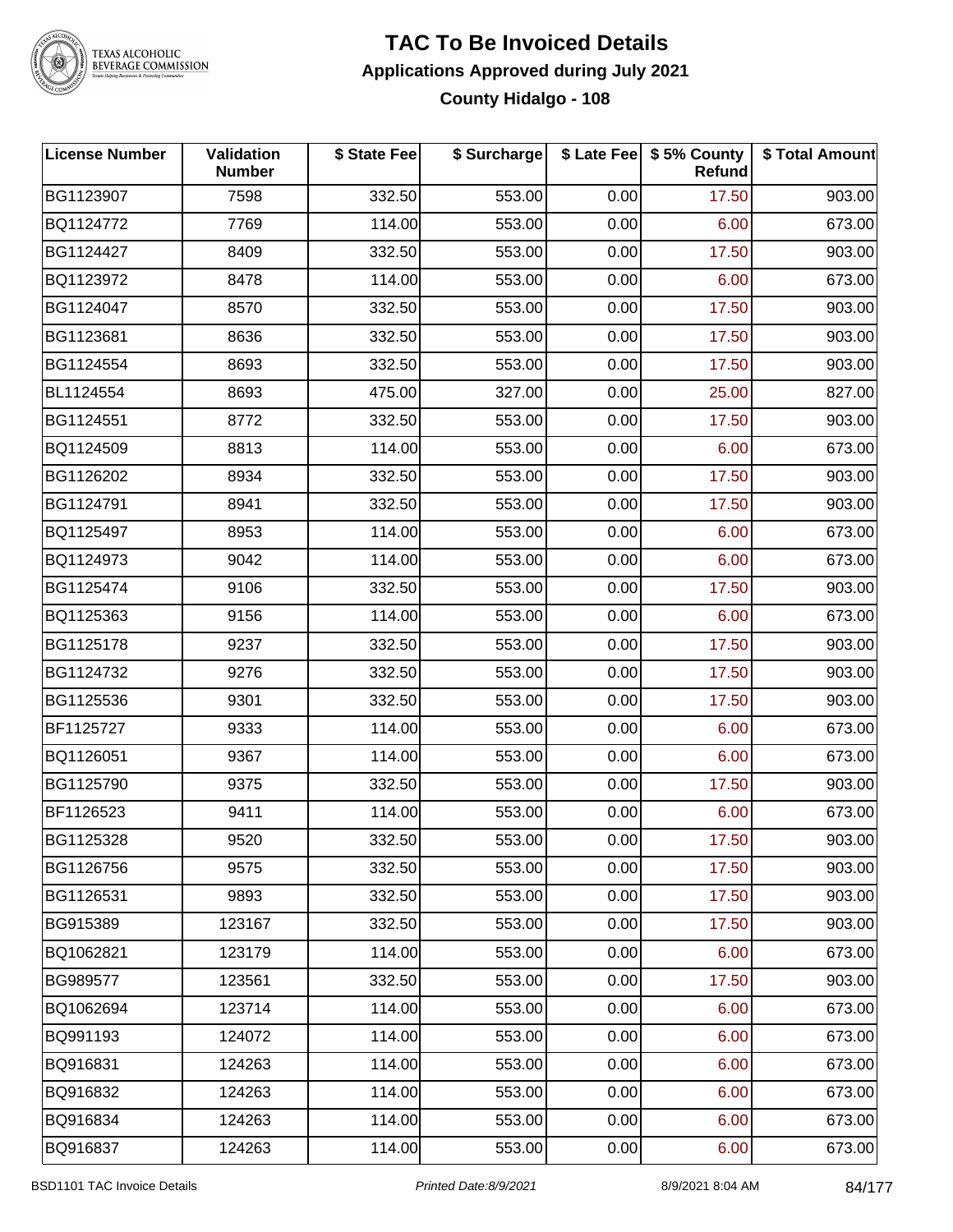# TAC To Be Invoiced Details

## Applications Approved during July 2021

### County Hidalgo - 108

| License Number | Validation Number | $ State Fee | $ Surcharge | $ Late Fee | $ 5% County Refund | $ Total Amount |
|---|---|---|---|---|---|---|
| BG1123907 | 7598 | 332.50 | 553.00 | 0.00 | 17.50 | 903.00 |
| BQ1124772 | 7769 | 114.00 | 553.00 | 0.00 | 6.00 | 673.00 |
| BG1124427 | 8409 | 332.50 | 553.00 | 0.00 | 17.50 | 903.00 |
| BQ1123972 | 8478 | 114.00 | 553.00 | 0.00 | 6.00 | 673.00 |
| BG1124047 | 8570 | 332.50 | 553.00 | 0.00 | 17.50 | 903.00 |
| BG1123681 | 8636 | 332.50 | 553.00 | 0.00 | 17.50 | 903.00 |
| BG1124554 | 8693 | 332.50 | 553.00 | 0.00 | 17.50 | 903.00 |
| BL1124554 | 8693 | 475.00 | 327.00 | 0.00 | 25.00 | 827.00 |
| BG1124551 | 8772 | 332.50 | 553.00 | 0.00 | 17.50 | 903.00 |
| BQ1124509 | 8813 | 114.00 | 553.00 | 0.00 | 6.00 | 673.00 |
| BG1126202 | 8934 | 332.50 | 553.00 | 0.00 | 17.50 | 903.00 |
| BG1124791 | 8941 | 332.50 | 553.00 | 0.00 | 17.50 | 903.00 |
| BQ1125497 | 8953 | 114.00 | 553.00 | 0.00 | 6.00 | 673.00 |
| BQ1124973 | 9042 | 114.00 | 553.00 | 0.00 | 6.00 | 673.00 |
| BG1125474 | 9106 | 332.50 | 553.00 | 0.00 | 17.50 | 903.00 |
| BQ1125363 | 9156 | 114.00 | 553.00 | 0.00 | 6.00 | 673.00 |
| BG1125178 | 9237 | 332.50 | 553.00 | 0.00 | 17.50 | 903.00 |
| BG1124732 | 9276 | 332.50 | 553.00 | 0.00 | 17.50 | 903.00 |
| BG1125536 | 9301 | 332.50 | 553.00 | 0.00 | 17.50 | 903.00 |
| BF1125727 | 9333 | 114.00 | 553.00 | 0.00 | 6.00 | 673.00 |
| BQ1126051 | 9367 | 114.00 | 553.00 | 0.00 | 6.00 | 673.00 |
| BG1125790 | 9375 | 332.50 | 553.00 | 0.00 | 17.50 | 903.00 |
| BF1126523 | 9411 | 114.00 | 553.00 | 0.00 | 6.00 | 673.00 |
| BG1125328 | 9520 | 332.50 | 553.00 | 0.00 | 17.50 | 903.00 |
| BG1126756 | 9575 | 332.50 | 553.00 | 0.00 | 17.50 | 903.00 |
| BG1126531 | 9893 | 332.50 | 553.00 | 0.00 | 17.50 | 903.00 |
| BG915389 | 123167 | 332.50 | 553.00 | 0.00 | 17.50 | 903.00 |
| BQ1062821 | 123179 | 114.00 | 553.00 | 0.00 | 6.00 | 673.00 |
| BG989577 | 123561 | 332.50 | 553.00 | 0.00 | 17.50 | 903.00 |
| BQ1062694 | 123714 | 114.00 | 553.00 | 0.00 | 6.00 | 673.00 |
| BQ991193 | 124072 | 114.00 | 553.00 | 0.00 | 6.00 | 673.00 |
| BQ916831 | 124263 | 114.00 | 553.00 | 0.00 | 6.00 | 673.00 |
| BQ916832 | 124263 | 114.00 | 553.00 | 0.00 | 6.00 | 673.00 |
| BQ916834 | 124263 | 114.00 | 553.00 | 0.00 | 6.00 | 673.00 |
| BQ916837 | 124263 | 114.00 | 553.00 | 0.00 | 6.00 | 673.00 |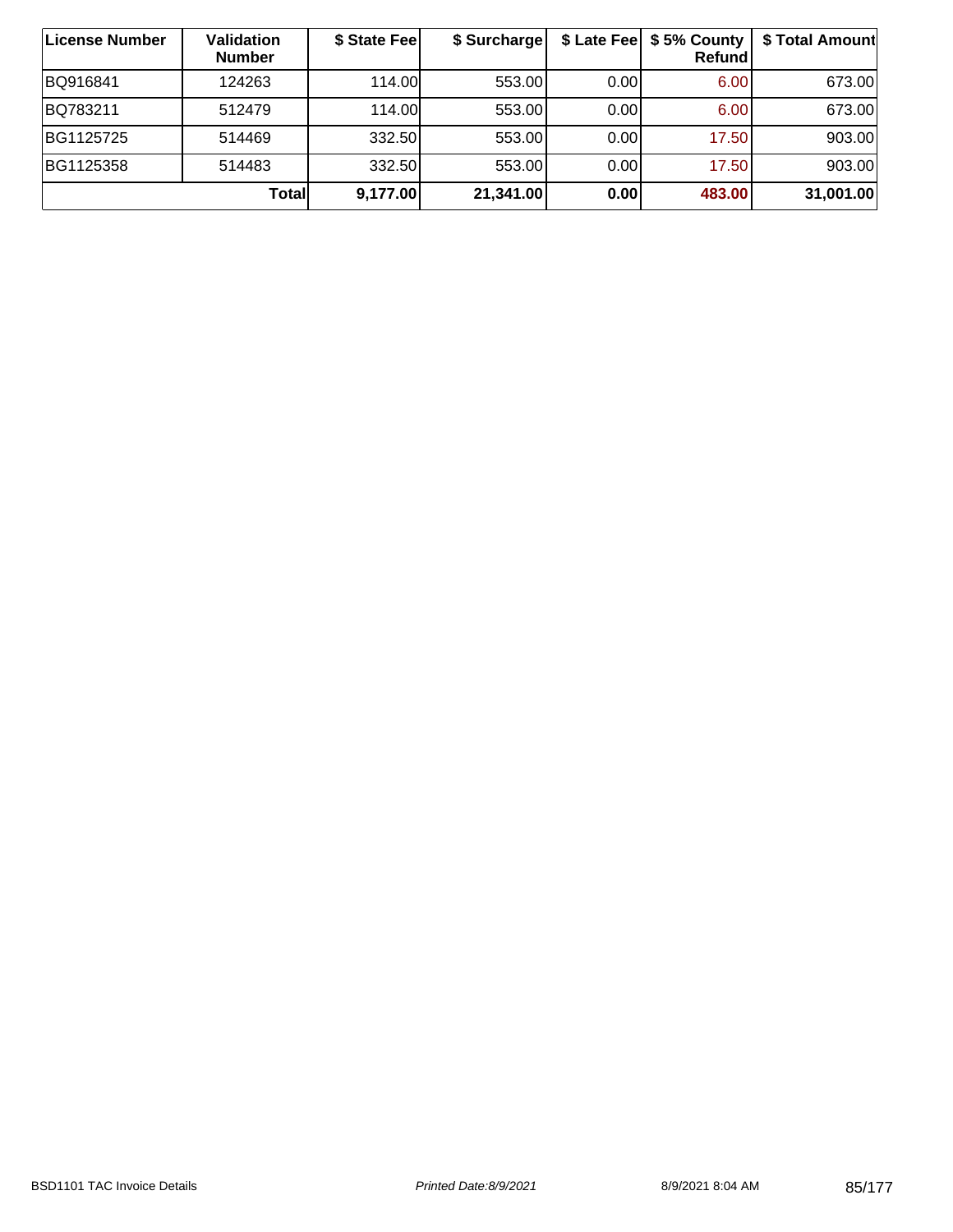| License Number | Validation Number | $ State Fee | $ Surcharge | $ Late Fee | $ 5% County Refund | $ Total Amount |
|---|---|---|---|---|---|---|
| BQ916841 | 124263 | 114.00 | 553.00 | 0.00 | 6.00 | 673.00 |
| BQ783211 | 512479 | 114.00 | 553.00 | 0.00 | 6.00 | 673.00 |
| BG1125725 | 514469 | 332.50 | 553.00 | 0.00 | 17.50 | 903.00 |
| BG1125358 | 514483 | 332.50 | 553.00 | 0.00 | 17.50 | 903.00 |
| | **Total** | **9,177.00** | **21,341.00** | **0.00** | **483.00** | **31,001.00** |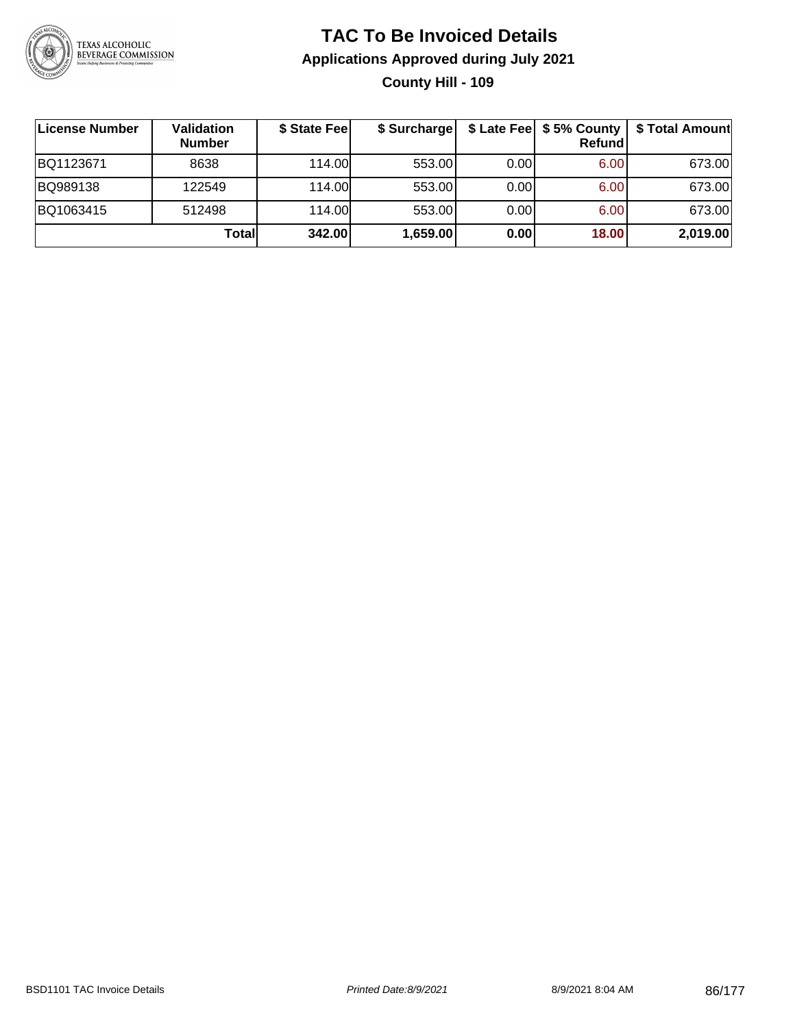# TAC To Be Invoiced Details

## Applications Approved during July 2021

### County Hill - 109

| License Number | Validation Number | $ State Fee | $ Surcharge | $ Late Fee | $ 5% County Refund | $ Total Amount |
|---|---|---|---|---|---|---|
| BQ1123671 | 8638 | 114.00 | 553.00 | 0.00 | 6.00 | 673.00 |
| BQ989138 | 122549 | 114.00 | 553.00 | 0.00 | 6.00 | 673.00 |
| BQ1063415 | 512498 | 114.00 | 553.00 | 0.00 | 6.00 | 673.00 |
| | **Total** | **342.00** | **1,659.00** | **0.00** | **18.00** | **2,019.00** |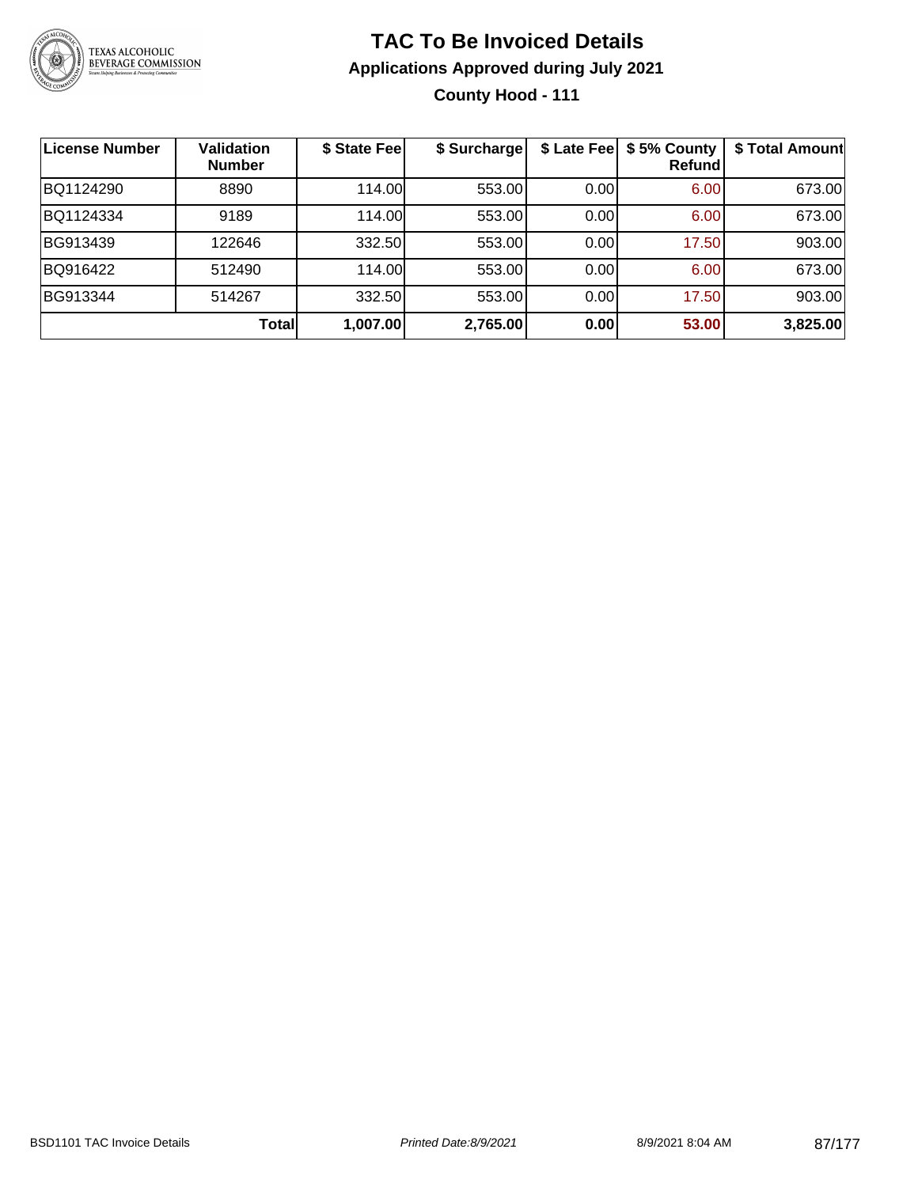# TAC To Be Invoiced Details

## Applications Approved during July 2021

### County Hood - 111

| License Number | Validation Number | $ State Fee | $ Surcharge | $ Late Fee | $ 5% County Refund | $ Total Amount |
|---|---|---|---|---|---|---|
| BQ1124290 | 8890 | 114.00 | 553.00 | 0.00 | 6.00 | 673.00 |
| BQ1124334 | 9189 | 114.00 | 553.00 | 0.00 | 6.00 | 673.00 |
| BG913439 | 122646 | 332.50 | 553.00 | 0.00 | 17.50 | 903.00 |
| BQ916422 | 512490 | 114.00 | 553.00 | 0.00 | 6.00 | 673.00 |
| BG913344 | 514267 | 332.50 | 553.00 | 0.00 | 17.50 | 903.00 |
| | **Total** | **1,007.00** | **2,765.00** | **0.00** | **53.00** | **3,825.00** |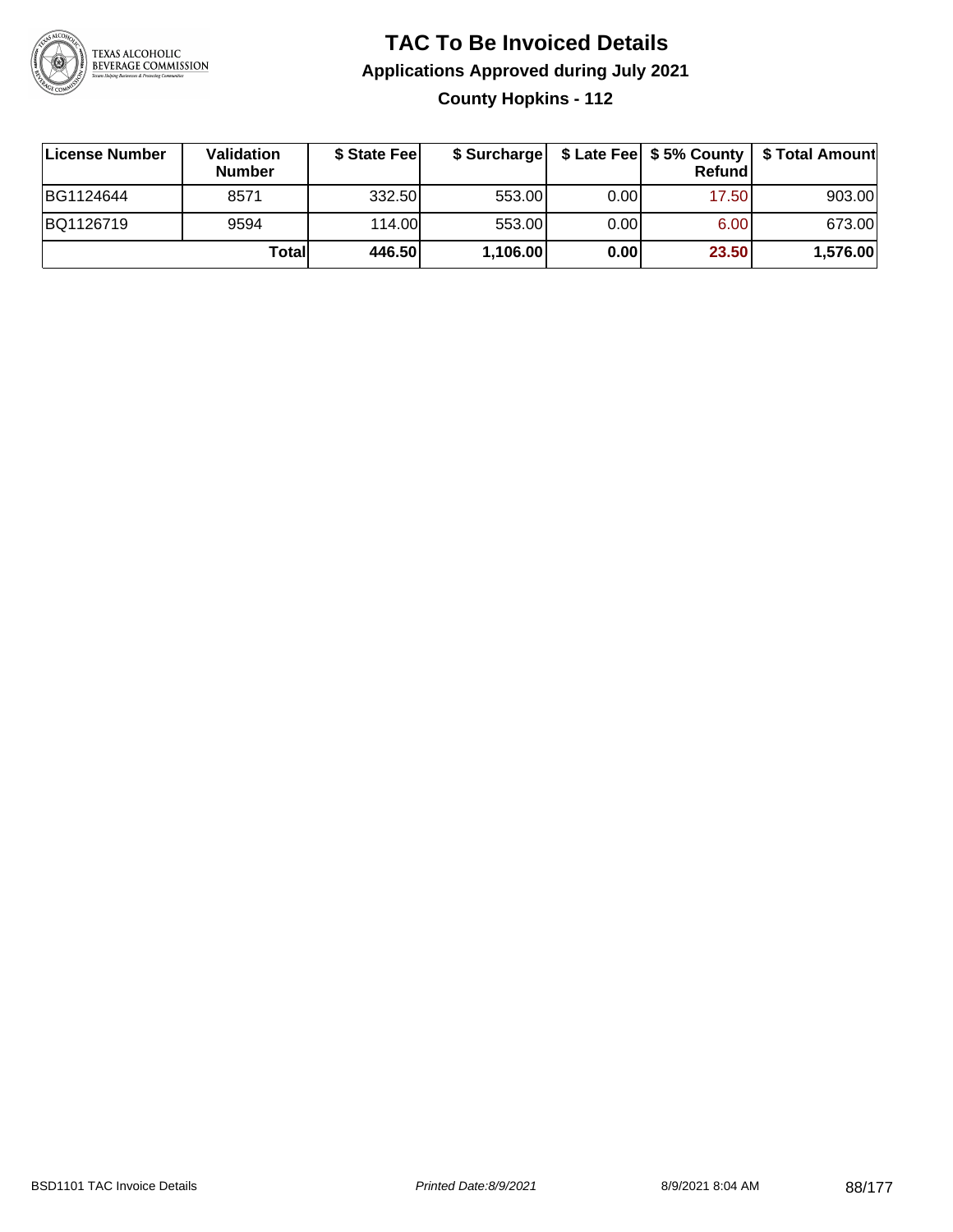# TAC To Be Invoiced Details

## Applications Approved during July 2021

### County Hopkins - 112

| License Number | Validation Number | $ State Fee | $ Surcharge | $ Late Fee | $ 5% County Refund | $ Total Amount |
|---|---|---|---|---|---|---|
| BG1124644 | 8571 | 332.50 | 553.00 | 0.00 | 17.50 | 903.00 |
| BQ1126719 | 9594 | 114.00 | 553.00 | 0.00 | 6.00 | 673.00 |
| | **Total** | **446.50** | **1,106.00** | **0.00** | **23.50** | **1,576.00** |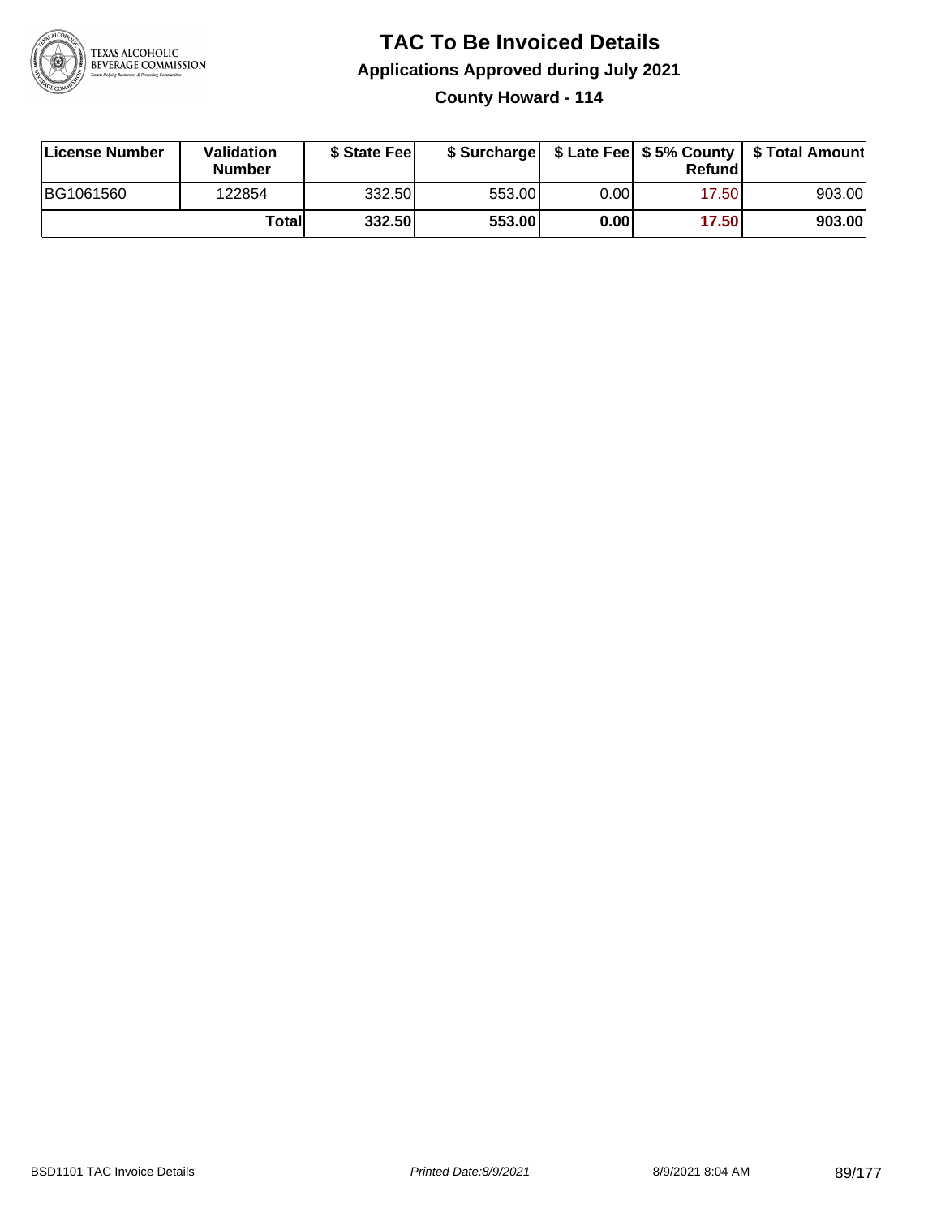# TAC To Be Invoiced Details

## Applications Approved during July 2021

### County Howard - 114

| License Number | Validation Number | $ State Fee | $ Surcharge | $ Late Fee | $ 5% County Refund | $ Total Amount |
|---|---|---|---|---|---|---|
| BG1061560 | 122854 | 332.50 | 553.00 | 0.00 | 17.50 | 903.00 |
| | **Total** | **332.50** | **553.00** | **0.00** | **17.50** | **903.00** |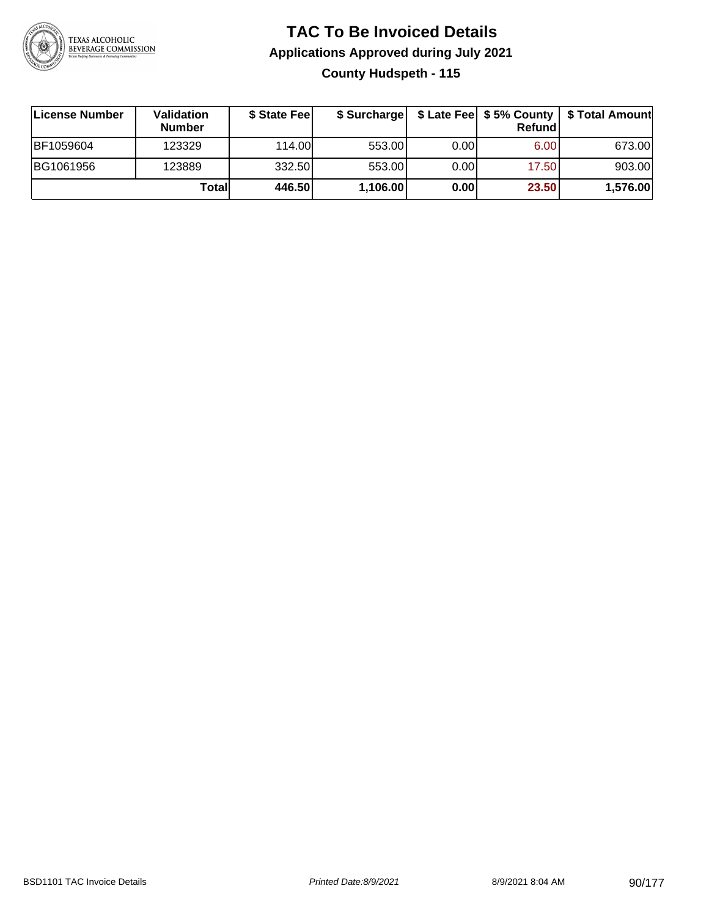# TAC To Be Invoiced Details

## Applications Approved during July 2021

### County Hudspeth - 115

| License Number | Validation Number | $ State Fee | $ Surcharge | $ Late Fee | $ 5% County Refund | $ Total Amount |
|---|---|---|---|---|---|---|
| BF1059604 | 123329 | 114.00 | 553.00 | 0.00 | 6.00 | 673.00 |
| BG1061956 | 123889 | 332.50 | 553.00 | 0.00 | 17.50 | 903.00 |
| | **Total** | **446.50** | **1,106.00** | **0.00** | **23.50** | **1,576.00** |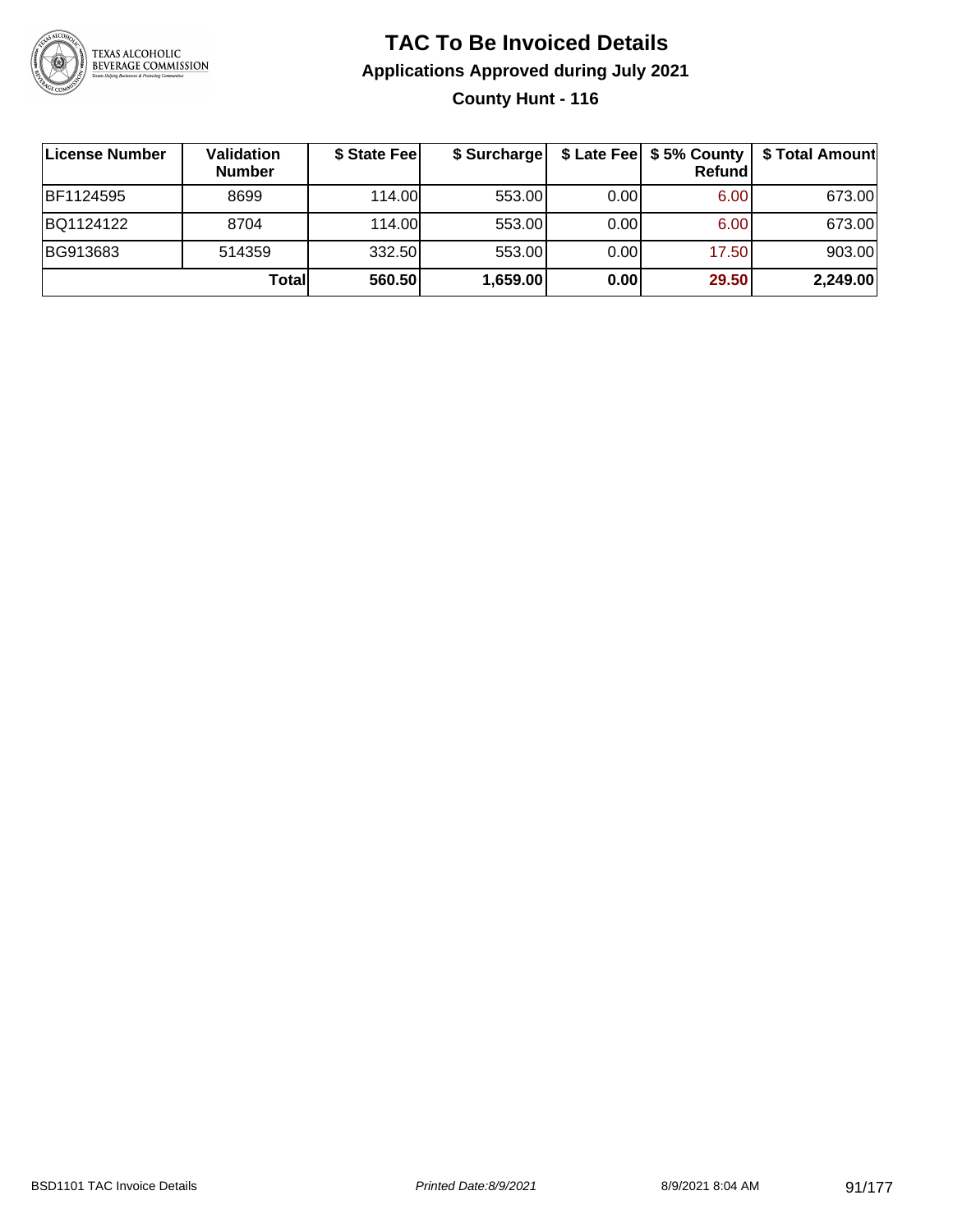# TAC To Be Invoiced Details

## Applications Approved during July 2021

### County Hunt - 116

| License Number | Validation Number | $ State Fee | $ Surcharge | $ Late Fee | $ 5% County Refund | $ Total Amount |
|---|---|---|---|---|---|---|
| BF1124595 | 8699 | 114.00 | 553.00 | 0.00 | 6.00 | 673.00 |
| BQ1124122 | 8704 | 114.00 | 553.00 | 0.00 | 6.00 | 673.00 |
| BG913683 | 514359 | 332.50 | 553.00 | 0.00 | 17.50 | 903.00 |
| | **Total** | **560.50** | **1,659.00** | **0.00** | **29.50** | **2,249.00** |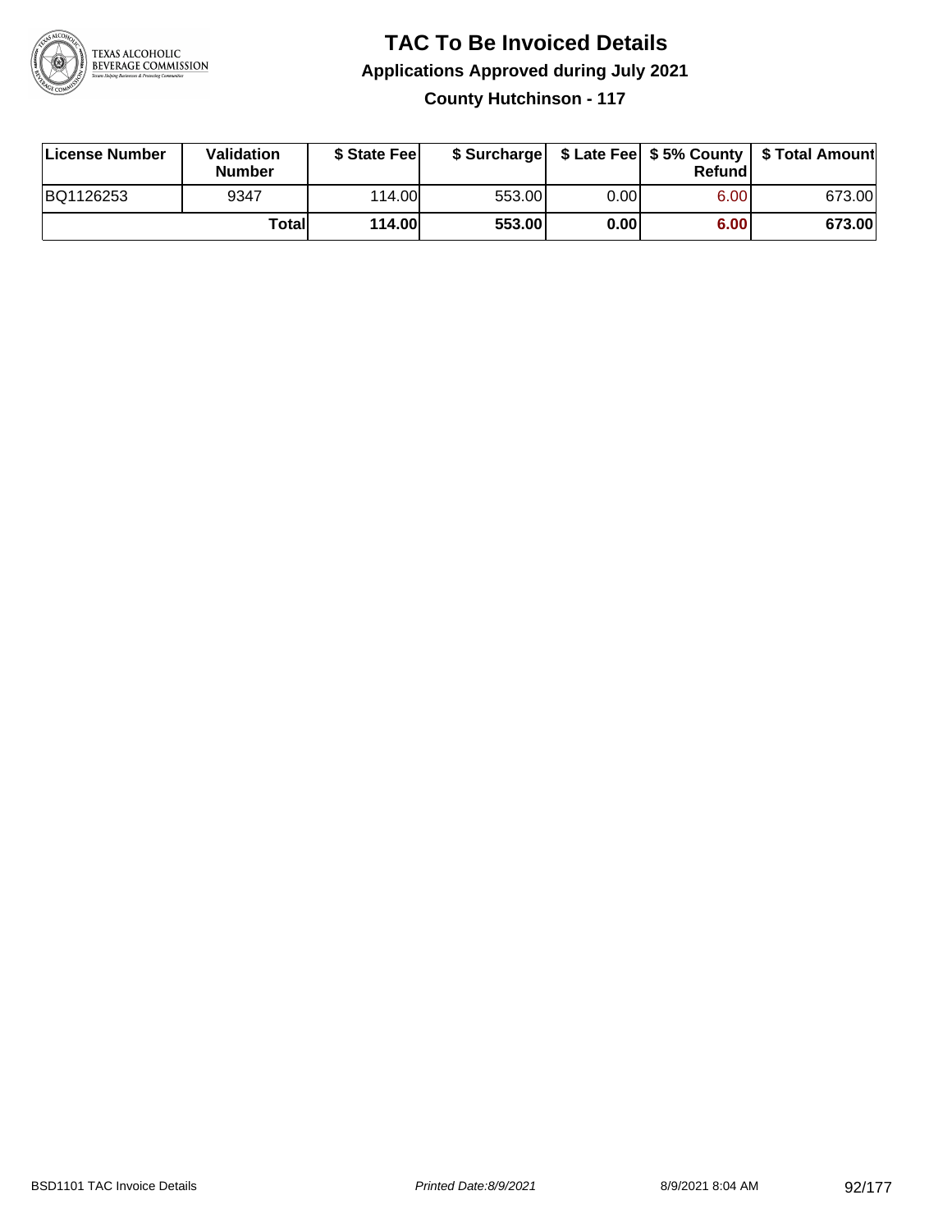# TAC To Be Invoiced Details

## Applications Approved during July 2021

### County Hutchinson - 117

| License Number | Validation Number | $ State Fee | $ Surcharge | $ Late Fee | $ 5% County Refund | $ Total Amount |
|---|---|---|---|---|---|---|
| BQ1126253 | 9347 | 114.00 | 553.00 | 0.00 | 6.00 | 673.00 |
| | **Total** | **114.00** | **553.00** | **0.00** | **6.00** | **673.00** |

BSD1101 TAC Invoice Details

*Printed Date:8/9/2021*

8/9/2021 8:04 AM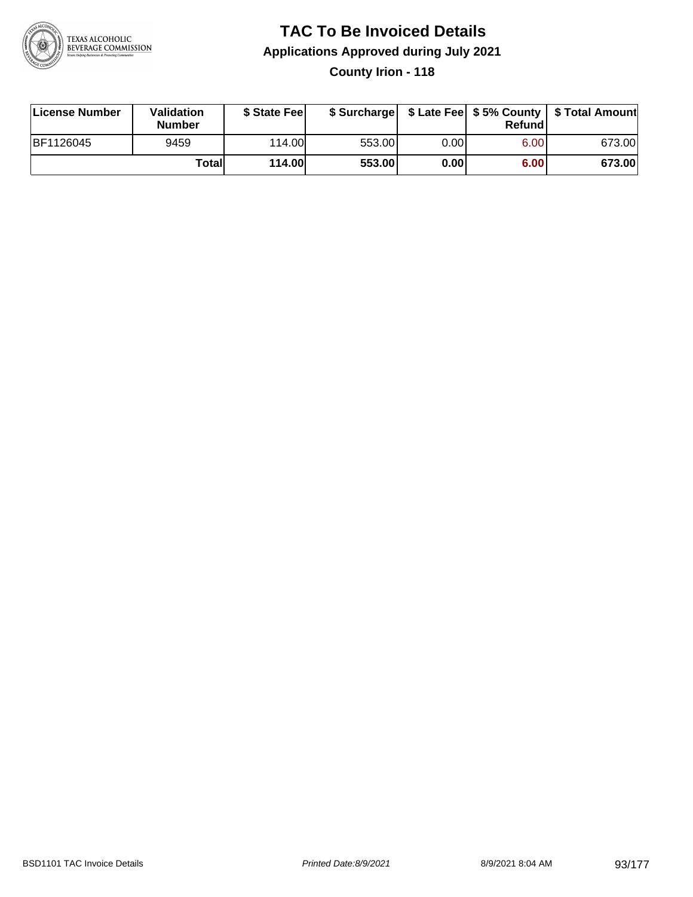# TAC To Be Invoiced Details

## Applications Approved during July 2021

### County Irion - 118

| License Number | Validation Number | $ State Fee | $ Surcharge | $ Late Fee | $ 5% County Refund | $ Total Amount |
|---|---|---|---|---|---|---|
| BF1126045 | 9459 | 114.00 | 553.00 | 0.00 | 6.00 | 673.00 |
| | **Total** | **114.00** | **553.00** | **0.00** | **6.00** | **673.00** |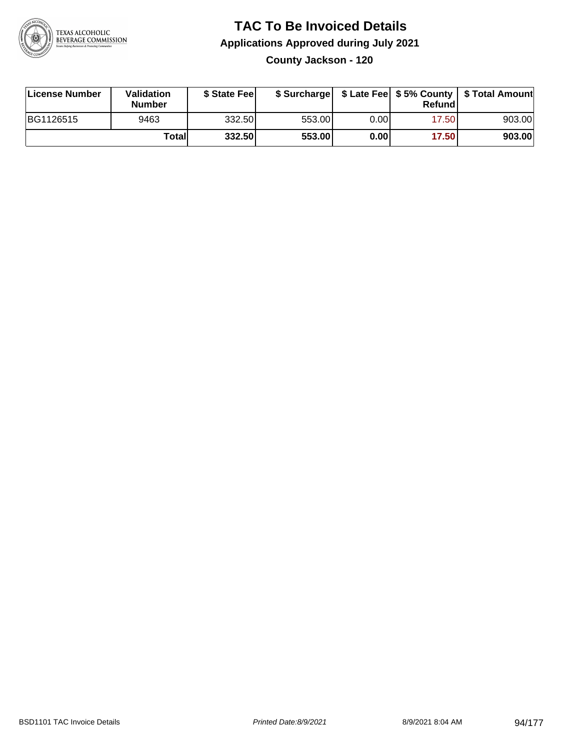# TAC To Be Invoiced Details

## Applications Approved during July 2021

### County Jackson - 120

| License Number | Validation Number | $ State Fee | $ Surcharge | $ Late Fee | $ 5% County Refund | $ Total Amount |
|---|---|---|---|---|---|---|
| BG1126515 | 9463 | 332.50 | 553.00 | 0.00 | 17.50 | 903.00 |
| | **Total** | **332.50** | **553.00** | **0.00** | **17.50** | **903.00** |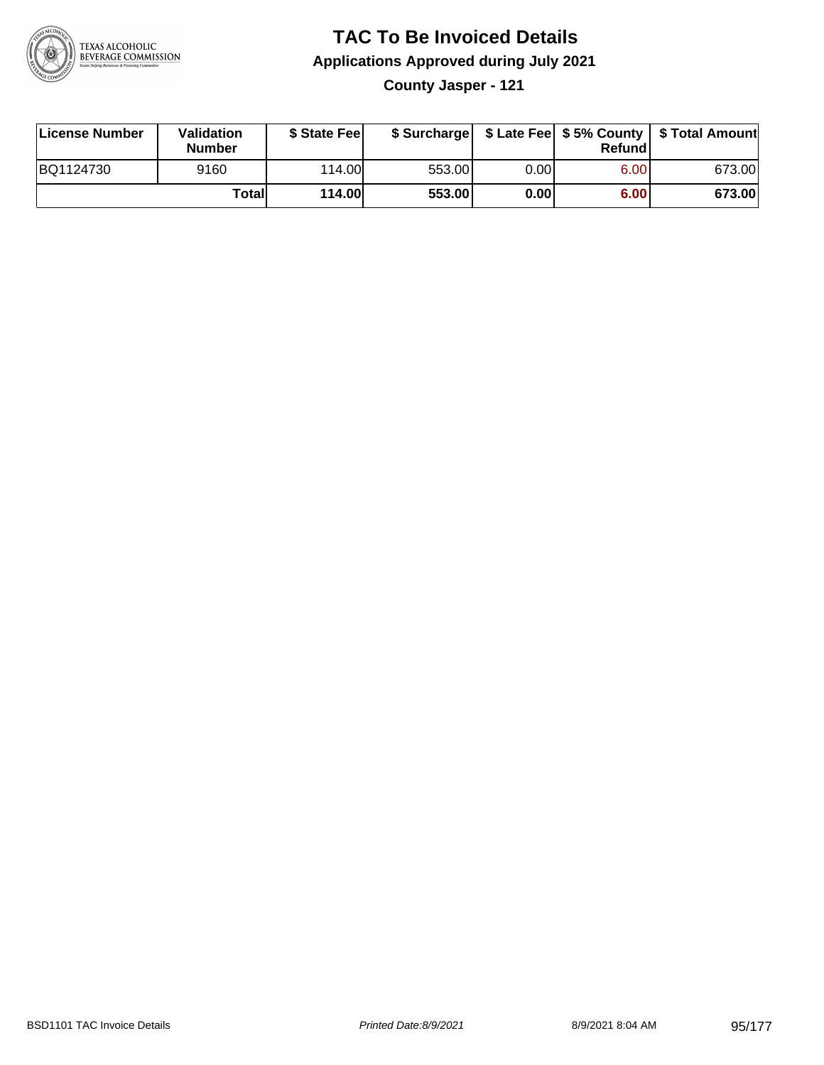# TAC To Be Invoiced Details

## Applications Approved during July 2021

### County Jasper - 121

| License Number | Validation Number | $ State Fee | $ Surcharge | $ Late Fee | $ 5% County Refund | $ Total Amount |
|---|---|---|---|---|---|---|
| BQ1124730 | 9160 | 114.00 | 553.00 | 0.00 | 6.00 | 673.00 |
| | **Total** | **114.00** | **553.00** | **0.00** | **6.00** | **673.00** |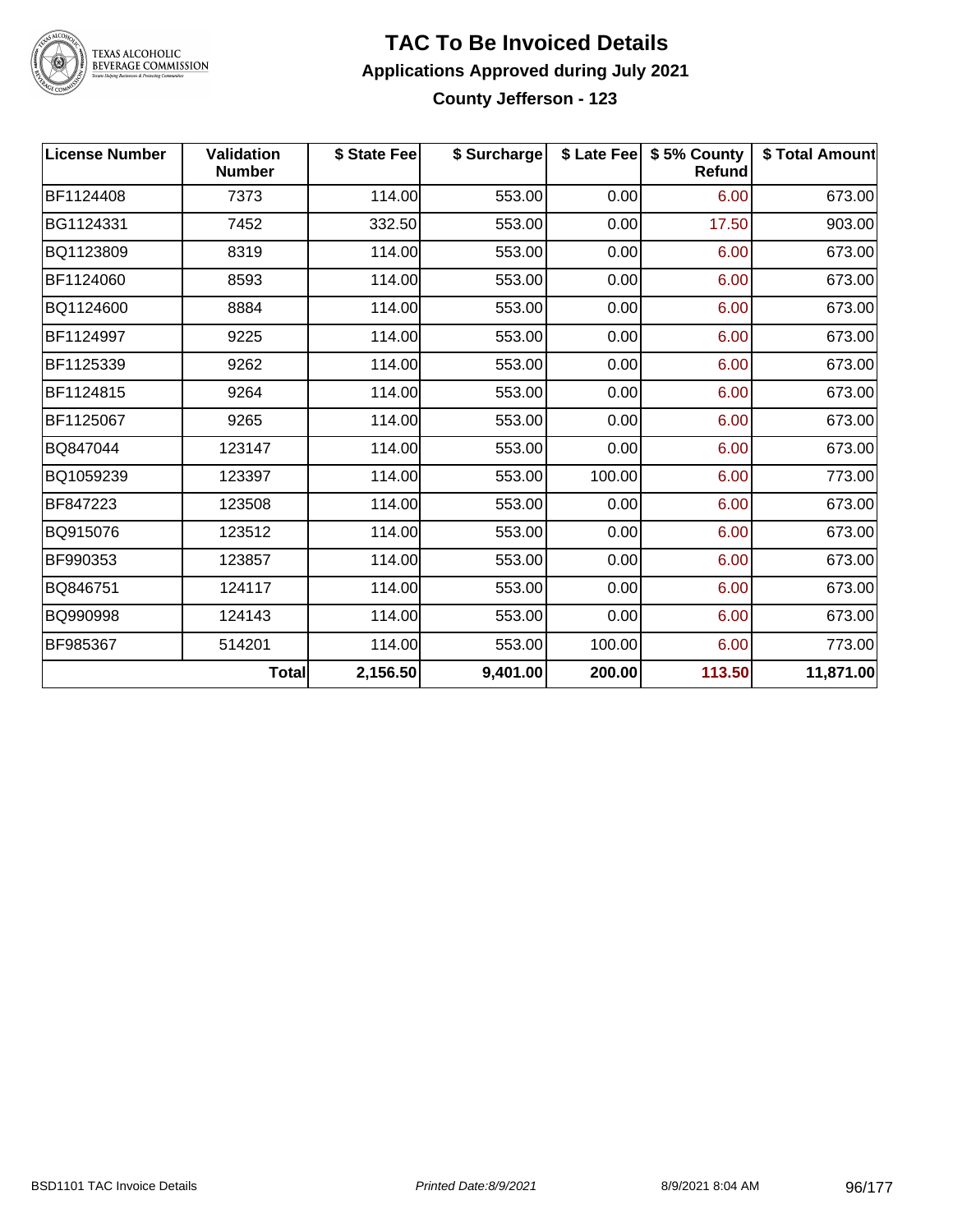# TAC To Be Invoiced Details

## Applications Approved during July 2021

### County Jefferson - 123

| License Number | Validation Number | \$ State Fee | \$ Surcharge | \$ Late Fee | \$ 5% County Refund | \$ Total Amount |
|---|---|---|---|---|---|---|
| BF1124408 | 7373 | 114.00 | 553.00 | 0.00 | 6.00 | 673.00 |
| BG1124331 | 7452 | 332.50 | 553.00 | 0.00 | 17.50 | 903.00 |
| BQ1123809 | 8319 | 114.00 | 553.00 | 0.00 | 6.00 | 673.00 |
| BF1124060 | 8593 | 114.00 | 553.00 | 0.00 | 6.00 | 673.00 |
| BQ1124600 | 8884 | 114.00 | 553.00 | 0.00 | 6.00 | 673.00 |
| BF1124997 | 9225 | 114.00 | 553.00 | 0.00 | 6.00 | 673.00 |
| BF1125339 | 9262 | 114.00 | 553.00 | 0.00 | 6.00 | 673.00 |
| BF1124815 | 9264 | 114.00 | 553.00 | 0.00 | 6.00 | 673.00 |
| BF1125067 | 9265 | 114.00 | 553.00 | 0.00 | 6.00 | 673.00 |
| BQ847044 | 123147 | 114.00 | 553.00 | 0.00 | 6.00 | 673.00 |
| BQ1059239 | 123397 | 114.00 | 553.00 | 100.00 | 6.00 | 773.00 |
| BF847223 | 123508 | 114.00 | 553.00 | 0.00 | 6.00 | 673.00 |
| BQ915076 | 123512 | 114.00 | 553.00 | 0.00 | 6.00 | 673.00 |
| BF990353 | 123857 | 114.00 | 553.00 | 0.00 | 6.00 | 673.00 |
| BQ846751 | 124117 | 114.00 | 553.00 | 0.00 | 6.00 | 673.00 |
| BQ990998 | 124143 | 114.00 | 553.00 | 0.00 | 6.00 | 673.00 |
| BF985367 | 514201 | 114.00 | 553.00 | 100.00 | 6.00 | 773.00 |
| | **Total** | **2,156.50** | **9,401.00** | **200.00** | **113.50** | **11,871.00** |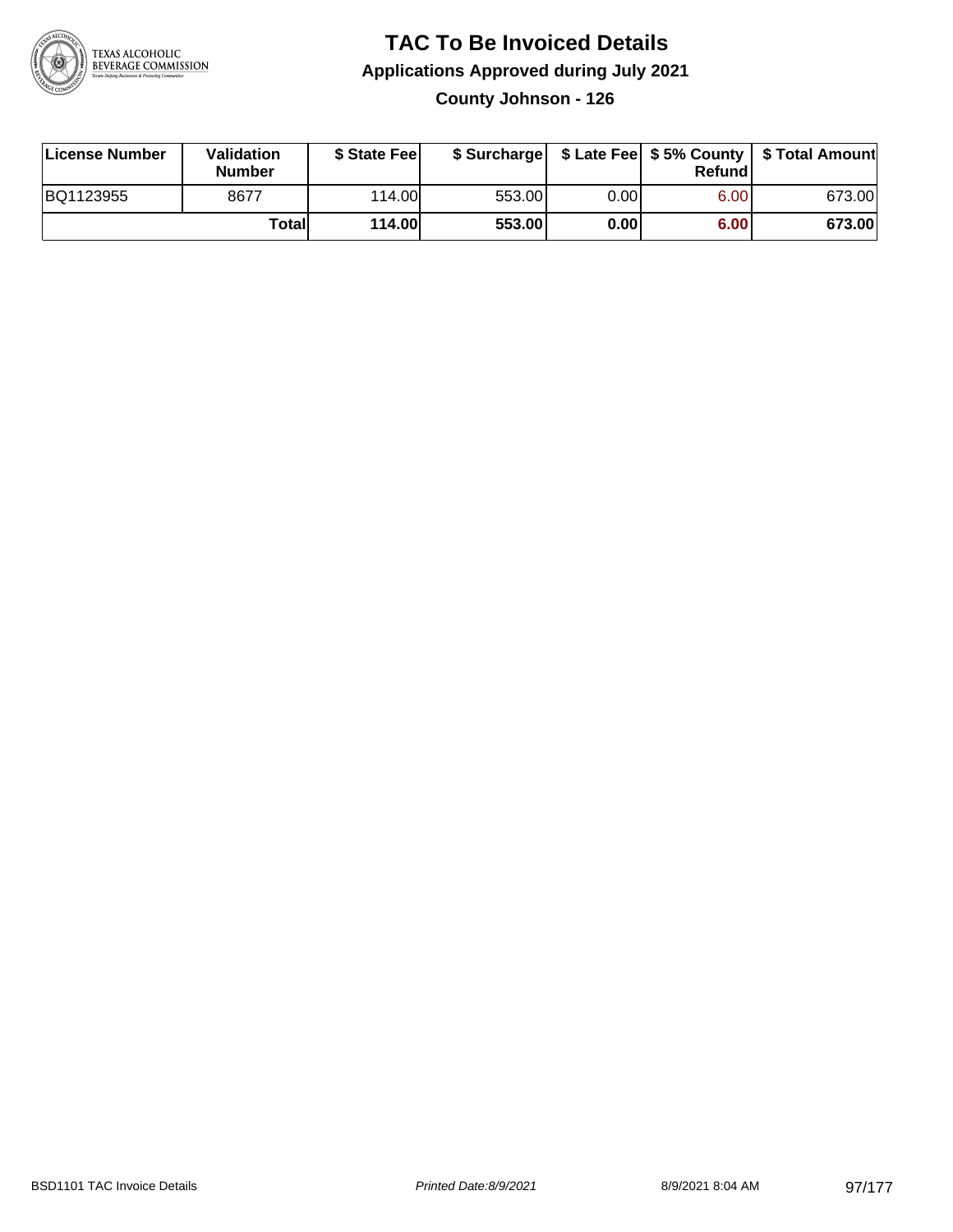# TAC To Be Invoiced Details

## Applications Approved during July 2021

### County Johnson - 126

| License Number | Validation Number | $ State Fee | $ Surcharge | $ Late Fee | $ 5% County Refund | $ Total Amount |
|---|---|---|---|---|---|---|
| BQ1123955 | 8677 | 114.00 | 553.00 | 0.00 | 6.00 | 673.00 |
| | **Total** | **114.00** | **553.00** | **0.00** | **6.00** | **673.00** |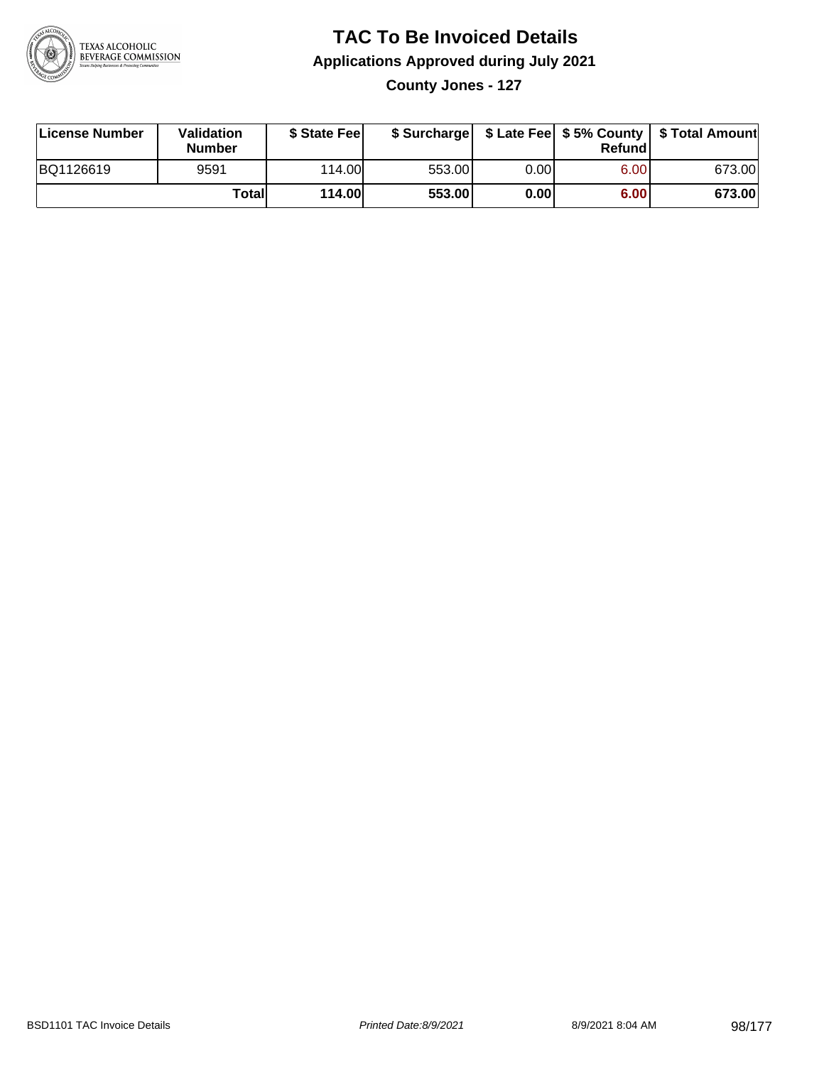# TAC To Be Invoiced Details

## Applications Approved during July 2021

### County Jones - 127

| License Number | Validation Number | $ State Fee | $ Surcharge | $ Late Fee | $ 5% County Refund | $ Total Amount |
|---|---|---|---|---|---|---|
| BQ1126619 | 9591 | 114.00 | 553.00 | 0.00 | 6.00 | 673.00 |
| | **Total** | **114.00** | **553.00** | **0.00** | **6.00** | **673.00** |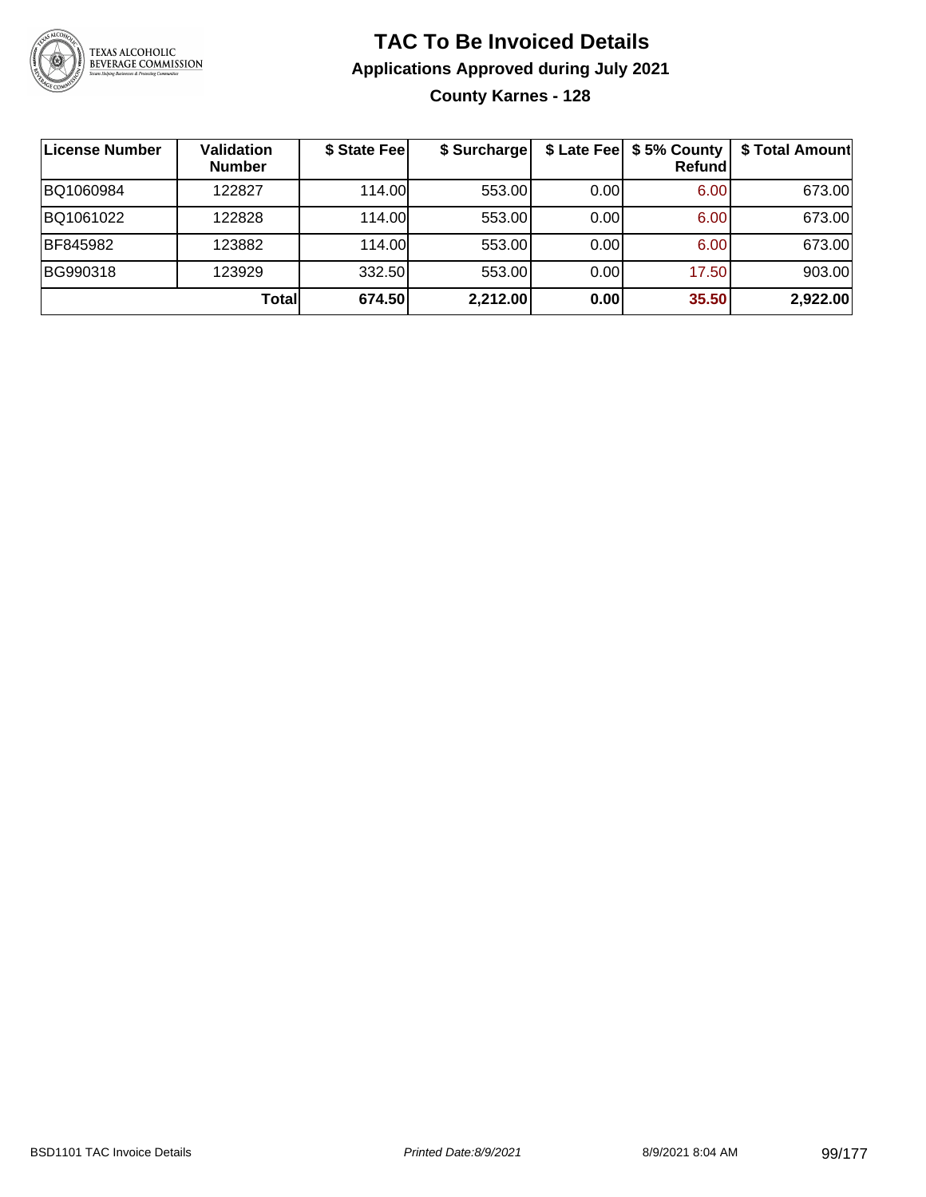# TAC To Be Invoiced Details

## Applications Approved during July 2021

### County Karnes - 128

| License Number | Validation Number | $ State Fee | $ Surcharge | $ Late Fee | $ 5% County Refund | $ Total Amount |
|---|---|---|---|---|---|---|
| BQ1060984 | 122827 | 114.00 | 553.00 | 0.00 | 6.00 | 673.00 |
| BQ1061022 | 122828 | 114.00 | 553.00 | 0.00 | 6.00 | 673.00 |
| BF845982 | 123882 | 114.00 | 553.00 | 0.00 | 6.00 | 673.00 |
| BG990318 | 123929 | 332.50 | 553.00 | 0.00 | 17.50 | 903.00 |
| | **Total** | **674.50** | **2,212.00** | **0.00** | **35.50** | **2,922.00** |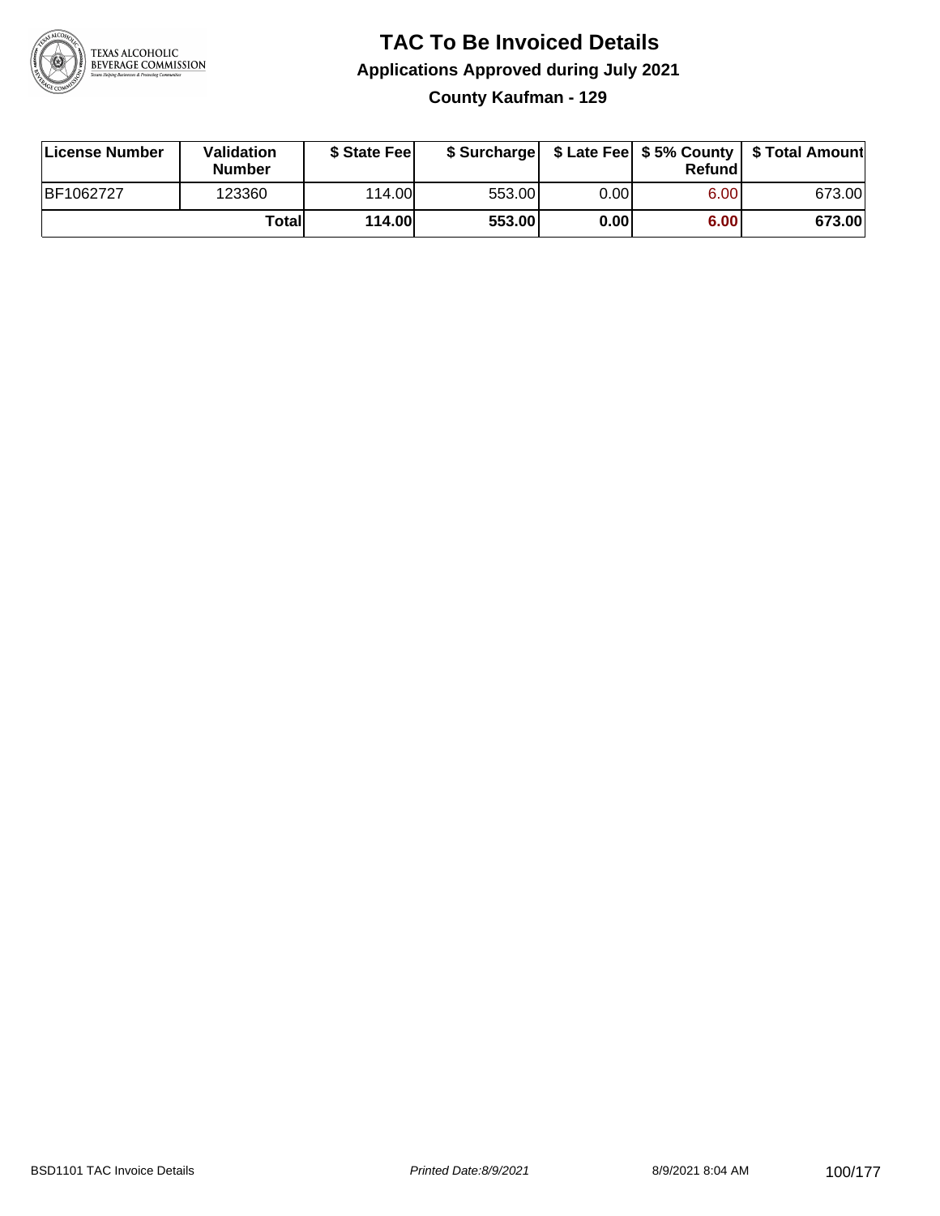# TAC To Be Invoiced Details

## Applications Approved during July 2021

### County Kaufman - 129

| License Number | Validation Number | $ State Fee | $ Surcharge | $ Late Fee | $ 5% County Refund | $ Total Amount |
|---|---|---|---|---|---|---|
| BF1062727 | 123360 | 114.00 | 553.00 | 0.00 | 6.00 | 673.00 |
| | **Total** | **114.00** | **553.00** | **0.00** | **6.00** | **673.00** |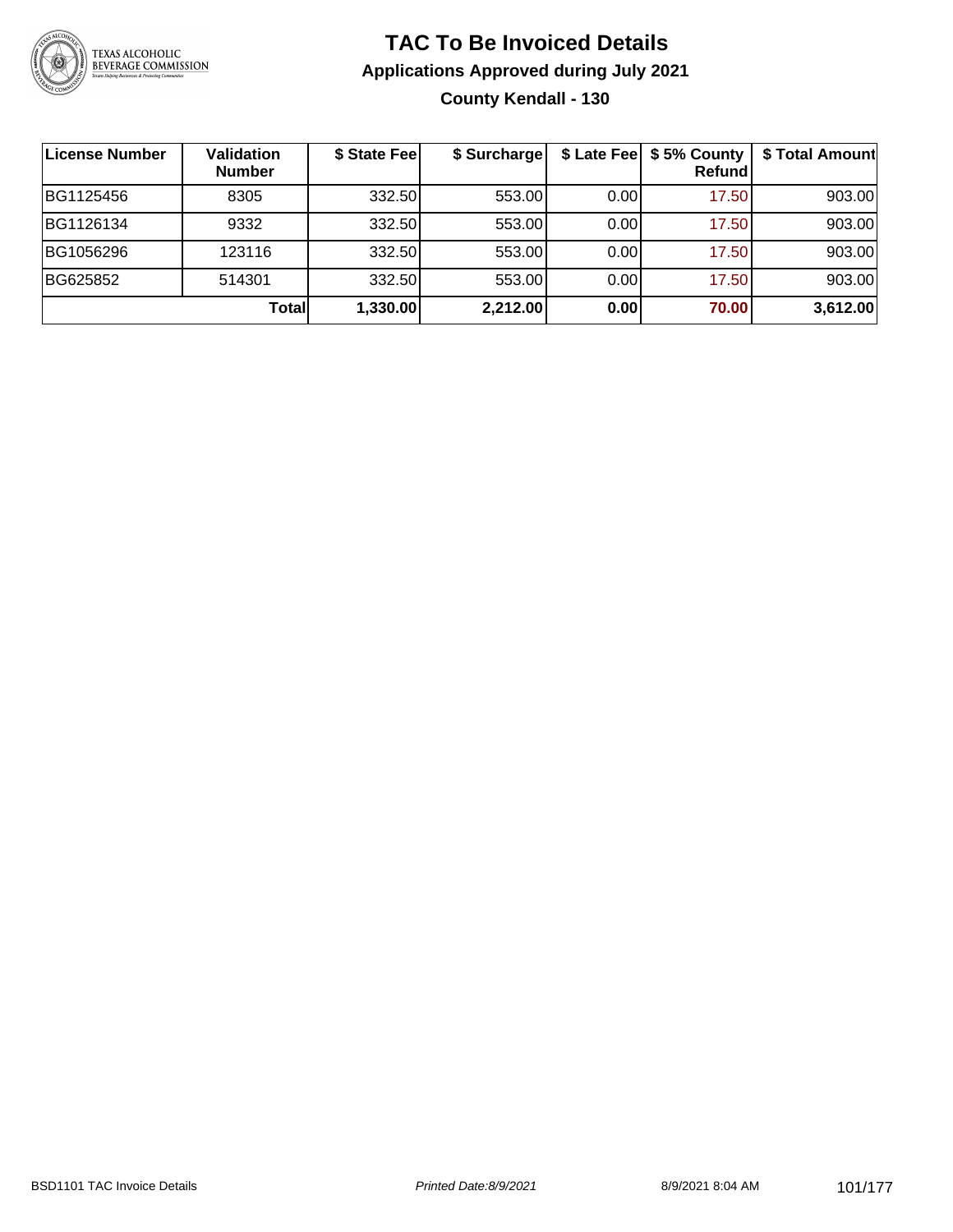# TAC To Be Invoiced Details

## Applications Approved during July 2021

### County Kendall - 130

| License Number | Validation Number | $ State Fee | $ Surcharge | $ Late Fee | $ 5% County Refund | $ Total Amount |
|---|---|---|---|---|---|---|
| BG1125456 | 8305 | 332.50 | 553.00 | 0.00 | 17.50 | 903.00 |
| BG1126134 | 9332 | 332.50 | 553.00 | 0.00 | 17.50 | 903.00 |
| BG1056296 | 123116 | 332.50 | 553.00 | 0.00 | 17.50 | 903.00 |
| BG625852 | 514301 | 332.50 | 553.00 | 0.00 | 17.50 | 903.00 |
| | **Total** | **1,330.00** | **2,212.00** | **0.00** | **70.00** | **3,612.00** |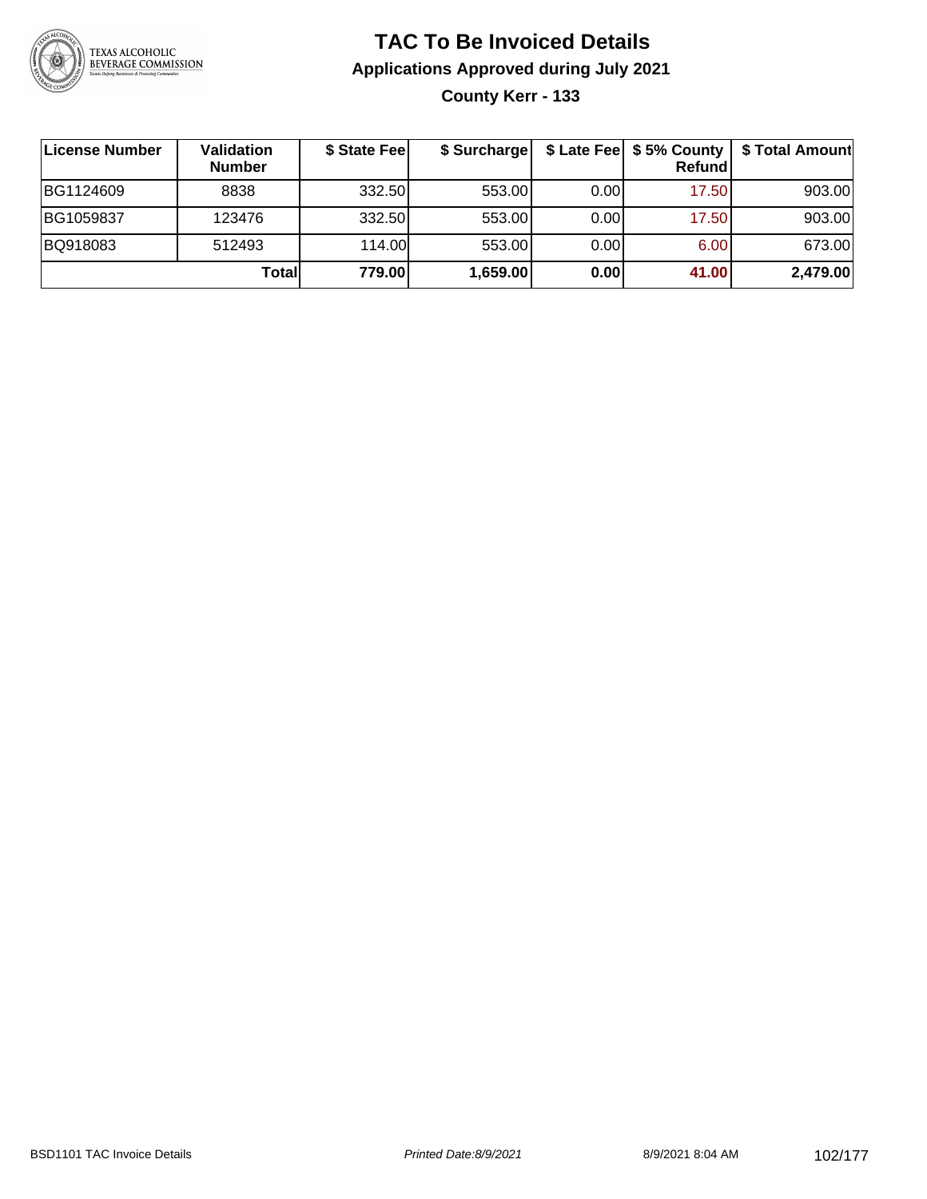# TAC To Be Invoiced Details

## Applications Approved during July 2021

### County Kerr - 133

| License Number | Validation Number | $ State Fee | $ Surcharge | $ Late Fee | $ 5% County Refund | $ Total Amount |
|---|---|---|---|---|---|---|
| BG1124609 | 8838 | 332.50 | 553.00 | 0.00 | 17.50 | 903.00 |
| BG1059837 | 123476 | 332.50 | 553.00 | 0.00 | 17.50 | 903.00 |
| BQ918083 | 512493 | 114.00 | 553.00 | 0.00 | 6.00 | 673.00 |
| | **Total** | **779.00** | **1,659.00** | **0.00** | **41.00** | **2,479.00** |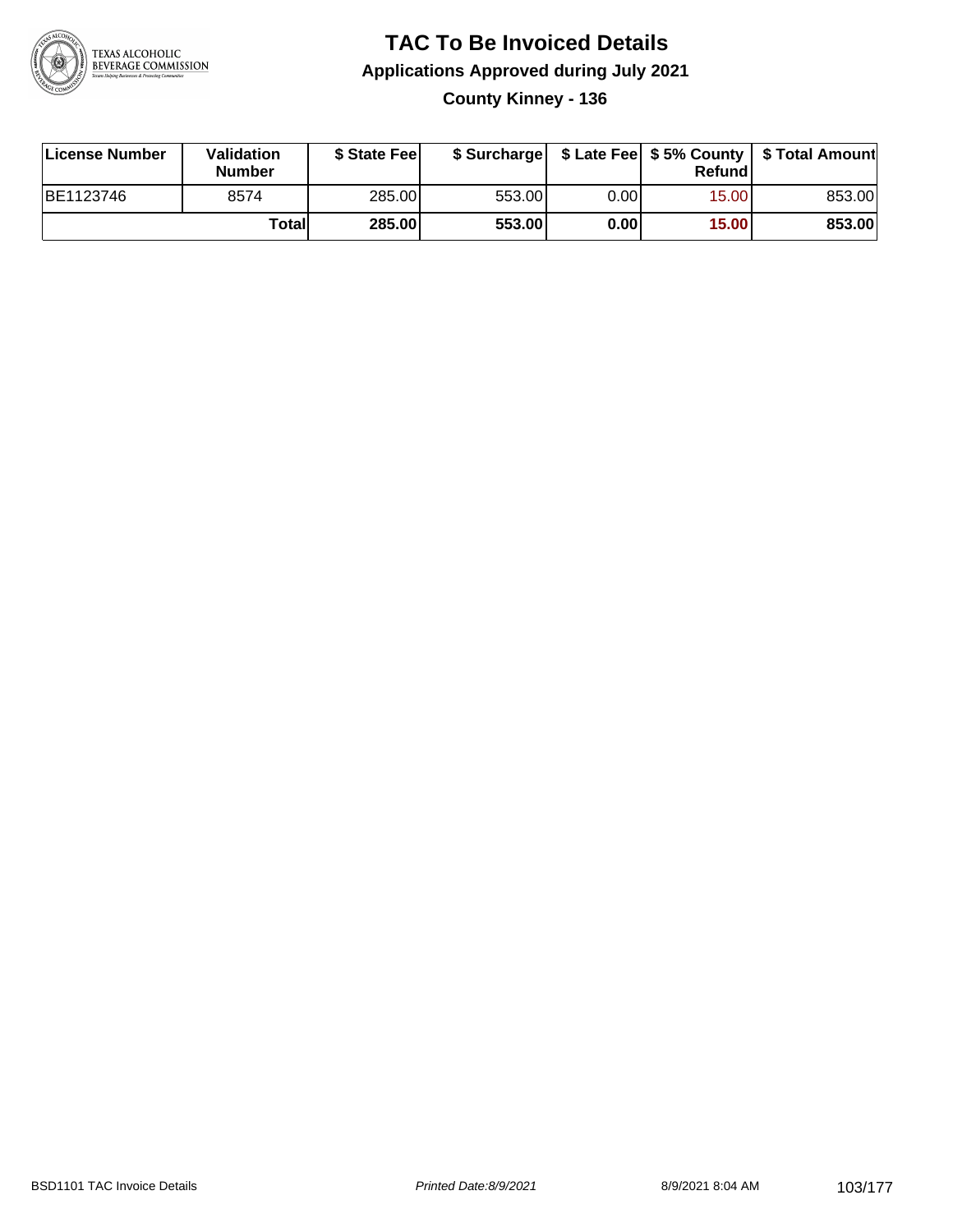# TAC To Be Invoiced Details

## Applications Approved during July 2021

### County Kinney - 136

| License Number | Validation Number | $ State Fee | $ Surcharge | $ Late Fee | $ 5% County Refund | $ Total Amount |
|---|---|---|---|---|---|---|
| BE1123746 | 8574 | 285.00 | 553.00 | 0.00 | 15.00 | 853.00 |
| | **Total** | **285.00** | **553.00** | **0.00** | **15.00** | **853.00** |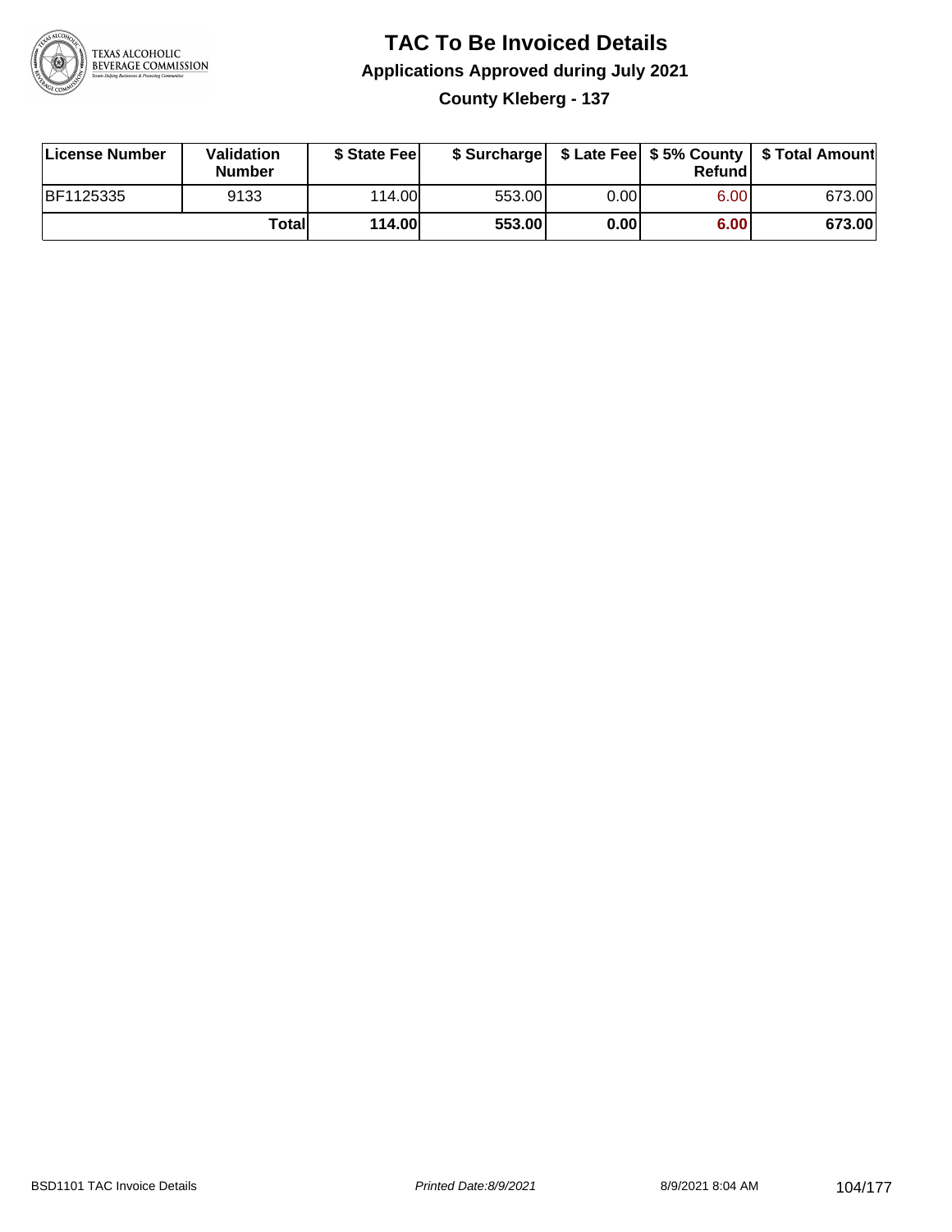# TAC To Be Invoiced Details

## Applications Approved during July 2021

### County Kleberg - 137

| License Number | Validation Number | $ State Fee | $ Surcharge | $ Late Fee | $ 5% County Refund | $ Total Amount |
|---|---|---|---|---|---|---|
| BF1125335 | 9133 | 114.00 | 553.00 | 0.00 | 6.00 | 673.00 |
| | **Total** | **114.00** | **553.00** | **0.00** | **6.00** | **673.00** |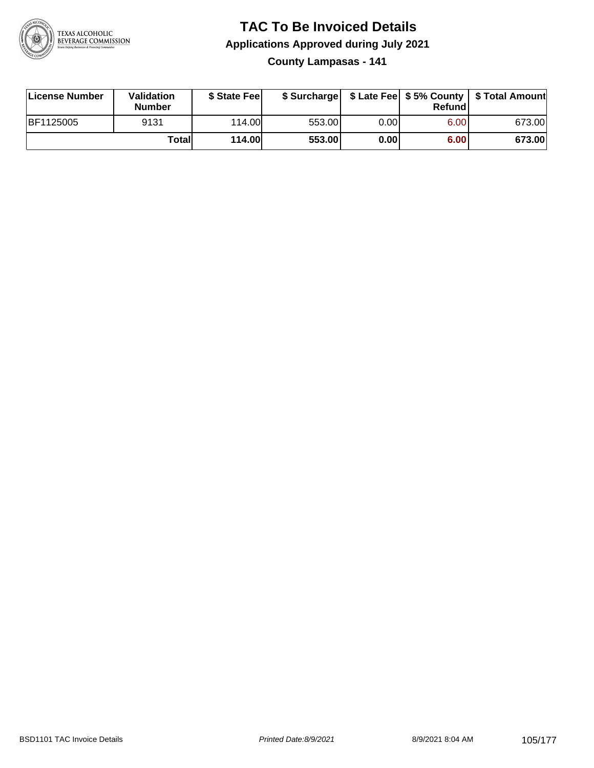# TAC To Be Invoiced Details

## Applications Approved during July 2021

### County Lampasas - 141

| License Number | Validation Number | $ State Fee | $ Surcharge | $ Late Fee | $ 5% County Refund | $ Total Amount |
|---|---|---|---|---|---|---|
| BF1125005 | 9131 | 114.00 | 553.00 | 0.00 | 6.00 | 673.00 |
| | **Total** | **114.00** | **553.00** | **0.00** | **6.00** | **673.00** |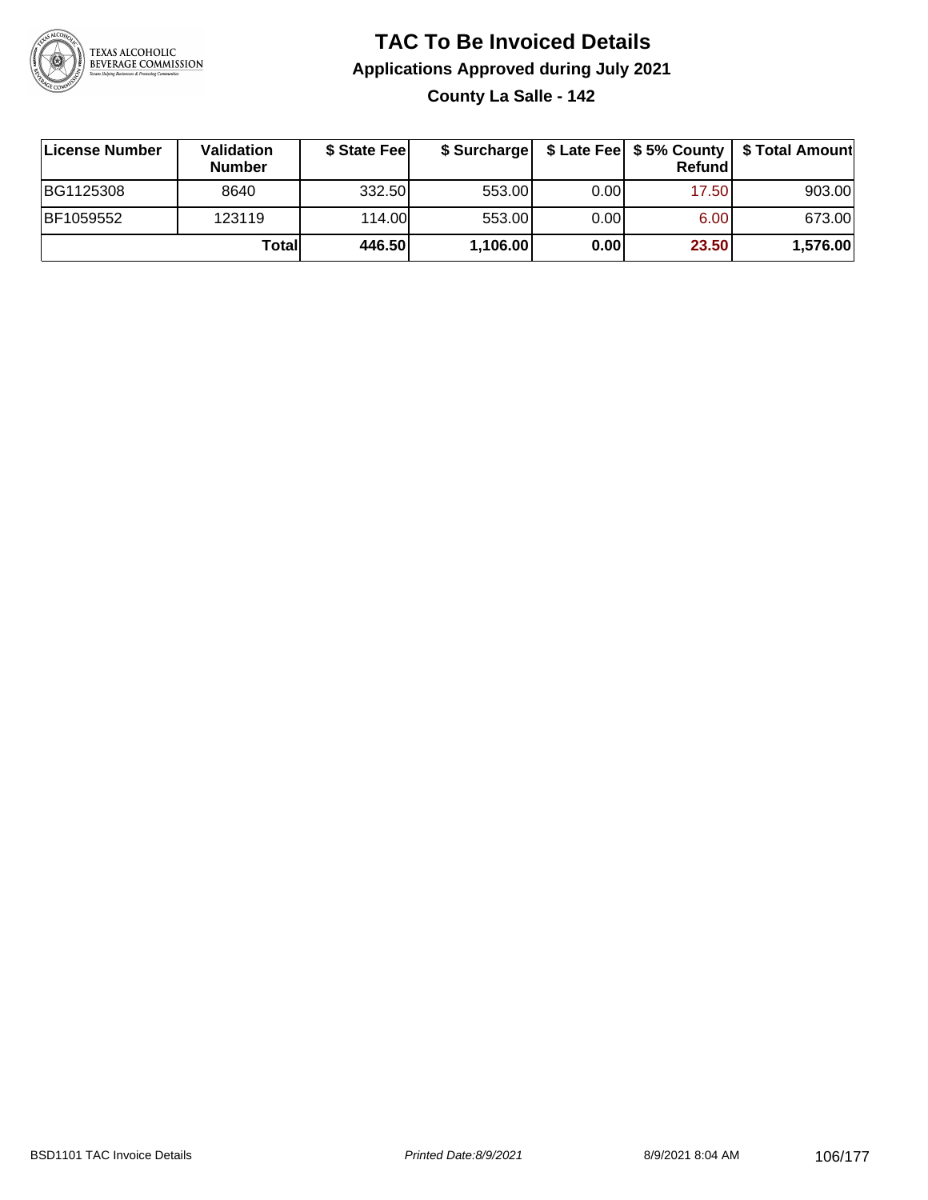# TAC To Be Invoiced Details

## Applications Approved during July 2021

### County La Salle - 142

| License Number | Validation Number | $ State Fee | $ Surcharge | $ Late Fee | $ 5% County Refund | $ Total Amount |
|---|---|---|---|---|---|---|
| BG1125308 | 8640 | 332.50 | 553.00 | 0.00 | 17.50 | 903.00 |
| BF1059552 | 123119 | 114.00 | 553.00 | 0.00 | 6.00 | 673.00 |
| | **Total** | **446.50** | **1,106.00** | **0.00** | **23.50** | **1,576.00** |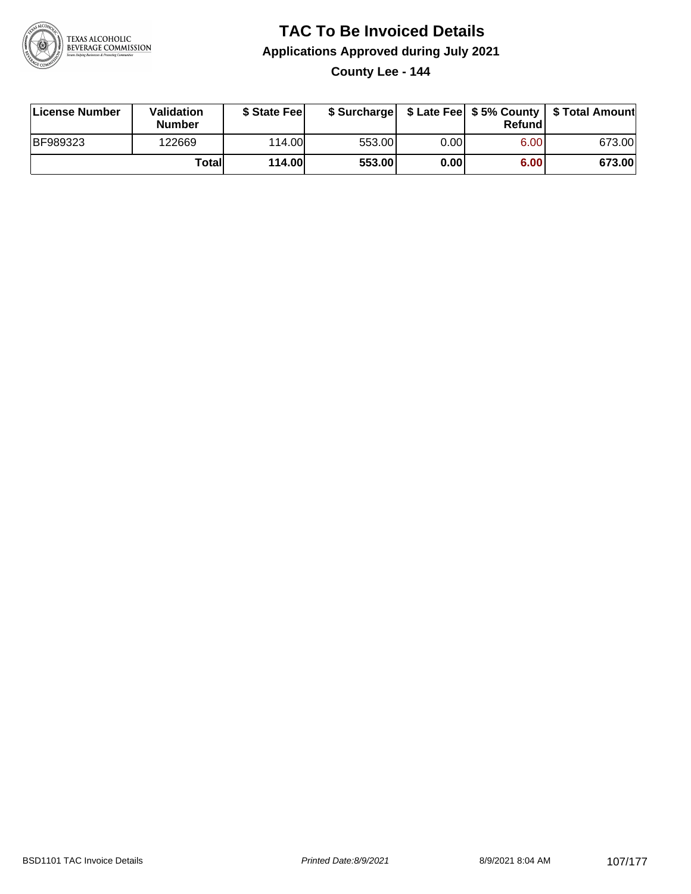# TAC To Be Invoiced Details

## Applications Approved during July 2021

### County Lee - 144

| License Number | Validation Number | $ State Fee | $ Surcharge | $ Late Fee | $ 5% County Refund | $ Total Amount |
|---|---|---|---|---|---|---|
| BF989323 | 122669 | 114.00 | 553.00 | 0.00 | 6.00 | 673.00 |
| | **Total** | **114.00** | **553.00** | **0.00** | **6.00** | **673.00** |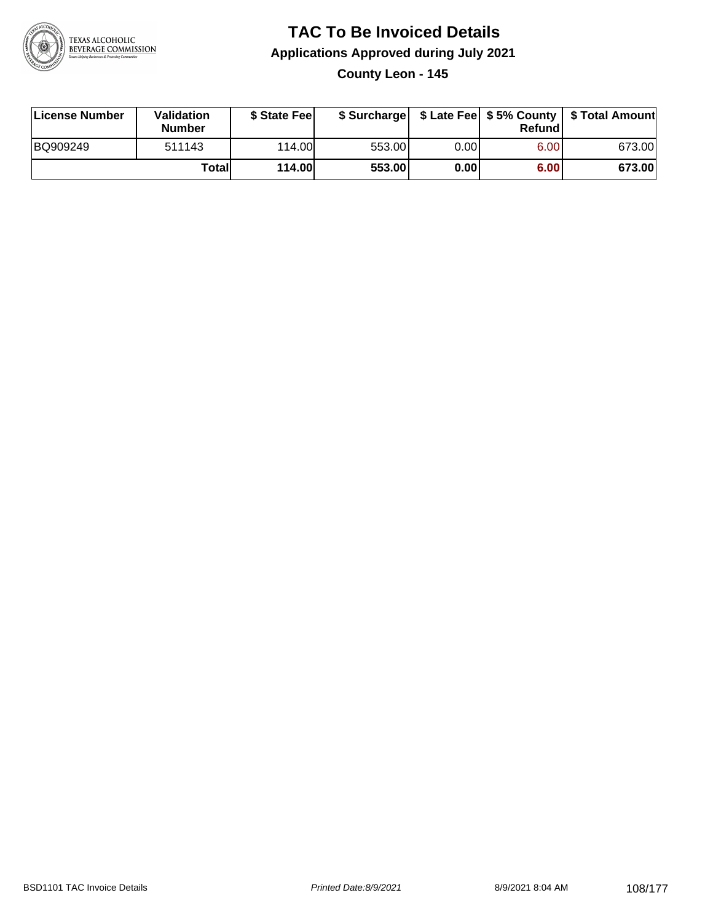# TAC To Be Invoiced Details

## Applications Approved during July 2021

### County Leon - 145

| License Number | Validation Number | $ State Fee | $ Surcharge | $ Late Fee | $ 5% County Refund | $ Total Amount |
|---|---|---|---|---|---|---|
| BQ909249 | 511143 | 114.00 | 553.00 | 0.00 | 6.00 | 673.00 |
| | **Total** | **114.00** | **553.00** | **0.00** | **6.00** | **673.00** |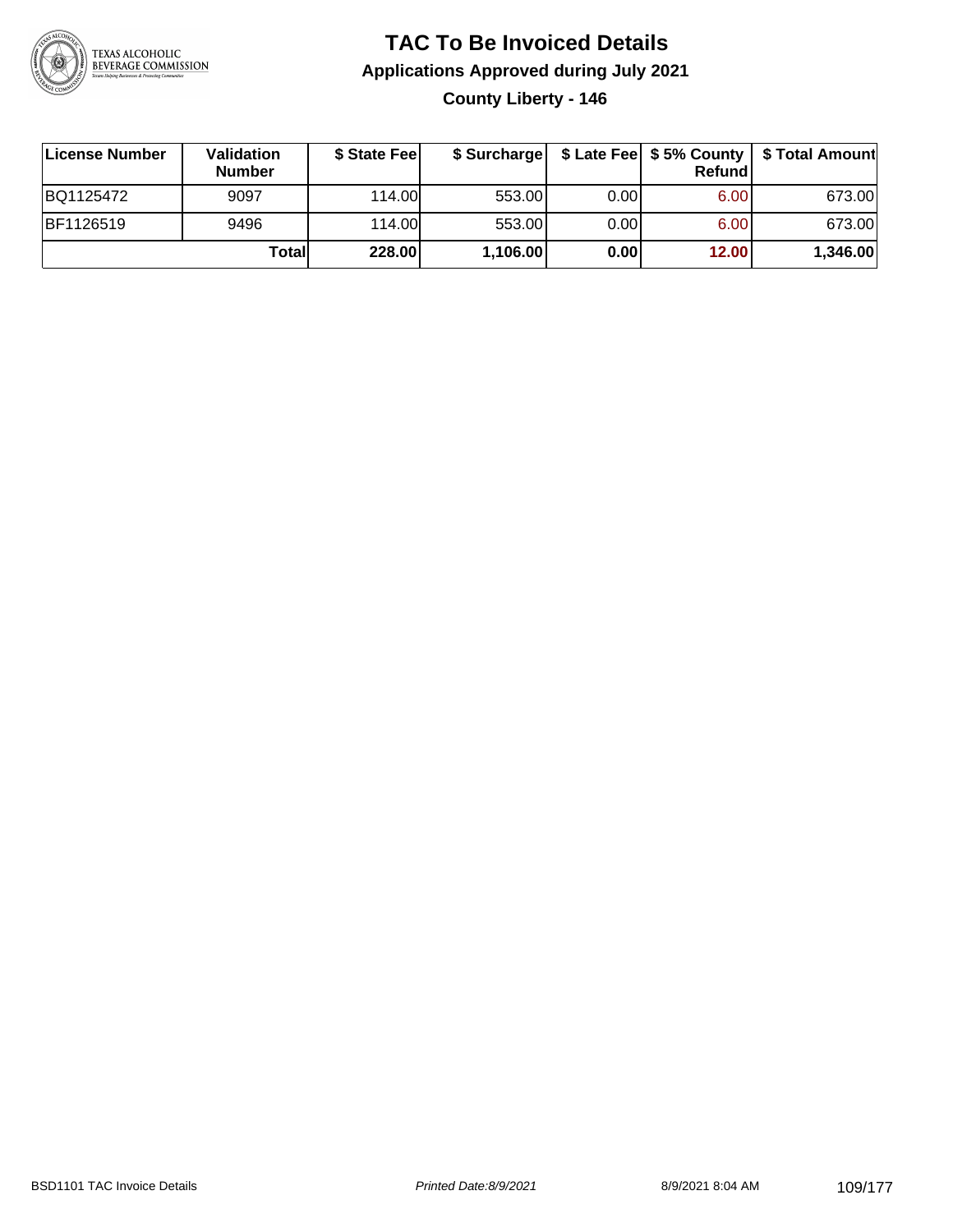# TAC To Be Invoiced Details

## Applications Approved during July 2021

### County Liberty - 146

| License Number | Validation Number | $ State Fee | $ Surcharge | $ Late Fee | $ 5% County Refund | $ Total Amount |
|---|---|---|---|---|---|---|
| BQ1125472 | 9097 | 114.00 | 553.00 | 0.00 | 6.00 | 673.00 |
| BF1126519 | 9496 | 114.00 | 553.00 | 0.00 | 6.00 | 673.00 |
| | **Total** | **228.00** | **1,106.00** | **0.00** | **12.00** | **1,346.00** |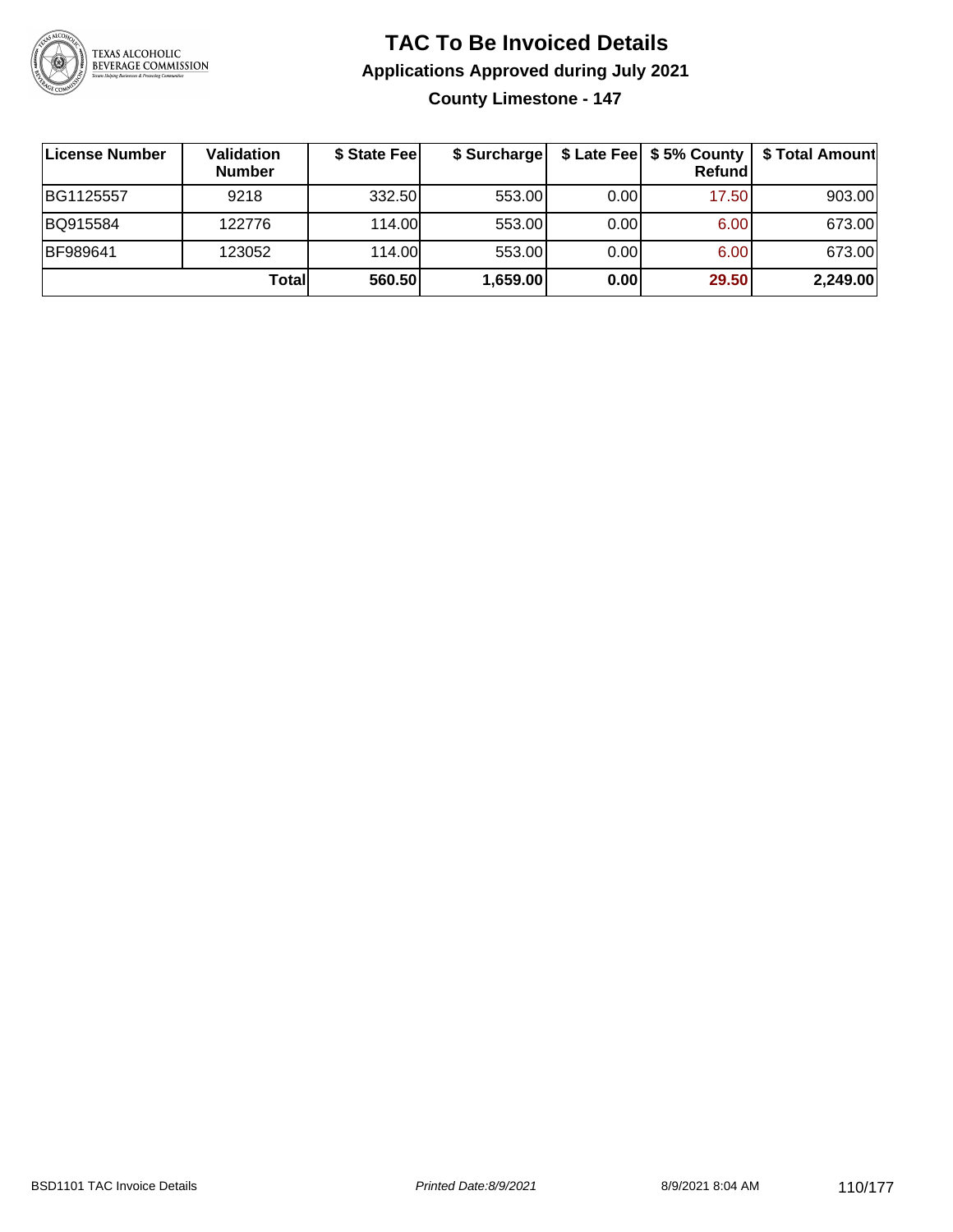# TAC To Be Invoiced Details

## Applications Approved during July 2021

### County Limestone - 147

| License Number | Validation Number | $ State Fee | $ Surcharge | $ Late Fee | $ 5% County Refund | $ Total Amount |
|---|---|---|---|---|---|---|
| BG1125557 | 9218 | 332.50 | 553.00 | 0.00 | 17.50 | 903.00 |
| BQ915584 | 122776 | 114.00 | 553.00 | 0.00 | 6.00 | 673.00 |
| BF989641 | 123052 | 114.00 | 553.00 | 0.00 | 6.00 | 673.00 |
| | **Total** | **560.50** | **1,659.00** | **0.00** | **29.50** | **2,249.00** |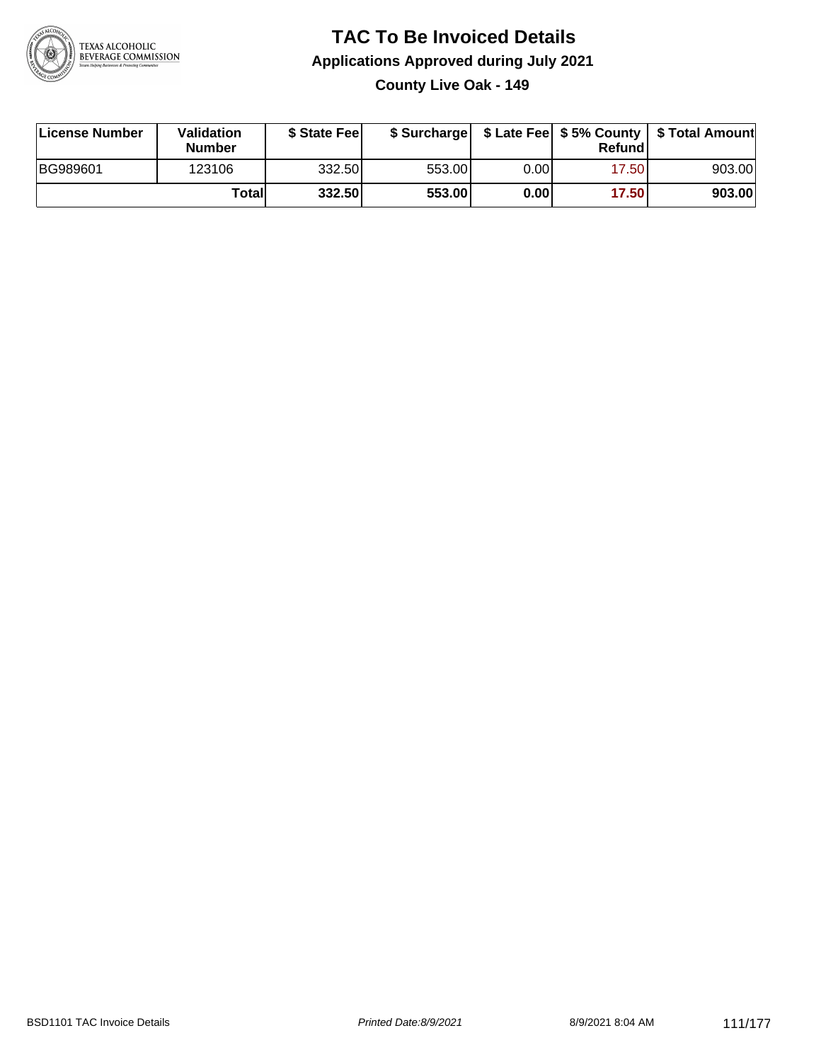# TAC To Be Invoiced Details

## Applications Approved during July 2021

### County Live Oak - 149

| License Number | Validation Number | $ State Fee | $ Surcharge | $ Late Fee | $ 5% County Refund | $ Total Amount |
|---|---|---|---|---|---|---|
| BG989601 | 123106 | 332.50 | 553.00 | 0.00 | 17.50 | 903.00 |
| | **Total** | **332.50** | **553.00** | **0.00** | **17.50** | **903.00** |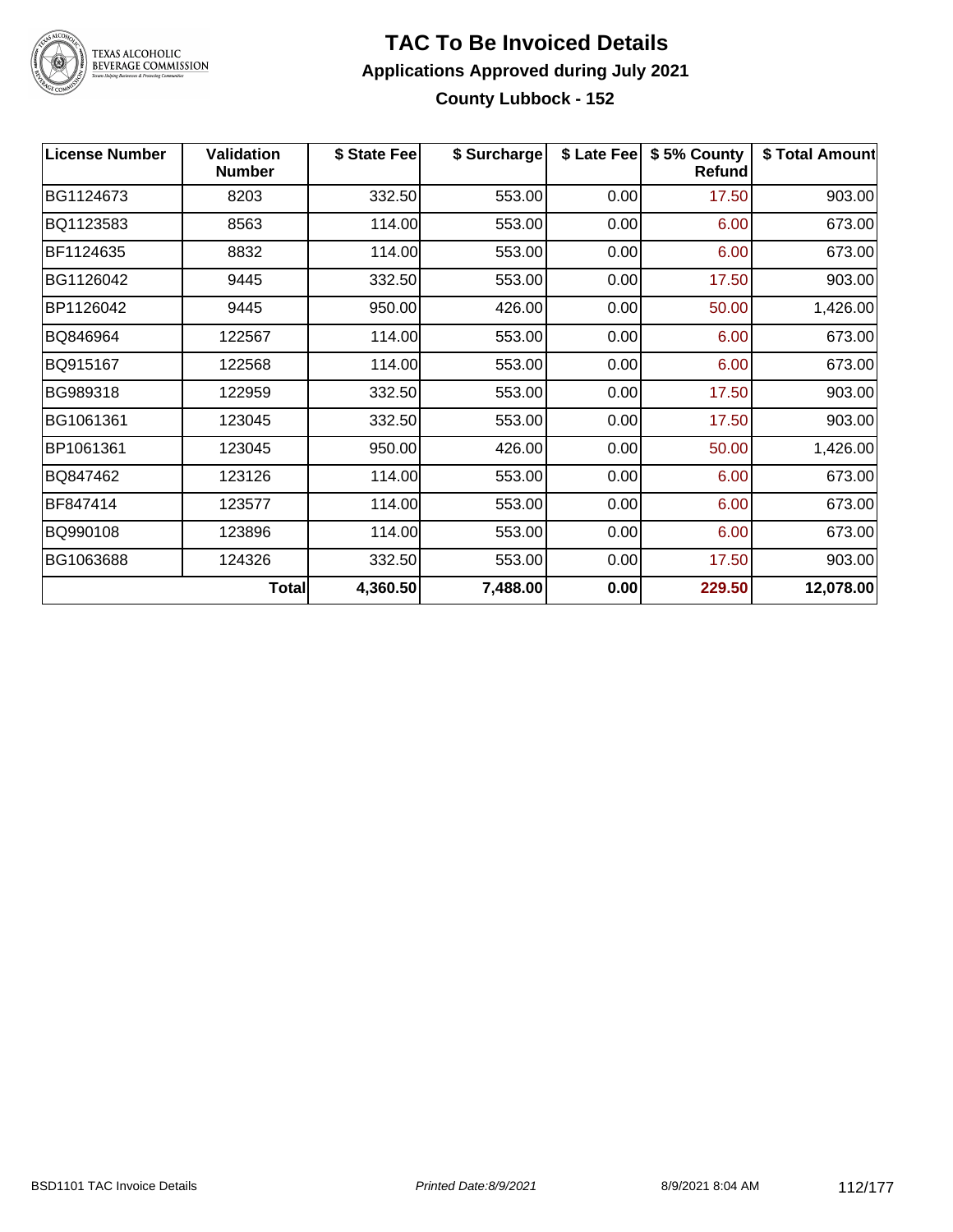# TAC To Be Invoiced Details

## Applications Approved during July 2021

### County Lubbock - 152

| License Number | Validation Number | $ State Fee | $ Surcharge | $ Late Fee | $ 5% County Refund | $ Total Amount |
|---|---|---|---|---|---|---|
| BG1124673 | 8203 | 332.50 | 553.00 | 0.00 | 17.50 | 903.00 |
| BQ1123583 | 8563 | 114.00 | 553.00 | 0.00 | 6.00 | 673.00 |
| BF1124635 | 8832 | 114.00 | 553.00 | 0.00 | 6.00 | 673.00 |
| BG1126042 | 9445 | 332.50 | 553.00 | 0.00 | 17.50 | 903.00 |
| BP1126042 | 9445 | 950.00 | 426.00 | 0.00 | 50.00 | 1,426.00 |
| BQ846964 | 122567 | 114.00 | 553.00 | 0.00 | 6.00 | 673.00 |
| BQ915167 | 122568 | 114.00 | 553.00 | 0.00 | 6.00 | 673.00 |
| BG989318 | 122959 | 332.50 | 553.00 | 0.00 | 17.50 | 903.00 |
| BG1061361 | 123045 | 332.50 | 553.00 | 0.00 | 17.50 | 903.00 |
| BP1061361 | 123045 | 950.00 | 426.00 | 0.00 | 50.00 | 1,426.00 |
| BQ847462 | 123126 | 114.00 | 553.00 | 0.00 | 6.00 | 673.00 |
| BF847414 | 123577 | 114.00 | 553.00 | 0.00 | 6.00 | 673.00 |
| BQ990108 | 123896 | 114.00 | 553.00 | 0.00 | 6.00 | 673.00 |
| BG1063688 | 124326 | 332.50 | 553.00 | 0.00 | 17.50 | 903.00 |
| | **Total** | **4,360.50** | **7,488.00** | **0.00** | **229.50** | **12,078.00** |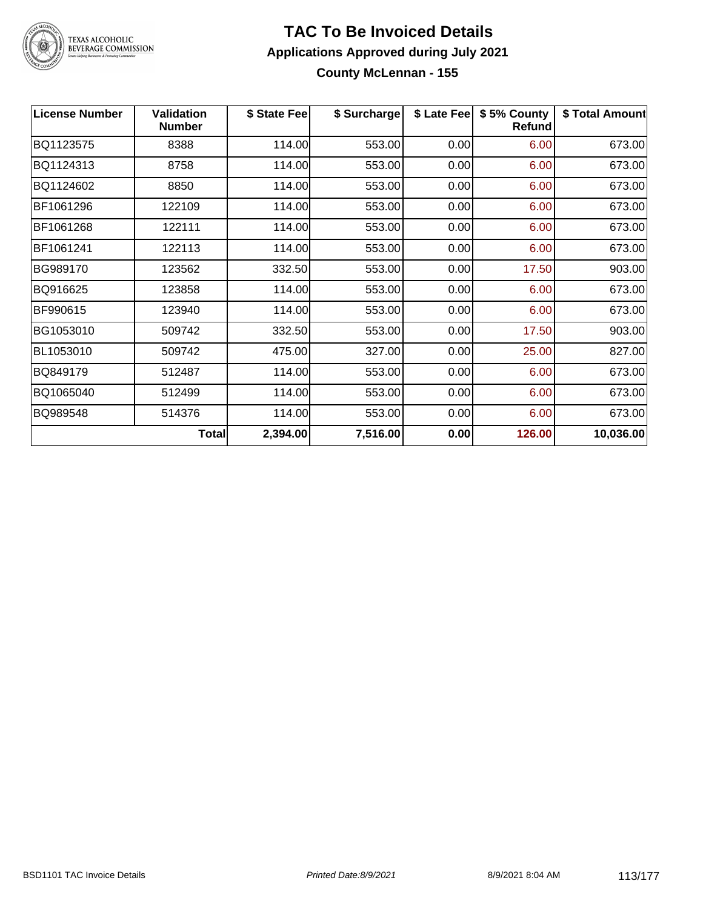# TAC To Be Invoiced Details

## Applications Approved during July 2021

### County McLennan - 155

| License Number | Validation Number | $ State Fee | $ Surcharge | $ Late Fee | $ 5% County Refund | $ Total Amount |
|---|---|---|---|---|---|---|
| BQ1123575 | 8388 | 114.00 | 553.00 | 0.00 | 6.00 | 673.00 |
| BQ1124313 | 8758 | 114.00 | 553.00 | 0.00 | 6.00 | 673.00 |
| BQ1124602 | 8850 | 114.00 | 553.00 | 0.00 | 6.00 | 673.00 |
| BF1061296 | 122109 | 114.00 | 553.00 | 0.00 | 6.00 | 673.00 |
| BF1061268 | 122111 | 114.00 | 553.00 | 0.00 | 6.00 | 673.00 |
| BF1061241 | 122113 | 114.00 | 553.00 | 0.00 | 6.00 | 673.00 |
| BG989170 | 123562 | 332.50 | 553.00 | 0.00 | 17.50 | 903.00 |
| BQ916625 | 123858 | 114.00 | 553.00 | 0.00 | 6.00 | 673.00 |
| BF990615 | 123940 | 114.00 | 553.00 | 0.00 | 6.00 | 673.00 |
| BG1053010 | 509742 | 332.50 | 553.00 | 0.00 | 17.50 | 903.00 |
| BL1053010 | 509742 | 475.00 | 327.00 | 0.00 | 25.00 | 827.00 |
| BQ849179 | 512487 | 114.00 | 553.00 | 0.00 | 6.00 | 673.00 |
| BQ1065040 | 512499 | 114.00 | 553.00 | 0.00 | 6.00 | 673.00 |
| BQ989548 | 514376 | 114.00 | 553.00 | 0.00 | 6.00 | 673.00 |
| | **Total** | **2,394.00** | **7,516.00** | **0.00** | **126.00** | **10,036.00** |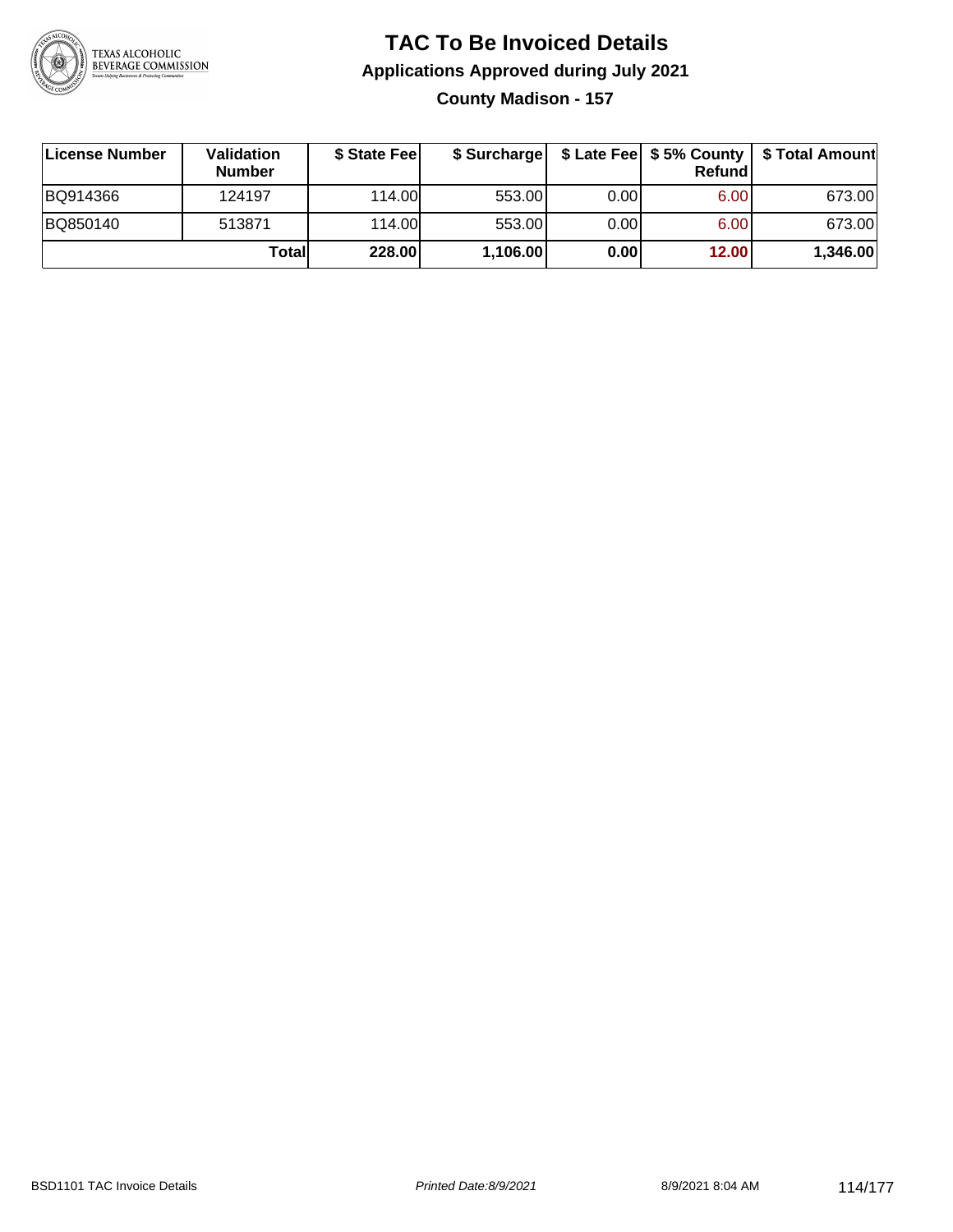# TAC To Be Invoiced Details

## Applications Approved during July 2021

### County Madison - 157

| License Number | Validation Number | $ State Fee | $ Surcharge | $ Late Fee | $ 5% County Refund | $ Total Amount |
|---|---|---|---|---|---|---|
| BQ914366 | 124197 | 114.00 | 553.00 | 0.00 | 6.00 | 673.00 |
| BQ850140 | 513871 | 114.00 | 553.00 | 0.00 | 6.00 | 673.00 |
| | **Total** | **228.00** | **1,106.00** | **0.00** | **12.00** | **1,346.00** |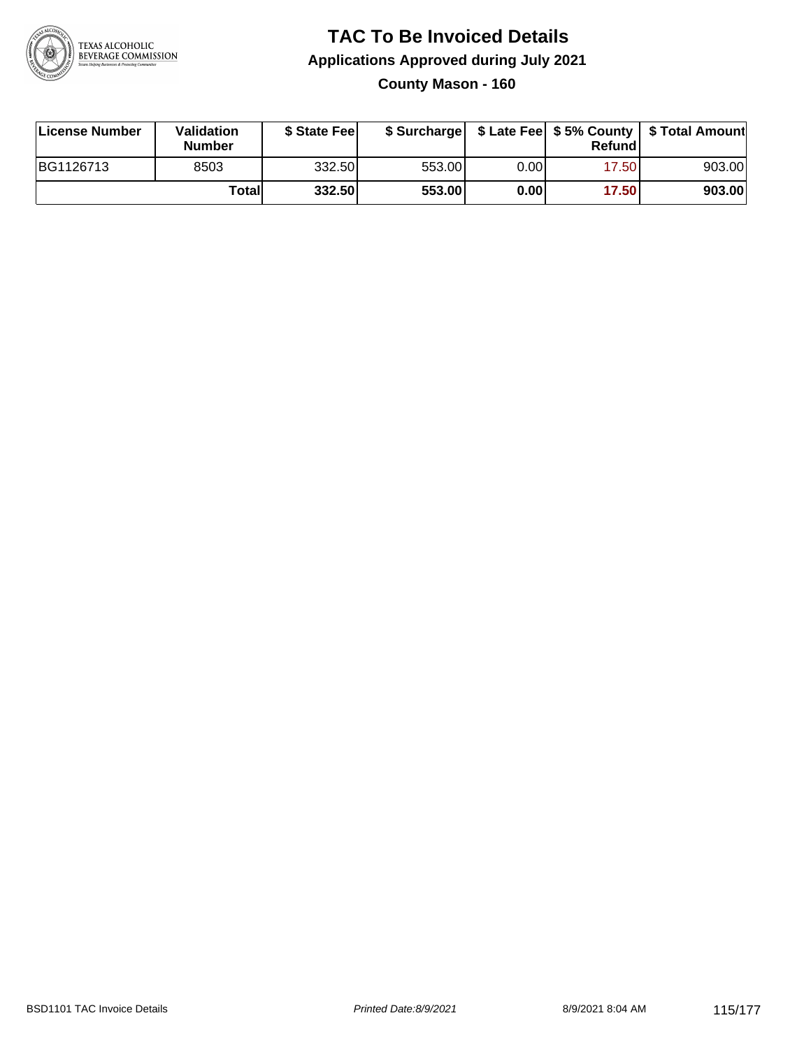# TAC To Be Invoiced Details

## Applications Approved during July 2021

### County Mason - 160

| License Number | Validation Number | $ State Fee | $ Surcharge | $ Late Fee | $ 5% County Refund | $ Total Amount |
|---|---|---|---|---|---|---|
| BG1126713 | 8503 | 332.50 | 553.00 | 0.00 | 17.50 | 903.00 |
| | **Total** | **332.50** | **553.00** | **0.00** | **17.50** | **903.00** |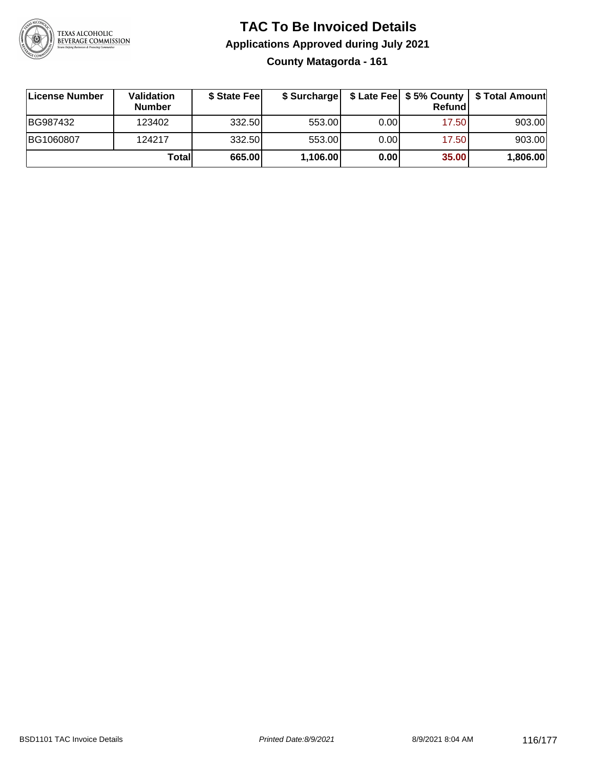# TAC To Be Invoiced Details

## Applications Approved during July 2021

### County Matagorda - 161

| License Number | Validation Number | $ State Fee | $ Surcharge | $ Late Fee | $ 5% County Refund | $ Total Amount |
|---|---|---|---|---|---|---|
| BG987432 | 123402 | 332.50 | 553.00 | 0.00 | 17.50 | 903.00 |
| BG1060807 | 124217 | 332.50 | 553.00 | 0.00 | 17.50 | 903.00 |
| | **Total** | **665.00** | **1,106.00** | **0.00** | **35.00** | **1,806.00** |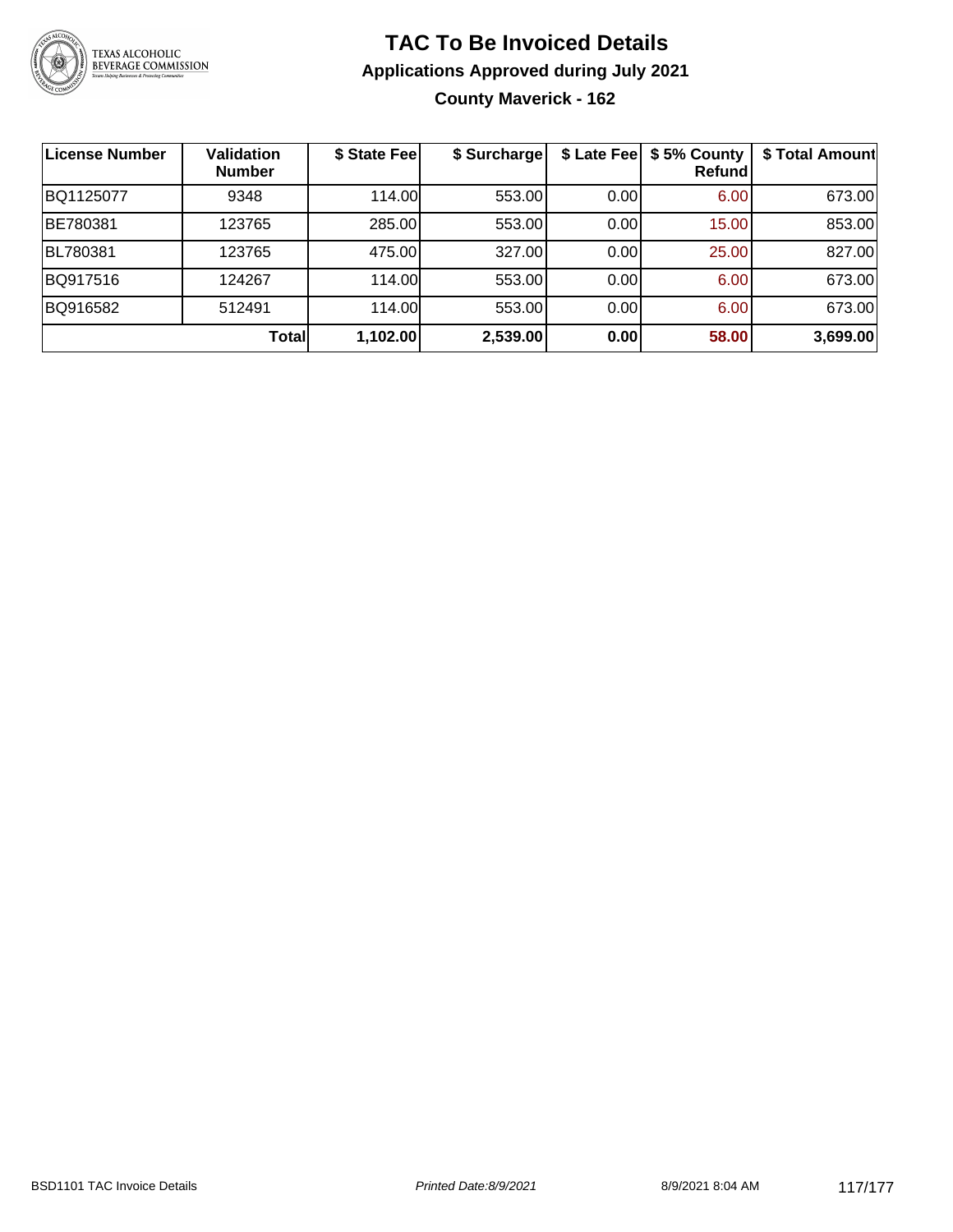# TAC To Be Invoiced Details

## Applications Approved during July 2021

### County Maverick - 162

| License Number | Validation Number | $ State Fee | $ Surcharge | $ Late Fee | $ 5% County Refund | $ Total Amount |
|---|---|---|---|---|---|---|
| BQ1125077 | 9348 | 114.00 | 553.00 | 0.00 | 6.00 | 673.00 |
| BE780381 | 123765 | 285.00 | 553.00 | 0.00 | 15.00 | 853.00 |
| BL780381 | 123765 | 475.00 | 327.00 | 0.00 | 25.00 | 827.00 |
| BQ917516 | 124267 | 114.00 | 553.00 | 0.00 | 6.00 | 673.00 |
| BQ916582 | 512491 | 114.00 | 553.00 | 0.00 | 6.00 | 673.00 |
| | **Total** | **1,102.00** | **2,539.00** | **0.00** | **58.00** | **3,699.00** |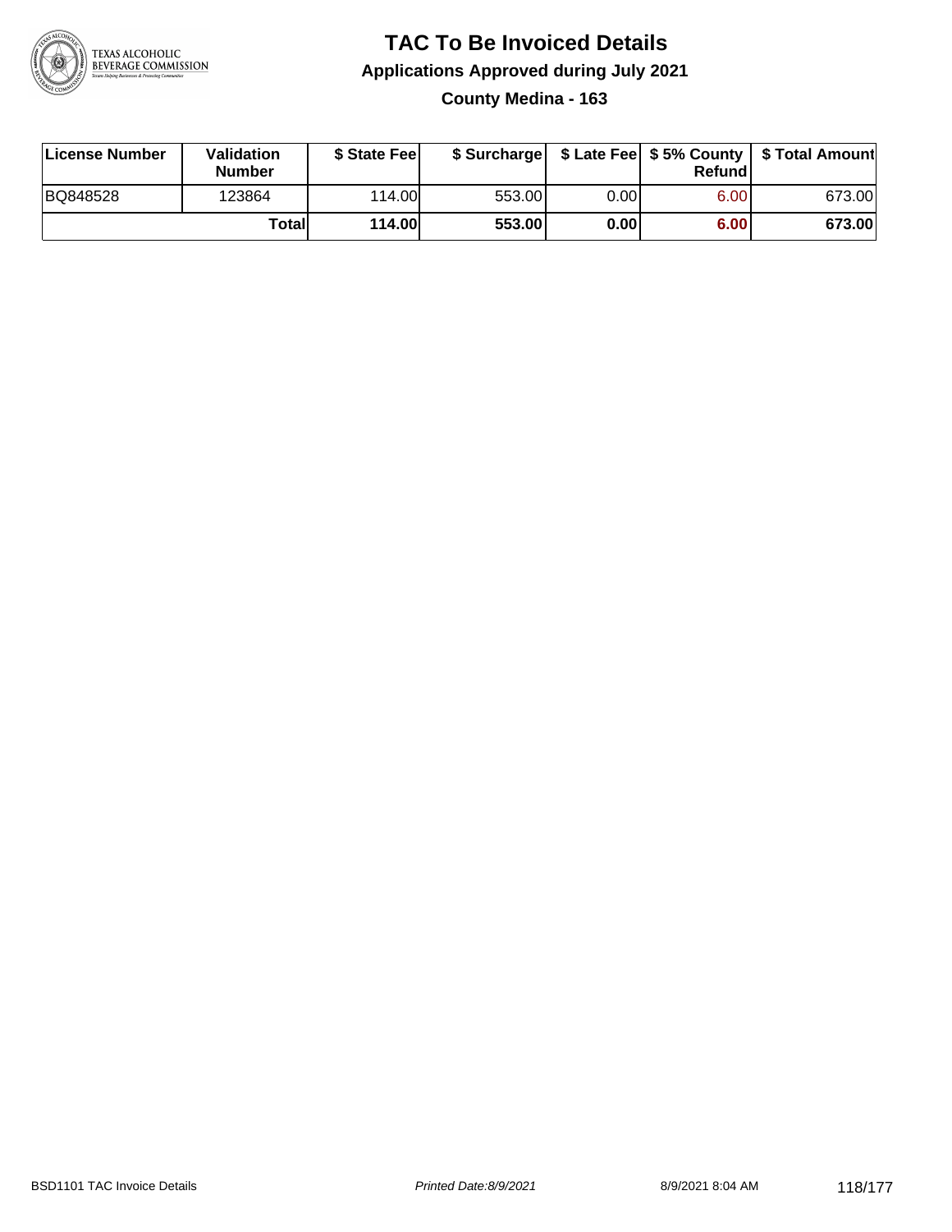# TAC To Be Invoiced Details

## Applications Approved during July 2021

### County Medina - 163

| License Number | Validation Number | $ State Fee | $ Surcharge | $ Late Fee | $ 5% County Refund | $ Total Amount |
|---|---|---|---|---|---|---|
| BQ848528 | 123864 | 114.00 | 553.00 | 0.00 | 6.00 | 673.00 |
| | **Total** | **114.00** | **553.00** | **0.00** | **6.00** | **673.00** |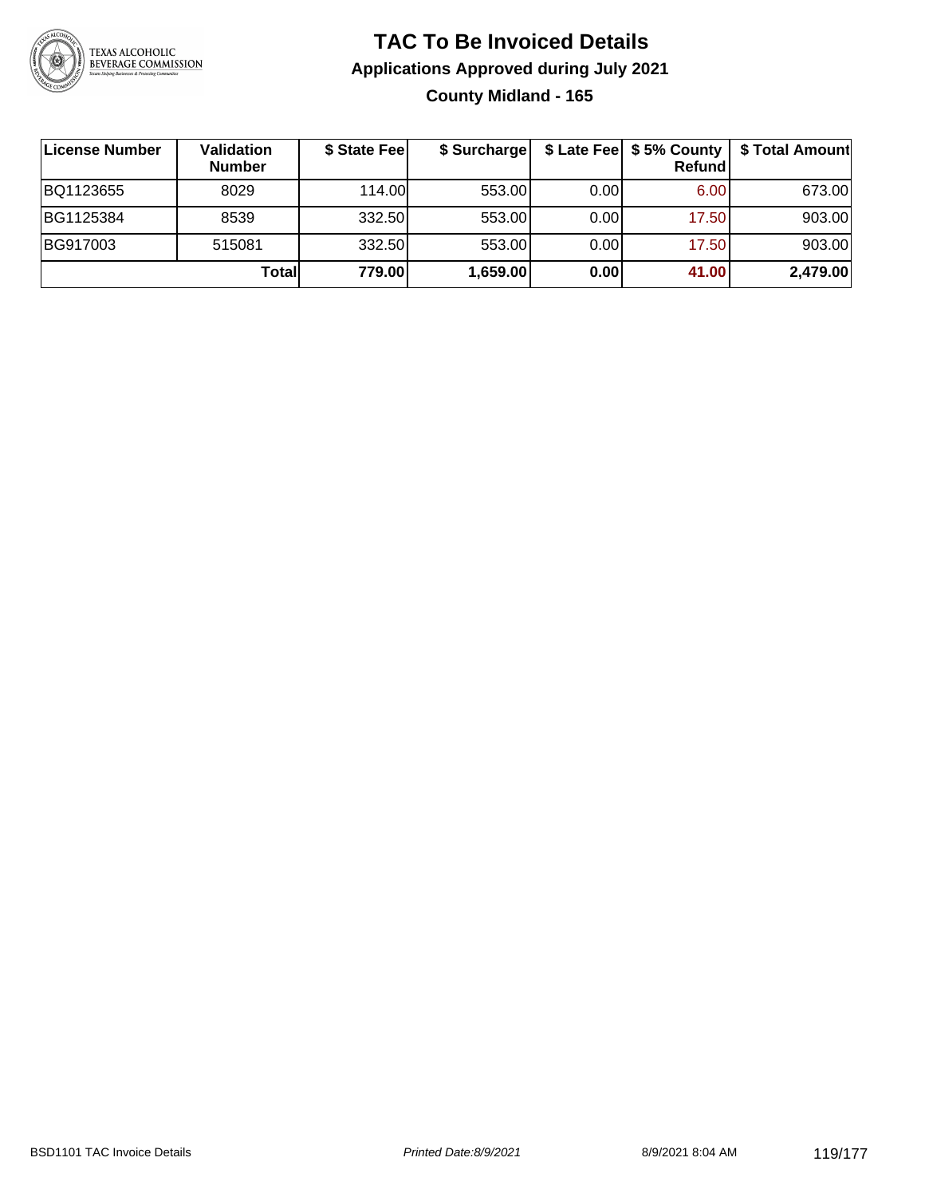# TAC To Be Invoiced Details

## Applications Approved during July 2021

### County Midland - 165

| License Number | Validation Number | $ State Fee | $ Surcharge | $ Late Fee | $ 5% County Refund | $ Total Amount |
|---|---|---|---|---|---|---|
| BQ1123655 | 8029 | 114.00 | 553.00 | 0.00 | 6.00 | 673.00 |
| BG1125384 | 8539 | 332.50 | 553.00 | 0.00 | 17.50 | 903.00 |
| BG917003 | 515081 | 332.50 | 553.00 | 0.00 | 17.50 | 903.00 |
| | **Total** | **779.00** | **1,659.00** | **0.00** | **41.00** | **2,479.00** |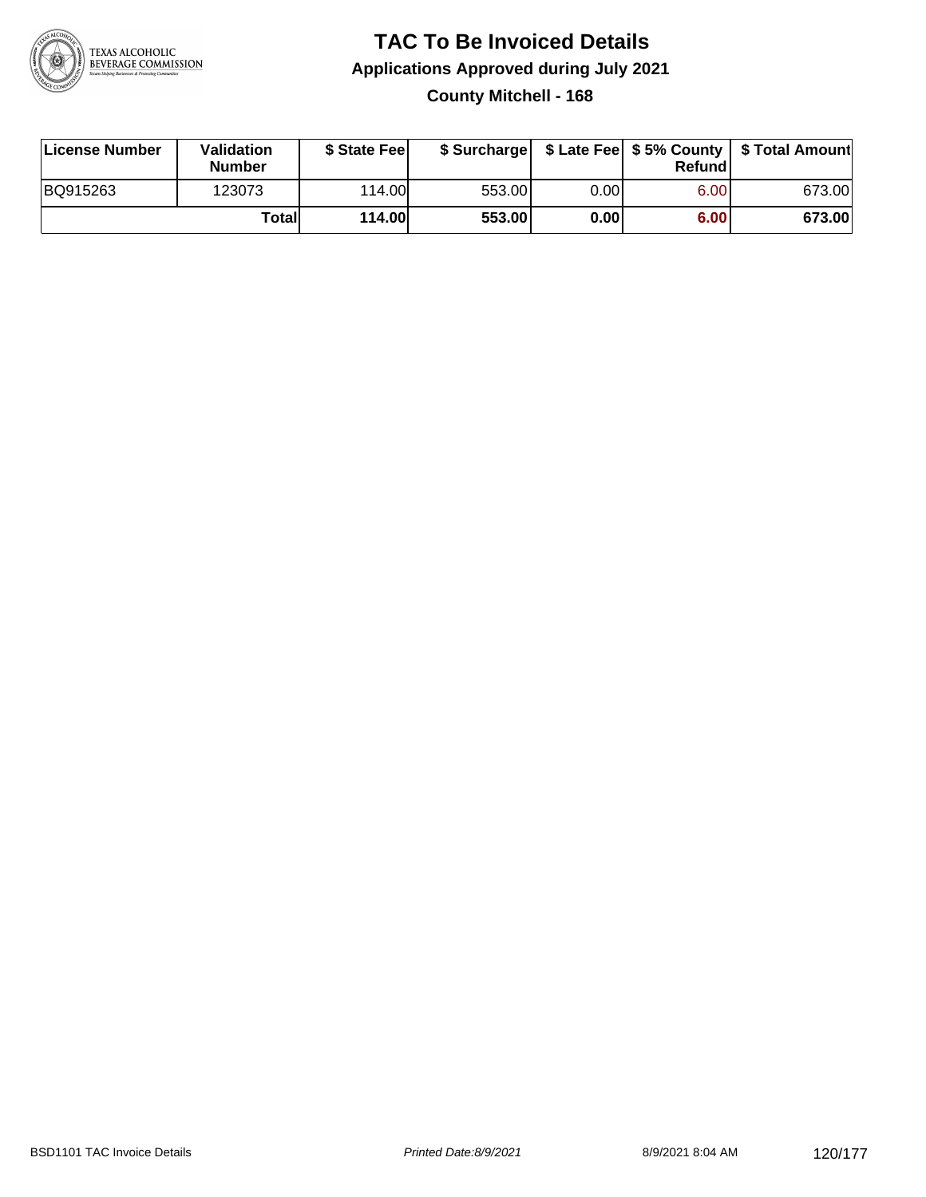# TAC To Be Invoiced Details

## Applications Approved during July 2021

### County Mitchell - 168

| License Number | Validation Number | $ State Fee | $ Surcharge | $ Late Fee | $ 5% County Refund | $ Total Amount |
|---|---|---|---|---|---|---|
| BQ915263 | 123073 | 114.00 | 553.00 | 0.00 | 6.00 | 673.00 |
| | **Total** | **114.00** | **553.00** | **0.00** | **6.00** | **673.00** |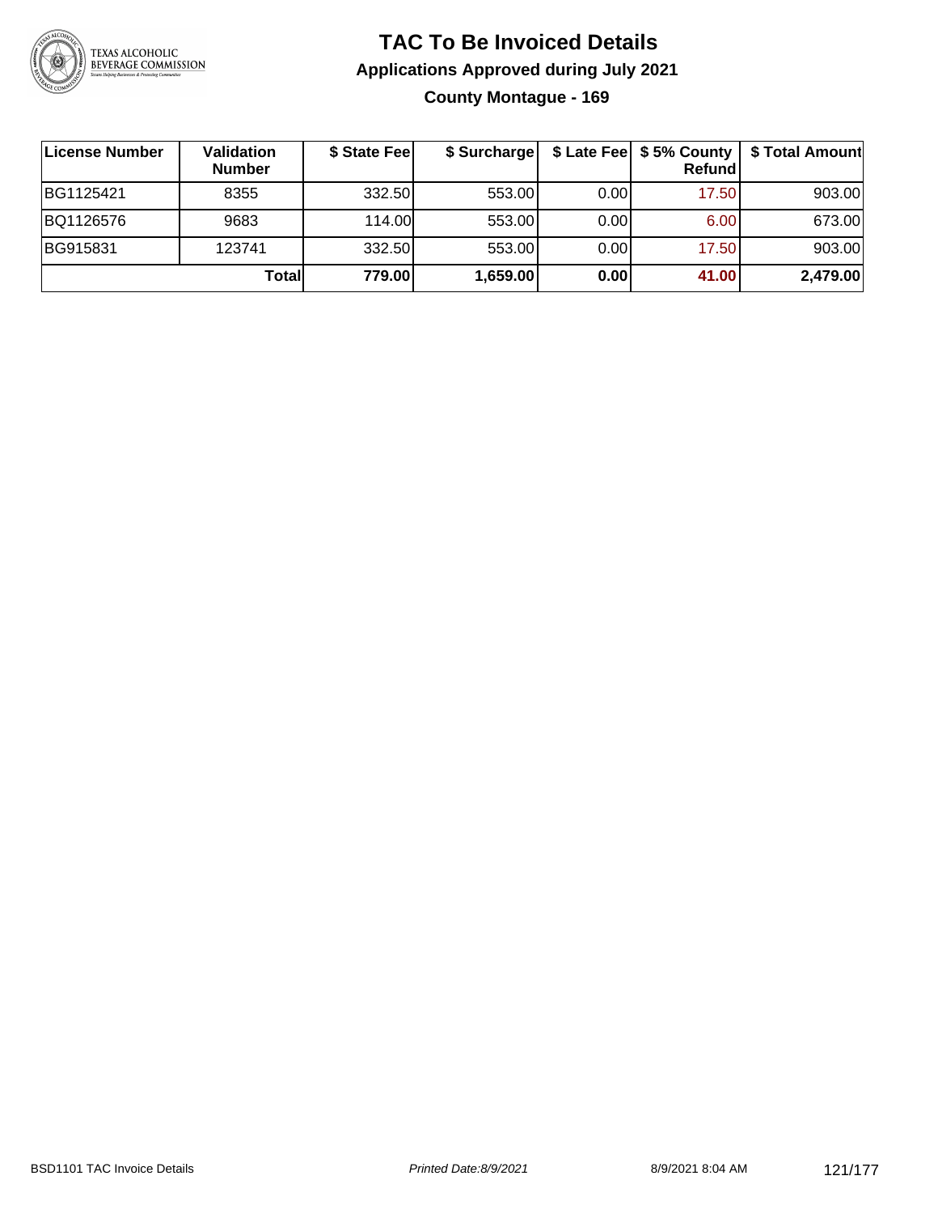# TAC To Be Invoiced Details

## Applications Approved during July 2021

### County Montague - 169

| License Number | Validation Number | $ State Fee | $ Surcharge | $ Late Fee | $ 5% County Refund | $ Total Amount |
|---|---|---|---|---|---|---|
| BG1125421 | 8355 | 332.50 | 553.00 | 0.00 | 17.50 | 903.00 |
| BQ1126576 | 9683 | 114.00 | 553.00 | 0.00 | 6.00 | 673.00 |
| BG915831 | 123741 | 332.50 | 553.00 | 0.00 | 17.50 | 903.00 |
| | **Total** | **779.00** | **1,659.00** | **0.00** | **41.00** | **2,479.00** |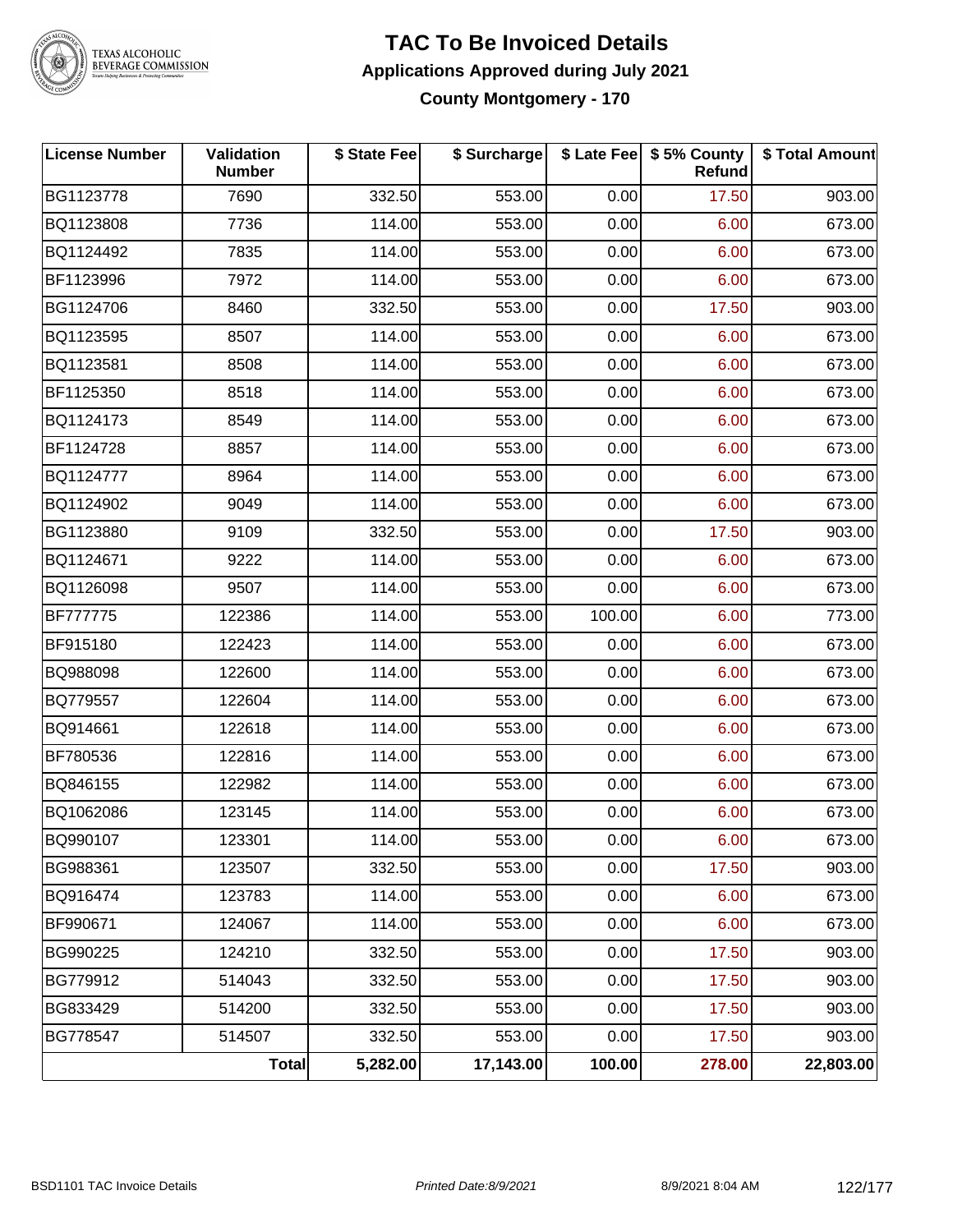# TAC To Be Invoiced Details

## Applications Approved during July 2021

### County Montgomery - 170

| License Number | Validation Number | $ State Fee | $ Surcharge | $ Late Fee | $ 5% County Refund | $ Total Amount |
|---|---|---|---|---|---|---|
| BG1123778 | 7690 | 332.50 | 553.00 | 0.00 | 17.50 | 903.00 |
| BQ1123808 | 7736 | 114.00 | 553.00 | 0.00 | 6.00 | 673.00 |
| BQ1124492 | 7835 | 114.00 | 553.00 | 0.00 | 6.00 | 673.00 |
| BF1123996 | 7972 | 114.00 | 553.00 | 0.00 | 6.00 | 673.00 |
| BG1124706 | 8460 | 332.50 | 553.00 | 0.00 | 17.50 | 903.00 |
| BQ1123595 | 8507 | 114.00 | 553.00 | 0.00 | 6.00 | 673.00 |
| BQ1123581 | 8508 | 114.00 | 553.00 | 0.00 | 6.00 | 673.00 |
| BF1125350 | 8518 | 114.00 | 553.00 | 0.00 | 6.00 | 673.00 |
| BQ1124173 | 8549 | 114.00 | 553.00 | 0.00 | 6.00 | 673.00 |
| BF1124728 | 8857 | 114.00 | 553.00 | 0.00 | 6.00 | 673.00 |
| BQ1124777 | 8964 | 114.00 | 553.00 | 0.00 | 6.00 | 673.00 |
| BQ1124902 | 9049 | 114.00 | 553.00 | 0.00 | 6.00 | 673.00 |
| BG1123880 | 9109 | 332.50 | 553.00 | 0.00 | 17.50 | 903.00 |
| BQ1124671 | 9222 | 114.00 | 553.00 | 0.00 | 6.00 | 673.00 |
| BQ1126098 | 9507 | 114.00 | 553.00 | 0.00 | 6.00 | 673.00 |
| BF777775 | 122386 | 114.00 | 553.00 | 100.00 | 6.00 | 773.00 |
| BF915180 | 122423 | 114.00 | 553.00 | 0.00 | 6.00 | 673.00 |
| BQ988098 | 122600 | 114.00 | 553.00 | 0.00 | 6.00 | 673.00 |
| BQ779557 | 122604 | 114.00 | 553.00 | 0.00 | 6.00 | 673.00 |
| BQ914661 | 122618 | 114.00 | 553.00 | 0.00 | 6.00 | 673.00 |
| BF780536 | 122816 | 114.00 | 553.00 | 0.00 | 6.00 | 673.00 |
| BQ846155 | 122982 | 114.00 | 553.00 | 0.00 | 6.00 | 673.00 |
| BQ1062086 | 123145 | 114.00 | 553.00 | 0.00 | 6.00 | 673.00 |
| BQ990107 | 123301 | 114.00 | 553.00 | 0.00 | 6.00 | 673.00 |
| BG988361 | 123507 | 332.50 | 553.00 | 0.00 | 17.50 | 903.00 |
| BQ916474 | 123783 | 114.00 | 553.00 | 0.00 | 6.00 | 673.00 |
| BF990671 | 124067 | 114.00 | 553.00 | 0.00 | 6.00 | 673.00 |
| BG990225 | 124210 | 332.50 | 553.00 | 0.00 | 17.50 | 903.00 |
| BG779912 | 514043 | 332.50 | 553.00 | 0.00 | 17.50 | 903.00 |
| BG833429 | 514200 | 332.50 | 553.00 | 0.00 | 17.50 | 903.00 |
| BG778547 | 514507 | 332.50 | 553.00 | 0.00 | 17.50 | 903.00 |
| | **Total** | **5,282.00** | **17,143.00** | **100.00** | **278.00** | **22,803.00** |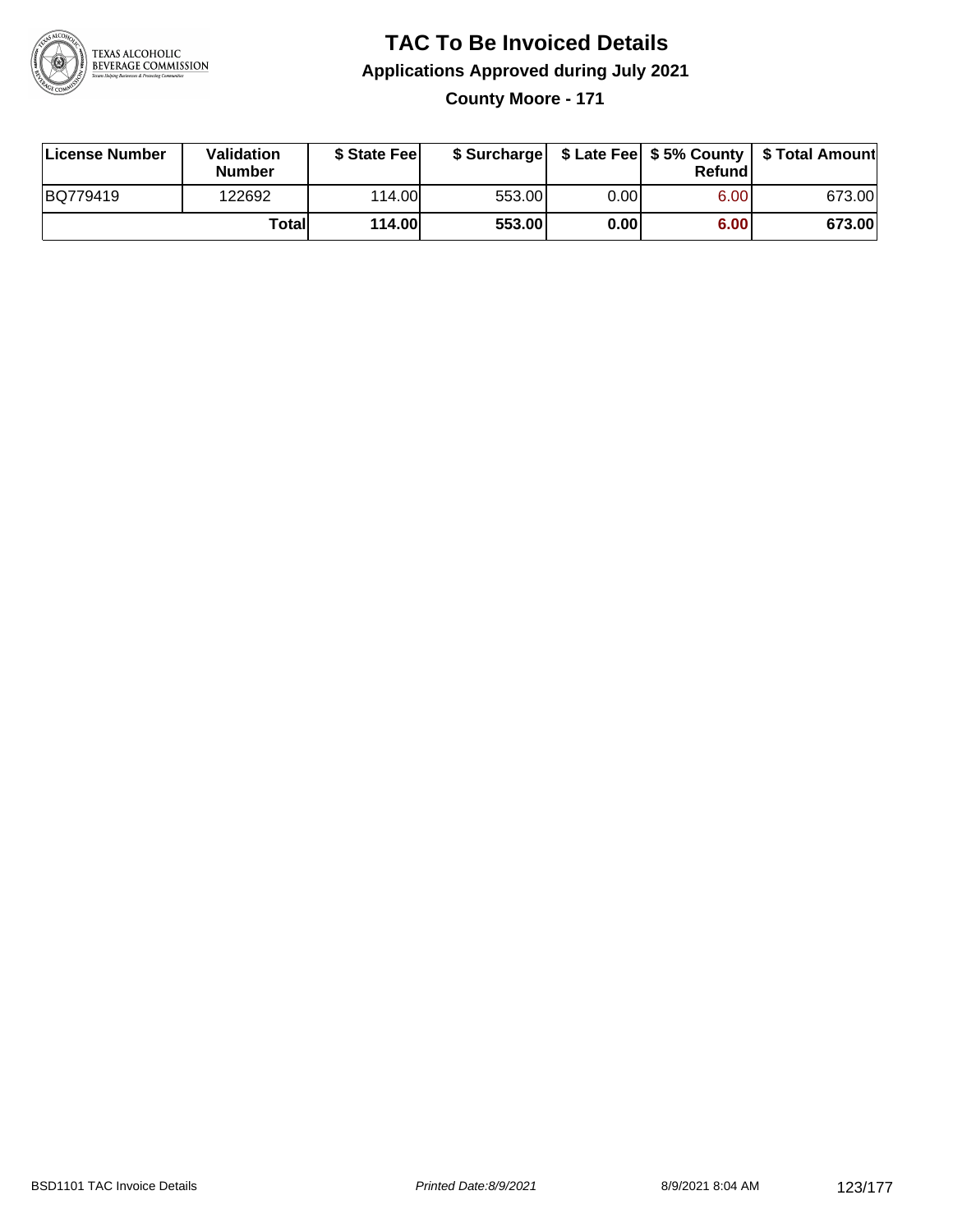# TAC To Be Invoiced Details

## Applications Approved during July 2021

### County Moore - 171

| License Number | Validation Number | $ State Fee | $ Surcharge | $ Late Fee | $ 5% County Refund | $ Total Amount |
|---|---|---|---|---|---|---|
| BQ779419 | 122692 | 114.00 | 553.00 | 0.00 | 6.00 | 673.00 |
| | **Total** | **114.00** | **553.00** | **0.00** | **6.00** | **673.00** |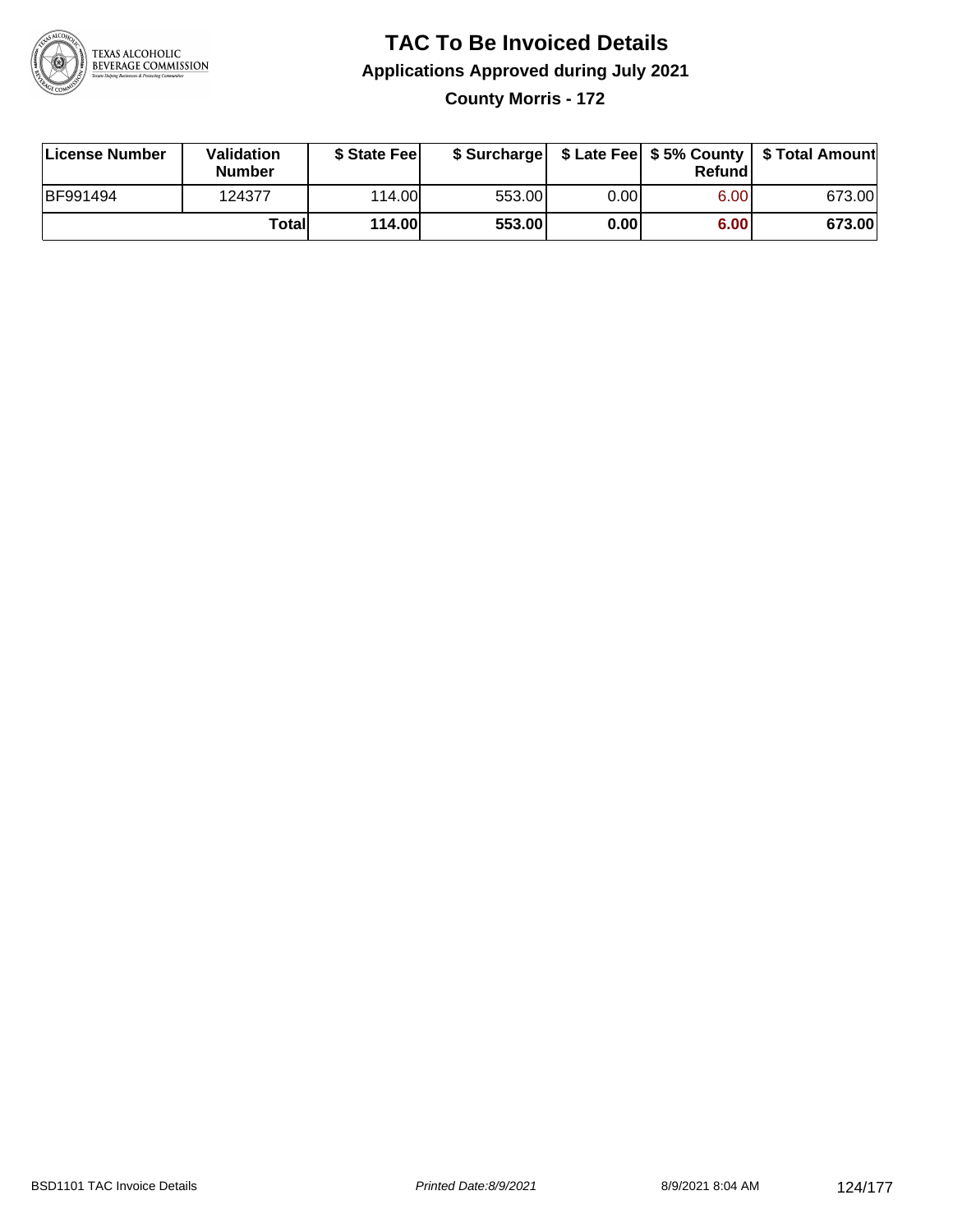# TAC To Be Invoiced Details

## Applications Approved during July 2021

### County Morris - 172

| License Number | Validation Number | $ State Fee | $ Surcharge | $ Late Fee | $ 5% County Refund | $ Total Amount |
|---|---|---|---|---|---|---|
| BF991494 | 124377 | 114.00 | 553.00 | 0.00 | 6.00 | 673.00 |
| | **Total** | **114.00** | **553.00** | **0.00** | **6.00** | **673.00** |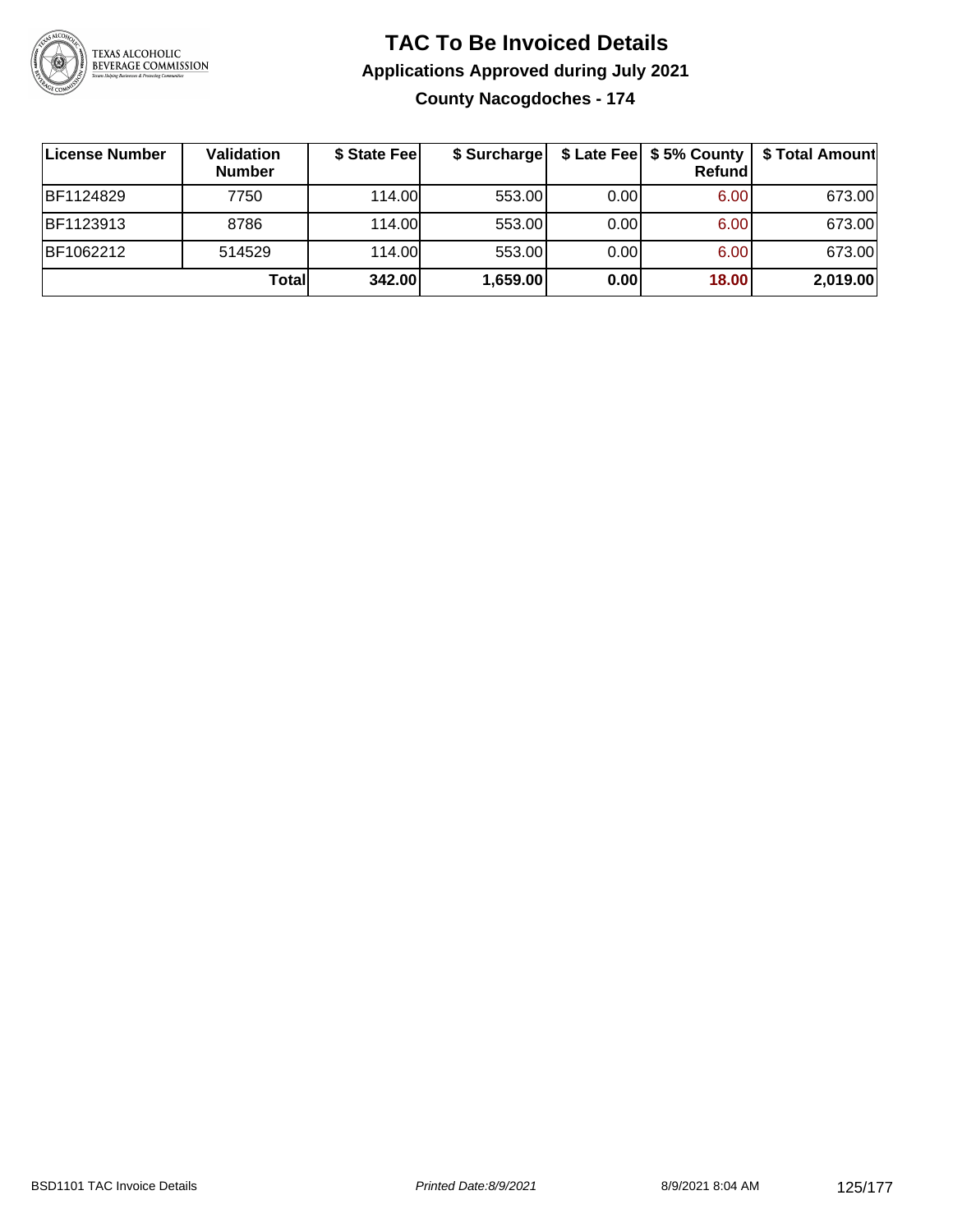# TAC To Be Invoiced Details

## Applications Approved during July 2021

### County Nacogdoches - 174

| License Number | Validation Number | $ State Fee | $ Surcharge | $ Late Fee | $ 5% County Refund | $ Total Amount |
|---|---|---|---|---|---|---|
| BF1124829 | 7750 | 114.00 | 553.00 | 0.00 | 6.00 | 673.00 |
| BF1123913 | 8786 | 114.00 | 553.00 | 0.00 | 6.00 | 673.00 |
| BF1062212 | 514529 | 114.00 | 553.00 | 0.00 | 6.00 | 673.00 |
| | **Total** | **342.00** | **1,659.00** | **0.00** | **18.00** | **2,019.00** |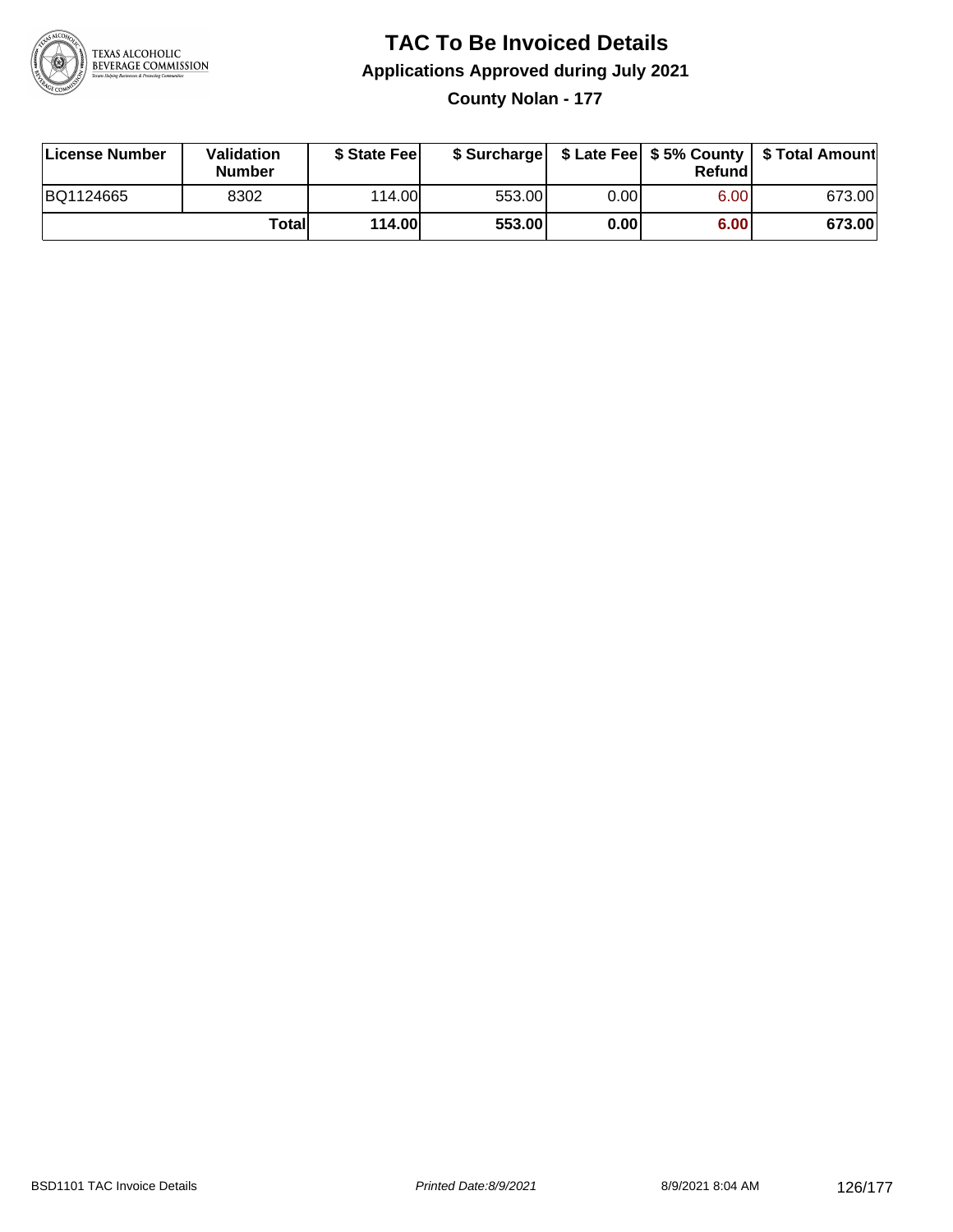# TAC To Be Invoiced Details

## Applications Approved during July 2021

### County Nolan - 177

| License Number | Validation Number | $ State Fee | $ Surcharge | $ Late Fee | $ 5% County Refund | $ Total Amount |
|---|---|---|---|---|---|---|
| BQ1124665 | 8302 | 114.00 | 553.00 | 0.00 | 6.00 | 673.00 |
| | **Total** | **114.00** | **553.00** | **0.00** | **6.00** | **673.00** |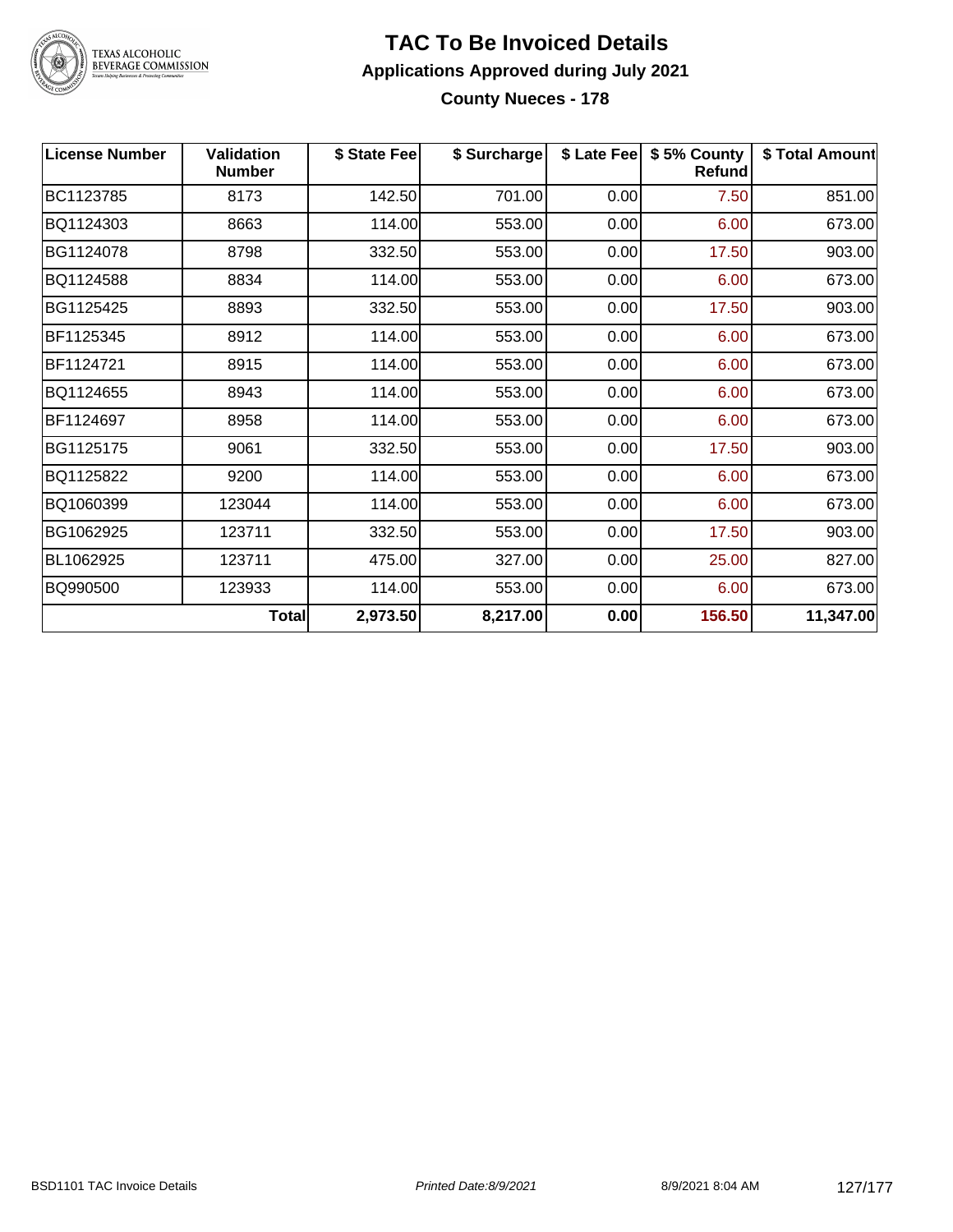# TAC To Be Invoiced Details

## Applications Approved during July 2021

### County Nueces - 178

| License Number | Validation Number | $ State Fee | $ Surcharge | $ Late Fee | $ 5% County Refund | $ Total Amount |
|---|---|---|---|---|---|---|
| BC1123785 | 8173 | 142.50 | 701.00 | 0.00 | 7.50 | 851.00 |
| BQ1124303 | 8663 | 114.00 | 553.00 | 0.00 | 6.00 | 673.00 |
| BG1124078 | 8798 | 332.50 | 553.00 | 0.00 | 17.50 | 903.00 |
| BQ1124588 | 8834 | 114.00 | 553.00 | 0.00 | 6.00 | 673.00 |
| BG1125425 | 8893 | 332.50 | 553.00 | 0.00 | 17.50 | 903.00 |
| BF1125345 | 8912 | 114.00 | 553.00 | 0.00 | 6.00 | 673.00 |
| BF1124721 | 8915 | 114.00 | 553.00 | 0.00 | 6.00 | 673.00 |
| BQ1124655 | 8943 | 114.00 | 553.00 | 0.00 | 6.00 | 673.00 |
| BF1124697 | 8958 | 114.00 | 553.00 | 0.00 | 6.00 | 673.00 |
| BG1125175 | 9061 | 332.50 | 553.00 | 0.00 | 17.50 | 903.00 |
| BQ1125822 | 9200 | 114.00 | 553.00 | 0.00 | 6.00 | 673.00 |
| BQ1060399 | 123044 | 114.00 | 553.00 | 0.00 | 6.00 | 673.00 |
| BG1062925 | 123711 | 332.50 | 553.00 | 0.00 | 17.50 | 903.00 |
| BL1062925 | 123711 | 475.00 | 327.00 | 0.00 | 25.00 | 827.00 |
| BQ990500 | 123933 | 114.00 | 553.00 | 0.00 | 6.00 | 673.00 |
| | **Total** | **2,973.50** | **8,217.00** | **0.00** | **156.50** | **11,347.00** |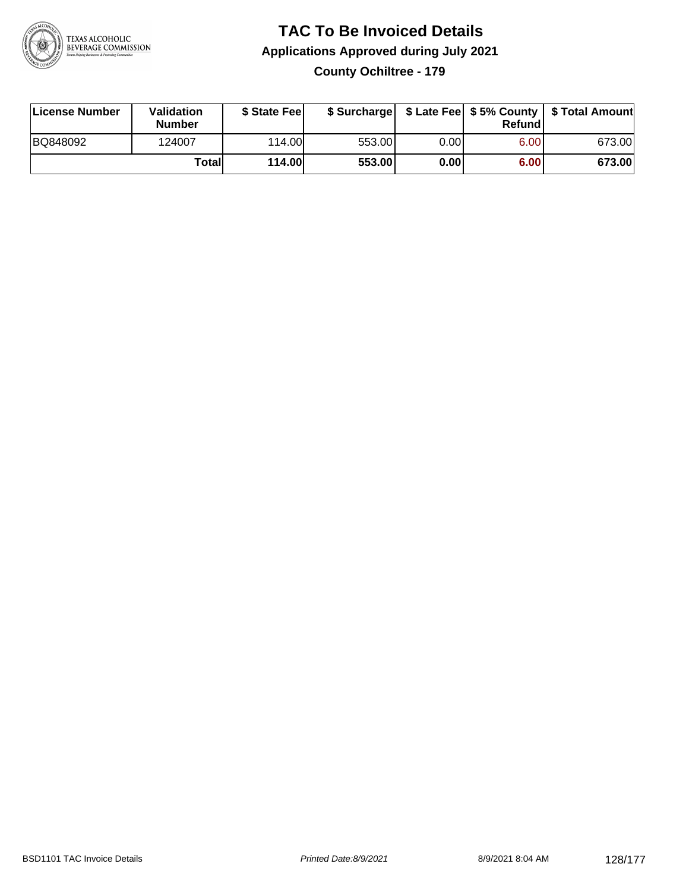# TAC To Be Invoiced Details

## Applications Approved during July 2021

### County Ochiltree - 179

| License Number | Validation Number | \$ State Fee | \$ Surcharge | \$ Late Fee | \$ 5% County Refund | \$ Total Amount |
|---|---|---|---|---|---|---|
| BQ848092 | 124007 | 114.00 | 553.00 | 0.00 | 6.00 | 673.00 |
| | **Total** | **114.00** | **553.00** | **0.00** | **6.00** | **673.00** |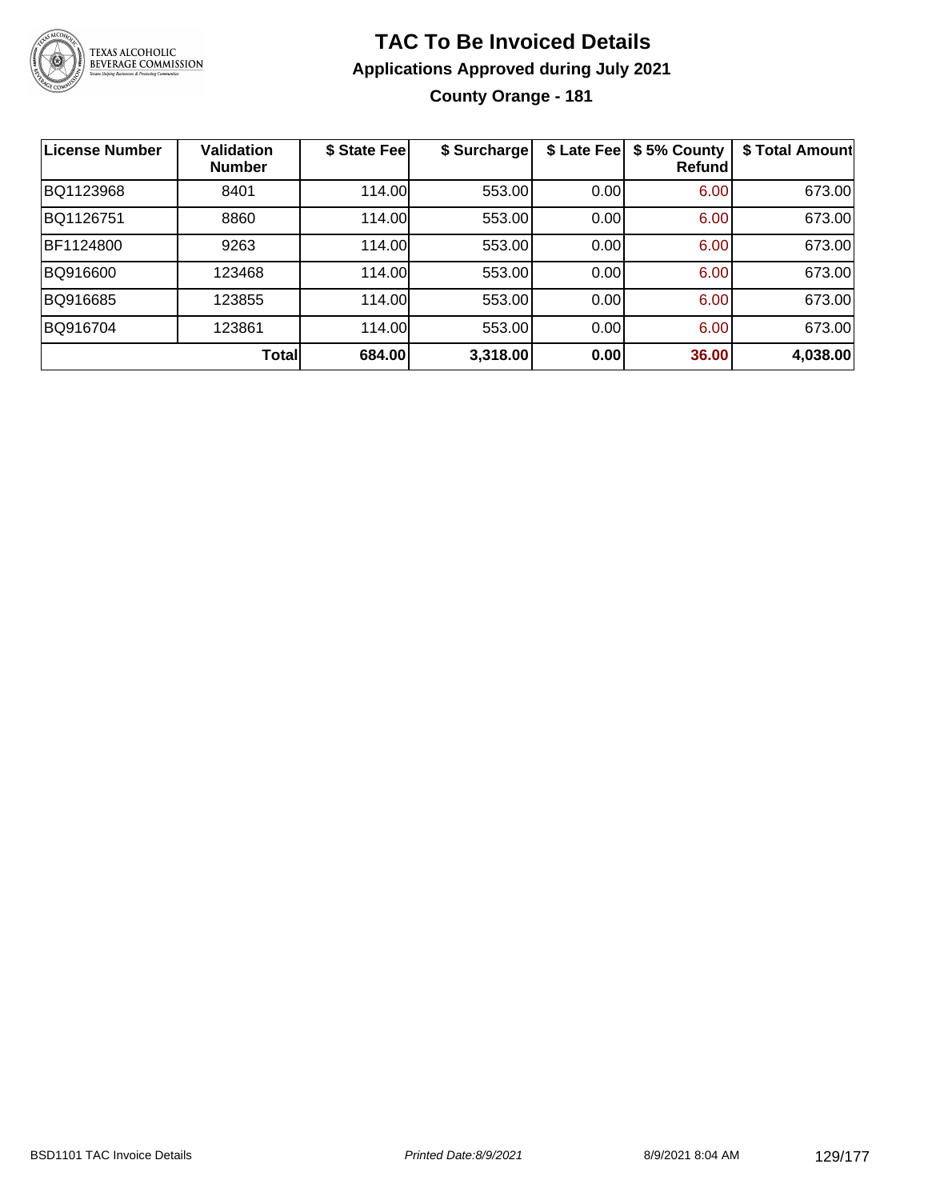# TAC To Be Invoiced Details

## Applications Approved during July 2021

### County Orange - 181

| License Number | Validation Number | $ State Fee | $ Surcharge | $ Late Fee | $ 5% County Refund | $ Total Amount |
|---|---|---|---|---|---|---|
| BQ1123968 | 8401 | 114.00 | 553.00 | 0.00 | 6.00 | 673.00 |
| BQ1126751 | 8860 | 114.00 | 553.00 | 0.00 | 6.00 | 673.00 |
| BF1124800 | 9263 | 114.00 | 553.00 | 0.00 | 6.00 | 673.00 |
| BQ916600 | 123468 | 114.00 | 553.00 | 0.00 | 6.00 | 673.00 |
| BQ916685 | 123855 | 114.00 | 553.00 | 0.00 | 6.00 | 673.00 |
| BQ916704 | 123861 | 114.00 | 553.00 | 0.00 | 6.00 | 673.00 |
| | **Total** | **684.00** | **3,318.00** | **0.00** | **36.00** | **4,038.00** |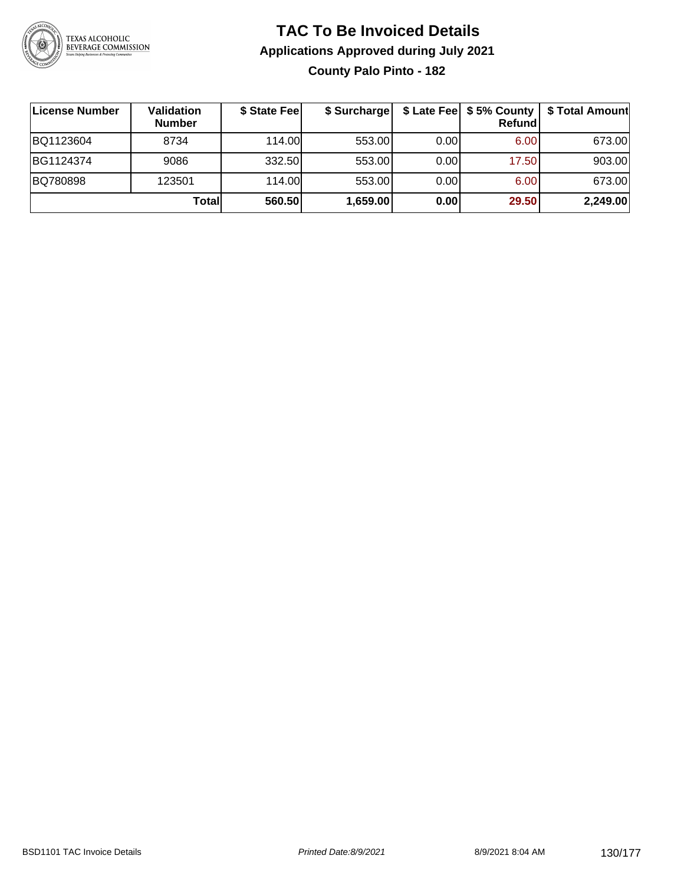# TAC To Be Invoiced Details

## Applications Approved during July 2021

### County Palo Pinto - 182

| License Number | Validation Number | $ State Fee | $ Surcharge | $ Late Fee | $ 5% County Refund | $ Total Amount |
|---|---|---|---|---|---|---|
| BQ1123604 | 8734 | 114.00 | 553.00 | 0.00 | 6.00 | 673.00 |
| BG1124374 | 9086 | 332.50 | 553.00 | 0.00 | 17.50 | 903.00 |
| BQ780898 | 123501 | 114.00 | 553.00 | 0.00 | 6.00 | 673.00 |
| | **Total** | **560.50** | **1,659.00** | **0.00** | **29.50** | **2,249.00** |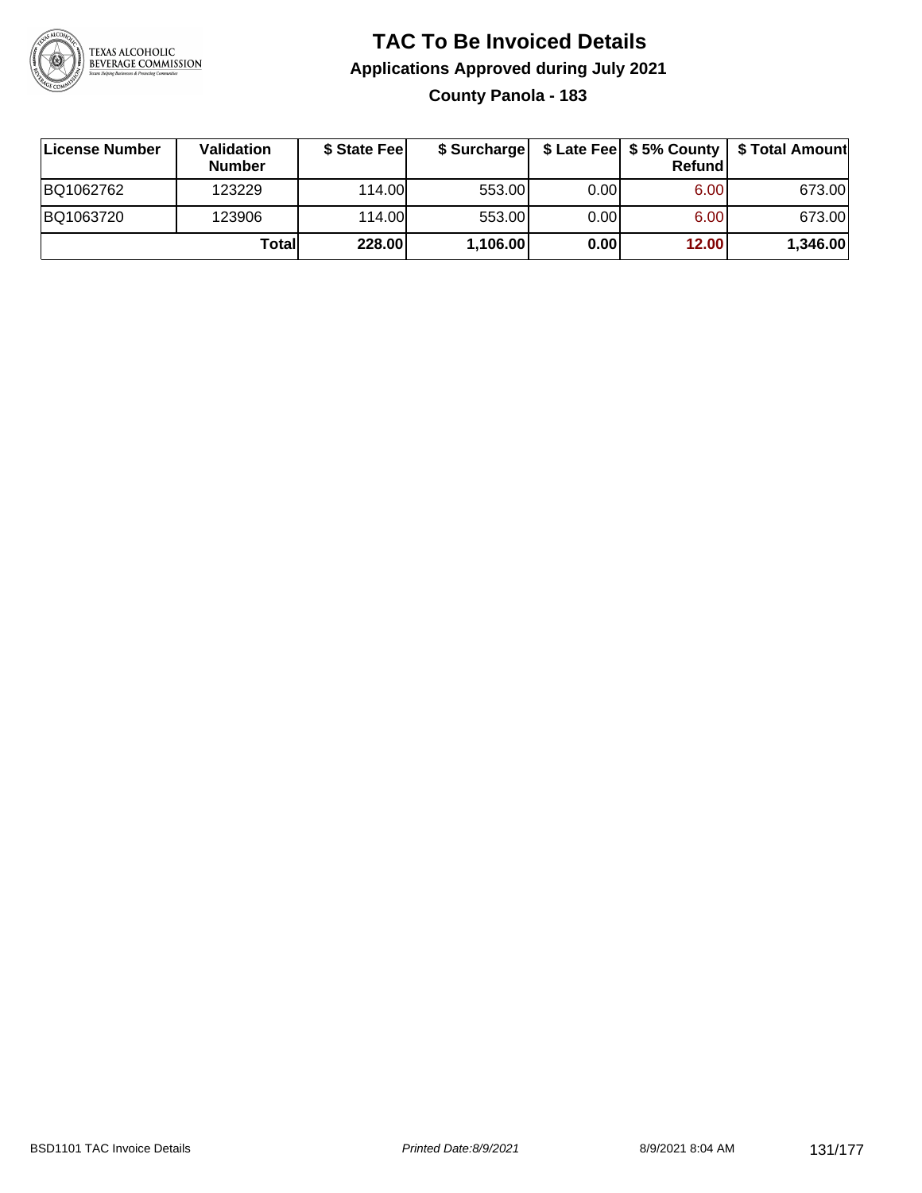# TAC To Be Invoiced Details

## Applications Approved during July 2021

### County Panola - 183

| License Number | Validation Number | $ State Fee | $ Surcharge | $ Late Fee | $ 5% County Refund | $ Total Amount |
|---|---|---|---|---|---|---|
| BQ1062762 | 123229 | 114.00 | 553.00 | 0.00 | 6.00 | 673.00 |
| BQ1063720 | 123906 | 114.00 | 553.00 | 0.00 | 6.00 | 673.00 |
| | **Total** | **228.00** | **1,106.00** | **0.00** | **12.00** | **1,346.00** |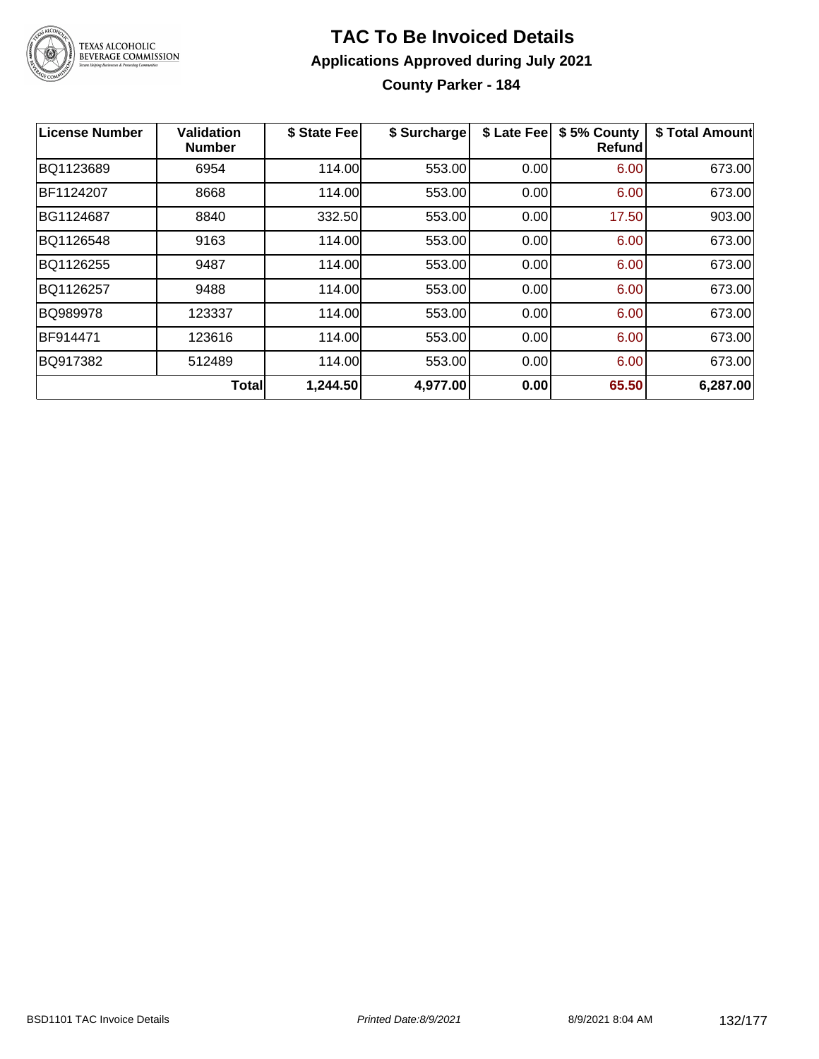# TAC To Be Invoiced Details

## Applications Approved during July 2021

### County Parker - 184

| License Number | Validation Number | $ State Fee | $ Surcharge | $ Late Fee | $ 5% County Refund | $ Total Amount |
|---|---|---|---|---|---|---|
| BQ1123689 | 6954 | 114.00 | 553.00 | 0.00 | 6.00 | 673.00 |
| BF1124207 | 8668 | 114.00 | 553.00 | 0.00 | 6.00 | 673.00 |
| BG1124687 | 8840 | 332.50 | 553.00 | 0.00 | 17.50 | 903.00 |
| BQ1126548 | 9163 | 114.00 | 553.00 | 0.00 | 6.00 | 673.00 |
| BQ1126255 | 9487 | 114.00 | 553.00 | 0.00 | 6.00 | 673.00 |
| BQ1126257 | 9488 | 114.00 | 553.00 | 0.00 | 6.00 | 673.00 |
| BQ989978 | 123337 | 114.00 | 553.00 | 0.00 | 6.00 | 673.00 |
| BF914471 | 123616 | 114.00 | 553.00 | 0.00 | 6.00 | 673.00 |
| BQ917382 | 512489 | 114.00 | 553.00 | 0.00 | 6.00 | 673.00 |
| | **Total** | **1,244.50** | **4,977.00** | **0.00** | **65.50** | **6,287.00** |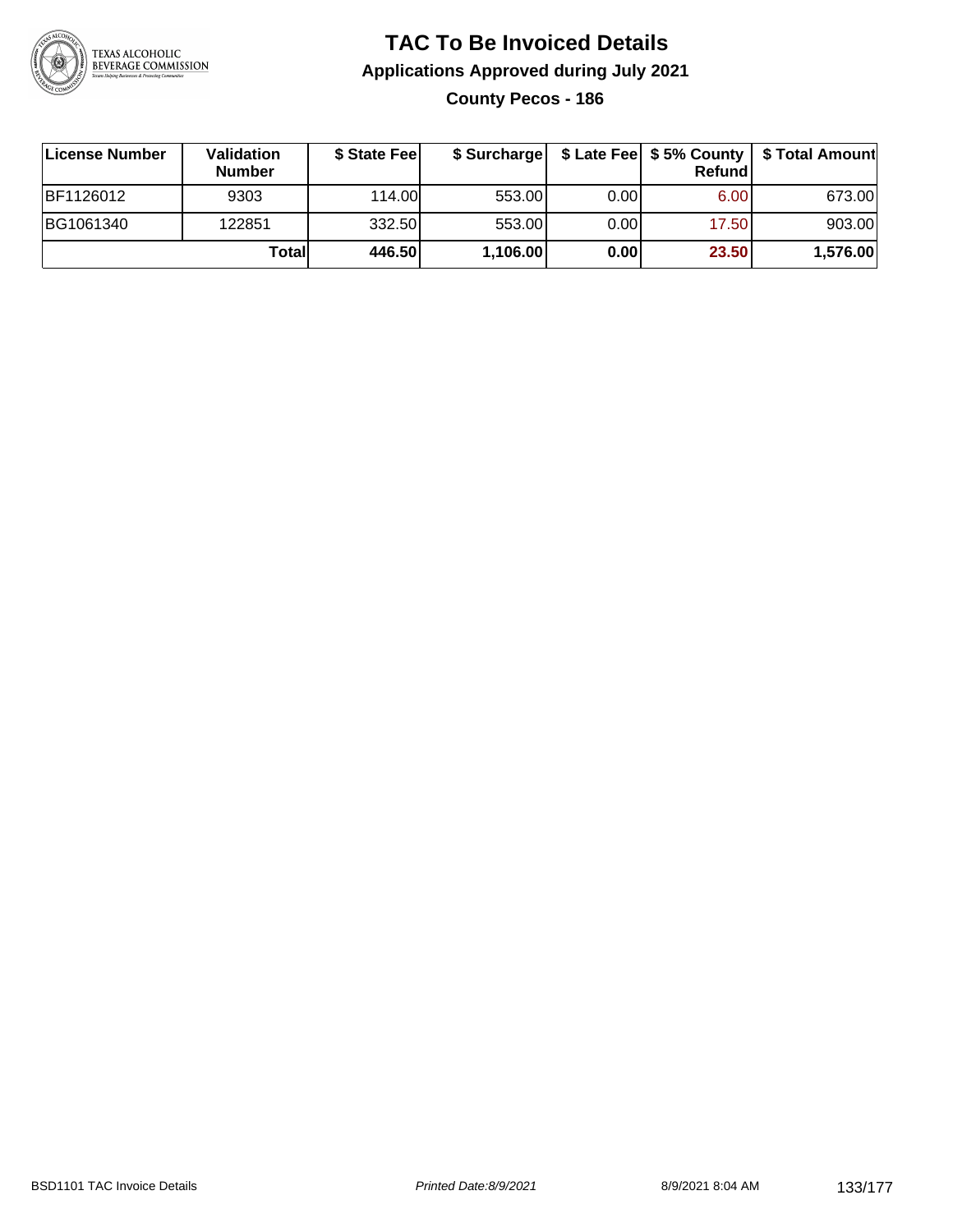# TAC To Be Invoiced Details

## Applications Approved during July 2021

### County Pecos - 186

| License Number | Validation Number | $ State Fee | $ Surcharge | $ Late Fee | $ 5% County Refund | $ Total Amount |
|---|---|---|---|---|---|---|
| BF1126012 | 9303 | 114.00 | 553.00 | 0.00 | 6.00 | 673.00 |
| BG1061340 | 122851 | 332.50 | 553.00 | 0.00 | 17.50 | 903.00 |
| | **Total** | **446.50** | **1,106.00** | **0.00** | **23.50** | **1,576.00** |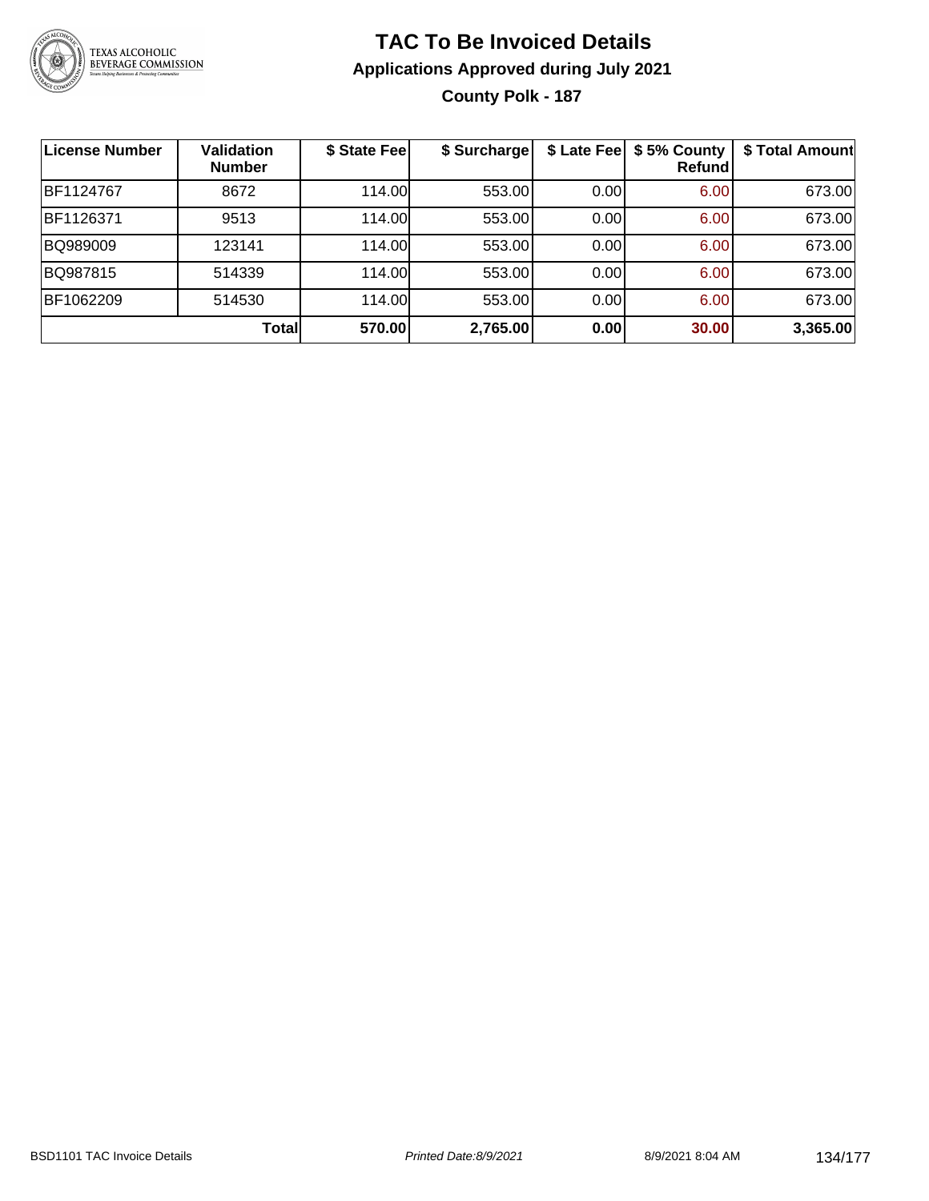# TAC To Be Invoiced Details

## Applications Approved during July 2021

### County Polk - 187

| License Number | Validation Number | $ State Fee | $ Surcharge | $ Late Fee | $ 5% County Refund | $ Total Amount |
|---|---|---|---|---|---|---|
| BF1124767 | 8672 | 114.00 | 553.00 | 0.00 | 6.00 | 673.00 |
| BF1126371 | 9513 | 114.00 | 553.00 | 0.00 | 6.00 | 673.00 |
| BQ989009 | 123141 | 114.00 | 553.00 | 0.00 | 6.00 | 673.00 |
| BQ987815 | 514339 | 114.00 | 553.00 | 0.00 | 6.00 | 673.00 |
| BF1062209 | 514530 | 114.00 | 553.00 | 0.00 | 6.00 | 673.00 |
| | **Total** | **570.00** | **2,765.00** | **0.00** | **30.00** | **3,365.00** |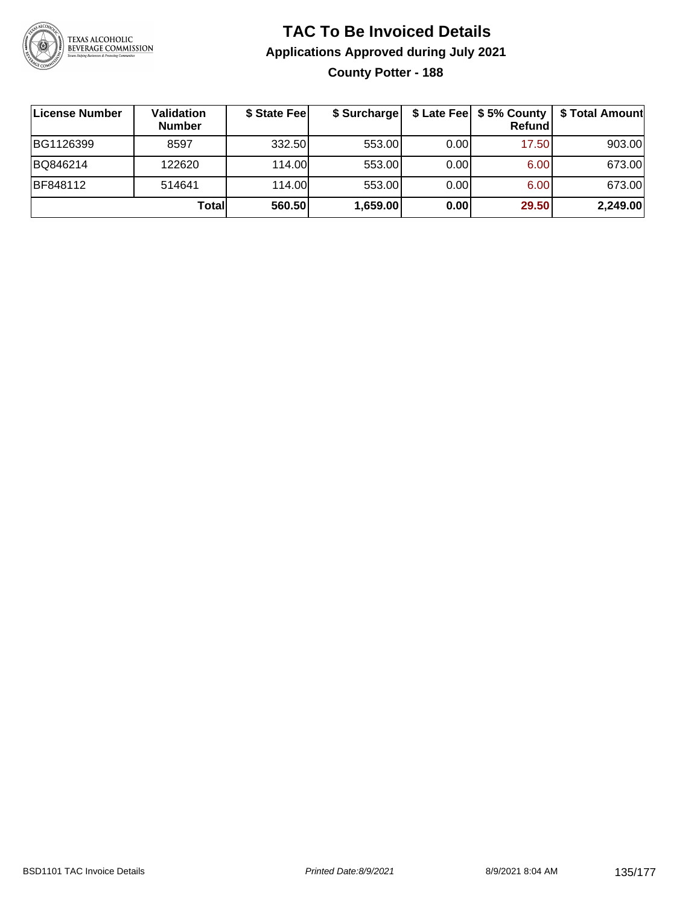# TAC To Be Invoiced Details

## Applications Approved during July 2021

### County Potter - 188

| License Number | Validation Number | $ State Fee | $ Surcharge | $ Late Fee | $ 5% County Refund | $ Total Amount |
|---|---|---|---|---|---|---|
| BG1126399 | 8597 | 332.50 | 553.00 | 0.00 | 17.50 | 903.00 |
| BQ846214 | 122620 | 114.00 | 553.00 | 0.00 | 6.00 | 673.00 |
| BF848112 | 514641 | 114.00 | 553.00 | 0.00 | 6.00 | 673.00 |
| | **Total** | **560.50** | **1,659.00** | **0.00** | **29.50** | **2,249.00** |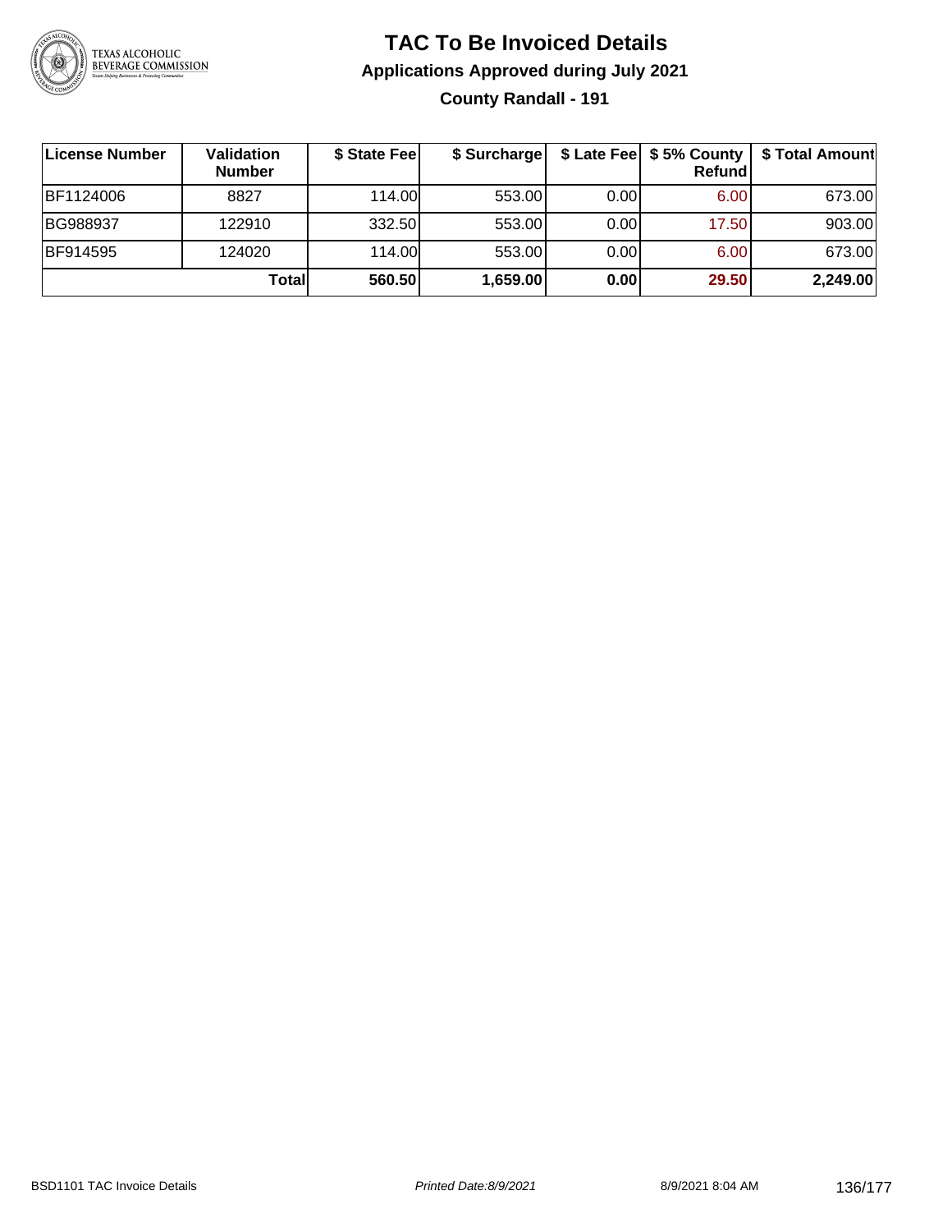# TAC To Be Invoiced Details

## Applications Approved during July 2021

### County Randall - 191

| License Number | Validation Number | $ State Fee | $ Surcharge | $ Late Fee | $ 5% County Refund | $ Total Amount |
|---|---|---|---|---|---|---|
| BF1124006 | 8827 | 114.00 | 553.00 | 0.00 | 6.00 | 673.00 |
| BG988937 | 122910 | 332.50 | 553.00 | 0.00 | 17.50 | 903.00 |
| BF914595 | 124020 | 114.00 | 553.00 | 0.00 | 6.00 | 673.00 |
| | **Total** | **560.50** | **1,659.00** | **0.00** | **29.50** | **2,249.00** |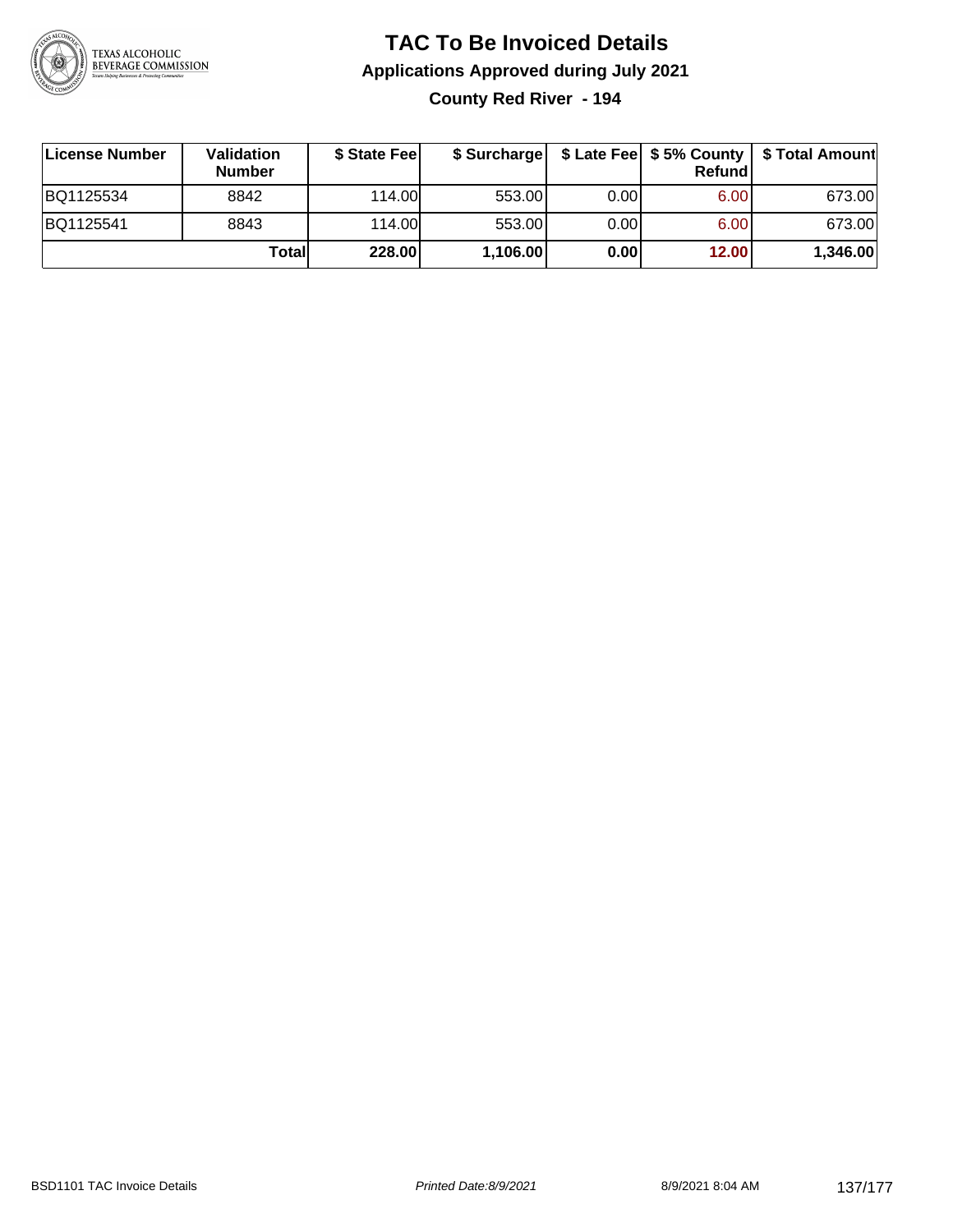# TAC To Be Invoiced Details

## Applications Approved during July 2021

### County Red River - 194

| License Number | Validation Number | $ State Fee | $ Surcharge | $ Late Fee | $ 5% County Refund | $ Total Amount |
|---|---|---|---|---|---|---|
| BQ1125534 | 8842 | 114.00 | 553.00 | 0.00 | 6.00 | 673.00 |
| BQ1125541 | 8843 | 114.00 | 553.00 | 0.00 | 6.00 | 673.00 |
| | **Total** | **228.00** | **1,106.00** | **0.00** | **12.00** | **1,346.00** |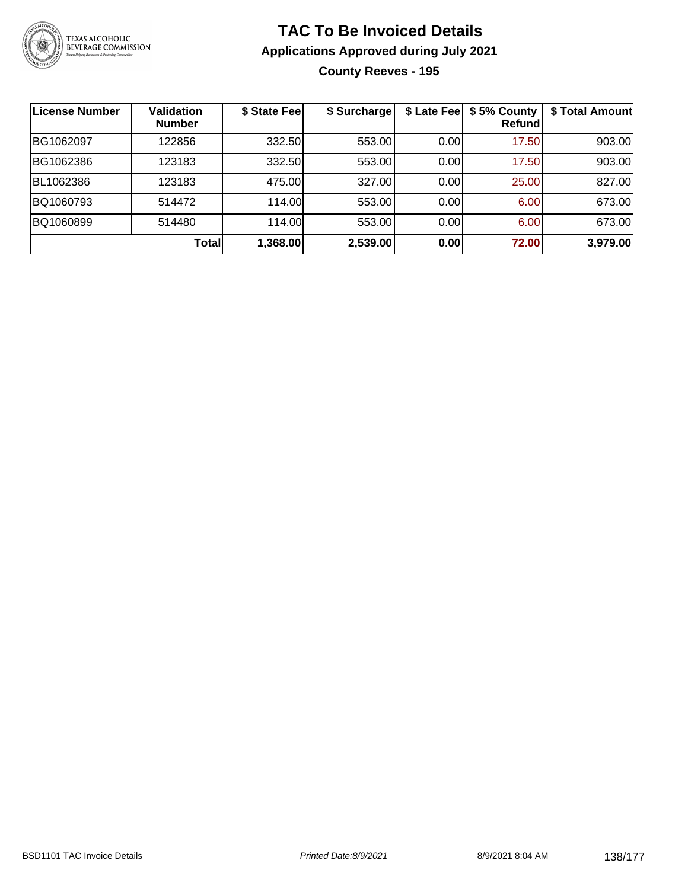# TAC To Be Invoiced Details

## Applications Approved during July 2021

### County Reeves - 195

| License Number | Validation Number | $ State Fee | $ Surcharge | $ Late Fee | $ 5% County Refund | $ Total Amount |
|---|---|---|---|---|---|---|
| BG1062097 | 122856 | 332.50 | 553.00 | 0.00 | 17.50 | 903.00 |
| BG1062386 | 123183 | 332.50 | 553.00 | 0.00 | 17.50 | 903.00 |
| BL1062386 | 123183 | 475.00 | 327.00 | 0.00 | 25.00 | 827.00 |
| BQ1060793 | 514472 | 114.00 | 553.00 | 0.00 | 6.00 | 673.00 |
| BQ1060899 | 514480 | 114.00 | 553.00 | 0.00 | 6.00 | 673.00 |
| | **Total** | **1,368.00** | **2,539.00** | **0.00** | **72.00** | **3,979.00** |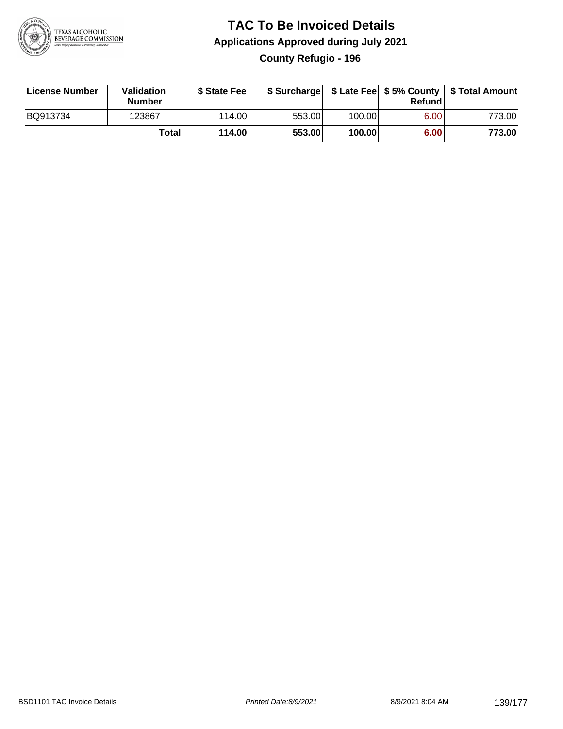# TAC To Be Invoiced Details

## Applications Approved during July 2021

### County Refugio - 196

| License Number | Validation Number | $ State Fee | $ Surcharge | $ Late Fee | $ 5% County Refund | $ Total Amount |
|---|---|---|---|---|---|---|
| BQ913734 | 123867 | 114.00 | 553.00 | 100.00 | 6.00 | 773.00 |
| | **Total** | **114.00** | **553.00** | **100.00** | **6.00** | **773.00** |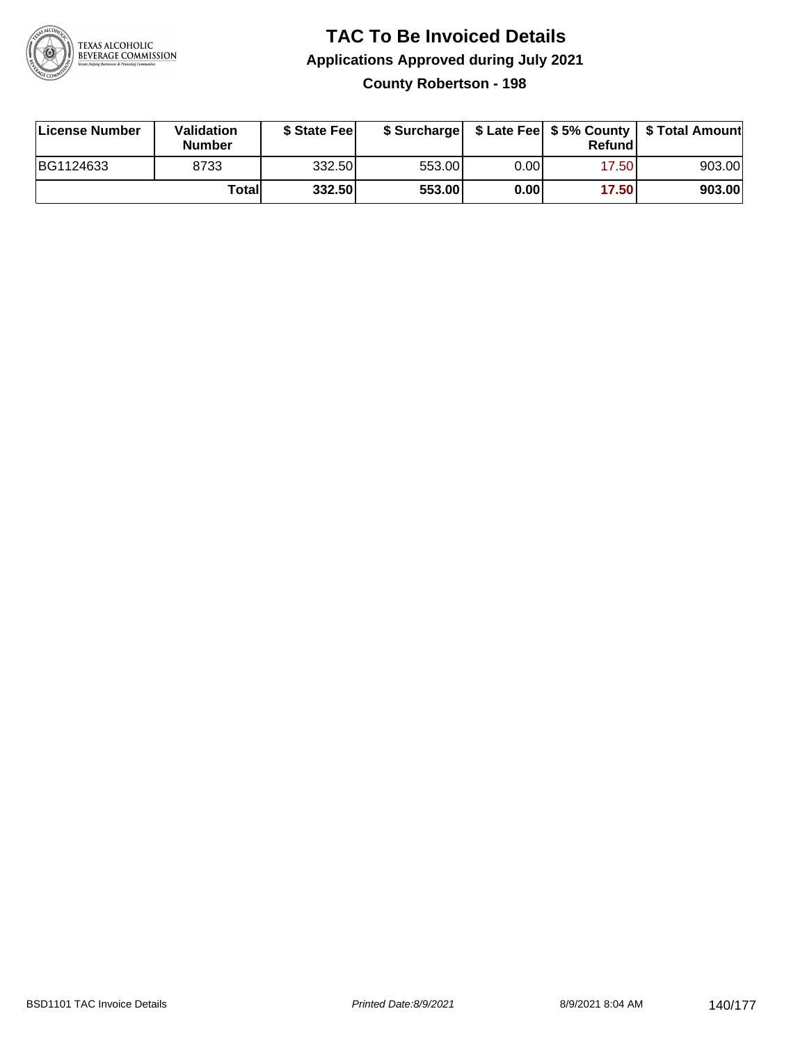# TAC To Be Invoiced Details

## Applications Approved during July 2021

### County Robertson - 198

| License Number | Validation Number | $ State Fee | $ Surcharge | $ Late Fee | $ 5% County Refund | $ Total Amount |
|---|---|---|---|---|---|---|
| BG1124633 | 8733 | 332.50 | 553.00 | 0.00 | 17.50 | 903.00 |
| | **Total** | **332.50** | **553.00** | **0.00** | **17.50** | **903.00** |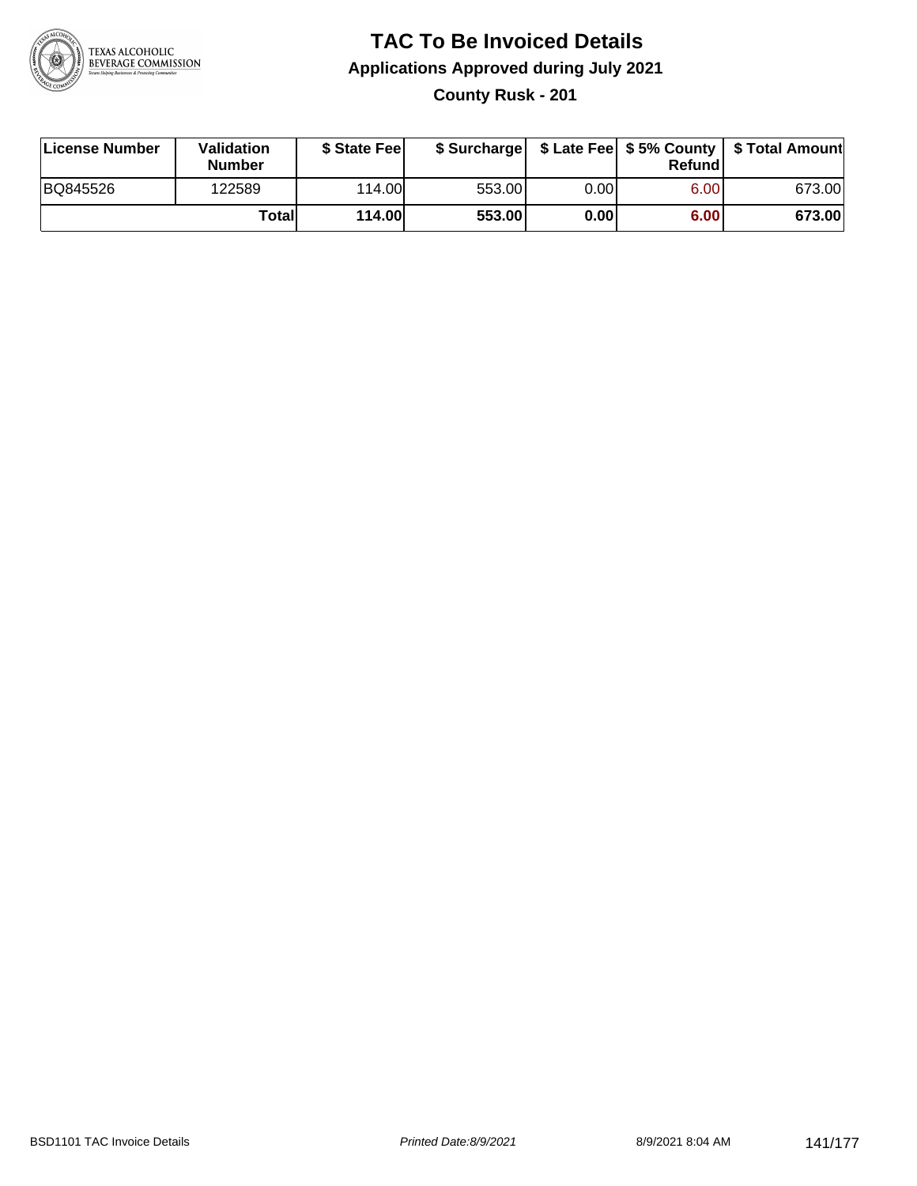# TAC To Be Invoiced Details

## Applications Approved during July 2021

### County Rusk - 201

| License Number | Validation Number | $ State Fee | $ Surcharge | $ Late Fee | $ 5% County Refund | $ Total Amount |
|---|---|---|---|---|---|---|
| BQ845526 | 122589 | 114.00 | 553.00 | 0.00 | 6.00 | 673.00 |
| | **Total** | **114.00** | **553.00** | **0.00** | **6.00** | **673.00** |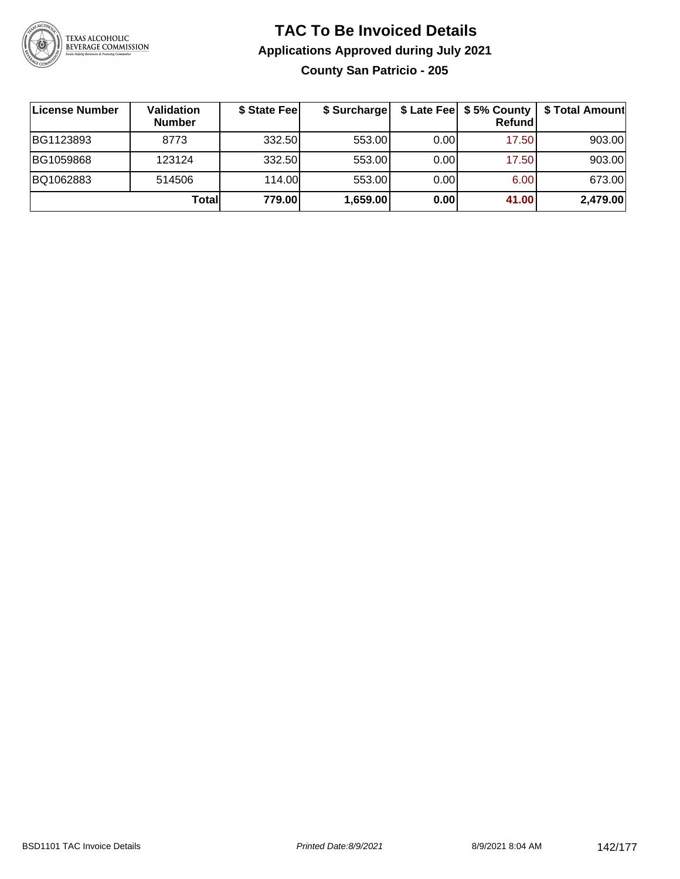# TAC To Be Invoiced Details

## Applications Approved during July 2021

### County San Patricio - 205

| License Number | Validation Number | $ State Fee | $ Surcharge | $ Late Fee | $ 5% County Refund | $ Total Amount |
|---|---|---|---|---|---|---|
| BG1123893 | 8773 | 332.50 | 553.00 | 0.00 | 17.50 | 903.00 |
| BG1059868 | 123124 | 332.50 | 553.00 | 0.00 | 17.50 | 903.00 |
| BQ1062883 | 514506 | 114.00 | 553.00 | 0.00 | 6.00 | 673.00 |
| | **Total** | **779.00** | **1,659.00** | **0.00** | **41.00** | **2,479.00** |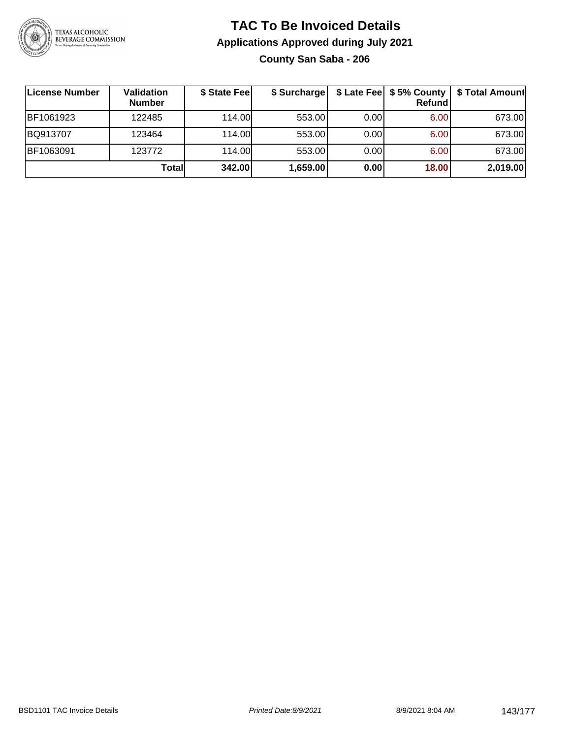# TAC To Be Invoiced Details

## Applications Approved during July 2021

### County San Saba - 206

| License Number | Validation Number | $ State Fee | $ Surcharge | $ Late Fee | $ 5% County Refund | $ Total Amount |
|---|---|---|---|---|---|---|
| BF1061923 | 122485 | 114.00 | 553.00 | 0.00 | 6.00 | 673.00 |
| BQ913707 | 123464 | 114.00 | 553.00 | 0.00 | 6.00 | 673.00 |
| BF1063091 | 123772 | 114.00 | 553.00 | 0.00 | 6.00 | 673.00 |
| | **Total** | **342.00** | **1,659.00** | **0.00** | **18.00** | **2,019.00** |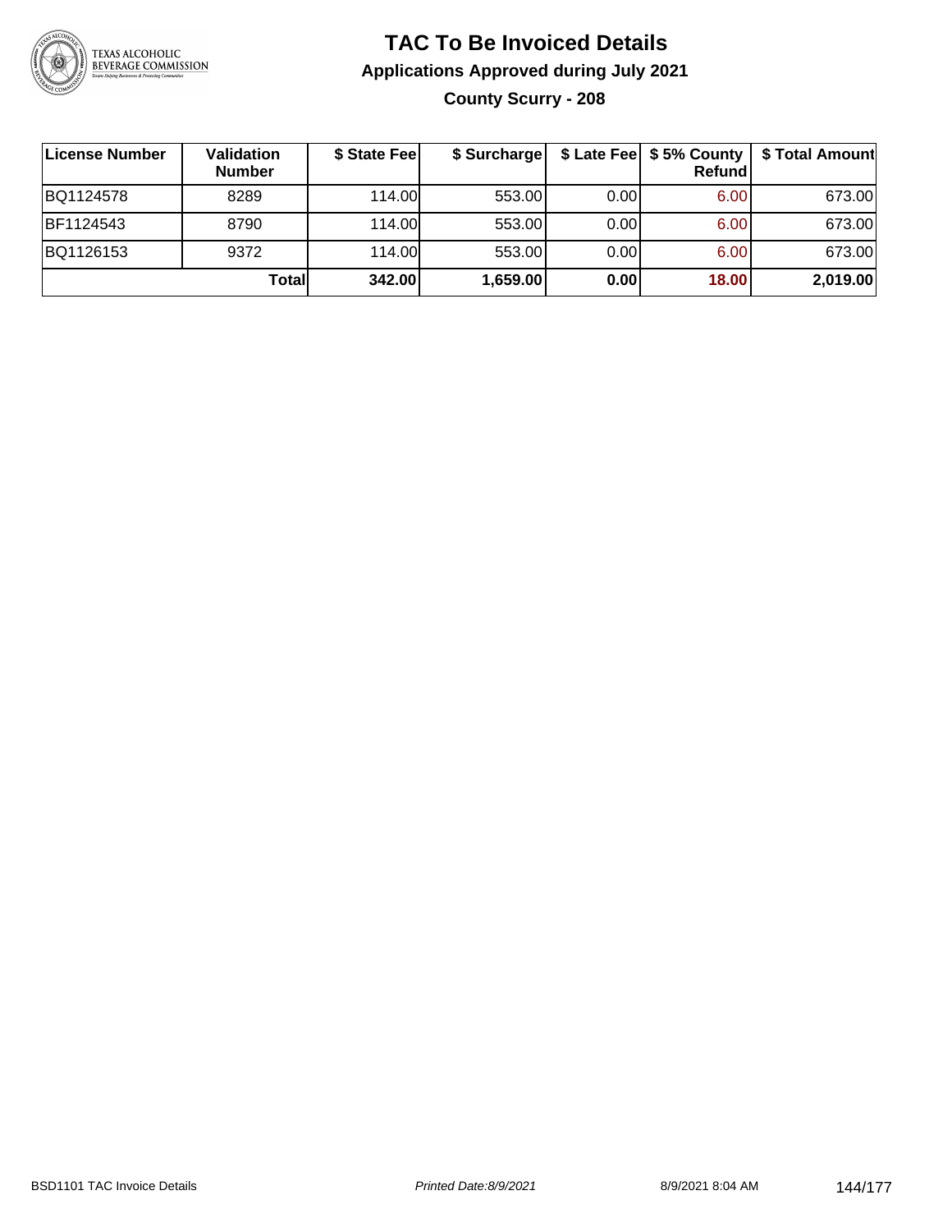# TAC To Be Invoiced Details

## Applications Approved during July 2021

### County Scurry - 208

| License Number | Validation Number | $ State Fee | $ Surcharge | $ Late Fee | $ 5% County Refund | $ Total Amount |
|---|---|---|---|---|---|---|
| BQ1124578 | 8289 | 114.00 | 553.00 | 0.00 | 6.00 | 673.00 |
| BF1124543 | 8790 | 114.00 | 553.00 | 0.00 | 6.00 | 673.00 |
| BQ1126153 | 9372 | 114.00 | 553.00 | 0.00 | 6.00 | 673.00 |
| | **Total** | **342.00** | **1,659.00** | **0.00** | **18.00** | **2,019.00** |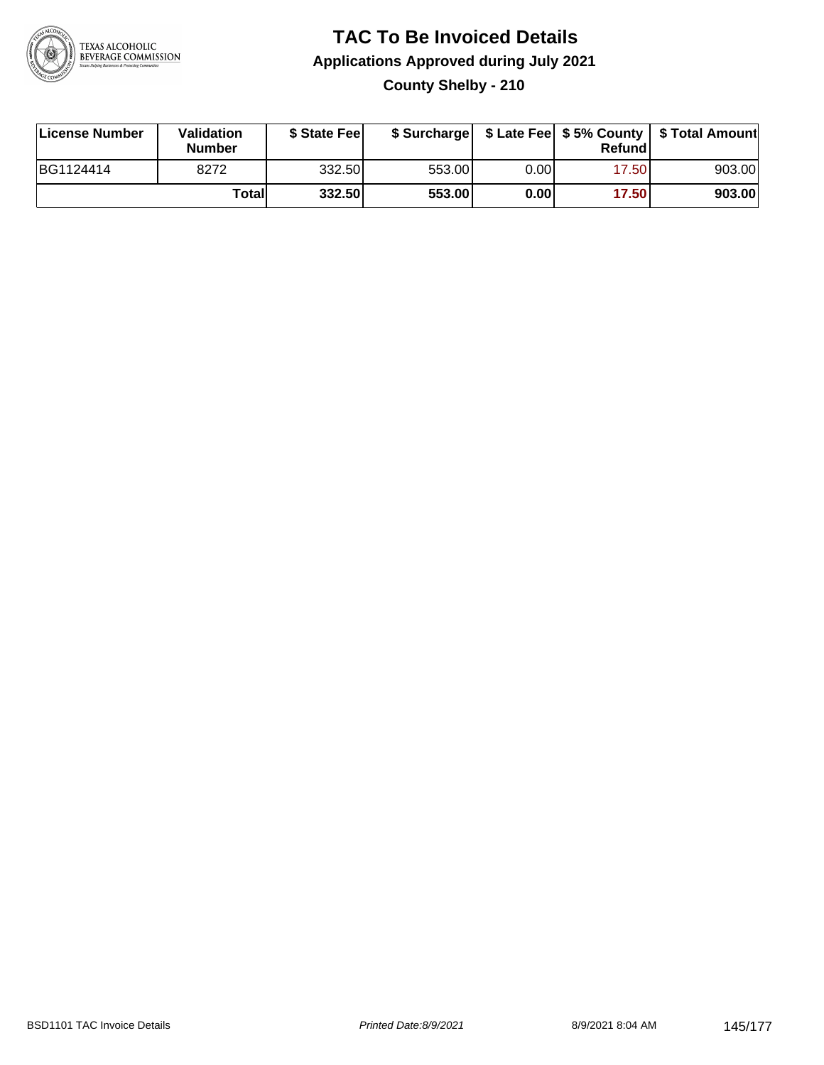# TAC To Be Invoiced Details

## Applications Approved during July 2021

### County Shelby - 210

| License Number | Validation Number | $ State Fee | $ Surcharge | $ Late Fee | $ 5% County Refund | $ Total Amount |
|---|---|---|---|---|---|---|
| BG1124414 | 8272 | 332.50 | 553.00 | 0.00 | 17.50 | 903.00 |
| | **Total** | **332.50** | **553.00** | **0.00** | **17.50** | **903.00** |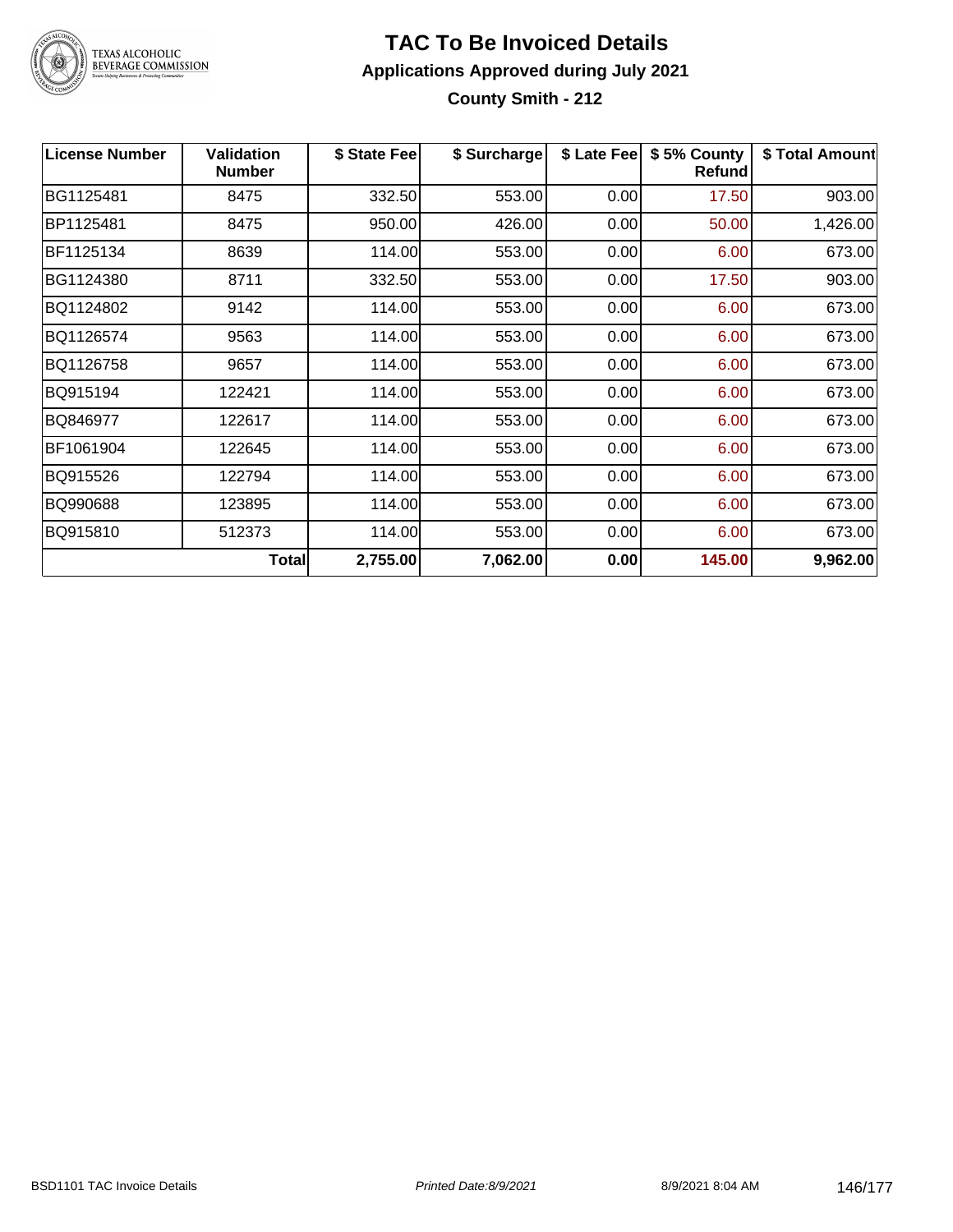# TAC To Be Invoiced Details

## Applications Approved during July 2021

### County Smith - 212

| License Number | Validation Number | $ State Fee | $ Surcharge | $ Late Fee | $ 5% County Refund | $ Total Amount |
|---|---|---|---|---|---|---|
| BG1125481 | 8475 | 332.50 | 553.00 | 0.00 | 17.50 | 903.00 |
| BP1125481 | 8475 | 950.00 | 426.00 | 0.00 | 50.00 | 1,426.00 |
| BF1125134 | 8639 | 114.00 | 553.00 | 0.00 | 6.00 | 673.00 |
| BG1124380 | 8711 | 332.50 | 553.00 | 0.00 | 17.50 | 903.00 |
| BQ1124802 | 9142 | 114.00 | 553.00 | 0.00 | 6.00 | 673.00 |
| BQ1126574 | 9563 | 114.00 | 553.00 | 0.00 | 6.00 | 673.00 |
| BQ1126758 | 9657 | 114.00 | 553.00 | 0.00 | 6.00 | 673.00 |
| BQ915194 | 122421 | 114.00 | 553.00 | 0.00 | 6.00 | 673.00 |
| BQ846977 | 122617 | 114.00 | 553.00 | 0.00 | 6.00 | 673.00 |
| BF1061904 | 122645 | 114.00 | 553.00 | 0.00 | 6.00 | 673.00 |
| BQ915526 | 122794 | 114.00 | 553.00 | 0.00 | 6.00 | 673.00 |
| BQ990688 | 123895 | 114.00 | 553.00 | 0.00 | 6.00 | 673.00 |
| BQ915810 | 512373 | 114.00 | 553.00 | 0.00 | 6.00 | 673.00 |
| | **Total** | **2,755.00** | **7,062.00** | **0.00** | **145.00** | **9,962.00** |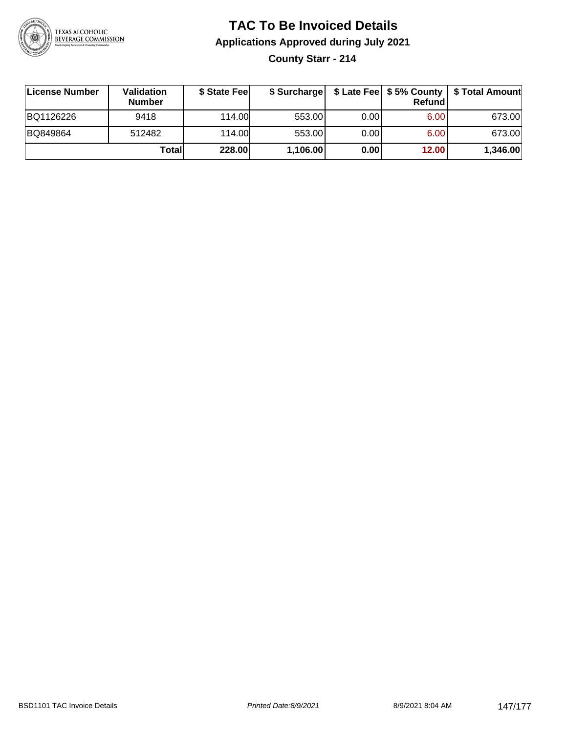# TAC To Be Invoiced Details

## Applications Approved during July 2021

### County Starr - 214

| License Number | Validation Number | $ State Fee | $ Surcharge | $ Late Fee | $ 5% County Refund | $ Total Amount |
|---|---|---|---|---|---|---|
| BQ1126226 | 9418 | 114.00 | 553.00 | 0.00 | 6.00 | 673.00 |
| BQ849864 | 512482 | 114.00 | 553.00 | 0.00 | 6.00 | 673.00 |
| | **Total** | **228.00** | **1,106.00** | **0.00** | **12.00** | **1,346.00** |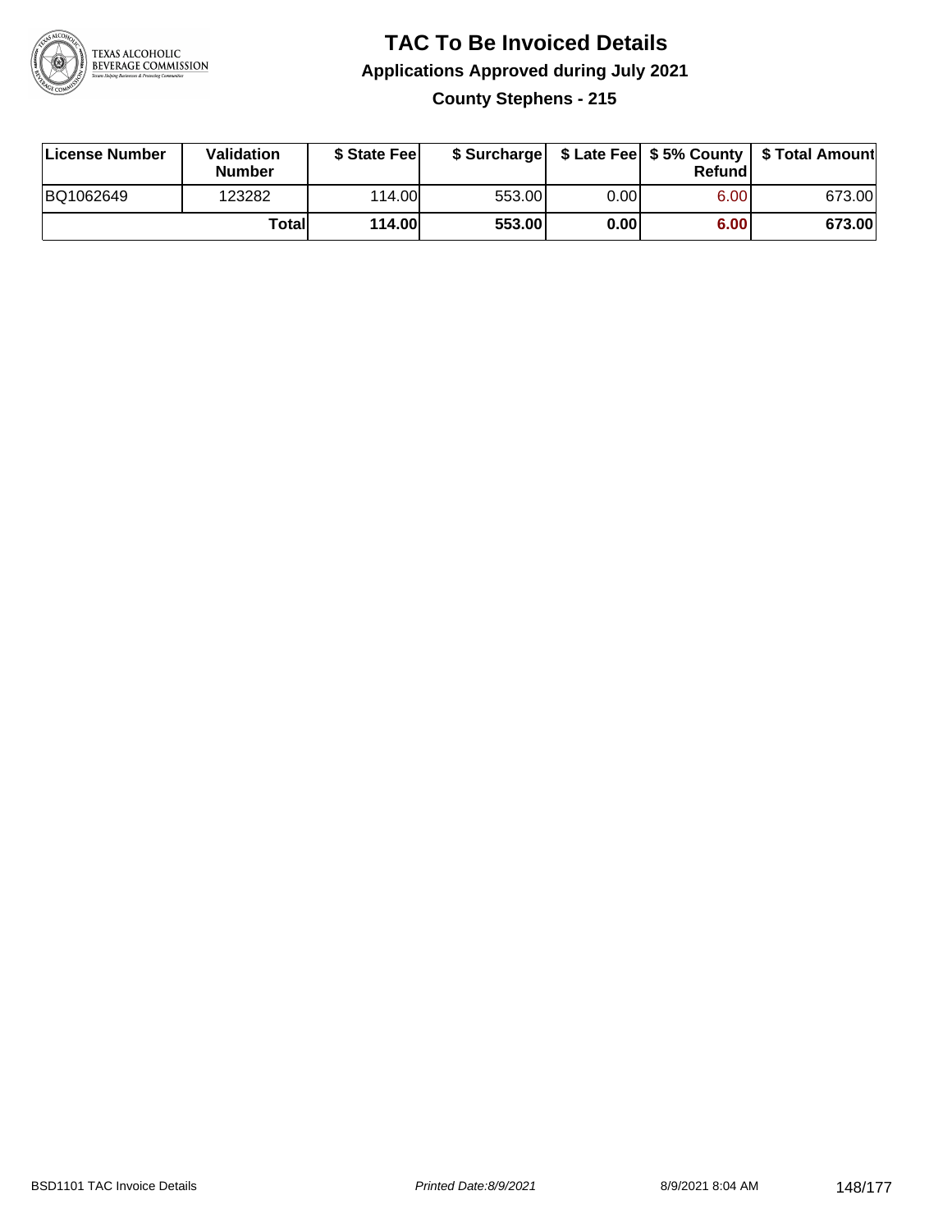# TAC To Be Invoiced Details

## Applications Approved during July 2021

### County Stephens - 215

| License Number | Validation Number | $ State Fee | $ Surcharge | $ Late Fee | $ 5% County Refund | $ Total Amount |
|---|---|---|---|---|---|---|
| BQ1062649 | 123282 | 114.00 | 553.00 | 0.00 | 6.00 | 673.00 |
| | **Total** | **114.00** | **553.00** | **0.00** | **6.00** | **673.00** |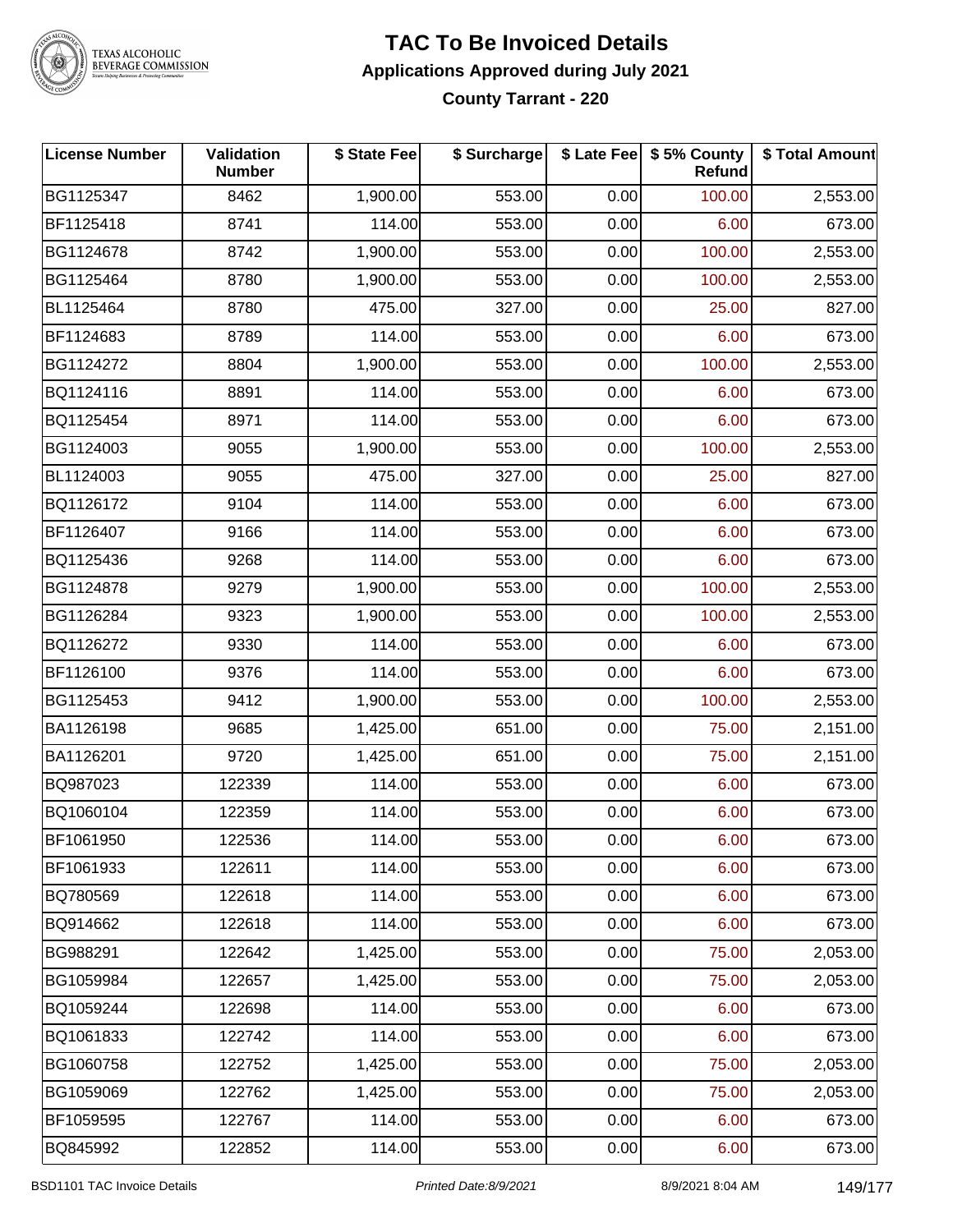# TAC To Be Invoiced Details

## Applications Approved during July 2021

### County Tarrant - 220

| License Number | Validation Number | $ State Fee | $ Surcharge | $ Late Fee | $ 5% County Refund | $ Total Amount |
|---|---|---|---|---|---|---|
| BG1125347 | 8462 | 1,900.00 | 553.00 | 0.00 | 100.00 | 2,553.00 |
| BF1125418 | 8741 | 114.00 | 553.00 | 0.00 | 6.00 | 673.00 |
| BG1124678 | 8742 | 1,900.00 | 553.00 | 0.00 | 100.00 | 2,553.00 |
| BG1125464 | 8780 | 1,900.00 | 553.00 | 0.00 | 100.00 | 2,553.00 |
| BL1125464 | 8780 | 475.00 | 327.00 | 0.00 | 25.00 | 827.00 |
| BF1124683 | 8789 | 114.00 | 553.00 | 0.00 | 6.00 | 673.00 |
| BG1124272 | 8804 | 1,900.00 | 553.00 | 0.00 | 100.00 | 2,553.00 |
| BQ1124116 | 8891 | 114.00 | 553.00 | 0.00 | 6.00 | 673.00 |
| BQ1125454 | 8971 | 114.00 | 553.00 | 0.00 | 6.00 | 673.00 |
| BG1124003 | 9055 | 1,900.00 | 553.00 | 0.00 | 100.00 | 2,553.00 |
| BL1124003 | 9055 | 475.00 | 327.00 | 0.00 | 25.00 | 827.00 |
| BQ1126172 | 9104 | 114.00 | 553.00 | 0.00 | 6.00 | 673.00 |
| BF1126407 | 9166 | 114.00 | 553.00 | 0.00 | 6.00 | 673.00 |
| BQ1125436 | 9268 | 114.00 | 553.00 | 0.00 | 6.00 | 673.00 |
| BG1124878 | 9279 | 1,900.00 | 553.00 | 0.00 | 100.00 | 2,553.00 |
| BG1126284 | 9323 | 1,900.00 | 553.00 | 0.00 | 100.00 | 2,553.00 |
| BQ1126272 | 9330 | 114.00 | 553.00 | 0.00 | 6.00 | 673.00 |
| BF1126100 | 9376 | 114.00 | 553.00 | 0.00 | 6.00 | 673.00 |
| BG1125453 | 9412 | 1,900.00 | 553.00 | 0.00 | 100.00 | 2,553.00 |
| BA1126198 | 9685 | 1,425.00 | 651.00 | 0.00 | 75.00 | 2,151.00 |
| BA1126201 | 9720 | 1,425.00 | 651.00 | 0.00 | 75.00 | 2,151.00 |
| BQ987023 | 122339 | 114.00 | 553.00 | 0.00 | 6.00 | 673.00 |
| BQ1060104 | 122359 | 114.00 | 553.00 | 0.00 | 6.00 | 673.00 |
| BF1061950 | 122536 | 114.00 | 553.00 | 0.00 | 6.00 | 673.00 |
| BF1061933 | 122611 | 114.00 | 553.00 | 0.00 | 6.00 | 673.00 |
| BQ780569 | 122618 | 114.00 | 553.00 | 0.00 | 6.00 | 673.00 |
| BQ914662 | 122618 | 114.00 | 553.00 | 0.00 | 6.00 | 673.00 |
| BG988291 | 122642 | 1,425.00 | 553.00 | 0.00 | 75.00 | 2,053.00 |
| BG1059984 | 122657 | 1,425.00 | 553.00 | 0.00 | 75.00 | 2,053.00 |
| BQ1059244 | 122698 | 114.00 | 553.00 | 0.00 | 6.00 | 673.00 |
| BQ1061833 | 122742 | 114.00 | 553.00 | 0.00 | 6.00 | 673.00 |
| BG1060758 | 122752 | 1,425.00 | 553.00 | 0.00 | 75.00 | 2,053.00 |
| BG1059069 | 122762 | 1,425.00 | 553.00 | 0.00 | 75.00 | 2,053.00 |
| BF1059595 | 122767 | 114.00 | 553.00 | 0.00 | 6.00 | 673.00 |
| BQ845992 | 122852 | 114.00 | 553.00 | 0.00 | 6.00 | 673.00 |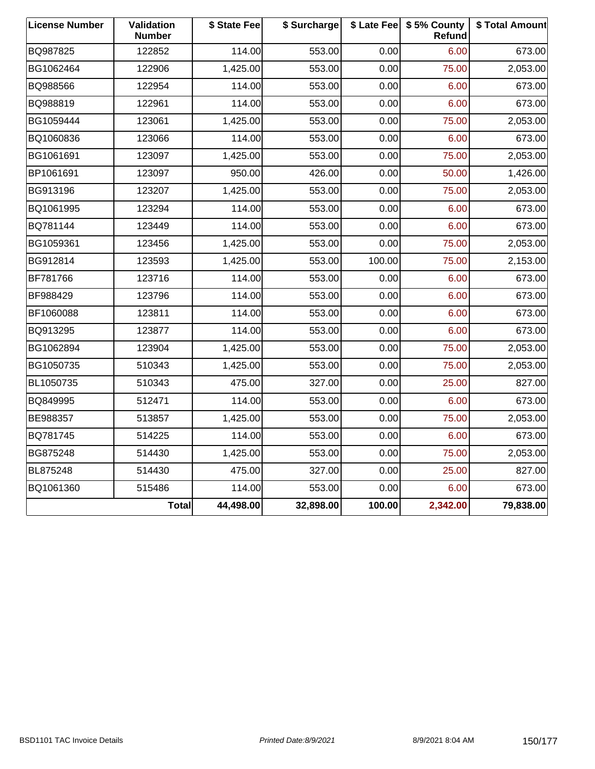| License Number | Validation Number | $ State Fee | $ Surcharge | $ Late Fee | $ 5% County Refund | $ Total Amount |
|---|---|---|---|---|---|---|
| BQ987825 | 122852 | 114.00 | 553.00 | 0.00 | 6.00 | 673.00 |
| BG1062464 | 122906 | 1,425.00 | 553.00 | 0.00 | 75.00 | 2,053.00 |
| BQ988566 | 122954 | 114.00 | 553.00 | 0.00 | 6.00 | 673.00 |
| BQ988819 | 122961 | 114.00 | 553.00 | 0.00 | 6.00 | 673.00 |
| BG1059444 | 123061 | 1,425.00 | 553.00 | 0.00 | 75.00 | 2,053.00 |
| BQ1060836 | 123066 | 114.00 | 553.00 | 0.00 | 6.00 | 673.00 |
| BG1061691 | 123097 | 1,425.00 | 553.00 | 0.00 | 75.00 | 2,053.00 |
| BP1061691 | 123097 | 950.00 | 426.00 | 0.00 | 50.00 | 1,426.00 |
| BG913196 | 123207 | 1,425.00 | 553.00 | 0.00 | 75.00 | 2,053.00 |
| BQ1061995 | 123294 | 114.00 | 553.00 | 0.00 | 6.00 | 673.00 |
| BQ781144 | 123449 | 114.00 | 553.00 | 0.00 | 6.00 | 673.00 |
| BG1059361 | 123456 | 1,425.00 | 553.00 | 0.00 | 75.00 | 2,053.00 |
| BG912814 | 123593 | 1,425.00 | 553.00 | 100.00 | 75.00 | 2,153.00 |
| BF781766 | 123716 | 114.00 | 553.00 | 0.00 | 6.00 | 673.00 |
| BF988429 | 123796 | 114.00 | 553.00 | 0.00 | 6.00 | 673.00 |
| BF1060088 | 123811 | 114.00 | 553.00 | 0.00 | 6.00 | 673.00 |
| BQ913295 | 123877 | 114.00 | 553.00 | 0.00 | 6.00 | 673.00 |
| BG1062894 | 123904 | 1,425.00 | 553.00 | 0.00 | 75.00 | 2,053.00 |
| BG1050735 | 510343 | 1,425.00 | 553.00 | 0.00 | 75.00 | 2,053.00 |
| BL1050735 | 510343 | 475.00 | 327.00 | 0.00 | 25.00 | 827.00 |
| BQ849995 | 512471 | 114.00 | 553.00 | 0.00 | 6.00 | 673.00 |
| BE988357 | 513857 | 1,425.00 | 553.00 | 0.00 | 75.00 | 2,053.00 |
| BQ781745 | 514225 | 114.00 | 553.00 | 0.00 | 6.00 | 673.00 |
| BG875248 | 514430 | 1,425.00 | 553.00 | 0.00 | 75.00 | 2,053.00 |
| BL875248 | 514430 | 475.00 | 327.00 | 0.00 | 25.00 | 827.00 |
| BQ1061360 | 515486 | 114.00 | 553.00 | 0.00 | 6.00 | 673.00 |
| | **Total** | **44,498.00** | **32,898.00** | **100.00** | **2,342.00** | **79,838.00** |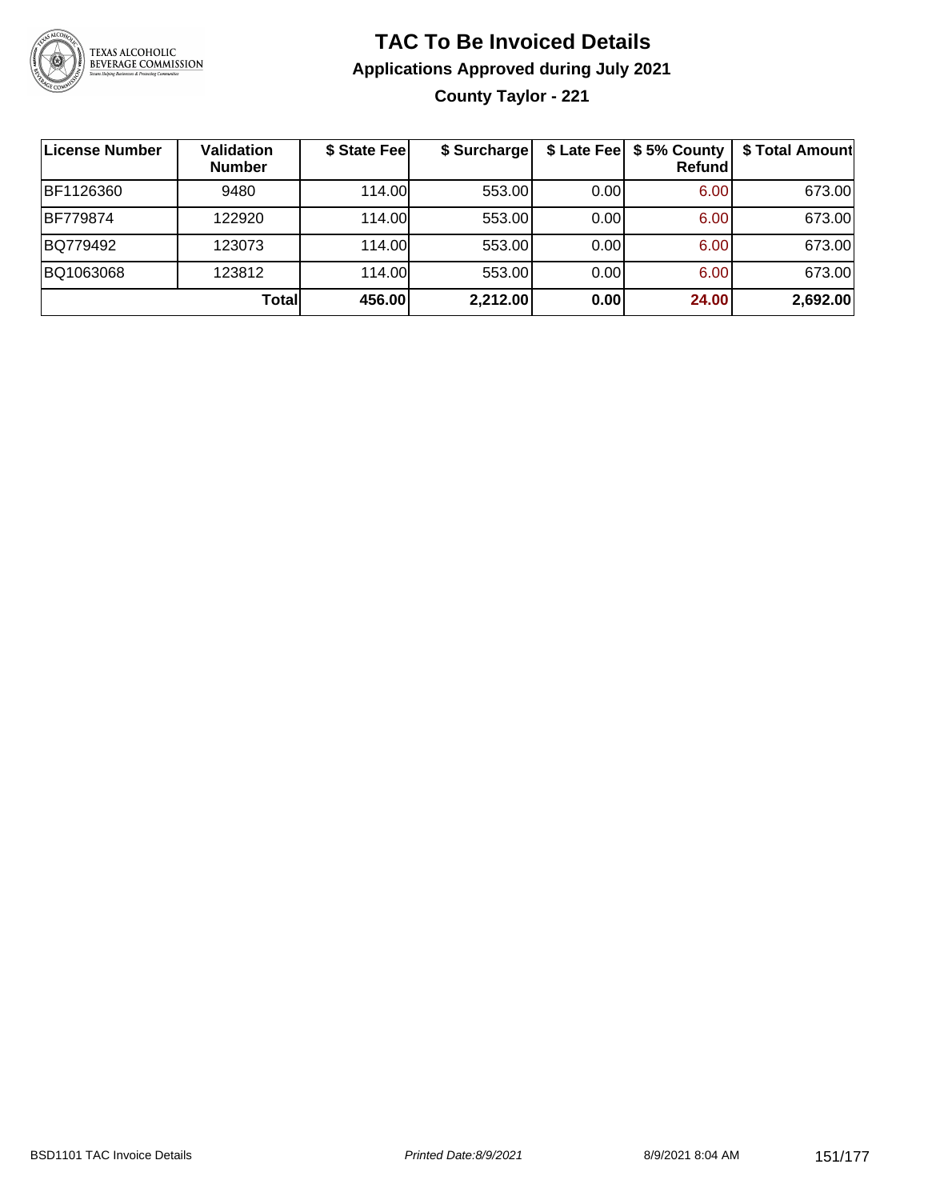# TAC To Be Invoiced Details

## Applications Approved during July 2021

### County Taylor - 221

| License Number | Validation Number | $ State Fee | $ Surcharge | $ Late Fee | $ 5% County Refund | $ Total Amount |
|---|---|---|---|---|---|---|
| BF1126360 | 9480 | 114.00 | 553.00 | 0.00 | 6.00 | 673.00 |
| BF779874 | 122920 | 114.00 | 553.00 | 0.00 | 6.00 | 673.00 |
| BQ779492 | 123073 | 114.00 | 553.00 | 0.00 | 6.00 | 673.00 |
| BQ1063068 | 123812 | 114.00 | 553.00 | 0.00 | 6.00 | 673.00 |
| | **Total** | **456.00** | **2,212.00** | **0.00** | **24.00** | **2,692.00** |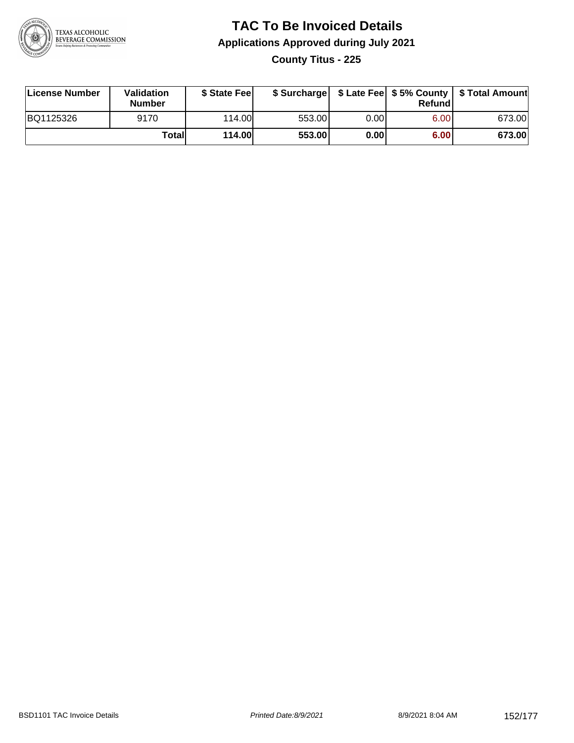# TAC To Be Invoiced Details

## Applications Approved during July 2021

### County Titus - 225

| License Number | Validation Number | $ State Fee | $ Surcharge | $ Late Fee | $ 5% County Refund | $ Total Amount |
|---|---|---|---|---|---|---|
| BQ1125326 | 9170 | 114.00 | 553.00 | 0.00 | 6.00 | 673.00 |
| | **Total** | **114.00** | **553.00** | **0.00** | **6.00** | **673.00** |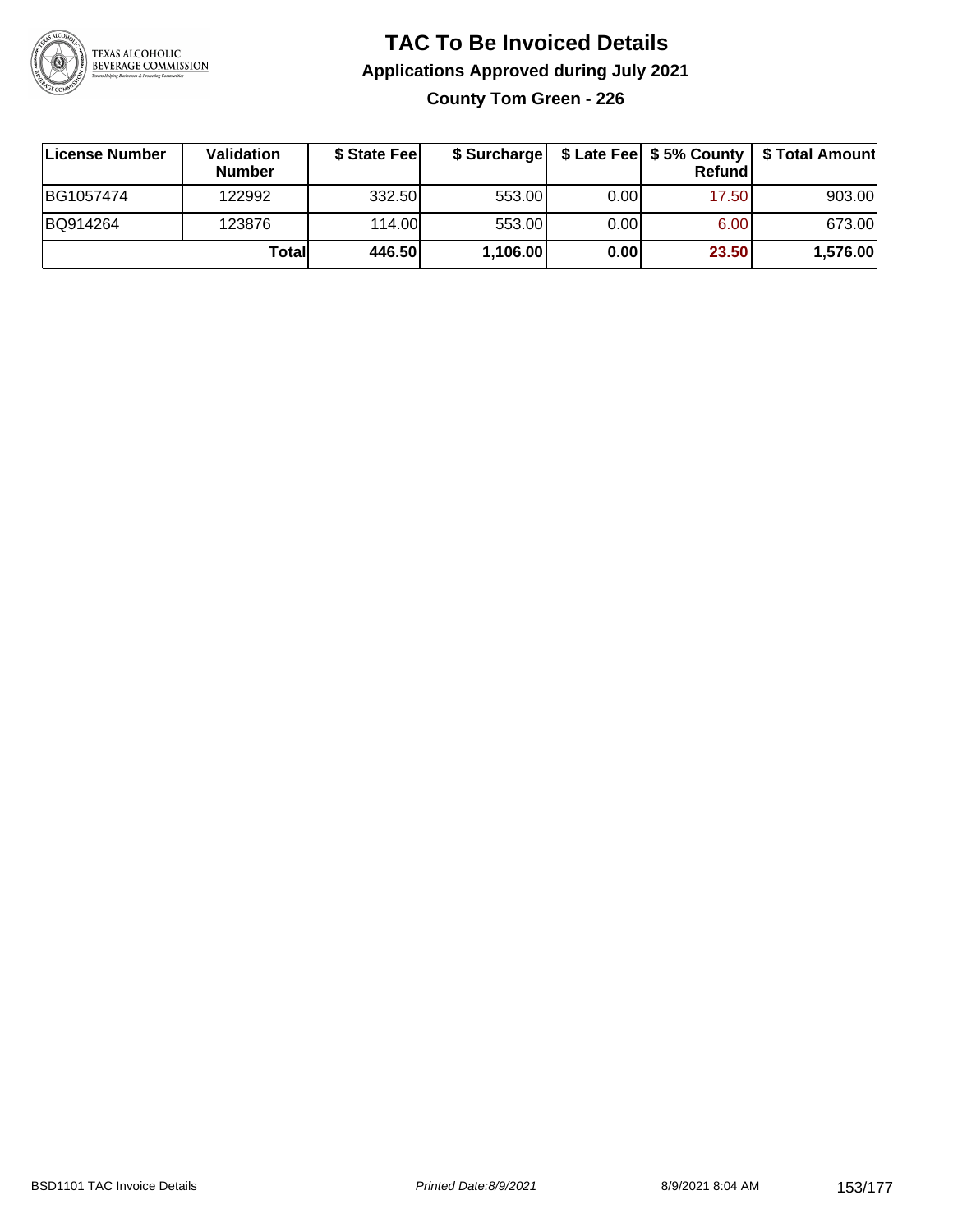# TAC To Be Invoiced Details

## Applications Approved during July 2021

### County Tom Green - 226

| License Number | Validation Number | $ State Fee | $ Surcharge | $ Late Fee | $ 5% County Refund | $ Total Amount |
|---|---|---|---|---|---|---|
| BG1057474 | 122992 | 332.50 | 553.00 | 0.00 | 17.50 | 903.00 |
| BQ914264 | 123876 | 114.00 | 553.00 | 0.00 | 6.00 | 673.00 |
| | **Total** | **446.50** | **1,106.00** | **0.00** | **23.50** | **1,576.00** |

BSD1101 TAC Invoice Details | *Printed Date:8/9/2021* | 8/9/2021 8:04 AM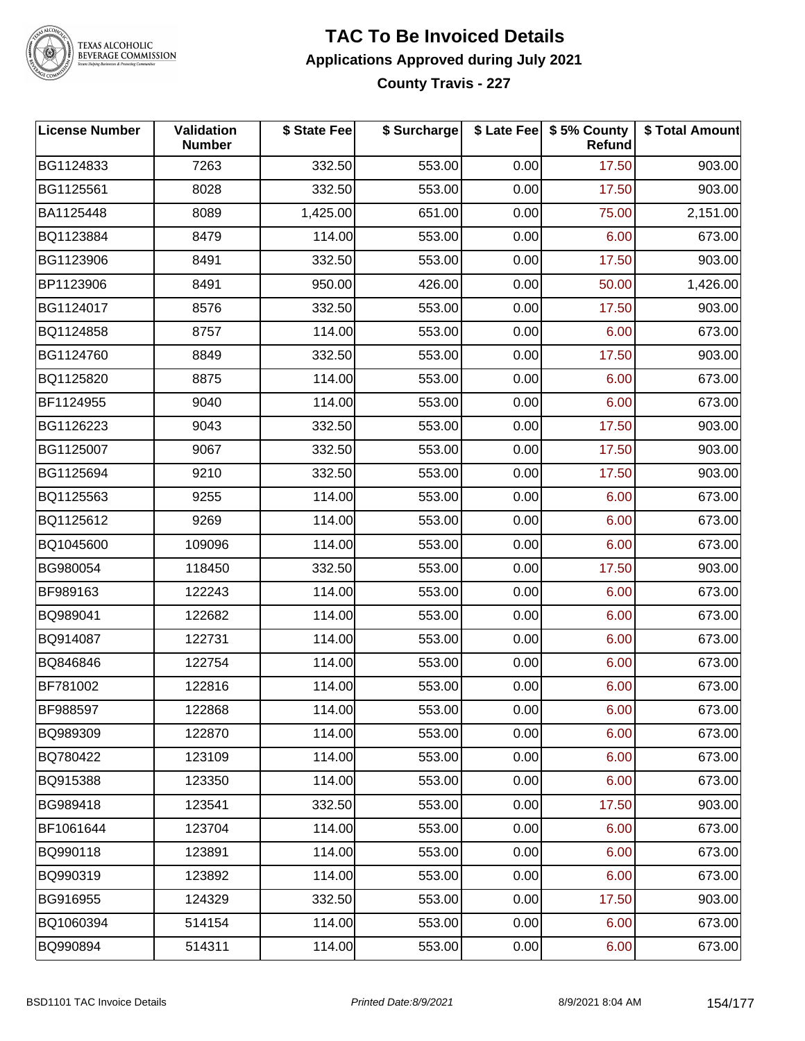# TAC To Be Invoiced Details

## Applications Approved during July 2021

### County Travis - 227

| License Number | Validation Number | $ State Fee | $ Surcharge | $ Late Fee | $ 5% County Refund | $ Total Amount |
|---|---|---|---|---|---|---|
| BG1124833 | 7263 | 332.50 | 553.00 | 0.00 | 17.50 | 903.00 |
| BG1125561 | 8028 | 332.50 | 553.00 | 0.00 | 17.50 | 903.00 |
| BA1125448 | 8089 | 1,425.00 | 651.00 | 0.00 | 75.00 | 2,151.00 |
| BQ1123884 | 8479 | 114.00 | 553.00 | 0.00 | 6.00 | 673.00 |
| BG1123906 | 8491 | 332.50 | 553.00 | 0.00 | 17.50 | 903.00 |
| BP1123906 | 8491 | 950.00 | 426.00 | 0.00 | 50.00 | 1,426.00 |
| BG1124017 | 8576 | 332.50 | 553.00 | 0.00 | 17.50 | 903.00 |
| BQ1124858 | 8757 | 114.00 | 553.00 | 0.00 | 6.00 | 673.00 |
| BG1124760 | 8849 | 332.50 | 553.00 | 0.00 | 17.50 | 903.00 |
| BQ1125820 | 8875 | 114.00 | 553.00 | 0.00 | 6.00 | 673.00 |
| BF1124955 | 9040 | 114.00 | 553.00 | 0.00 | 6.00 | 673.00 |
| BG1126223 | 9043 | 332.50 | 553.00 | 0.00 | 17.50 | 903.00 |
| BG1125007 | 9067 | 332.50 | 553.00 | 0.00 | 17.50 | 903.00 |
| BG1125694 | 9210 | 332.50 | 553.00 | 0.00 | 17.50 | 903.00 |
| BQ1125563 | 9255 | 114.00 | 553.00 | 0.00 | 6.00 | 673.00 |
| BQ1125612 | 9269 | 114.00 | 553.00 | 0.00 | 6.00 | 673.00 |
| BQ1045600 | 109096 | 114.00 | 553.00 | 0.00 | 6.00 | 673.00 |
| BG980054 | 118450 | 332.50 | 553.00 | 0.00 | 17.50 | 903.00 |
| BF989163 | 122243 | 114.00 | 553.00 | 0.00 | 6.00 | 673.00 |
| BQ989041 | 122682 | 114.00 | 553.00 | 0.00 | 6.00 | 673.00 |
| BQ914087 | 122731 | 114.00 | 553.00 | 0.00 | 6.00 | 673.00 |
| BQ846846 | 122754 | 114.00 | 553.00 | 0.00 | 6.00 | 673.00 |
| BF781002 | 122816 | 114.00 | 553.00 | 0.00 | 6.00 | 673.00 |
| BF988597 | 122868 | 114.00 | 553.00 | 0.00 | 6.00 | 673.00 |
| BQ989309 | 122870 | 114.00 | 553.00 | 0.00 | 6.00 | 673.00 |
| BQ780422 | 123109 | 114.00 | 553.00 | 0.00 | 6.00 | 673.00 |
| BQ915388 | 123350 | 114.00 | 553.00 | 0.00 | 6.00 | 673.00 |
| BG989418 | 123541 | 332.50 | 553.00 | 0.00 | 17.50 | 903.00 |
| BF1061644 | 123704 | 114.00 | 553.00 | 0.00 | 6.00 | 673.00 |
| BQ990118 | 123891 | 114.00 | 553.00 | 0.00 | 6.00 | 673.00 |
| BQ990319 | 123892 | 114.00 | 553.00 | 0.00 | 6.00 | 673.00 |
| BG916955 | 124329 | 332.50 | 553.00 | 0.00 | 17.50 | 903.00 |
| BQ1060394 | 514154 | 114.00 | 553.00 | 0.00 | 6.00 | 673.00 |
| BQ990894 | 514311 | 114.00 | 553.00 | 0.00 | 6.00 | 673.00 |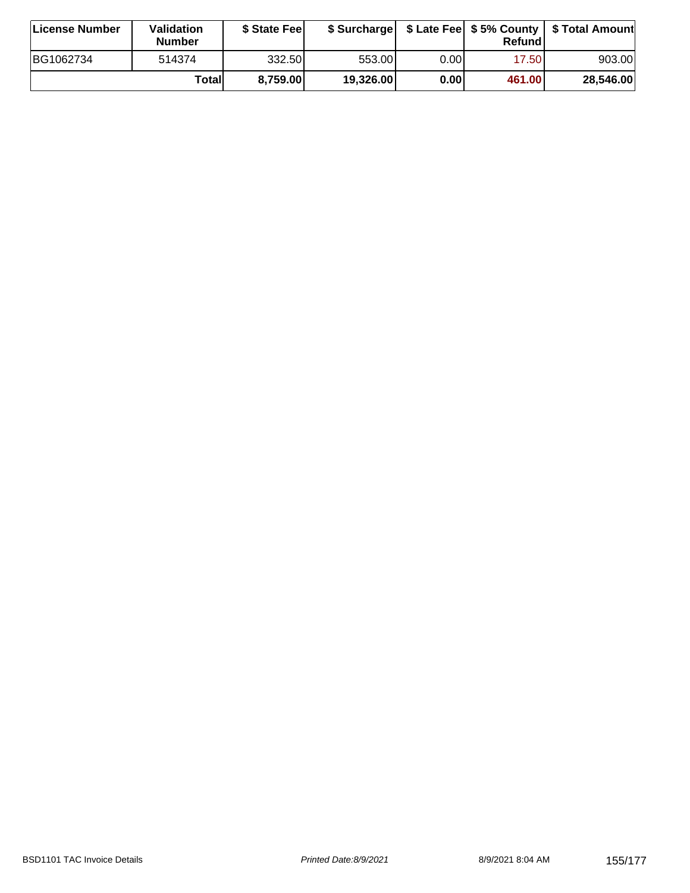| License Number | Validation Number | $ State Fee | $ Surcharge | $ Late Fee | $ 5% County Refund | $ Total Amount |
| --- | --- | --- | --- | --- | --- | --- |
| BG1062734 | 514374 | 332.50 | 553.00 | 0.00 | 17.50 | 903.00 |
| | **Total** | **8,759.00** | **19,326.00** | **0.00** | **461.00** | **28,546.00** |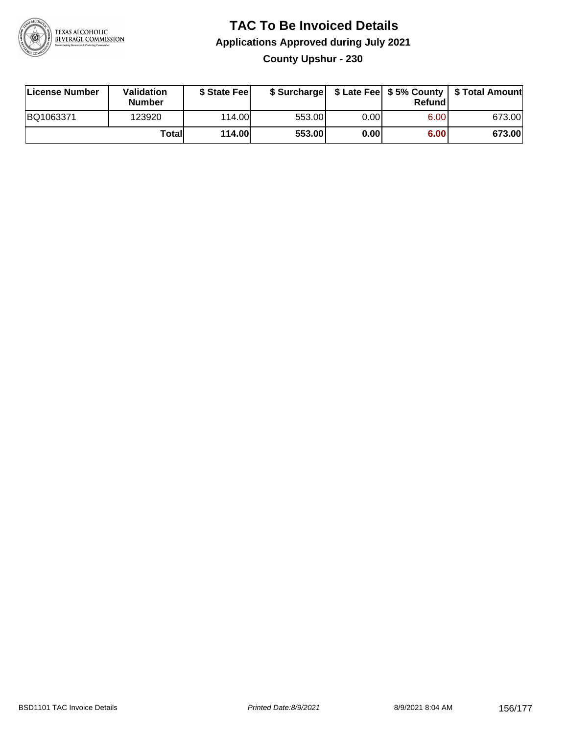# TAC To Be Invoiced Details

## Applications Approved during July 2021

### County Upshur - 230

| License Number | Validation Number | $ State Fee | $ Surcharge | $ Late Fee | $ 5% County Refund | $ Total Amount |
|---|---|---|---|---|---|---|
| BQ1063371 | 123920 | 114.00 | 553.00 | 0.00 | 6.00 | 673.00 |
| | **Total** | **114.00** | **553.00** | **0.00** | **6.00** | **673.00** |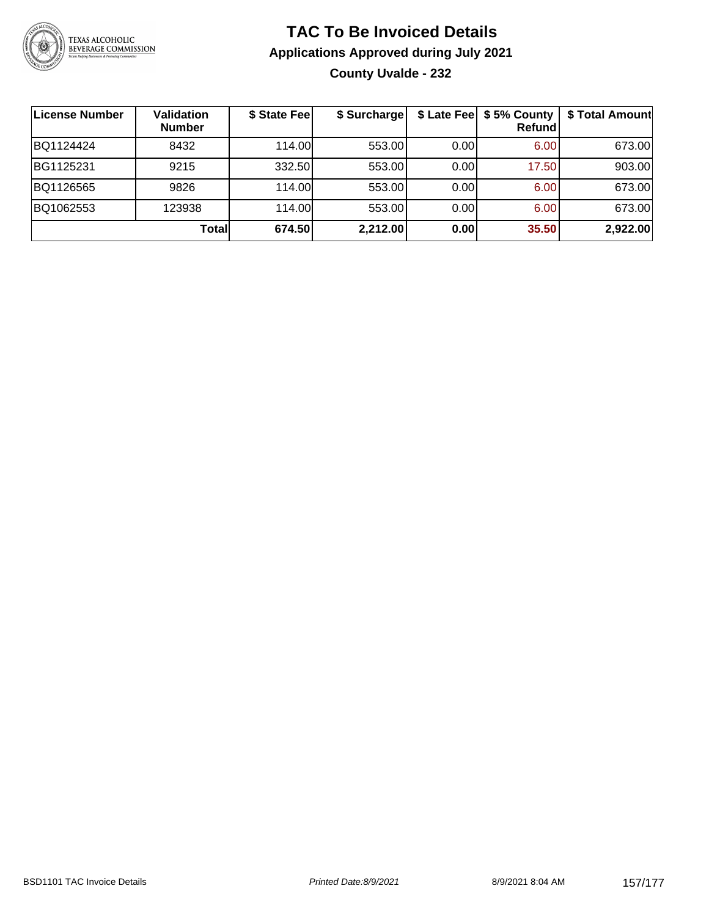# TAC To Be Invoiced Details

## Applications Approved during July 2021

### County Uvalde - 232

| License Number | Validation Number | $ State Fee | $ Surcharge | $ Late Fee | $ 5% County Refund | $ Total Amount |
|---|---|---|---|---|---|---|
| BQ1124424 | 8432 | 114.00 | 553.00 | 0.00 | 6.00 | 673.00 |
| BG1125231 | 9215 | 332.50 | 553.00 | 0.00 | 17.50 | 903.00 |
| BQ1126565 | 9826 | 114.00 | 553.00 | 0.00 | 6.00 | 673.00 |
| BQ1062553 | 123938 | 114.00 | 553.00 | 0.00 | 6.00 | 673.00 |
| | **Total** | **674.50** | **2,212.00** | **0.00** | **35.50** | **2,922.00** |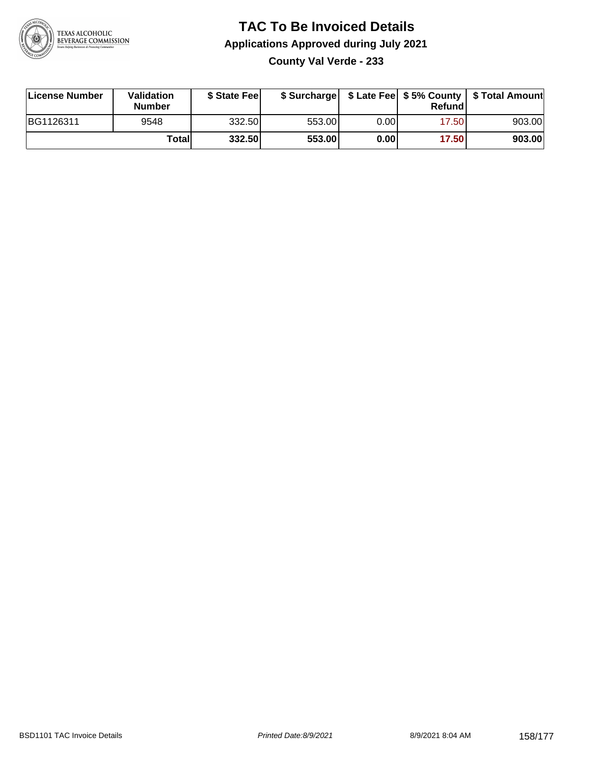# TAC To Be Invoiced Details

## Applications Approved during July 2021

### County Val Verde - 233

| License Number | Validation Number | $ State Fee | $ Surcharge | $ Late Fee | $ 5% County Refund | $ Total Amount |
|---|---|---|---|---|---|---|
| BG1126311 | 9548 | 332.50 | 553.00 | 0.00 | 17.50 | 903.00 |
| | **Total** | **332.50** | **553.00** | **0.00** | **17.50** | **903.00** |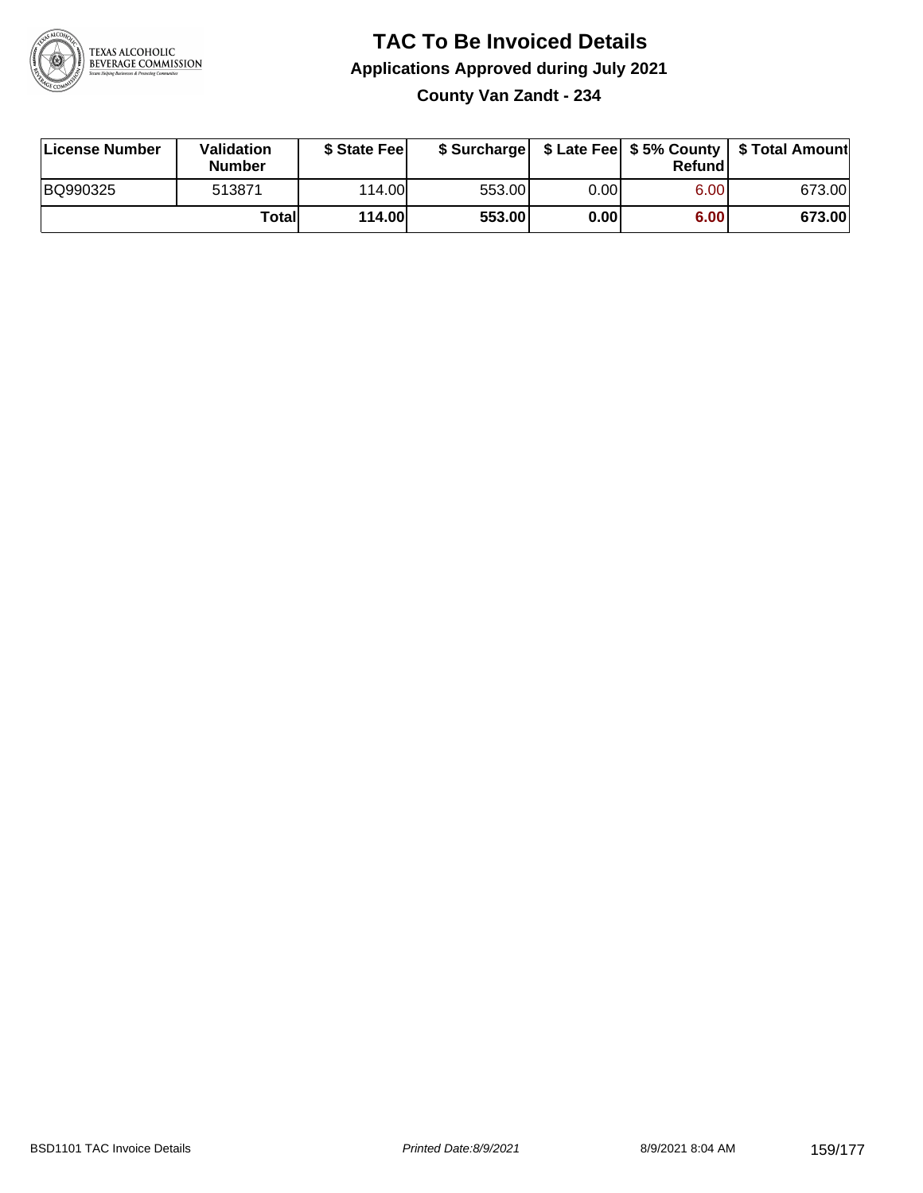# TAC To Be Invoiced Details

## Applications Approved during July 2021

### County Van Zandt - 234

| License Number | Validation Number | $ State Fee | $ Surcharge | $ Late Fee | $ 5% County Refund | $ Total Amount |
|---|---|---|---|---|---|---|
| BQ990325 | 513871 | 114.00 | 553.00 | 0.00 | 6.00 | 673.00 |
| | **Total** | **114.00** | **553.00** | **0.00** | **6.00** | **673.00** |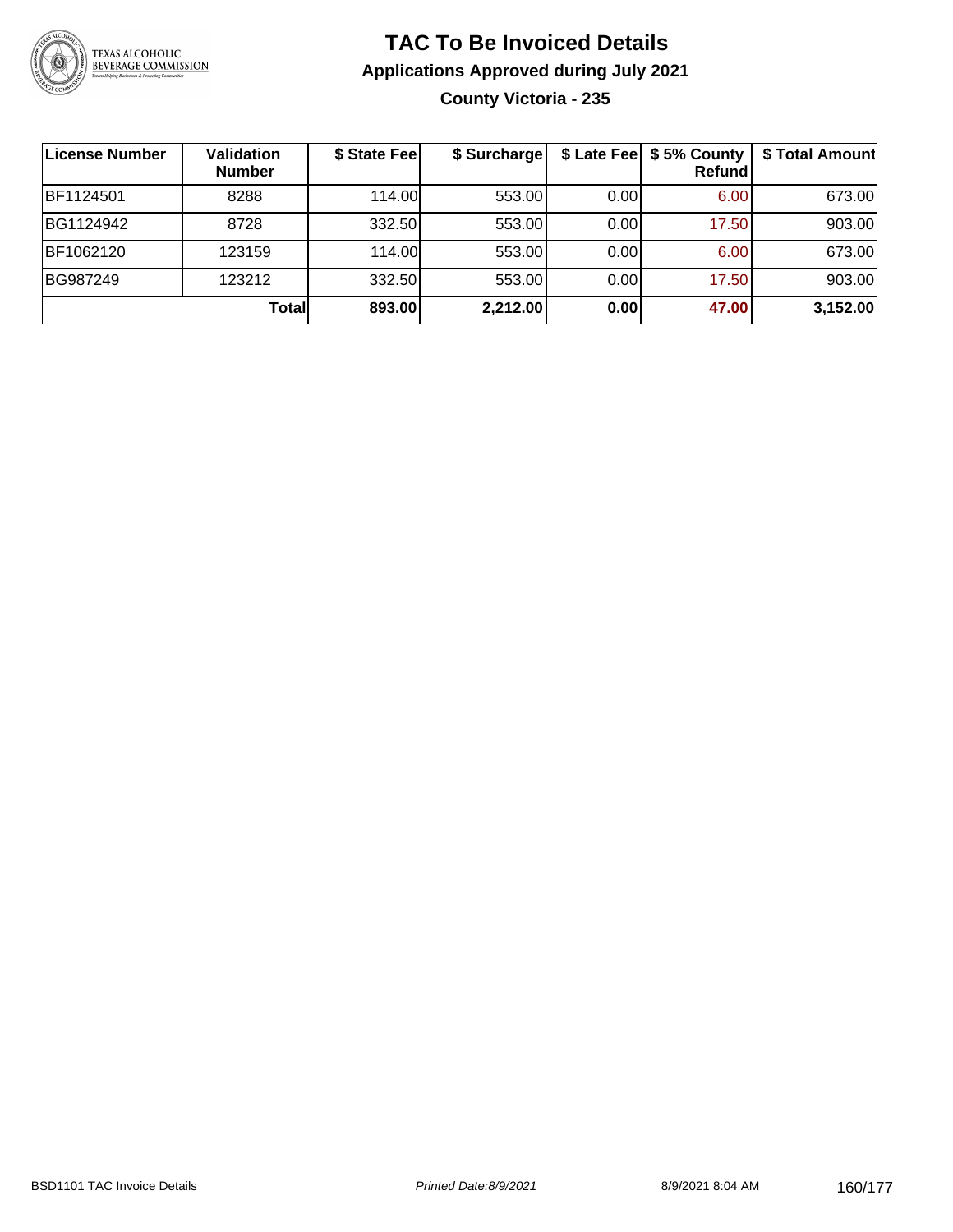# TAC To Be Invoiced Details

## Applications Approved during July 2021

### County Victoria - 235

| License Number | Validation Number | $ State Fee | $ Surcharge | $ Late Fee | $ 5% County Refund | $ Total Amount |
|---|---|---|---|---|---|---|
| BF1124501 | 8288 | 114.00 | 553.00 | 0.00 | 6.00 | 673.00 |
| BG1124942 | 8728 | 332.50 | 553.00 | 0.00 | 17.50 | 903.00 |
| BF1062120 | 123159 | 114.00 | 553.00 | 0.00 | 6.00 | 673.00 |
| BG987249 | 123212 | 332.50 | 553.00 | 0.00 | 17.50 | 903.00 |
| | **Total** | **893.00** | **2,212.00** | **0.00** | **47.00** | **3,152.00** |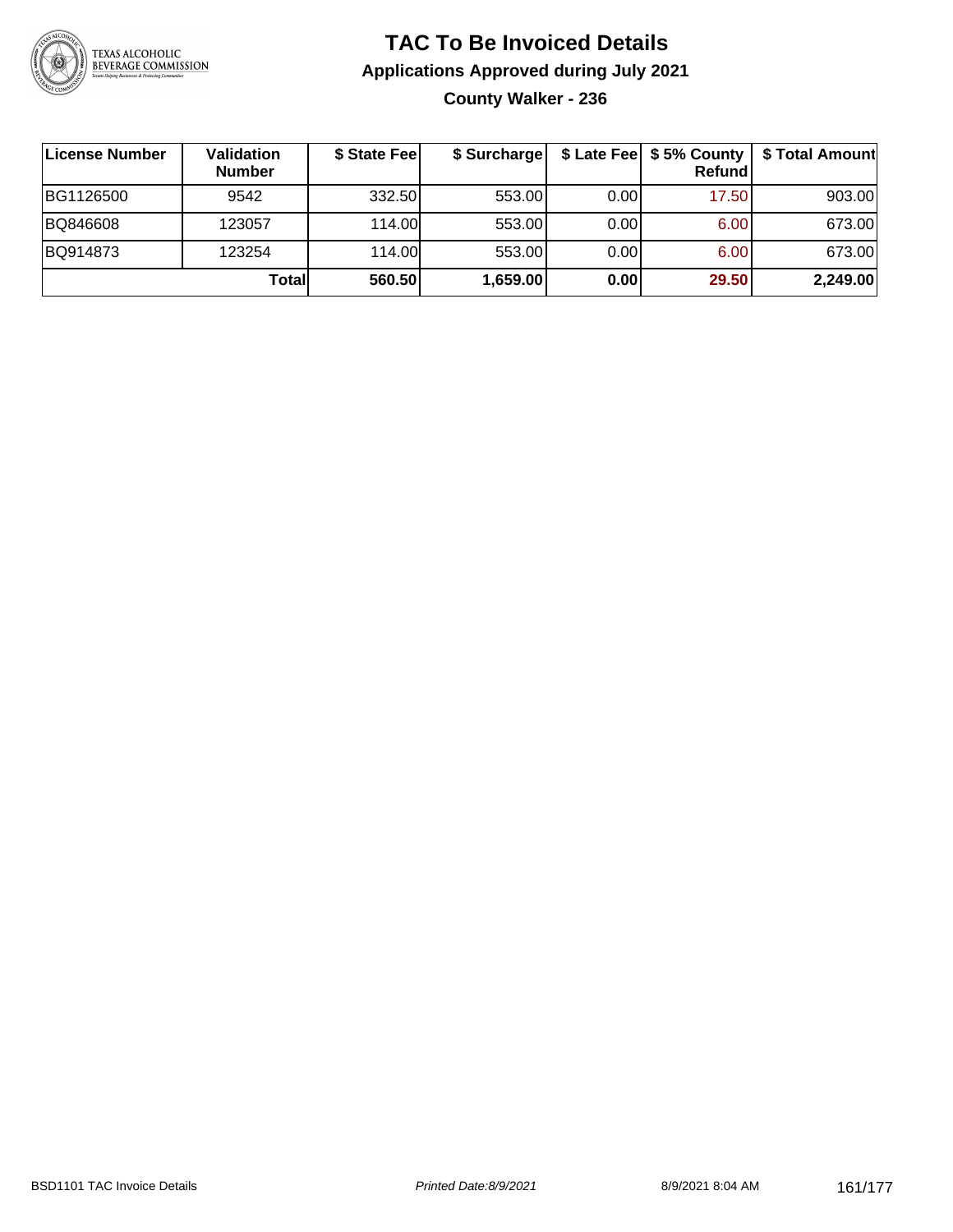# TAC To Be Invoiced Details

## Applications Approved during July 2021

### County Walker - 236

| License Number | Validation Number | $ State Fee | $ Surcharge | $ Late Fee | $ 5% County Refund | $ Total Amount |
|---|---|---|---|---|---|---|
| BG1126500 | 9542 | 332.50 | 553.00 | 0.00 | 17.50 | 903.00 |
| BQ846608 | 123057 | 114.00 | 553.00 | 0.00 | 6.00 | 673.00 |
| BQ914873 | 123254 | 114.00 | 553.00 | 0.00 | 6.00 | 673.00 |
| | **Total** | **560.50** | **1,659.00** | **0.00** | **29.50** | **2,249.00** |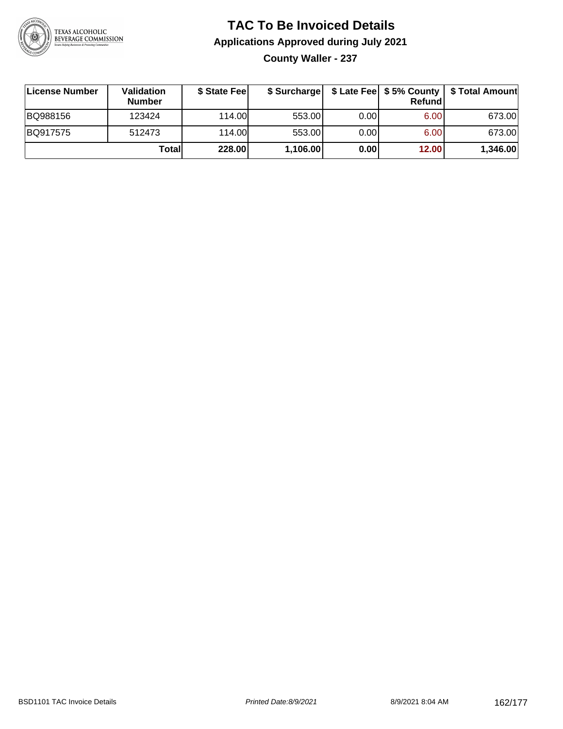# TAC To Be Invoiced Details

## Applications Approved during July 2021

### County Waller - 237

| License Number | Validation Number | $ State Fee | $ Surcharge | $ Late Fee | $ 5% County Refund | $ Total Amount |
|---|---|---|---|---|---|---|
| BQ988156 | 123424 | 114.00 | 553.00 | 0.00 | 6.00 | 673.00 |
| BQ917575 | 512473 | 114.00 | 553.00 | 0.00 | 6.00 | 673.00 |
| | **Total** | **228.00** | **1,106.00** | **0.00** | **12.00** | **1,346.00** |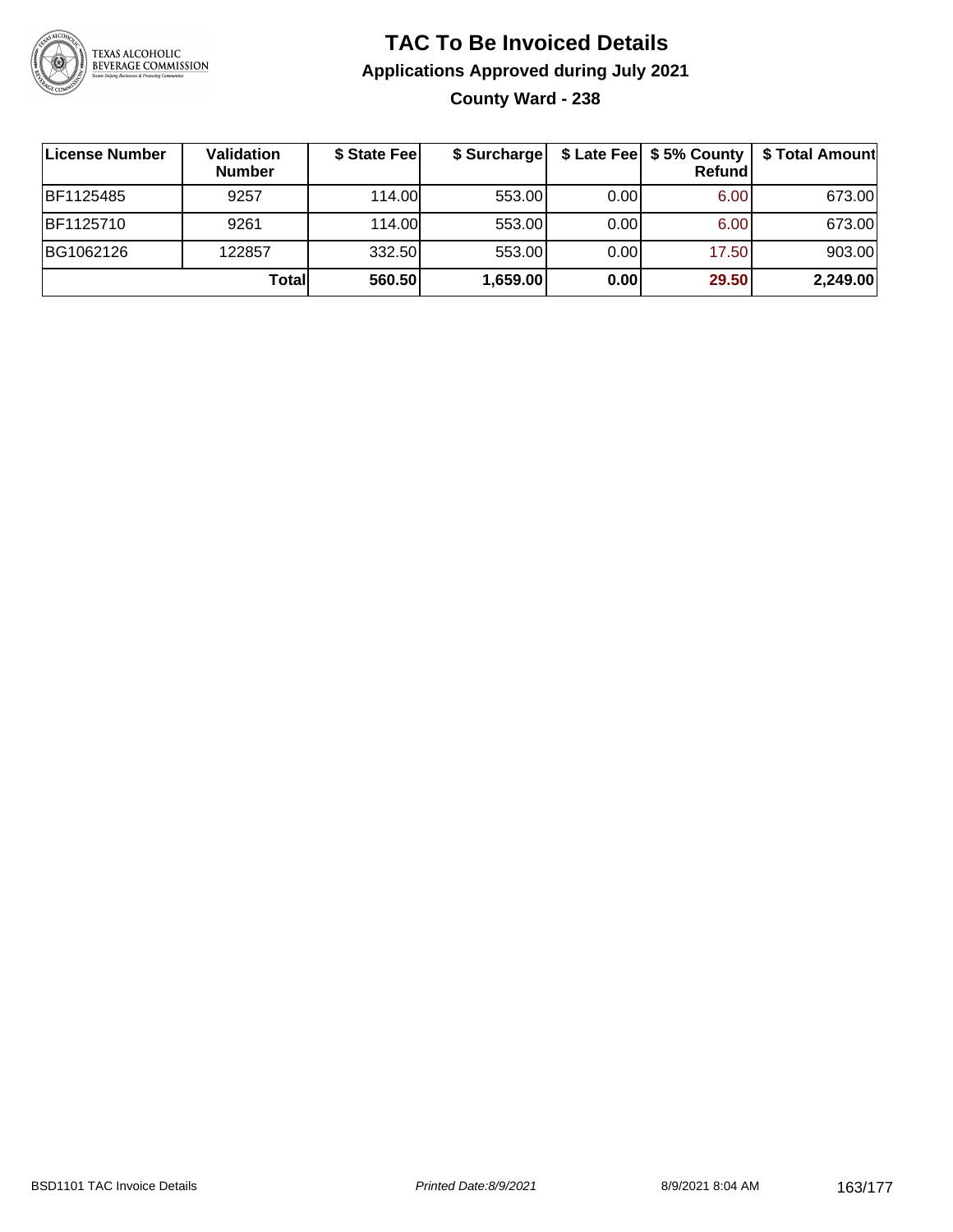# TAC To Be Invoiced Details

## Applications Approved during July 2021

### County Ward - 238

| License Number | Validation Number | $ State Fee | $ Surcharge | $ Late Fee | $ 5% County Refund | $ Total Amount |
|---|---|---|---|---|---|---|
| BF1125485 | 9257 | 114.00 | 553.00 | 0.00 | 6.00 | 673.00 |
| BF1125710 | 9261 | 114.00 | 553.00 | 0.00 | 6.00 | 673.00 |
| BG1062126 | 122857 | 332.50 | 553.00 | 0.00 | 17.50 | 903.00 |
| | **Total** | **560.50** | **1,659.00** | **0.00** | **29.50** | **2,249.00** |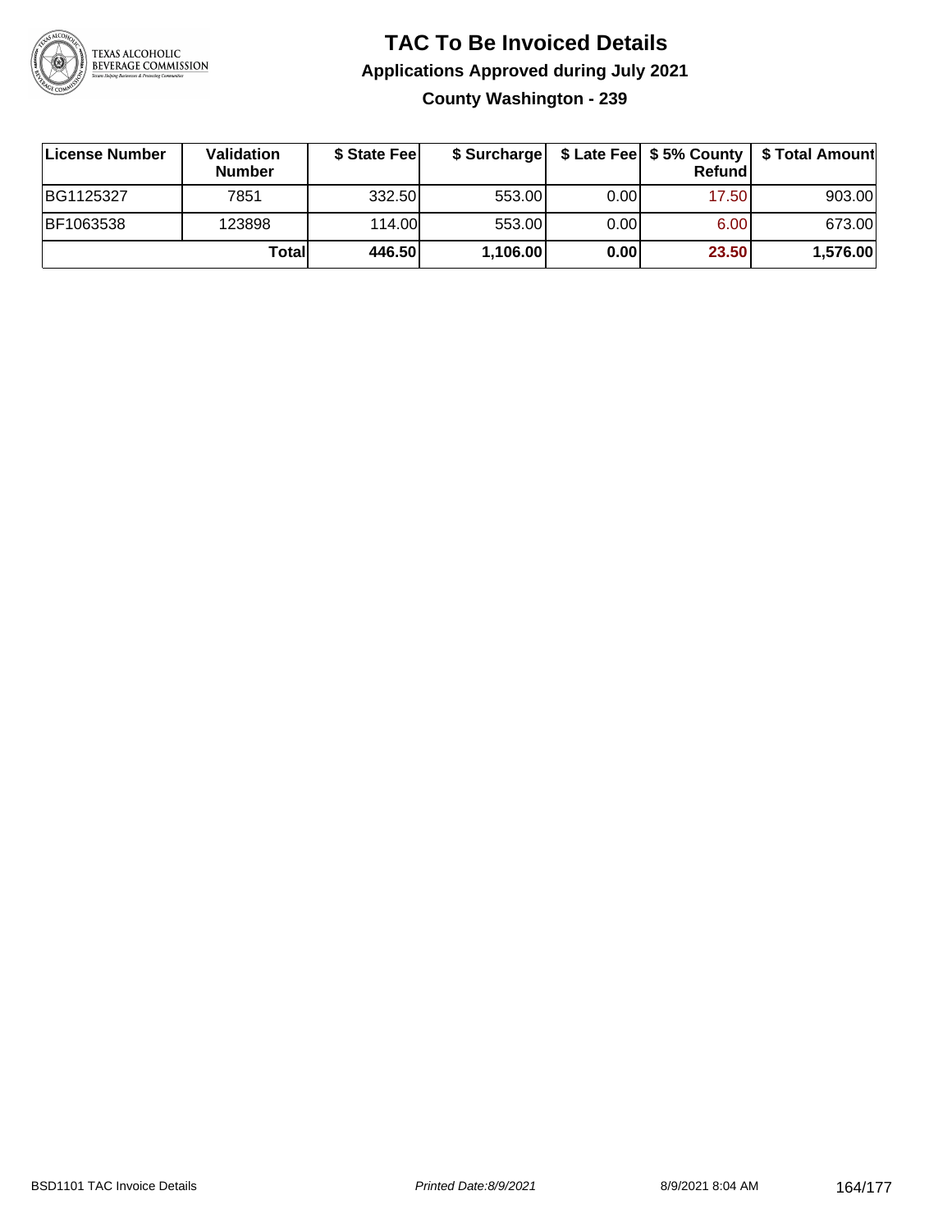# TAC To Be Invoiced Details

## Applications Approved during July 2021

### County Washington - 239

| License Number | Validation Number | $ State Fee | $ Surcharge | $ Late Fee | $ 5% County Refund | $ Total Amount |
|---|---|---|---|---|---|---|
| BG1125327 | 7851 | 332.50 | 553.00 | 0.00 | 17.50 | 903.00 |
| BF1063538 | 123898 | 114.00 | 553.00 | 0.00 | 6.00 | 673.00 |
| | **Total** | **446.50** | **1,106.00** | **0.00** | **23.50** | **1,576.00** |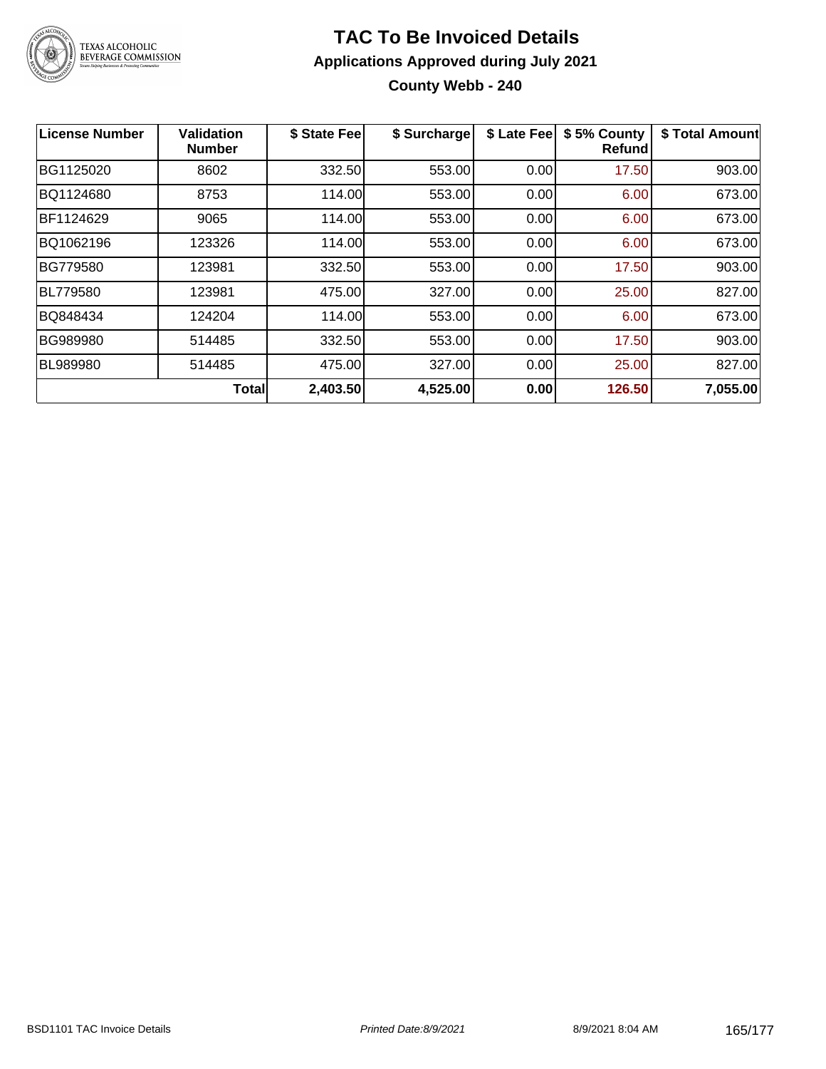# TAC To Be Invoiced Details

## Applications Approved during July 2021

### County Webb - 240

| License Number | Validation Number | $ State Fee | $ Surcharge | $ Late Fee | $ 5% County Refund | $ Total Amount |
|---|---|---|---|---|---|---|
| BG1125020 | 8602 | 332.50 | 553.00 | 0.00 | 17.50 | 903.00 |
| BQ1124680 | 8753 | 114.00 | 553.00 | 0.00 | 6.00 | 673.00 |
| BF1124629 | 9065 | 114.00 | 553.00 | 0.00 | 6.00 | 673.00 |
| BQ1062196 | 123326 | 114.00 | 553.00 | 0.00 | 6.00 | 673.00 |
| BG779580 | 123981 | 332.50 | 553.00 | 0.00 | 17.50 | 903.00 |
| BL779580 | 123981 | 475.00 | 327.00 | 0.00 | 25.00 | 827.00 |
| BQ848434 | 124204 | 114.00 | 553.00 | 0.00 | 6.00 | 673.00 |
| BG989980 | 514485 | 332.50 | 553.00 | 0.00 | 17.50 | 903.00 |
| BL989980 | 514485 | 475.00 | 327.00 | 0.00 | 25.00 | 827.00 |
| | **Total** | **2,403.50** | **4,525.00** | **0.00** | **126.50** | **7,055.00** |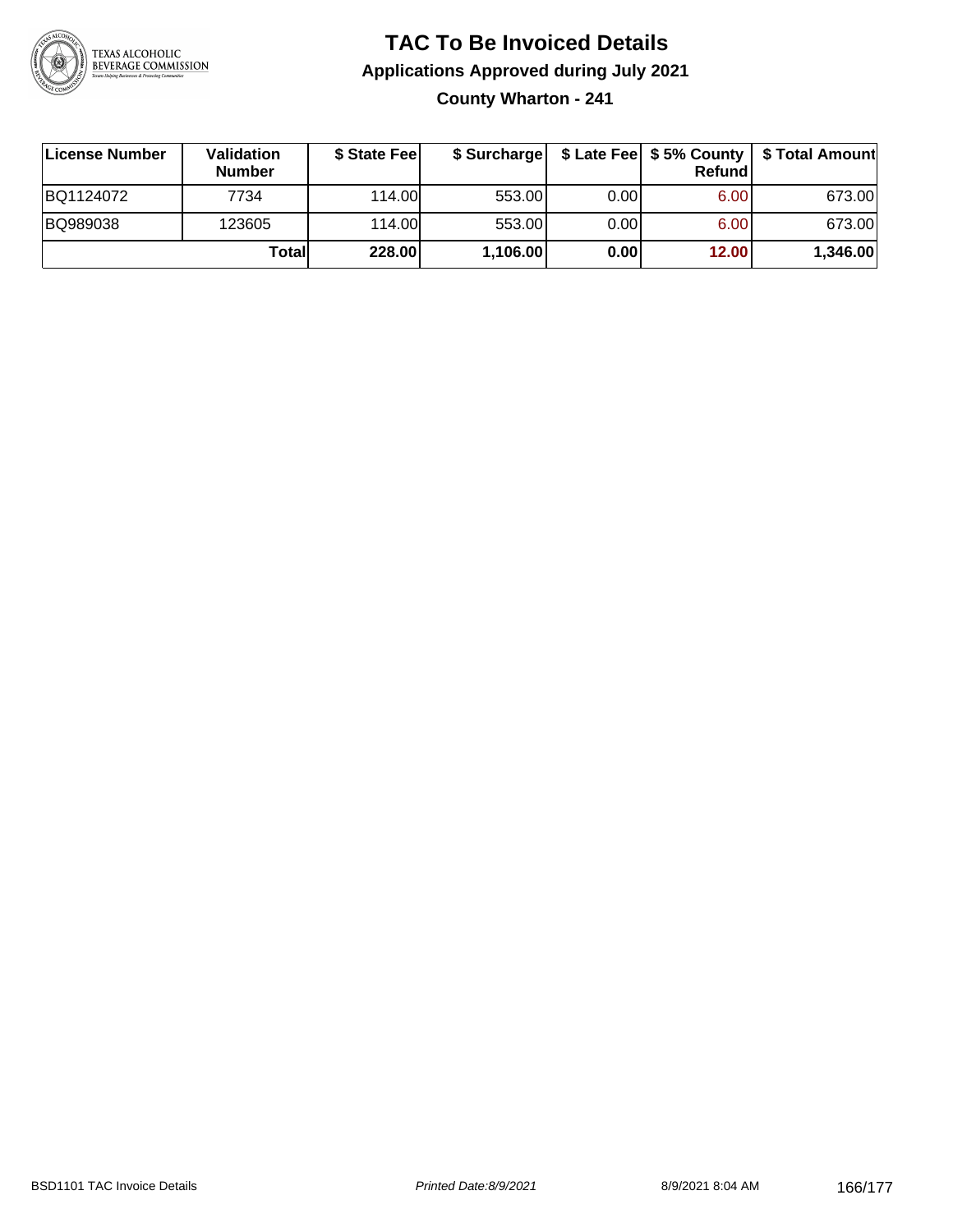# TAC To Be Invoiced Details

## Applications Approved during July 2021

### County Wharton - 241

| License Number | Validation Number | $ State Fee | $ Surcharge | $ Late Fee | $ 5% County Refund | $ Total Amount |
|---|---|---|---|---|---|---|
| BQ1124072 | 7734 | 114.00 | 553.00 | 0.00 | 6.00 | 673.00 |
| BQ989038 | 123605 | 114.00 | 553.00 | 0.00 | 6.00 | 673.00 |
| | **Total** | **228.00** | **1,106.00** | **0.00** | **12.00** | **1,346.00** |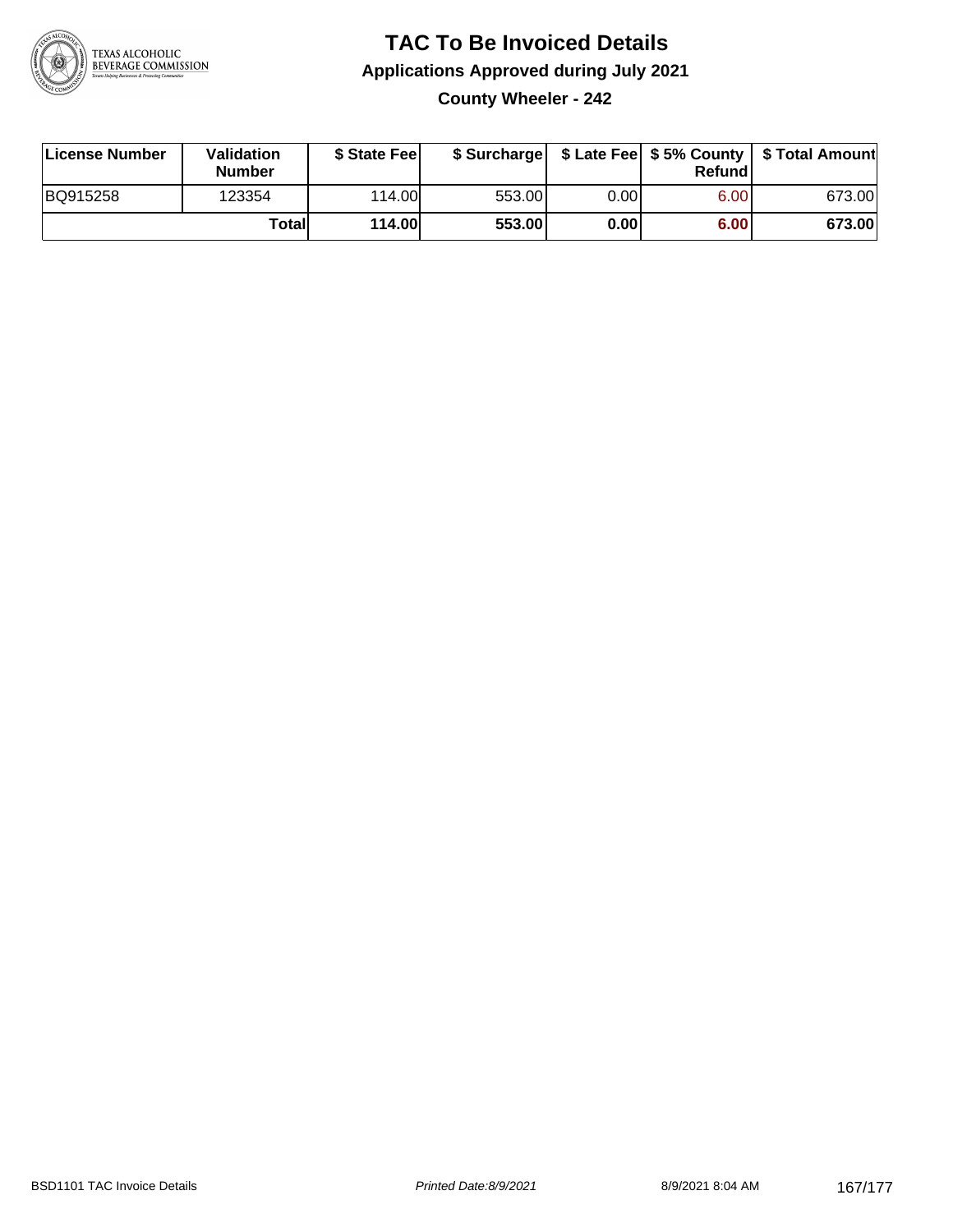# TAC To Be Invoiced Details

## Applications Approved during July 2021

### County Wheeler - 242

| License Number | Validation Number | $ State Fee | $ Surcharge | $ Late Fee | $ 5% County Refund | $ Total Amount |
|---|---|---|---|---|---|---|
| BQ915258 | 123354 | 114.00 | 553.00 | 0.00 | 6.00 | 673.00 |
| | **Total** | **114.00** | **553.00** | **0.00** | **6.00** | **673.00** |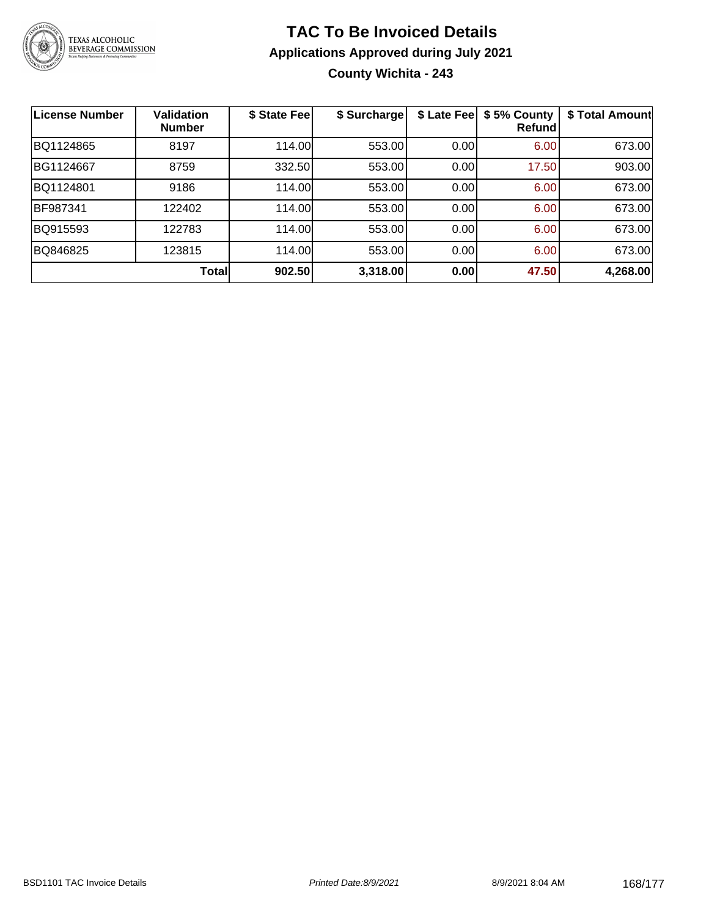# TAC To Be Invoiced Details

## Applications Approved during July 2021

### County Wichita - 243

| License Number | Validation Number | $ State Fee | $ Surcharge | $ Late Fee | $ 5% County Refund | $ Total Amount |
|---|---|---|---|---|---|---|
| BQ1124865 | 8197 | 114.00 | 553.00 | 0.00 | 6.00 | 673.00 |
| BG1124667 | 8759 | 332.50 | 553.00 | 0.00 | 17.50 | 903.00 |
| BQ1124801 | 9186 | 114.00 | 553.00 | 0.00 | 6.00 | 673.00 |
| BF987341 | 122402 | 114.00 | 553.00 | 0.00 | 6.00 | 673.00 |
| BQ915593 | 122783 | 114.00 | 553.00 | 0.00 | 6.00 | 673.00 |
| BQ846825 | 123815 | 114.00 | 553.00 | 0.00 | 6.00 | 673.00 |
| | **Total** | **902.50** | **3,318.00** | **0.00** | **47.50** | **4,268.00** |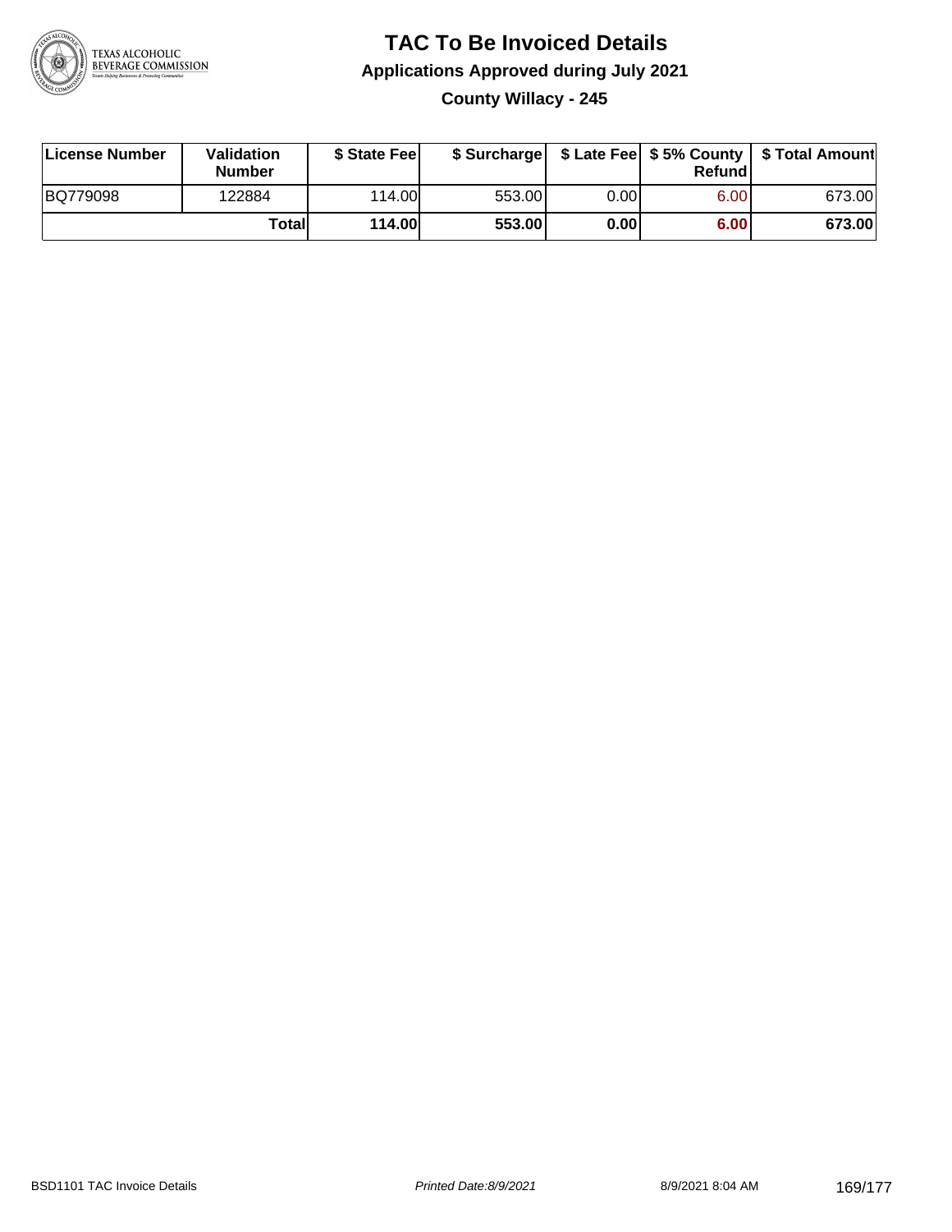# TAC To Be Invoiced Details

## Applications Approved during July 2021

### County Willacy - 245

| License Number | Validation Number | $ State Fee | $ Surcharge | $ Late Fee | $ 5% County Refund | $ Total Amount |
|---|---|---|---|---|---|---|
| BQ779098 | 122884 | 114.00 | 553.00 | 0.00 | 6.00 | 673.00 |
| | **Total** | **114.00** | **553.00** | **0.00** | **6.00** | **673.00** |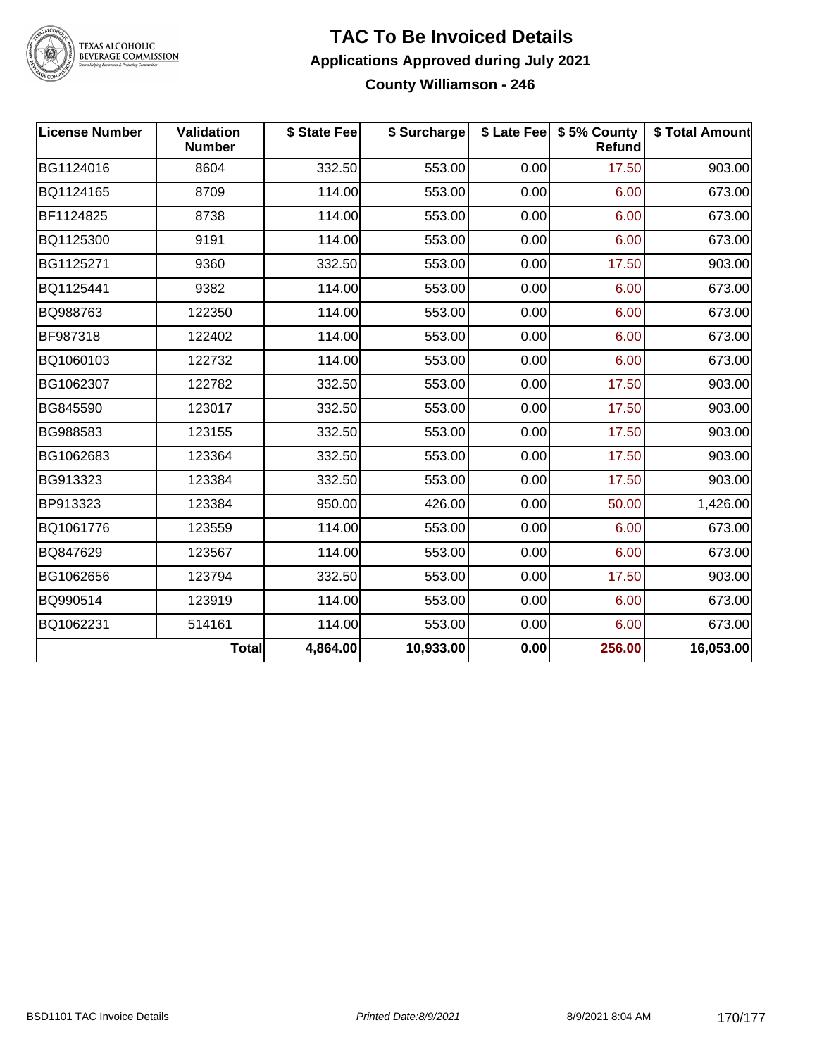# TAC To Be Invoiced Details

## Applications Approved during July 2021

### County Williamson - 246

| License Number | Validation Number | $ State Fee | $ Surcharge | $ Late Fee | $ 5% County Refund | $ Total Amount |
|---|---|---|---|---|---|---|
| BG1124016 | 8604 | 332.50 | 553.00 | 0.00 | 17.50 | 903.00 |
| BQ1124165 | 8709 | 114.00 | 553.00 | 0.00 | 6.00 | 673.00 |
| BF1124825 | 8738 | 114.00 | 553.00 | 0.00 | 6.00 | 673.00 |
| BQ1125300 | 9191 | 114.00 | 553.00 | 0.00 | 6.00 | 673.00 |
| BG1125271 | 9360 | 332.50 | 553.00 | 0.00 | 17.50 | 903.00 |
| BQ1125441 | 9382 | 114.00 | 553.00 | 0.00 | 6.00 | 673.00 |
| BQ988763 | 122350 | 114.00 | 553.00 | 0.00 | 6.00 | 673.00 |
| BF987318 | 122402 | 114.00 | 553.00 | 0.00 | 6.00 | 673.00 |
| BQ1060103 | 122732 | 114.00 | 553.00 | 0.00 | 6.00 | 673.00 |
| BG1062307 | 122782 | 332.50 | 553.00 | 0.00 | 17.50 | 903.00 |
| BG845590 | 123017 | 332.50 | 553.00 | 0.00 | 17.50 | 903.00 |
| BG988583 | 123155 | 332.50 | 553.00 | 0.00 | 17.50 | 903.00 |
| BG1062683 | 123364 | 332.50 | 553.00 | 0.00 | 17.50 | 903.00 |
| BG913323 | 123384 | 332.50 | 553.00 | 0.00 | 17.50 | 903.00 |
| BP913323 | 123384 | 950.00 | 426.00 | 0.00 | 50.00 | 1,426.00 |
| BQ1061776 | 123559 | 114.00 | 553.00 | 0.00 | 6.00 | 673.00 |
| BQ847629 | 123567 | 114.00 | 553.00 | 0.00 | 6.00 | 673.00 |
| BG1062656 | 123794 | 332.50 | 553.00 | 0.00 | 17.50 | 903.00 |
| BQ990514 | 123919 | 114.00 | 553.00 | 0.00 | 6.00 | 673.00 |
| BQ1062231 | 514161 | 114.00 | 553.00 | 0.00 | 6.00 | 673.00 |
| | **Total** | **4,864.00** | **10,933.00** | **0.00** | **256.00** | **16,053.00** |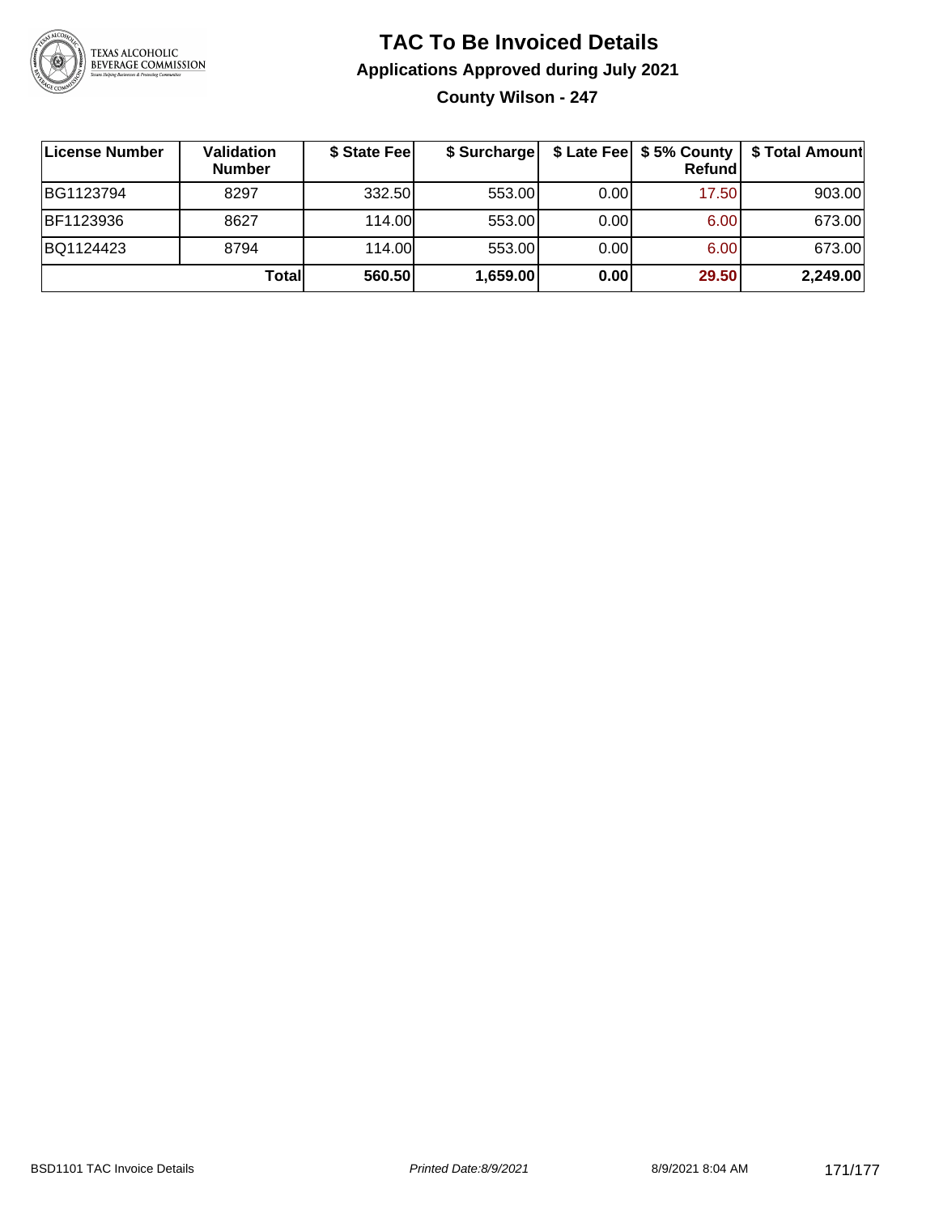# TAC To Be Invoiced Details

## Applications Approved during July 2021

### County Wilson - 247

| License Number | Validation Number | $ State Fee | $ Surcharge | $ Late Fee | $ 5% County Refund | $ Total Amount |
|---|---|---|---|---|---|---|
| BG1123794 | 8297 | 332.50 | 553.00 | 0.00 | 17.50 | 903.00 |
| BF1123936 | 8627 | 114.00 | 553.00 | 0.00 | 6.00 | 673.00 |
| BQ1124423 | 8794 | 114.00 | 553.00 | 0.00 | 6.00 | 673.00 |
| | **Total** | **560.50** | **1,659.00** | **0.00** | **29.50** | **2,249.00** |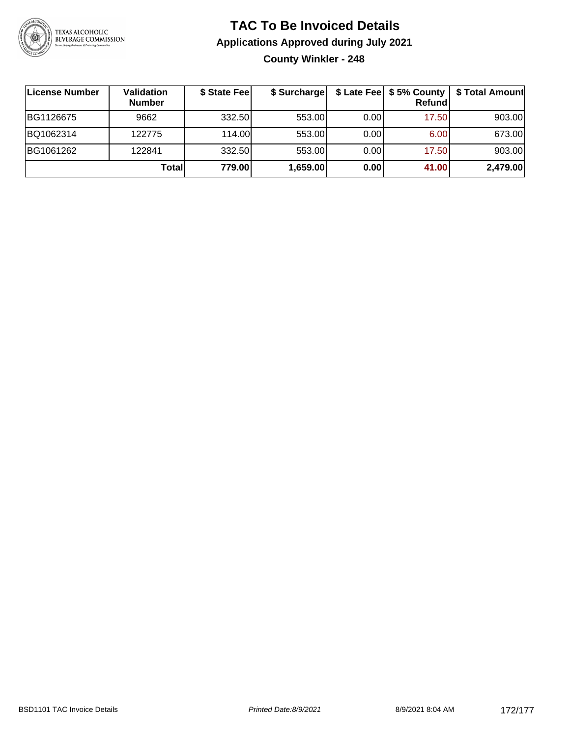# TAC To Be Invoiced Details

## Applications Approved during July 2021

### County Winkler - 248

| License Number | Validation Number | $ State Fee | $ Surcharge | $ Late Fee | $ 5% County Refund | $ Total Amount |
|---|---|---|---|---|---|---|
| BG1126675 | 9662 | 332.50 | 553.00 | 0.00 | 17.50 | 903.00 |
| BQ1062314 | 122775 | 114.00 | 553.00 | 0.00 | 6.00 | 673.00 |
| BG1061262 | 122841 | 332.50 | 553.00 | 0.00 | 17.50 | 903.00 |
| | **Total** | **779.00** | **1,659.00** | **0.00** | **41.00** | **2,479.00** |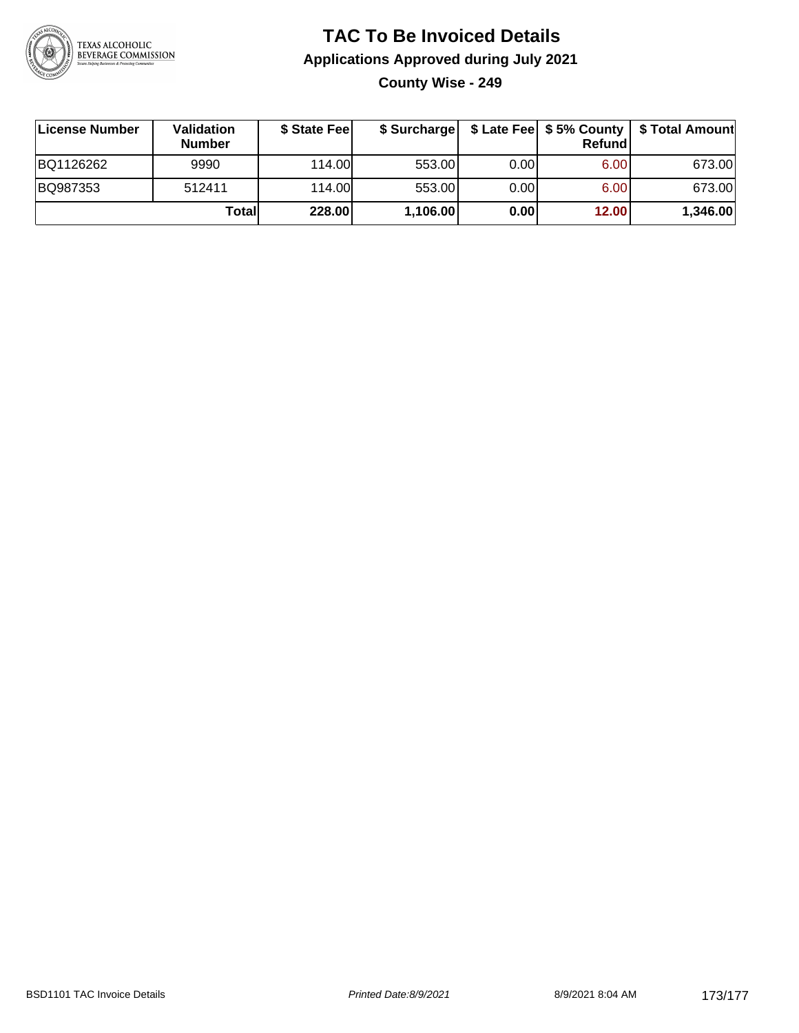# TAC To Be Invoiced Details

## Applications Approved during July 2021

### County Wise - 249

| License Number | Validation Number | $ State Fee | $ Surcharge | $ Late Fee | $ 5% County Refund | $ Total Amount |
|---|---|---|---|---|---|---|
| BQ1126262 | 9990 | 114.00 | 553.00 | 0.00 | 6.00 | 673.00 |
| BQ987353 | 512411 | 114.00 | 553.00 | 0.00 | 6.00 | 673.00 |
| | **Total** | **228.00** | **1,106.00** | **0.00** | **12.00** | **1,346.00** |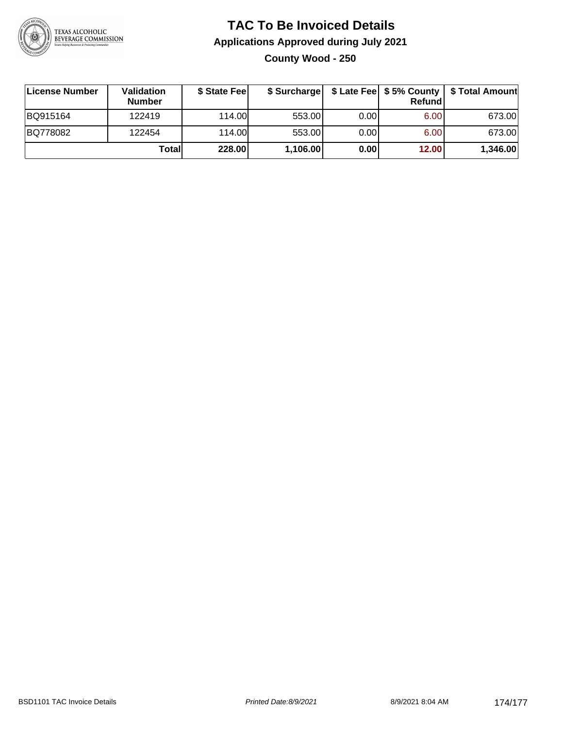# TAC To Be Invoiced Details

## Applications Approved during July 2021

### County Wood - 250

| License Number | Validation Number | $ State Fee | $ Surcharge | $ Late Fee | $ 5% County Refund | $ Total Amount |
|---|---|---|---|---|---|---|
| BQ915164 | 122419 | 114.00 | 553.00 | 0.00 | 6.00 | 673.00 |
| BQ778082 | 122454 | 114.00 | 553.00 | 0.00 | 6.00 | 673.00 |
| | **Total** | **228.00** | **1,106.00** | **0.00** | **12.00** | **1,346.00** |

BSD1101 TAC Invoice Details

*Printed Date:8/9/2021*

8/9/2021 8:04 AM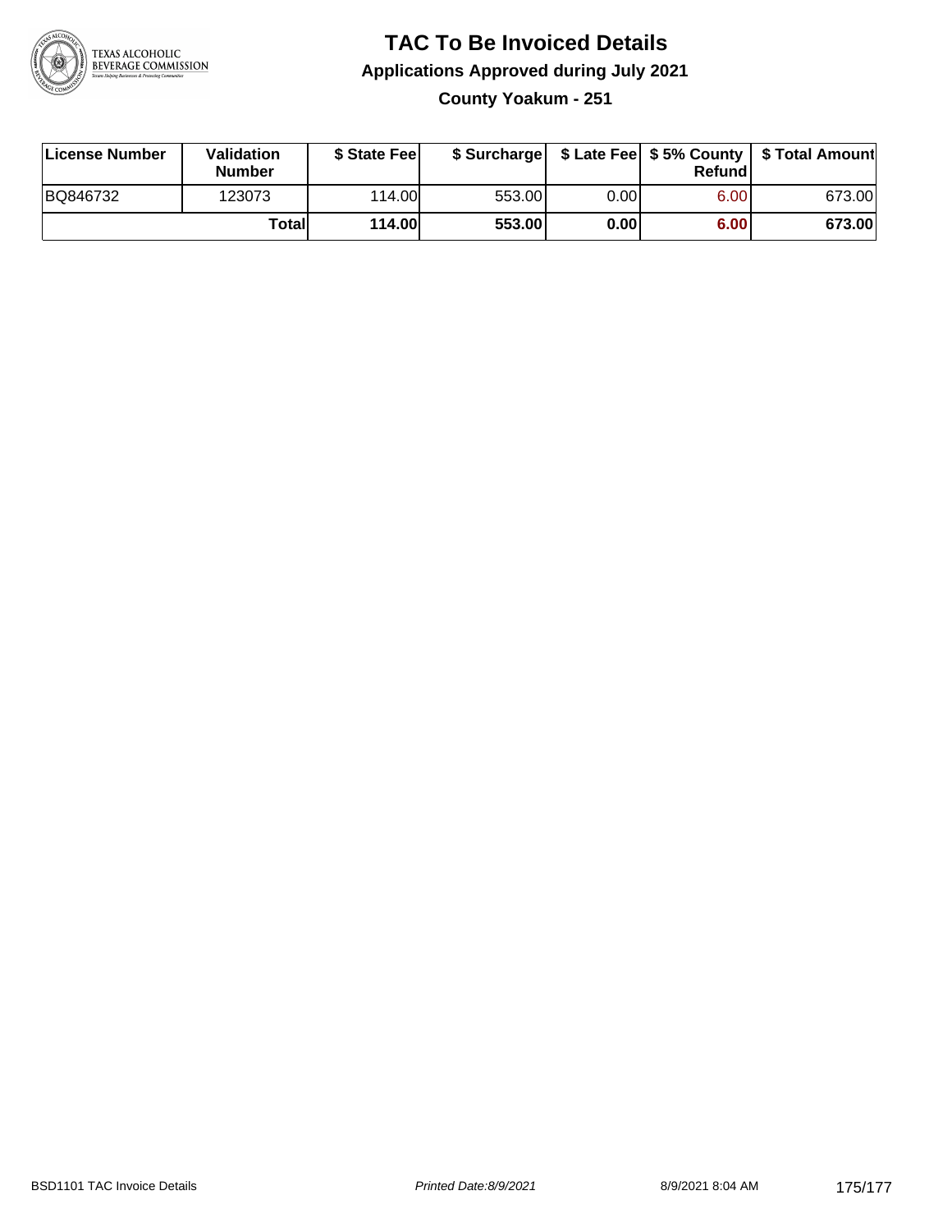# TAC To Be Invoiced Details

## Applications Approved during July 2021

### County Yoakum - 251

| License Number | Validation Number | $ State Fee | $ Surcharge | $ Late Fee | $ 5% County Refund | $ Total Amount |
|---|---|---|---|---|---|---|
| BQ846732 | 123073 | 114.00 | 553.00 | 0.00 | 6.00 | 673.00 |
| | **Total** | **114.00** | **553.00** | **0.00** | **6.00** | **673.00** |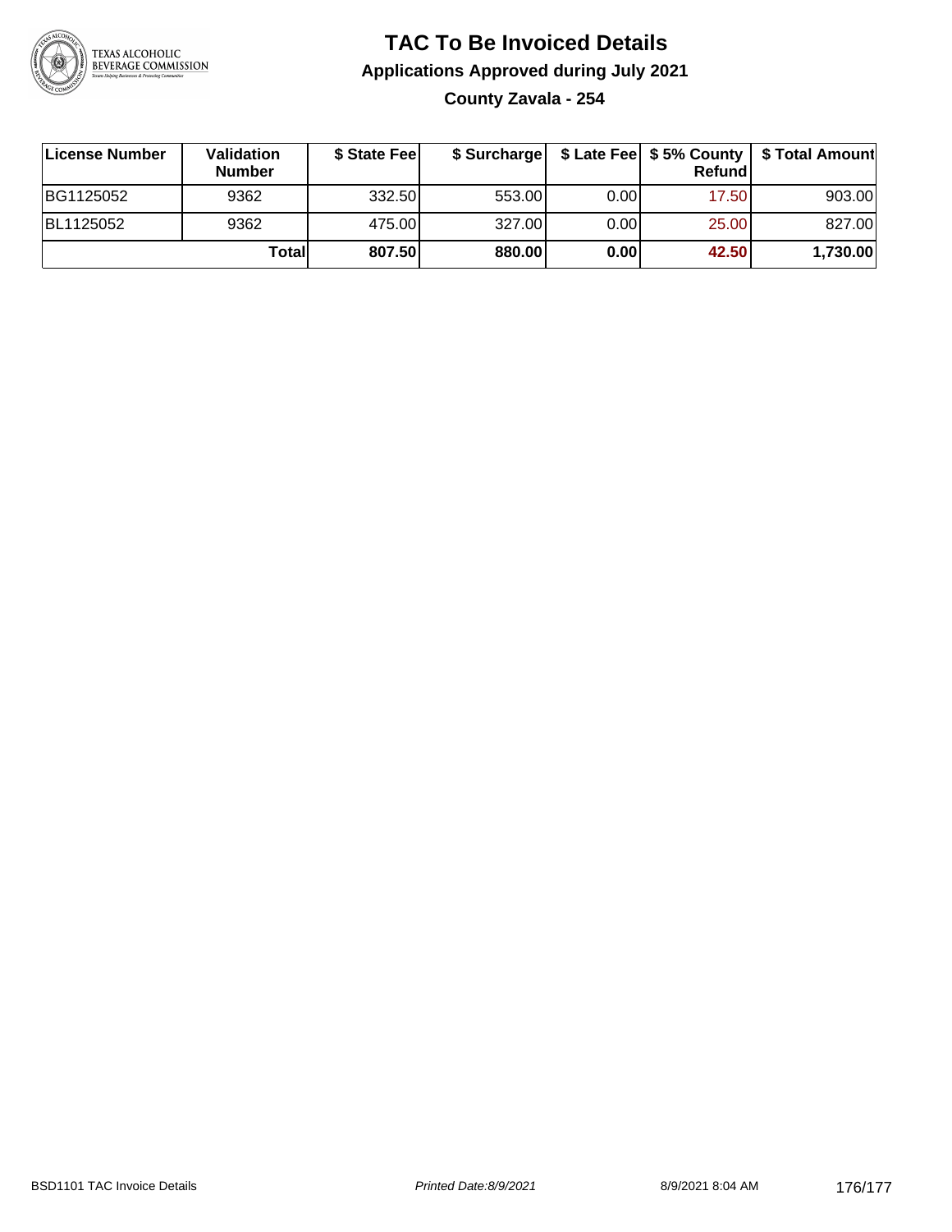# TAC To Be Invoiced Details

## Applications Approved during July 2021

### County Zavala - 254

| License Number | Validation Number | $ State Fee | $ Surcharge | $ Late Fee | $ 5% County Refund | $ Total Amount |
|---|---|---|---|---|---|---|
| BG1125052 | 9362 | 332.50 | 553.00 | 0.00 | 17.50 | 903.00 |
| BL1125052 | 9362 | 475.00 | 327.00 | 0.00 | 25.00 | 827.00 |
| | **Total** | **807.50** | **880.00** | **0.00** | **42.50** | **1,730.00** |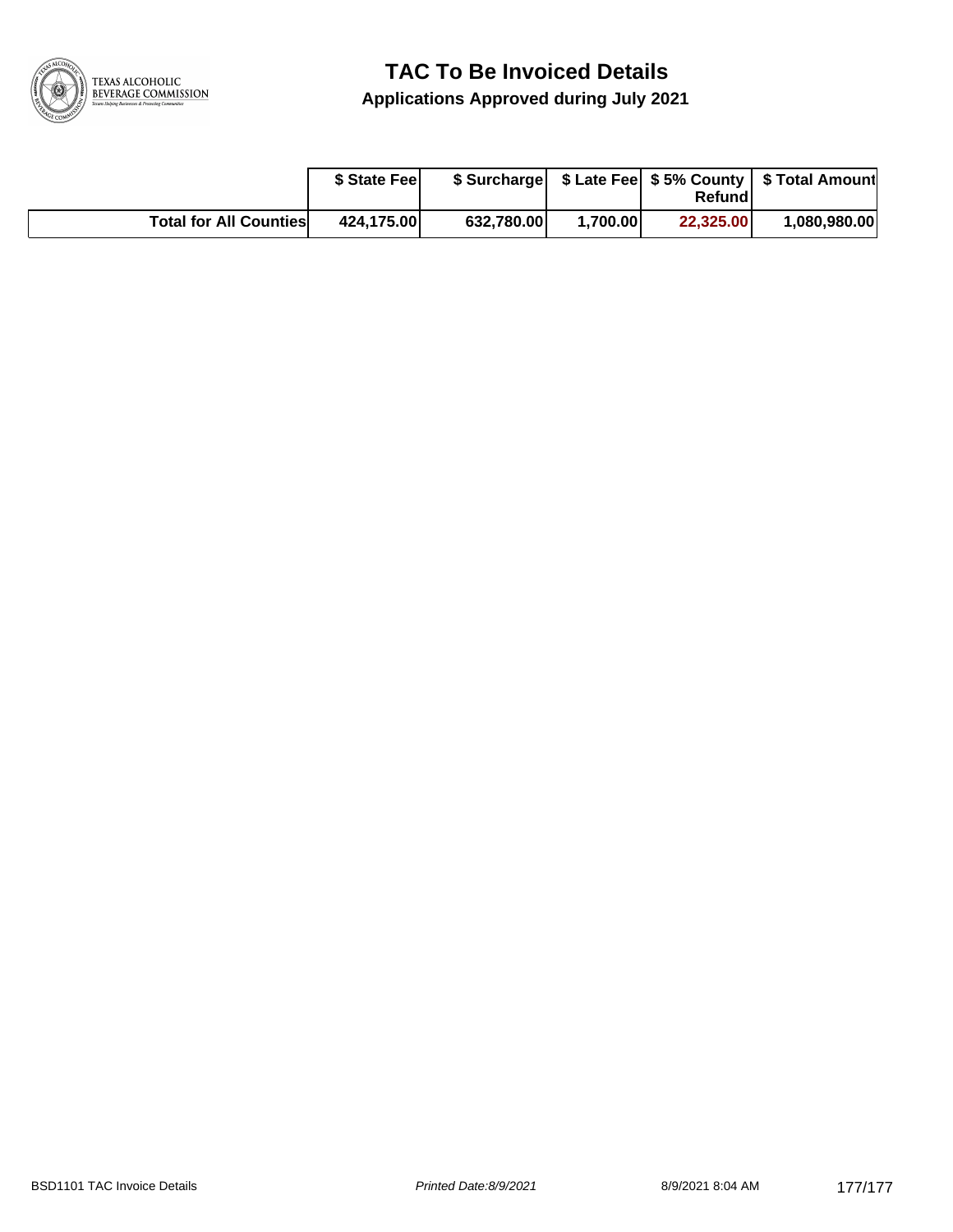# TAC To Be Invoiced Details

## Applications Approved during July 2021

| | \$ State Fee | \$ Surcharge | \$ Late Fee | \$ 5% County Refund | \$ Total Amount |
|---|---|---|---|---|---|
| **Total for All Counties** | 424,175.00 | 632,780.00 | 1,700.00 | 22,325.00 | 1,080,980.00 |